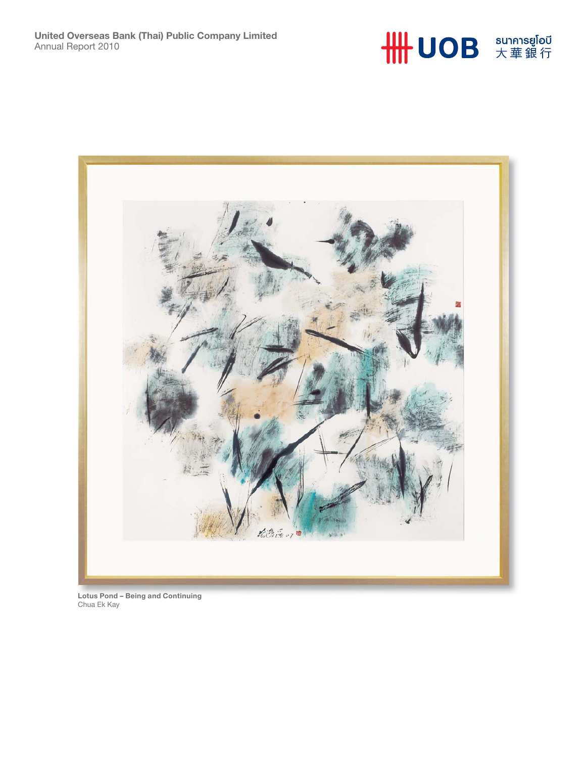**United Overseas Bank (Thai) Public Company Limited**
Annual Report 2010

UOB ธนาคารยูโอบี 大華銀行

**Lotus Pond – Being and Continuing**
Chua Ek Kay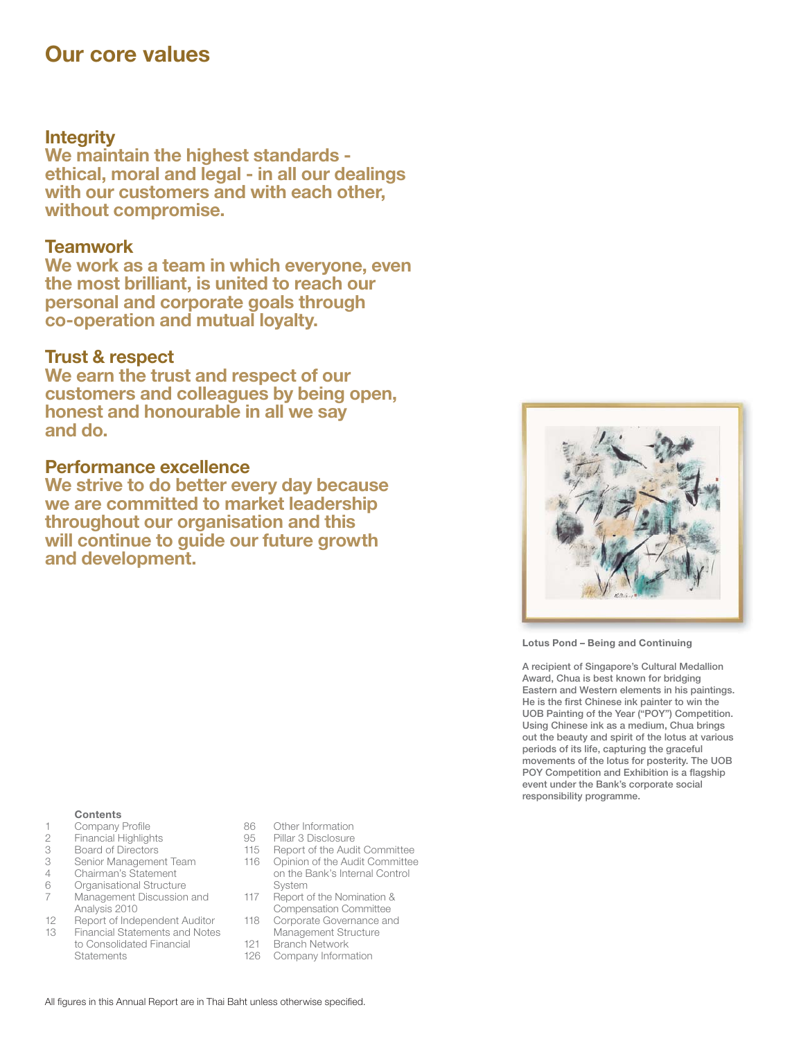# Our core values

## Integrity

**We maintain the highest standards - ethical, moral and legal - in all our dealings with our customers and with each other, without compromise.**

## Teamwork

**We work as a team in which everyone, even the most brilliant, is united to reach our personal and corporate goals through co-operation and mutual loyalty.**

## Trust & respect

**We earn the trust and respect of our customers and colleagues by being open, honest and honourable in all we say and do.**

## Performance excellence

**We strive to do better every day because we are committed to market leadership throughout our organisation and this will continue to guide our future growth and development.**

**Lotus Pond – Being and Continuing**

A recipient of Singapore's Cultural Medallion Award, Chua is best known for bridging Eastern and Western elements in his paintings. He is the first Chinese ink painter to win the UOB Painting of the Year ("POY") Competition. Using Chinese ink as a medium, Chua brings out the beauty and spirit of the lotus at various periods of its life, capturing the graceful movements of the lotus for posterity. The UOB POY Competition and Exhibition is a flagship event under the Bank's corporate social responsibility programme.

**Contents**

| | |
|---|---|
| 1 | Company Profile |
| 2 | Financial Highlights |
| 3 | Board of Directors |
| 3 | Senior Management Team |
| 4 | Chairman's Statement |
| 6 | Organisational Structure |
| 7 | Management Discussion and Analysis 2010 |
| 12 | Report of Independent Auditor |
| 13 | Financial Statements and Notes to Consolidated Financial Statements |
| 86 | Other Information |
| 95 | Pillar 3 Disclosure |
| 115 | Report of the Audit Committee |
| 116 | Opinion of the Audit Committee on the Bank's Internal Control System |
| 117 | Report of the Nomination & Compensation Committee |
| 118 | Corporate Governance and Management Structure |
| 121 | Branch Network |
| 126 | Company Information |

All figures in this Annual Report are in Thai Baht unless otherwise specified.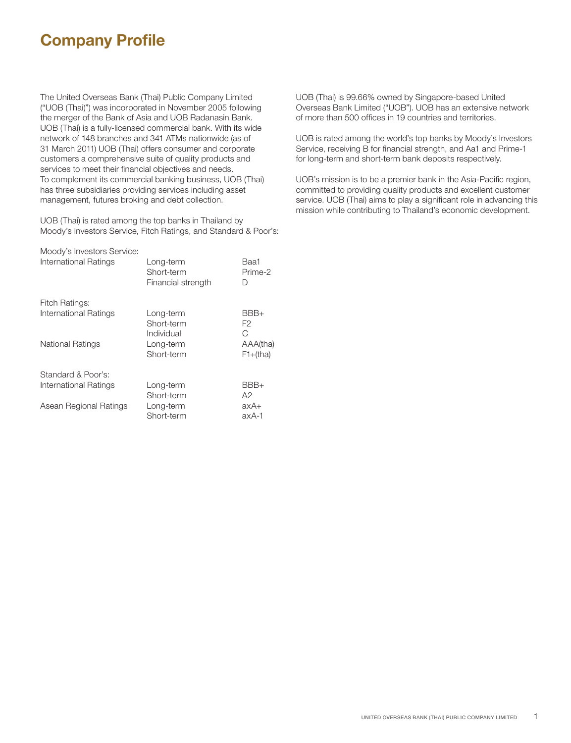# Company Profile

The United Overseas Bank (Thai) Public Company Limited ("UOB (Thai)") was incorporated in November 2005 following the merger of the Bank of Asia and UOB Radanasin Bank. UOB (Thai) is a fully-licensed commercial bank. With its wide network of 148 branches and 341 ATMs nationwide (as of 31 March 2011) UOB (Thai) offers consumer and corporate customers a comprehensive suite of quality products and services to meet their financial objectives and needs. To complement its commercial banking business, UOB (Thai) has three subsidiaries providing services including asset management, futures broking and debt collection.

UOB (Thai) is rated among the top banks in Thailand by Moody's Investors Service, Fitch Ratings, and Standard & Poor's:

| | | |
|---|---|---|
| **Moody's Investors Service:** | | |
| International Ratings | Long-term | Baa1 |
| | Short-term | Prime-2 |
| | Financial strength | D |
| **Fitch Ratings:** | | |
| International Ratings | Long-term | BBB+ |
| | Short-term | F2 |
| | Individual | C |
| National Ratings | Long-term | AAA(tha) |
| | Short-term | F1+(tha) |
| **Standard & Poor's:** | | |
| International Ratings | Long-term | BBB+ |
| | Short-term | A2 |
| Asean Regional Ratings | Long-term | axA+ |
| | Short-term | axA-1 |

UOB (Thai) is 99.66% owned by Singapore-based United Overseas Bank Limited ("UOB"). UOB has an extensive network of more than 500 offices in 19 countries and territories.

UOB is rated among the world's top banks by Moody's Investors Service, receiving B for financial strength, and Aa1 and Prime-1 for long-term and short-term bank deposits respectively.

UOB's mission is to be a premier bank in the Asia-Pacific region, committed to providing quality products and excellent customer service. UOB (Thai) aims to play a significant role in advancing this mission while contributing to Thailand's economic development.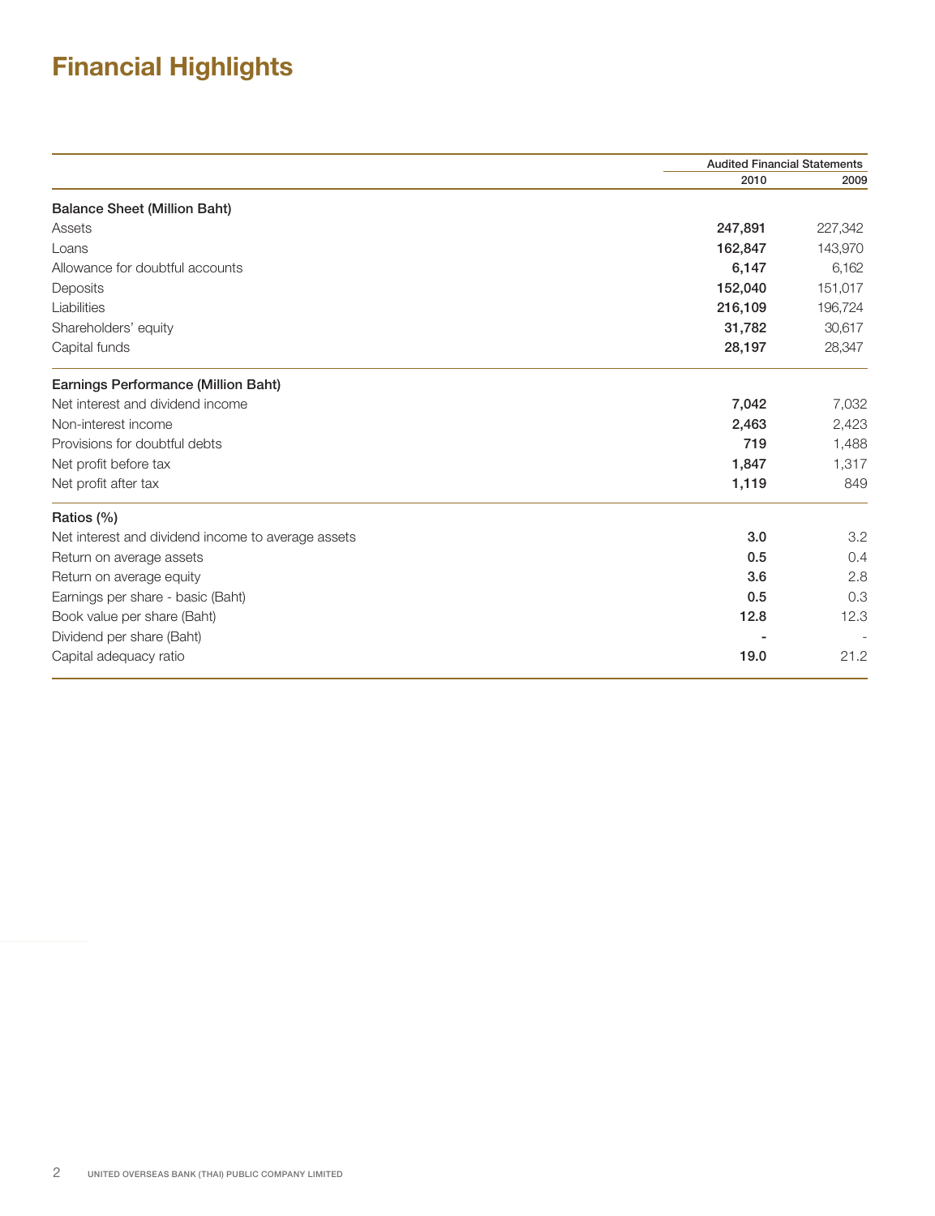# Financial Highlights

| | Audited Financial Statements | |
|---|---|---|
| | **2010** | **2009** |
| **Balance Sheet (Million Baht)** | | |
| Assets | **247,891** | 227,342 |
| Loans | **162,847** | 143,970 |
| Allowance for doubtful accounts | **6,147** | 6,162 |
| Deposits | **152,040** | 151,017 |
| Liabilities | **216,109** | 196,724 |
| Shareholders' equity | **31,782** | 30,617 |
| Capital funds | **28,197** | 28,347 |
| **Earnings Performance (Million Baht)** | | |
| Net interest and dividend income | **7,042** | 7,032 |
| Non-interest income | **2,463** | 2,423 |
| Provisions for doubtful debts | **719** | 1,488 |
| Net profit before tax | **1,847** | 1,317 |
| Net profit after tax | **1,119** | 849 |
| **Ratios (%)** | | |
| Net interest and dividend income to average assets | **3.0** | 3.2 |
| Return on average assets | **0.5** | 0.4 |
| Return on average equity | **3.6** | 2.8 |
| Earnings per share - basic (Baht) | **0.5** | 0.3 |
| Book value per share (Baht) | **12.8** | 12.3 |
| Dividend per share (Baht) | **-** | - |
| Capital adequacy ratio | **19.0** | 21.2 |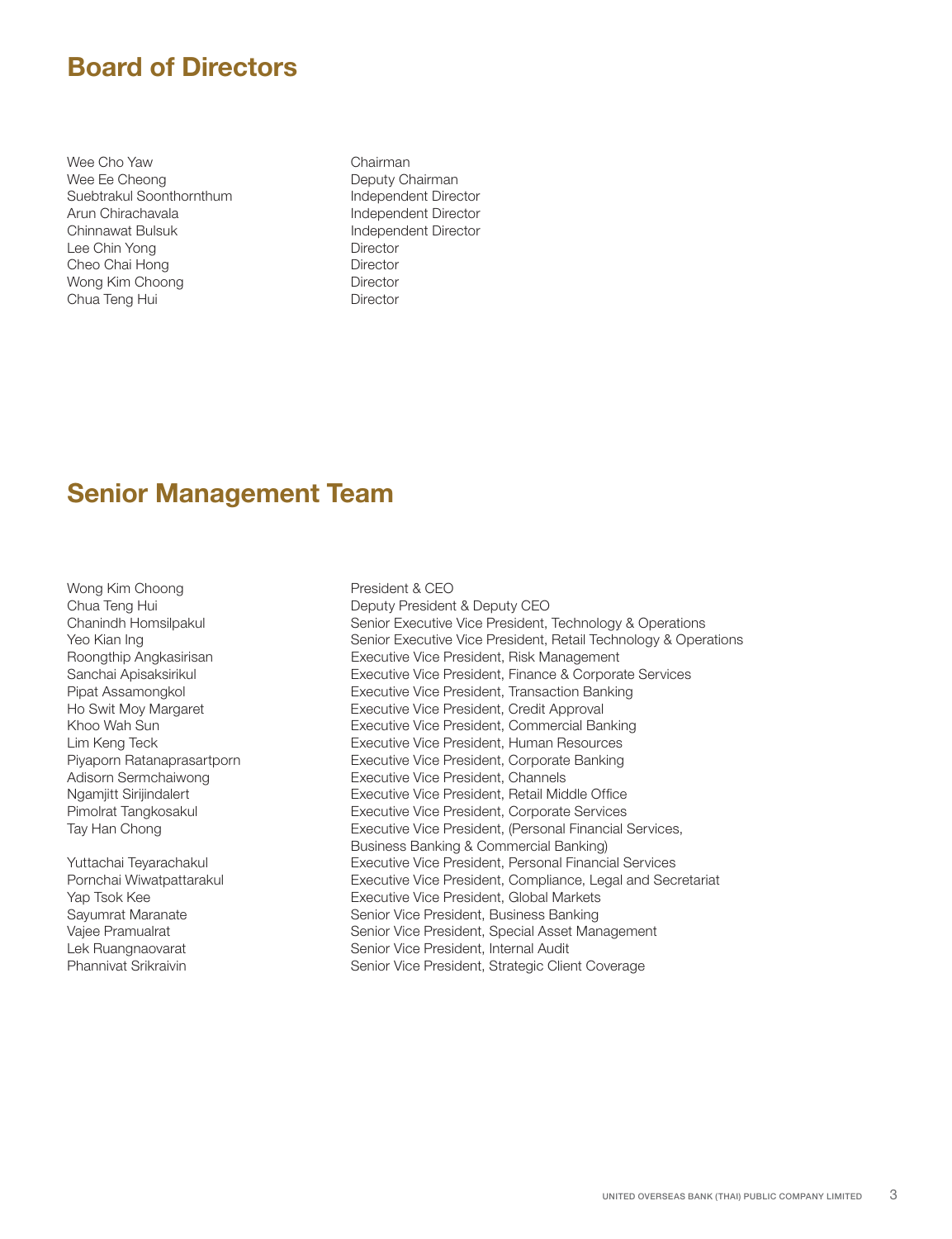## Board of Directors

| | |
|---|---|
| Wee Cho Yaw | Chairman |
| Wee Ee Cheong | Deputy Chairman |
| Suebtrakul Soonthornthum | Independent Director |
| Arun Chirachavala | Independent Director |
| Chinnawat Bulsuk | Independent Director |
| Lee Chin Yong | Director |
| Cheo Chai Hong | Director |
| Wong Kim Choong | Director |
| Chua Teng Hui | Director |

## Senior Management Team

| | |
|---|---|
| Wong Kim Choong | President & CEO |
| Chua Teng Hui | Deputy President & Deputy CEO |
| Chanindh Homsilpakul | Senior Executive Vice President, Technology & Operations |
| Yeo Kian Ing | Senior Executive Vice President, Retail Technology & Operations |
| Roongthip Angkasirisan | Executive Vice President, Risk Management |
| Sanchai Apisaksirikul | Executive Vice President, Finance & Corporate Services |
| Pipat Assamongkol | Executive Vice President, Transaction Banking |
| Ho Swit Moy Margaret | Executive Vice President, Credit Approval |
| Khoo Wah Sun | Executive Vice President, Commercial Banking |
| Lim Keng Teck | Executive Vice President, Human Resources |
| Piyaporn Ratanaprasartporn | Executive Vice President, Corporate Banking |
| Adisorn Sermchaiwong | Executive Vice President, Channels |
| Ngamjitt Sirijindalert | Executive Vice President, Retail Middle Office |
| Pimolrat Tangkosakul | Executive Vice President, Corporate Services |
| Tay Han Chong | Executive Vice President, (Personal Financial Services, Business Banking & Commercial Banking) |
| Yuttachai Teyarachakul | Executive Vice President, Personal Financial Services |
| Pornchai Wiwatpattarakul | Executive Vice President, Compliance, Legal and Secretariat |
| Yap Tsok Kee | Executive Vice President, Global Markets |
| Sayumrat Maranate | Senior Vice President, Business Banking |
| Vajee Pramualrat | Senior Vice President, Special Asset Management |
| Lek Ruangnaovarat | Senior Vice President, Internal Audit |
| Phannivat Srikraivin | Senior Vice President, Strategic Client Coverage |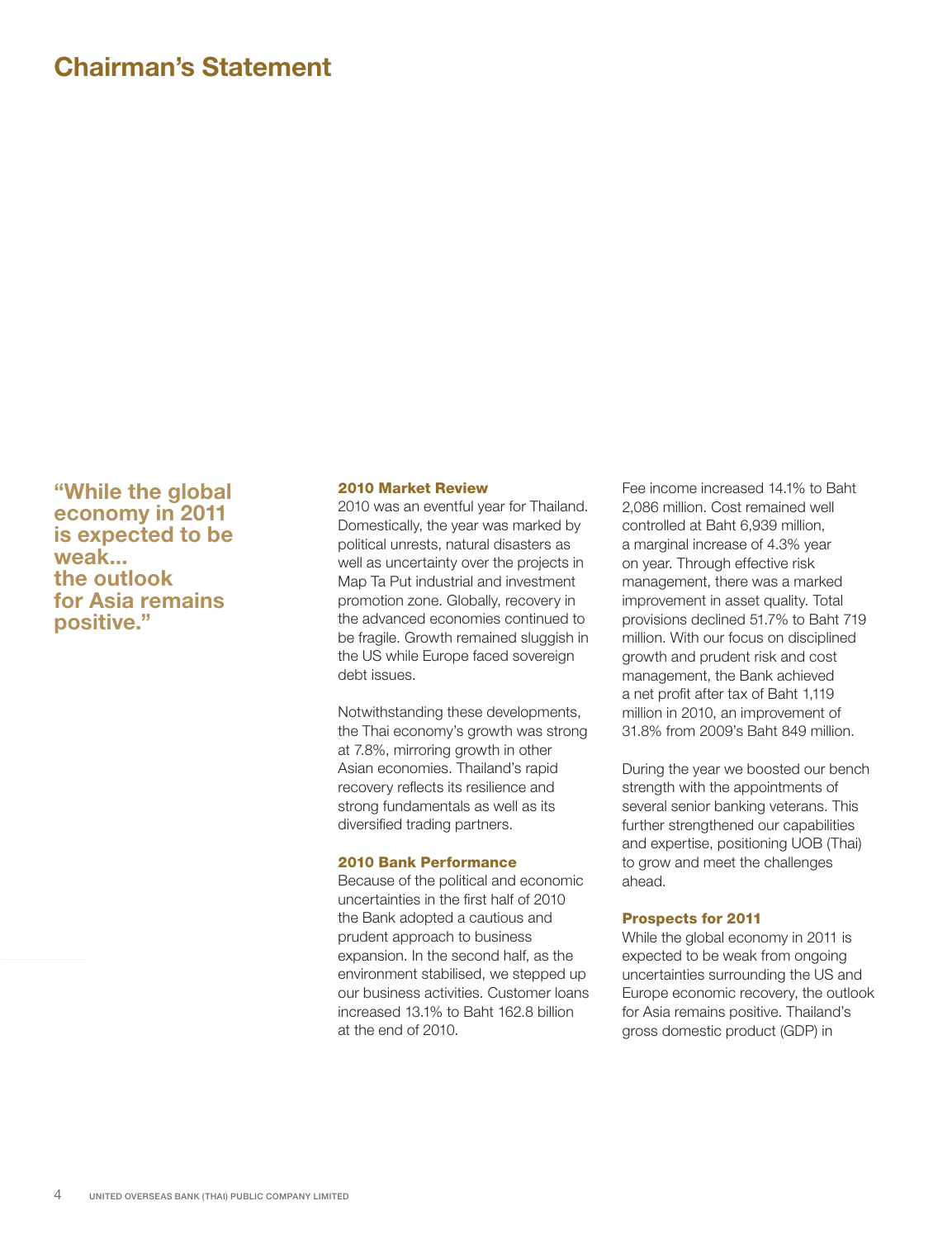# Chairman's Statement

**"While the global economy in 2011 is expected to be weak... the outlook for Asia remains positive."**

### 2010 Market Review

2010 was an eventful year for Thailand. Domestically, the year was marked by political unrests, natural disasters as well as uncertainty over the projects in Map Ta Put industrial and investment promotion zone. Globally, recovery in the advanced economies continued to be fragile. Growth remained sluggish in the US while Europe faced sovereign debt issues.

Notwithstanding these developments, the Thai economy's growth was strong at 7.8%, mirroring growth in other Asian economies. Thailand's rapid recovery reflects its resilience and strong fundamentals as well as its diversified trading partners.

### 2010 Bank Performance

Because of the political and economic uncertainties in the first half of 2010 the Bank adopted a cautious and prudent approach to business expansion. In the second half, as the environment stabilised, we stepped up our business activities. Customer loans increased 13.1% to Baht 162.8 billion at the end of 2010.

Fee income increased 14.1% to Baht 2,086 million. Cost remained well controlled at Baht 6,939 million, a marginal increase of 4.3% year on year. Through effective risk management, there was a marked improvement in asset quality. Total provisions declined 51.7% to Baht 719 million. With our focus on disciplined growth and prudent risk and cost management, the Bank achieved a net profit after tax of Baht 1,119 million in 2010, an improvement of 31.8% from 2009's Baht 849 million.

During the year we boosted our bench strength with the appointments of several senior banking veterans. This further strengthened our capabilities and expertise, positioning UOB (Thai) to grow and meet the challenges ahead.

### Prospects for 2011

While the global economy in 2011 is expected to be weak from ongoing uncertainties surrounding the US and Europe economic recovery, the outlook for Asia remains positive. Thailand's gross domestic product (GDP) in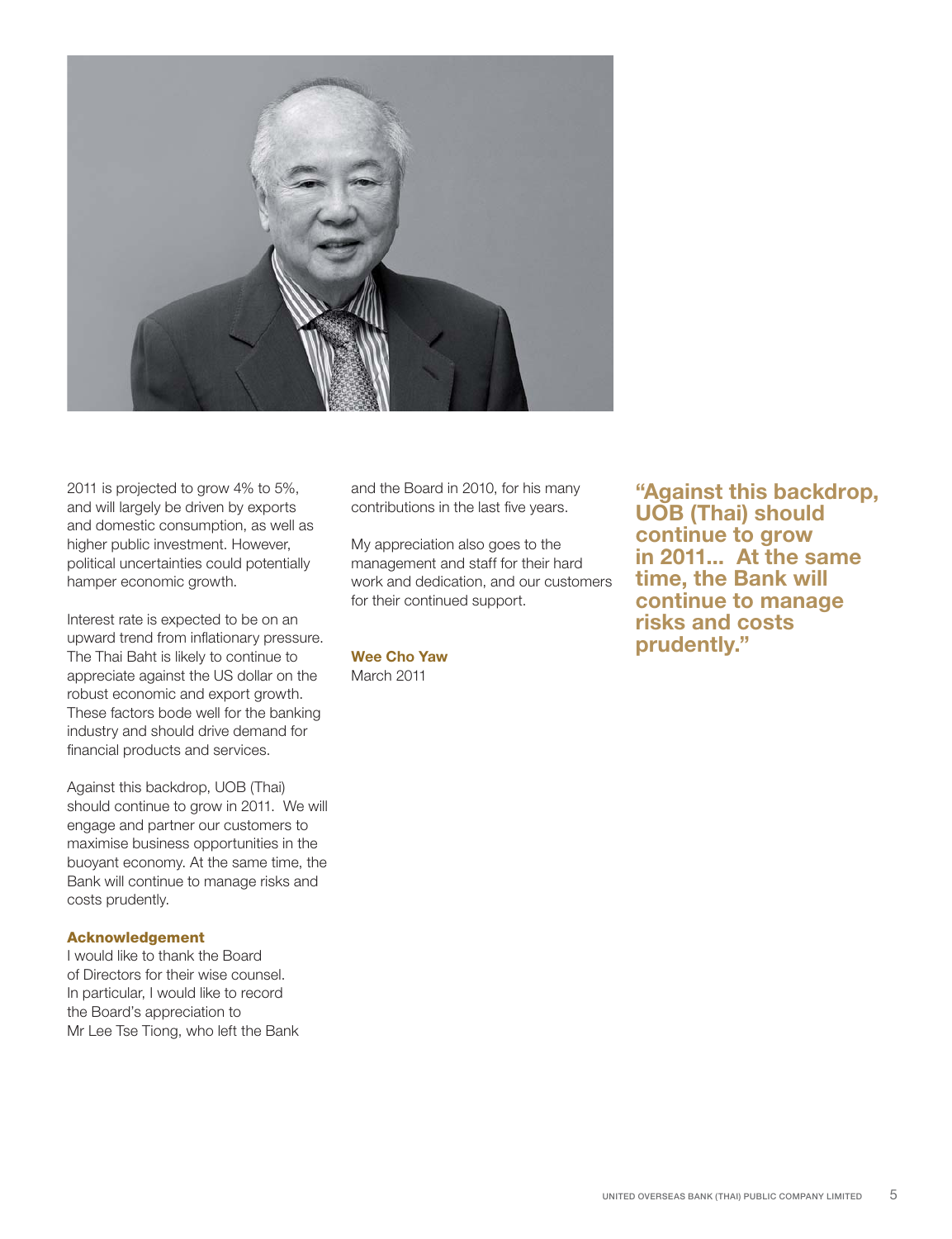2011 is projected to grow 4% to 5%, and will largely be driven by exports and domestic consumption, as well as higher public investment. However, political uncertainties could potentially hamper economic growth.

Interest rate is expected to be on an upward trend from inflationary pressure. The Thai Baht is likely to continue to appreciate against the US dollar on the robust economic and export growth. These factors bode well for the banking industry and should drive demand for financial products and services.

Against this backdrop, UOB (Thai) should continue to grow in 2011. We will engage and partner our customers to maximise business opportunities in the buoyant economy. At the same time, the Bank will continue to manage risks and costs prudently.

### Acknowledgement

I would like to thank the Board of Directors for their wise counsel. In particular, I would like to record the Board's appreciation to Mr Lee Tse Tiong, who left the Bank and the Board in 2010, for his many contributions in the last five years.

My appreciation also goes to the management and staff for their hard work and dedication, and our customers for their continued support.

**Wee Cho Yaw**
March 2011

**"Against this backdrop, UOB (Thai) should continue to grow in 2011... At the same time, the Bank will continue to manage risks and costs prudently."**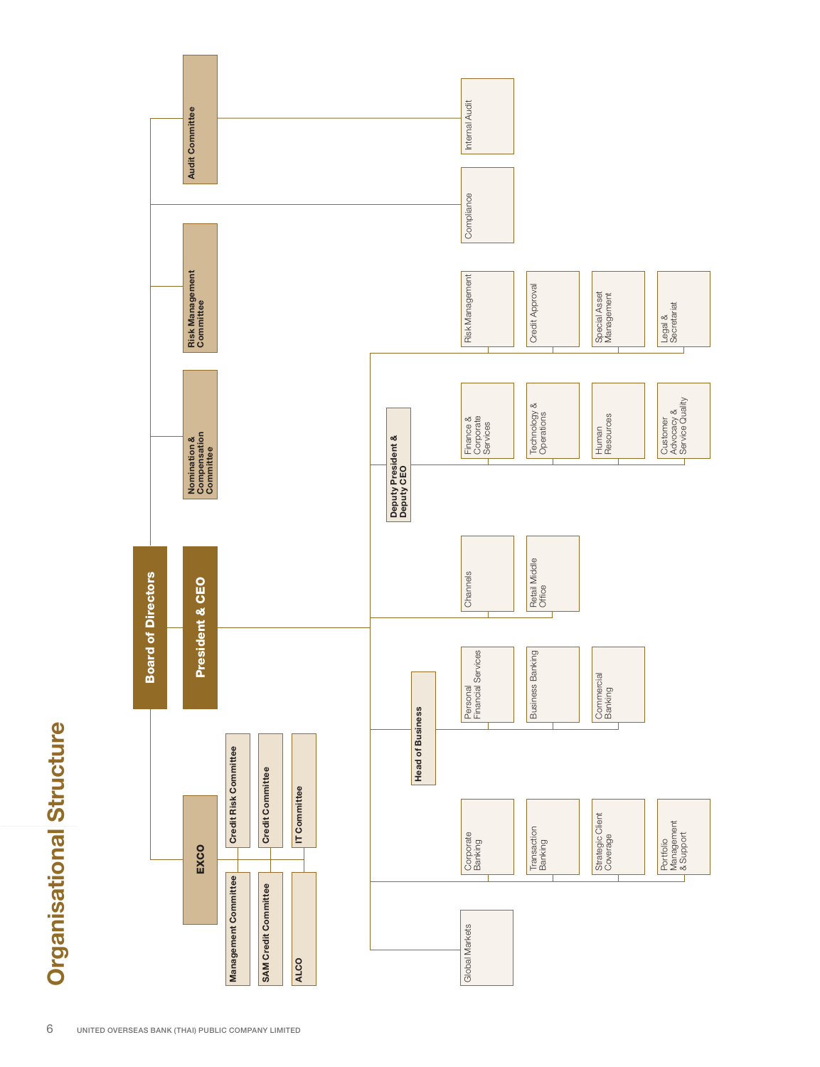# Organisational Structure

- **Board of Directors**
  - **EXCO**
    - **Management Committee**
    - **Credit Risk Committee**
    - **SAM Credit Committee**
    - **Credit Committee**
    - **ALCO**
    - **IT Committee**
  - **Nomination & Compensation Committee**
  - **Risk Management Committee**
  - **Audit Committee**
    - Internal Audit
  - Compliance
  - **President & CEO**
    - Global Markets
    - Corporate Banking
    - Transaction Banking
    - Strategic Client Coverage
    - Portfolio Management & Support
    - **Head of Business**
      - Personal Financial Services
      - Business Banking
      - Commercial Banking
    - Channels
    - Retail Middle Office
    - **Deputy President & Deputy CEO**
      - Finance & Corporate Services
      - Technology & Operations
      - Human Resources
      - Customer Advocacy & Service Quality
    - Risk Management
    - Credit Approval
    - Special Asset Management
    - Legal & Secretariat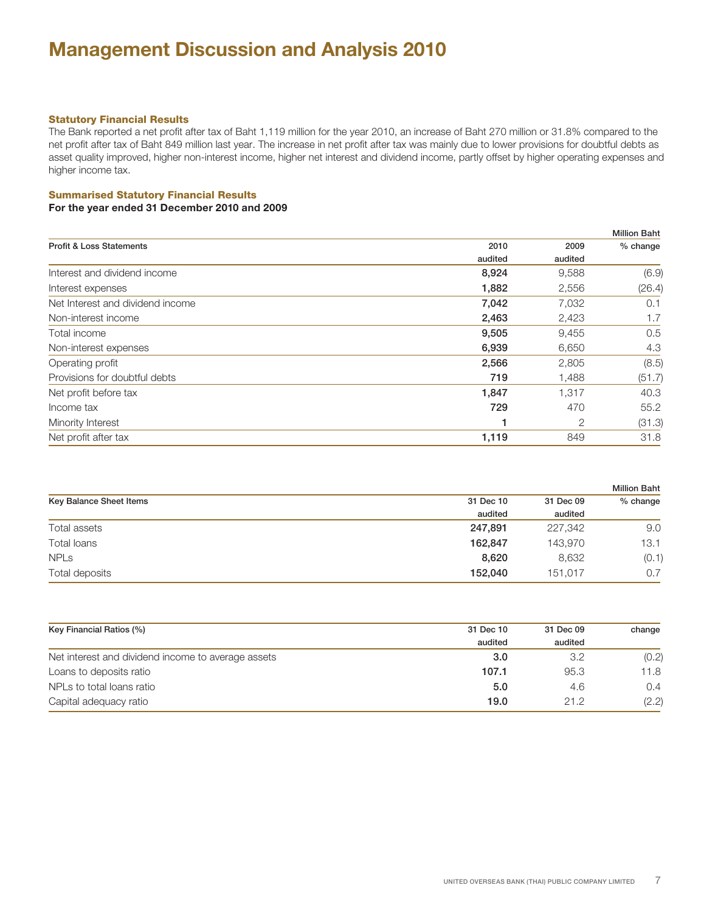# Management Discussion and Analysis 2010

### Statutory Financial Results

The Bank reported a net profit after tax of Baht 1,119 million for the year 2010, an increase of Baht 270 million or 31.8% compared to the net profit after tax of Baht 849 million last year. The increase in net profit after tax was mainly due to lower provisions for doubtful debts as asset quality improved, higher non-interest income, higher net interest and dividend income, partly offset by higher operating expenses and higher income tax.

### Summarised Statutory Financial Results

**For the year ended 31 December 2010 and 2009**

Million Baht

| Profit & Loss Statements | 2010 audited | 2009 audited | % change |
|---|---|---|---|
| Interest and dividend income | **8,924** | 9,588 | (6.9) |
| Interest expenses | **1,882** | 2,556 | (26.4) |
| Net Interest and dividend income | **7,042** | 7,032 | 0.1 |
| Non-interest income | **2,463** | 2,423 | 1.7 |
| Total income | **9,505** | 9,455 | 0.5 |
| Non-interest expenses | **6,939** | 6,650 | 4.3 |
| Operating profit | **2,566** | 2,805 | (8.5) |
| Provisions for doubtful debts | **719** | 1,488 | (51.7) |
| Net profit before tax | **1,847** | 1,317 | 40.3 |
| Income tax | **729** | 470 | 55.2 |
| Minority Interest | **1** | 2 | (31.3) |
| Net profit after tax | **1,119** | 849 | 31.8 |

Million Baht

| Key Balance Sheet Items | 31 Dec 10 audited | 31 Dec 09 audited | % change |
|---|---|---|---|
| Total assets | **247,891** | 227,342 | 9.0 |
| Total loans | **162,847** | 143,970 | 13.1 |
| NPLs | **8,620** | 8,632 | (0.1) |
| Total deposits | **152,040** | 151,017 | 0.7 |

| Key Financial Ratios (%) | 31 Dec 10 audited | 31 Dec 09 audited | change |
|---|---|---|---|
| Net interest and dividend income to average assets | **3.0** | 3.2 | (0.2) |
| Loans to deposits ratio | **107.1** | 95.3 | 11.8 |
| NPLs to total loans ratio | **5.0** | 4.6 | 0.4 |
| Capital adequacy ratio | **19.0** | 21.2 | (2.2) |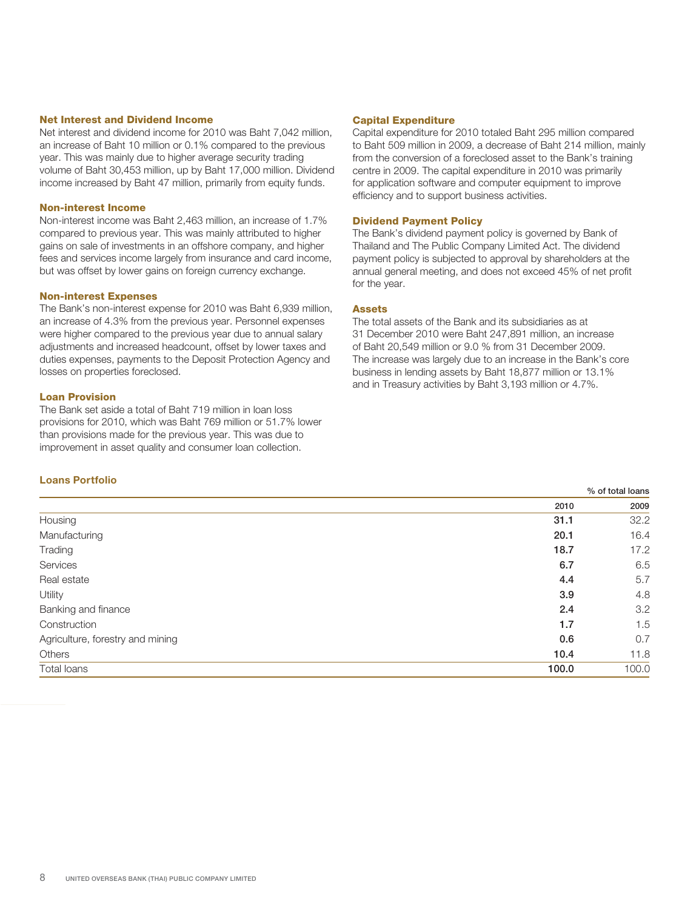### Net Interest and Dividend Income

Net interest and dividend income for 2010 was Baht 7,042 million, an increase of Baht 10 million or 0.1% compared to the previous year. This was mainly due to higher average security trading volume of Baht 30,453 million, up by Baht 17,000 million. Dividend income increased by Baht 47 million, primarily from equity funds.

### Non-interest Income

Non-interest income was Baht 2,463 million, an increase of 1.7% compared to previous year. This was mainly attributed to higher gains on sale of investments in an offshore company, and higher fees and services income largely from insurance and card income, but was offset by lower gains on foreign currency exchange.

### Non-interest Expenses

The Bank's non-interest expense for 2010 was Baht 6,939 million, an increase of 4.3% from the previous year. Personnel expenses were higher compared to the previous year due to annual salary adjustments and increased headcount, offset by lower taxes and duties expenses, payments to the Deposit Protection Agency and losses on properties foreclosed.

### Loan Provision

The Bank set aside a total of Baht 719 million in loan loss provisions for 2010, which was Baht 769 million or 51.7% lower than provisions made for the previous year. This was due to improvement in asset quality and consumer loan collection.

### Capital Expenditure

Capital expenditure for 2010 totaled Baht 295 million compared to Baht 509 million in 2009, a decrease of Baht 214 million, mainly from the conversion of a foreclosed asset to the Bank's training centre in 2009. The capital expenditure in 2010 was primarily for application software and computer equipment to improve efficiency and to support business activities.

### Dividend Payment Policy

The Bank's dividend payment policy is governed by Bank of Thailand and The Public Company Limited Act. The dividend payment policy is subjected to approval by shareholders at the annual general meeting, and does not exceed 45% of net profit for the year.

### Assets

The total assets of the Bank and its subsidiaries as at 31 December 2010 were Baht 247,891 million, an increase of Baht 20,549 million or 9.0 % from 31 December 2009. The increase was largely due to an increase in the Bank's core business in lending assets by Baht 18,877 million or 13.1% and in Treasury activities by Baht 3,193 million or 4.7%.

### Loans Portfolio

| | % of total loans | |
|---|---|---|
| | **2010** | **2009** |
| Housing | **31.1** | 32.2 |
| Manufacturing | **20.1** | 16.4 |
| Trading | **18.7** | 17.2 |
| Services | **6.7** | 6.5 |
| Real estate | **4.4** | 5.7 |
| Utility | **3.9** | 4.8 |
| Banking and finance | **2.4** | 3.2 |
| Construction | **1.7** | 1.5 |
| Agriculture, forestry and mining | **0.6** | 0.7 |
| Others | **10.4** | 11.8 |
| Total loans | **100.0** | 100.0 |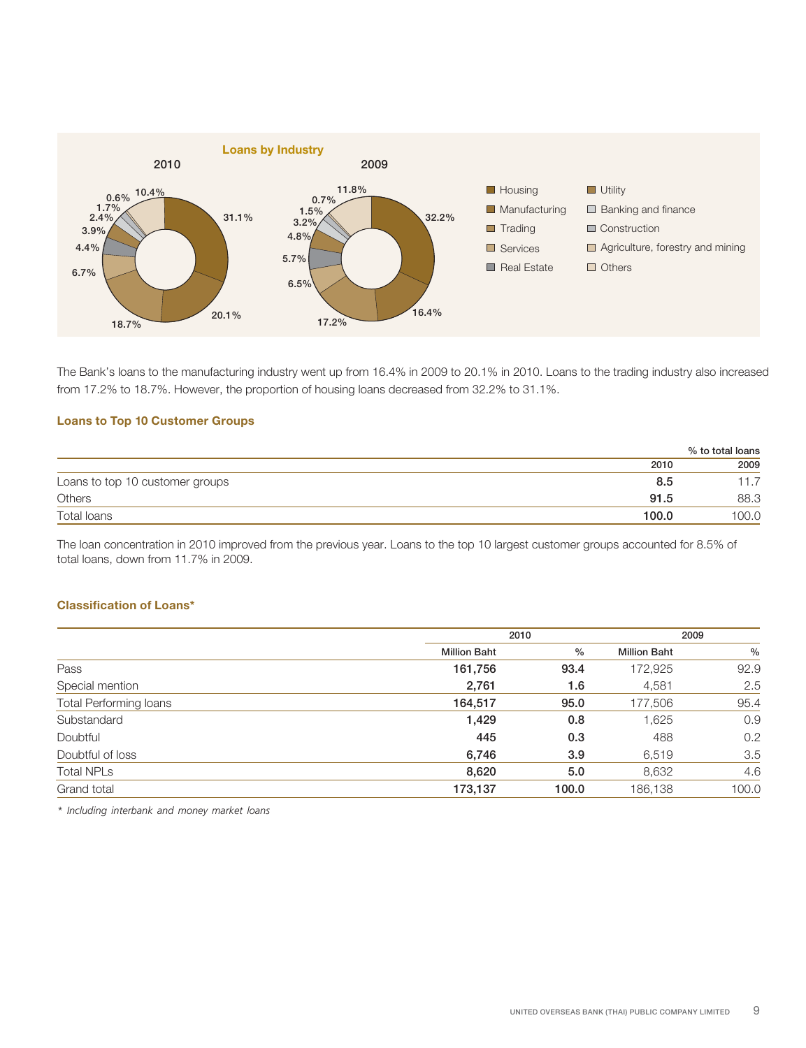**Loans by Industry**

2010 | 2009

- Housing
- Manufacturing
- Trading
- Services
- Real Estate
- Utility
- Banking and finance
- Construction
- Agriculture, forestry and mining
- Others

2010: 31.1%, 20.1%, 18.7%, 6.7%, 4.4%, 3.9%, 2.4%, 1.7%, 0.6%, 10.4%

2009: 32.2%, 16.4%, 17.2%, 6.5%, 5.7%, 4.8%, 3.2%, 1.5%, 0.7%, 11.8%

The Bank's loans to the manufacturing industry went up from 16.4% in 2009 to 20.1% in 2010. Loans to the trading industry also increased from 17.2% to 18.7%. However, the proportion of housing loans decreased from 32.2% to 31.1%.

### Loans to Top 10 Customer Groups

| | % to total loans | |
|---|---|---|
| | 2010 | 2009 |
| Loans to top 10 customer groups | **8.5** | 11.7 |
| Others | **91.5** | 88.3 |
| Total loans | **100.0** | 100.0 |

The loan concentration in 2010 improved from the previous year. Loans to the top 10 largest customer groups accounted for 8.5% of total loans, down from 11.7% in 2009.

### Classification of Loans*

| | 2010 | | 2009 | |
|---|---|---|---|---|
| | Million Baht | % | Million Baht | % |
| Pass | **161,756** | **93.4** | 172,925 | 92.9 |
| Special mention | **2,761** | **1.6** | 4,581 | 2.5 |
| Total Performing loans | **164,517** | **95.0** | 177,506 | 95.4 |
| Substandard | **1,429** | **0.8** | 1,625 | 0.9 |
| Doubtful | **445** | **0.3** | 488 | 0.2 |
| Doubtful of loss | **6,746** | **3.9** | 6,519 | 3.5 |
| Total NPLs | **8,620** | **5.0** | 8,632 | 4.6 |
| Grand total | **173,137** | **100.0** | 186,138 | 100.0 |

*\* Including interbank and money market loans*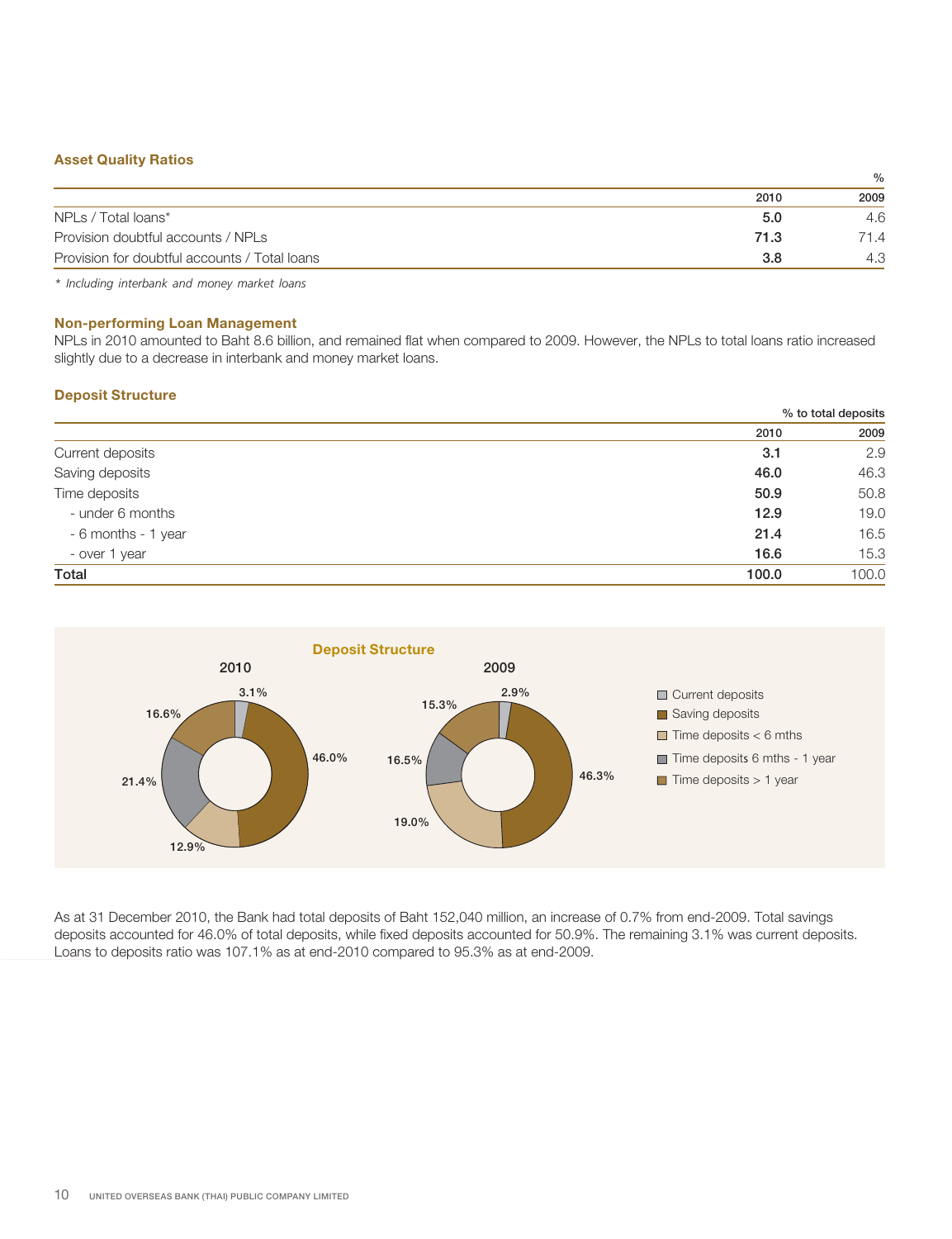### Asset Quality Ratios

| | 2010 | 2009 |
|---|---|---|
| | | % |
| NPLs / Total loans* | **5.0** | 4.6 |
| Provision doubtful accounts / NPLs | **71.3** | 71.4 |
| Provision for doubtful accounts / Total loans | **3.8** | 4.3 |

*\* Including interbank and money market loans*

### Non-performing Loan Management

NPLs in 2010 amounted to Baht 8.6 billion, and remained flat when compared to 2009. However, the NPLs to total loans ratio increased slightly due to a decrease in interbank and money market loans.

### Deposit Structure

| | % to total deposits | |
|---|---|---|
| | 2010 | 2009 |
| Current deposits | **3.1** | 2.9 |
| Saving deposits | **46.0** | 46.3 |
| Time deposits | **50.9** | 50.8 |
| - under 6 months | **12.9** | 19.0 |
| - 6 months - 1 year | **21.4** | 16.5 |
| - over 1 year | **16.6** | 15.3 |
| **Total** | **100.0** | 100.0 |

**Deposit Structure**

| | 2010 | 2009 |
|---|---|---|
| Current deposits | 3.1% | 2.9% |
| Saving deposits | 46.0% | 46.3% |
| Time deposits < 6 mths | 12.9% | 19.0% |
| Time deposits 6 mths - 1 year | 21.4% | 16.5% |
| Time deposits > 1 year | 16.6% | 15.3% |

As at 31 December 2010, the Bank had total deposits of Baht 152,040 million, an increase of 0.7% from end-2009. Total savings deposits accounted for 46.0% of total deposits, while fixed deposits accounted for 50.9%. The remaining 3.1% was current deposits. Loans to deposits ratio was 107.1% as at end-2010 compared to 95.3% as at end-2009.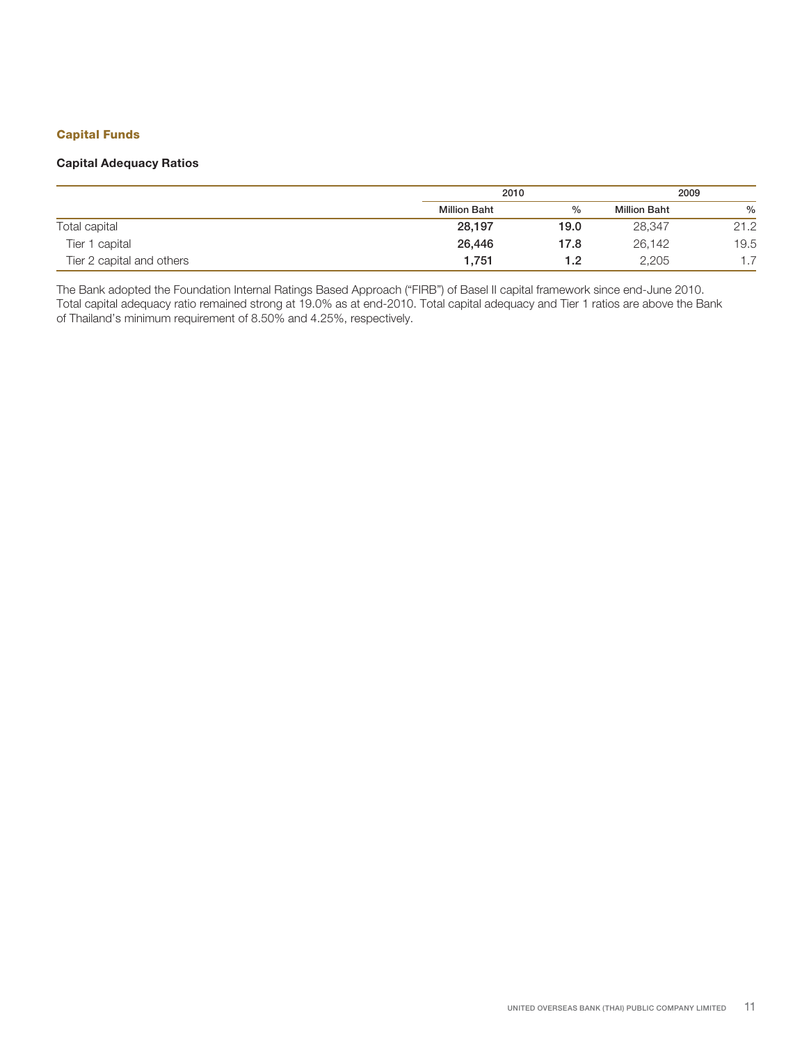## Capital Funds

### Capital Adequacy Ratios

| | 2010 | | 2009 | |
|---|---|---|---|---|
| | Million Baht | % | Million Baht | % |
| Total capital | **28,197** | **19.0** | 28,347 | 21.2 |
| Tier 1 capital | **26,446** | **17.8** | 26,142 | 19.5 |
| Tier 2 capital and others | **1,751** | **1.2** | 2,205 | 1.7 |

The Bank adopted the Foundation Internal Ratings Based Approach ("FIRB") of Basel II capital framework since end-June 2010. Total capital adequacy ratio remained strong at 19.0% as at end-2010. Total capital adequacy and Tier 1 ratios are above the Bank of Thailand's minimum requirement of 8.50% and 4.25%, respectively.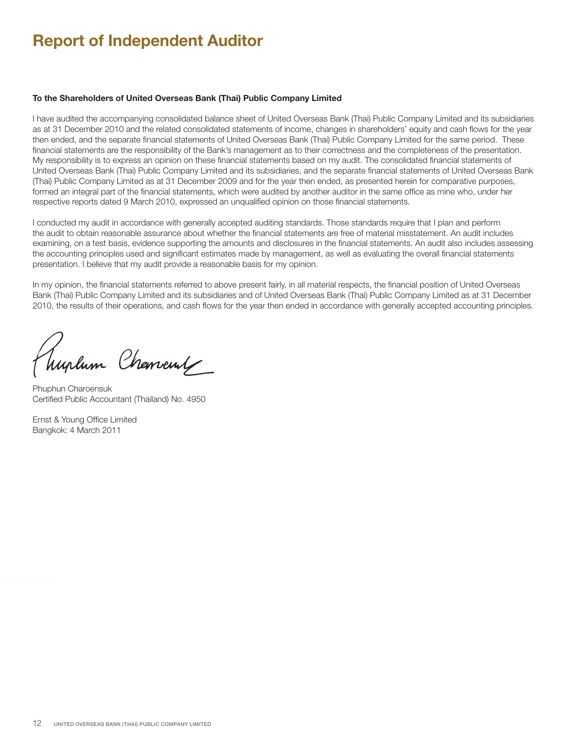# Report of Independent Auditor

**To the Shareholders of United Overseas Bank (Thai) Public Company Limited**

I have audited the accompanying consolidated balance sheet of United Overseas Bank (Thai) Public Company Limited and its subsidiaries as at 31 December 2010 and the related consolidated statements of income, changes in shareholders' equity and cash flows for the year then ended, and the separate financial statements of United Overseas Bank (Thai) Public Company Limited for the same period. These financial statements are the responsibility of the Bank's management as to their correctness and the completeness of the presentation. My responsibility is to express an opinion on these financial statements based on my audit. The consolidated financial statements of United Overseas Bank (Thai) Public Company Limited and its subsidiaries, and the separate financial statements of United Overseas Bank (Thai) Public Company Limited as at 31 December 2009 and for the year then ended, as presented herein for comparative purposes, formed an integral part of the financial statements, which were audited by another auditor in the same office as mine who, under her respective reports dated 9 March 2010, expressed an unqualified opinion on those financial statements.

I conducted my audit in accordance with generally accepted auditing standards. Those standards require that I plan and perform the audit to obtain reasonable assurance about whether the financial statements are free of material misstatement. An audit includes examining, on a test basis, evidence supporting the amounts and disclosures in the financial statements. An audit also includes assessing the accounting principles used and significant estimates made by management, as well as evaluating the overall financial statements presentation. I believe that my audit provide a reasonable basis for my opinion.

In my opinion, the financial statements referred to above present fairly, in all material respects, the financial position of United Overseas Bank (Thai) Public Company Limited and its subsidiaries and of United Overseas Bank (Thai) Public Company Limited as at 31 December 2010, the results of their operations, and cash flows for the year then ended in accordance with generally accepted accounting principles.

Phuphun Charoensuk
Certified Public Accountant (Thailand) No. 4950

Ernst & Young Office Limited
Bangkok: 4 March 2011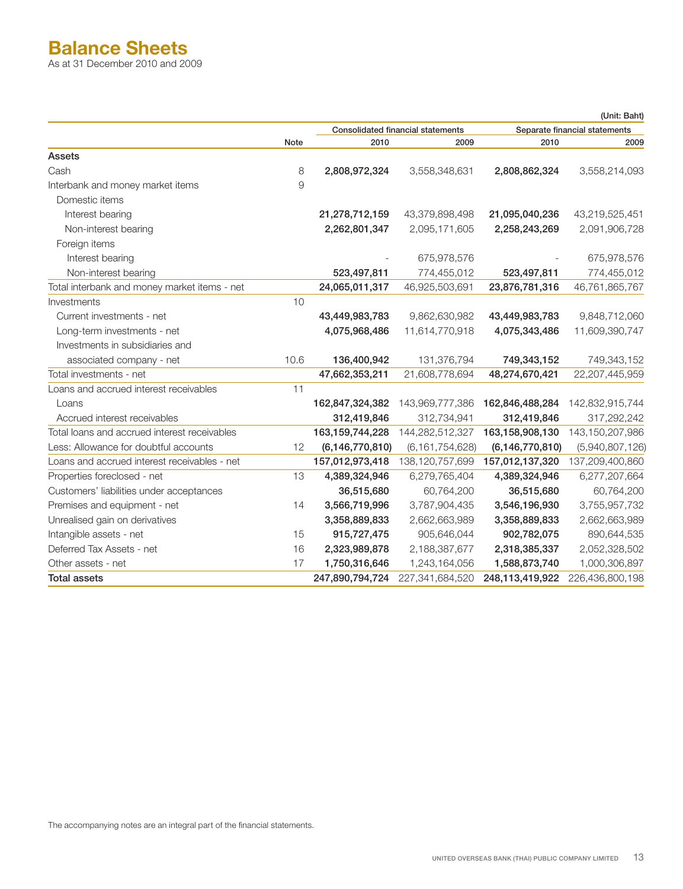# Balance Sheets

As at 31 December 2010 and 2009

(Unit: Baht)

| | Note | Consolidated financial statements | | Separate financial statements | |
|---|---|---|---|---|---|
| | | 2010 | 2009 | 2010 | 2009 |
| **Assets** | | | | | |
| Cash | 8 | **2,808,972,324** | 3,558,348,631 | **2,808,862,324** | 3,558,214,093 |
| Interbank and money market items | 9 | | | | |
| Domestic items | | | | | |
| Interest bearing | | **21,278,712,159** | 43,379,898,498 | **21,095,040,236** | 43,219,525,451 |
| Non-interest bearing | | **2,262,801,347** | 2,095,171,605 | **2,258,243,269** | 2,091,906,728 |
| Foreign items | | | | | |
| Interest bearing | | - | 675,978,576 | - | 675,978,576 |
| Non-interest bearing | | **523,497,811** | 774,455,012 | **523,497,811** | 774,455,012 |
| Total interbank and money market items - net | | **24,065,011,317** | 46,925,503,691 | **23,876,781,316** | 46,761,865,767 |
| Investments | 10 | | | | |
| Current investments - net | | **43,449,983,783** | 9,862,630,982 | **43,449,983,783** | 9,848,712,060 |
| Long-term investments - net | | **4,075,968,486** | 11,614,770,918 | **4,075,343,486** | 11,609,390,747 |
| Investments in subsidiaries and associated company - net | 10.6 | **136,400,942** | 131,376,794 | **749,343,152** | 749,343,152 |
| Total investments - net | | **47,662,353,211** | 21,608,778,694 | **48,274,670,421** | 22,207,445,959 |
| Loans and accrued interest receivables | 11 | | | | |
| Loans | | **162,847,324,382** | 143,969,777,386 | **162,846,488,284** | 142,832,915,744 |
| Accrued interest receivables | | **312,419,846** | 312,734,941 | **312,419,846** | 317,292,242 |
| Total loans and accrued interest receivables | | **163,159,744,228** | 144,282,512,327 | **163,158,908,130** | 143,150,207,986 |
| Less: Allowance for doubtful accounts | 12 | **(6,146,770,810)** | (6,161,754,628) | **(6,146,770,810)** | (5,940,807,126) |
| Loans and accrued interest receivables - net | | **157,012,973,418** | 138,120,757,699 | **157,012,137,320** | 137,209,400,860 |
| Properties foreclosed - net | 13 | **4,389,324,946** | 6,279,765,404 | **4,389,324,946** | 6,277,207,664 |
| Customers' liabilities under acceptances | | **36,515,680** | 60,764,200 | **36,515,680** | 60,764,200 |
| Premises and equipment - net | 14 | **3,566,719,996** | 3,787,904,435 | **3,546,196,930** | 3,755,957,732 |
| Unrealised gain on derivatives | | **3,358,889,833** | 2,662,663,989 | **3,358,889,833** | 2,662,663,989 |
| Intangible assets - net | 15 | **915,727,475** | 905,646,044 | **902,782,075** | 890,644,535 |
| Deferred Tax Assets - net | 16 | **2,323,989,878** | 2,188,387,677 | **2,318,385,337** | 2,052,328,502 |
| Other assets - net | 17 | **1,750,316,646** | 1,243,164,056 | **1,588,873,740** | 1,000,306,897 |
| **Total assets** | | **247,890,794,724** | 227,341,684,520 | **248,113,419,922** | 226,436,800,198 |

The accompanying notes are an integral part of the financial statements.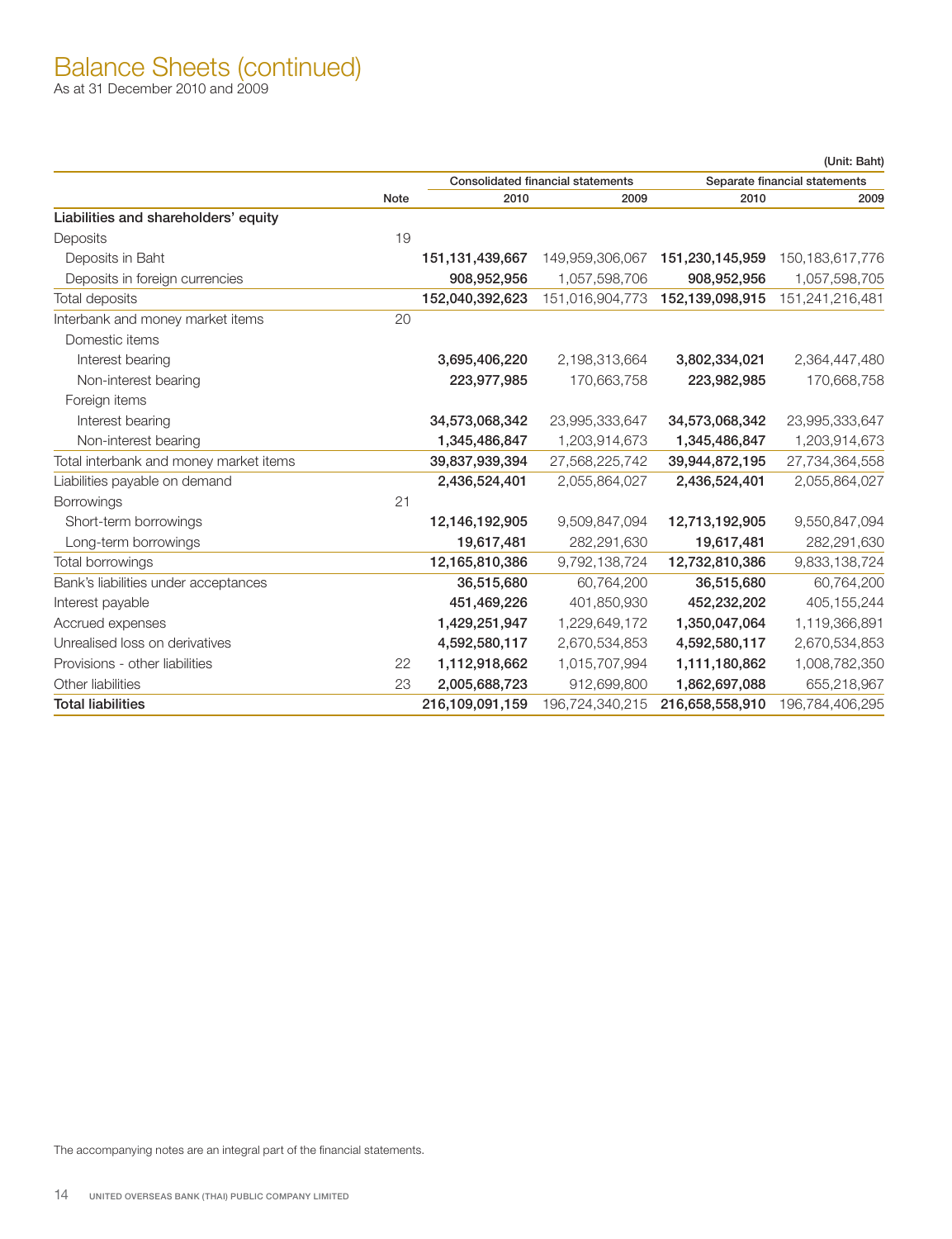# Balance Sheets (continued)

As at 31 December 2010 and 2009

(Unit: Baht)

| | Note | Consolidated financial statements | | Separate financial statements | |
|---|---|---|---|---|---|
| | | 2010 | 2009 | 2010 | 2009 |
| **Liabilities and shareholders' equity** | | | | | |
| Deposits | 19 | | | | |
| Deposits in Baht | | **151,131,439,667** | 149,959,306,067 | **151,230,145,959** | 150,183,617,776 |
| Deposits in foreign currencies | | **908,952,956** | 1,057,598,706 | **908,952,956** | 1,057,598,705 |
| Total deposits | | **152,040,392,623** | 151,016,904,773 | **152,139,098,915** | 151,241,216,481 |
| Interbank and money market items | 20 | | | | |
| Domestic items | | | | | |
| Interest bearing | | **3,695,406,220** | 2,198,313,664 | **3,802,334,021** | 2,364,447,480 |
| Non-interest bearing | | **223,977,985** | 170,663,758 | **223,982,985** | 170,668,758 |
| Foreign items | | | | | |
| Interest bearing | | **34,573,068,342** | 23,995,333,647 | **34,573,068,342** | 23,995,333,647 |
| Non-interest bearing | | **1,345,486,847** | 1,203,914,673 | **1,345,486,847** | 1,203,914,673 |
| Total interbank and money market items | | **39,837,939,394** | 27,568,225,742 | **39,944,872,195** | 27,734,364,558 |
| Liabilities payable on demand | | **2,436,524,401** | 2,055,864,027 | **2,436,524,401** | 2,055,864,027 |
| Borrowings | 21 | | | | |
| Short-term borrowings | | **12,146,192,905** | 9,509,847,094 | **12,713,192,905** | 9,550,847,094 |
| Long-term borrowings | | **19,617,481** | 282,291,630 | **19,617,481** | 282,291,630 |
| Total borrowings | | **12,165,810,386** | 9,792,138,724 | **12,732,810,386** | 9,833,138,724 |
| Bank's liabilities under acceptances | | **36,515,680** | 60,764,200 | **36,515,680** | 60,764,200 |
| Interest payable | | **451,469,226** | 401,850,930 | **452,232,202** | 405,155,244 |
| Accrued expenses | | **1,429,251,947** | 1,229,649,172 | **1,350,047,064** | 1,119,366,891 |
| Unrealised loss on derivatives | | **4,592,580,117** | 2,670,534,853 | **4,592,580,117** | 2,670,534,853 |
| Provisions - other liabilities | 22 | **1,112,918,662** | 1,015,707,994 | **1,111,180,862** | 1,008,782,350 |
| Other liabilities | 23 | **2,005,688,723** | 912,699,800 | **1,862,697,088** | 655,218,967 |
| **Total liabilities** | | **216,109,091,159** | 196,724,340,215 | **216,658,558,910** | 196,784,406,295 |

The accompanying notes are an integral part of the financial statements.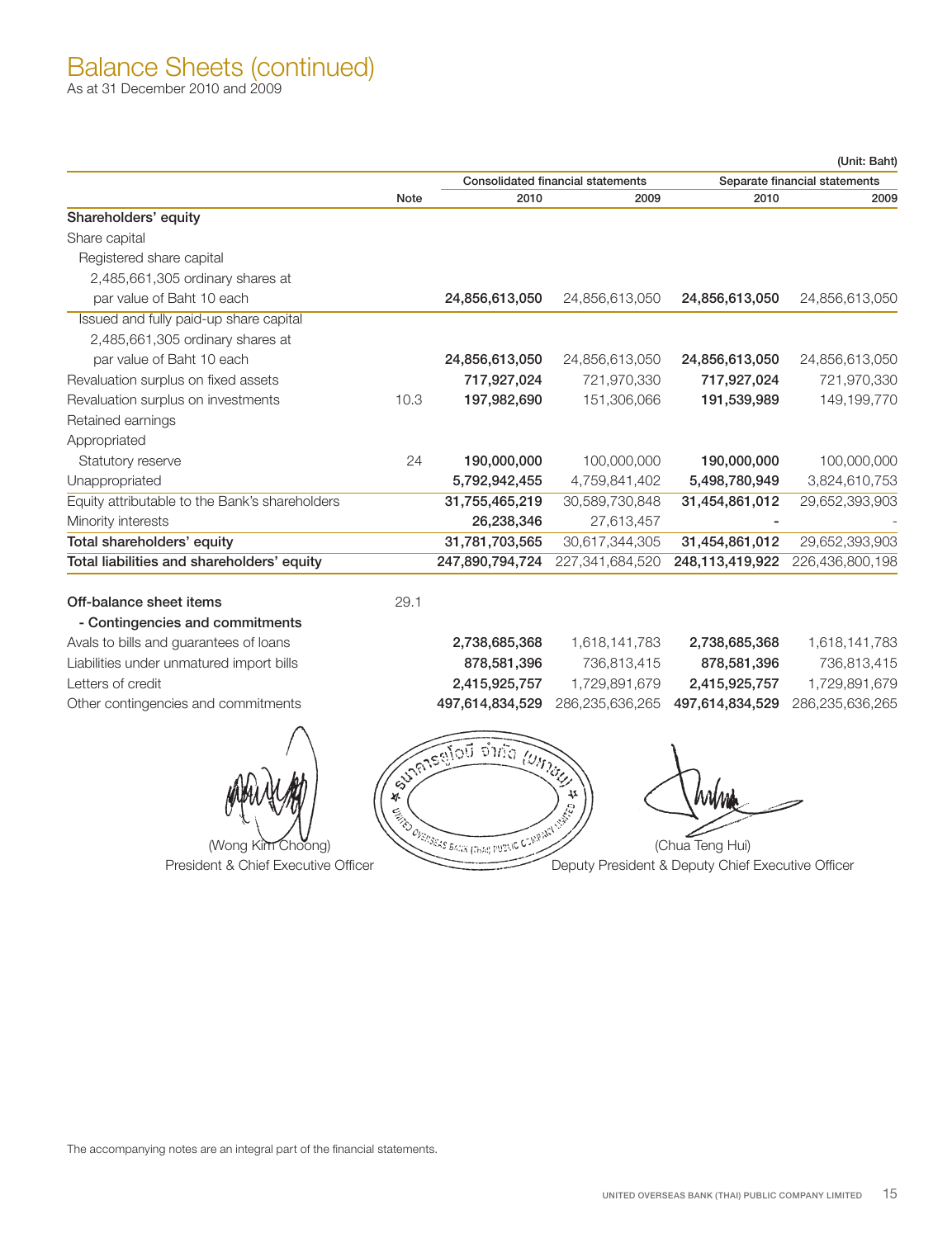# Balance Sheets (continued)

As at 31 December 2010 and 2009

(Unit: Baht)

| | Note | Consolidated financial statements | | Separate financial statements | |
|---|---|---|---|---|---|
| | | 2010 | 2009 | 2010 | 2009 |
| **Shareholders' equity** | | | | | |
| Share capital | | | | | |
| Registered share capital | | | | | |
| 2,485,661,305 ordinary shares at | | | | | |
| par value of Baht 10 each | | **24,856,613,050** | 24,856,613,050 | **24,856,613,050** | 24,856,613,050 |
| Issued and fully paid-up share capital | | | | | |
| 2,485,661,305 ordinary shares at | | | | | |
| par value of Baht 10 each | | **24,856,613,050** | 24,856,613,050 | **24,856,613,050** | 24,856,613,050 |
| Revaluation surplus on fixed assets | | **717,927,024** | 721,970,330 | **717,927,024** | 721,970,330 |
| Revaluation surplus on investments | 10.3 | **197,982,690** | 151,306,066 | **191,539,989** | 149,199,770 |
| Retained earnings | | | | | |
| Appropriated | | | | | |
| Statutory reserve | 24 | **190,000,000** | 100,000,000 | **190,000,000** | 100,000,000 |
| Unappropriated | | **5,792,942,455** | 4,759,841,402 | **5,498,780,949** | 3,824,610,753 |
| Equity attributable to the Bank's shareholders | | **31,755,465,219** | 30,589,730,848 | **31,454,861,012** | 29,652,393,903 |
| Minority interests | | **26,238,346** | 27,613,457 | **-** | - |
| **Total shareholders' equity** | | **31,781,703,565** | 30,617,344,305 | **31,454,861,012** | 29,652,393,903 |
| **Total liabilities and shareholders' equity** | | **247,890,794,724** | 227,341,684,520 | **248,113,419,922** | 226,436,800,198 |
| | | | | | |
| **Off-balance sheet items** | 29.1 | | | | |
| **- Contingencies and commitments** | | | | | |
| Avals to bills and guarantees of loans | | **2,738,685,368** | 1,618,141,783 | **2,738,685,368** | 1,618,141,783 |
| Liabilities under unmatured import bills | | **878,581,396** | 736,813,415 | **878,581,396** | 736,813,415 |
| Letters of credit | | **2,415,925,757** | 1,729,891,679 | **2,415,925,757** | 1,729,891,679 |
| Other contingencies and commitments | | **497,614,834,529** | 286,235,636,265 | **497,614,834,529** | 286,235,636,265 |

(Wong Kim Choong)
President & Chief Executive Officer

(Chua Teng Hui)
Deputy President & Deputy Chief Executive Officer

The accompanying notes are an integral part of the financial statements.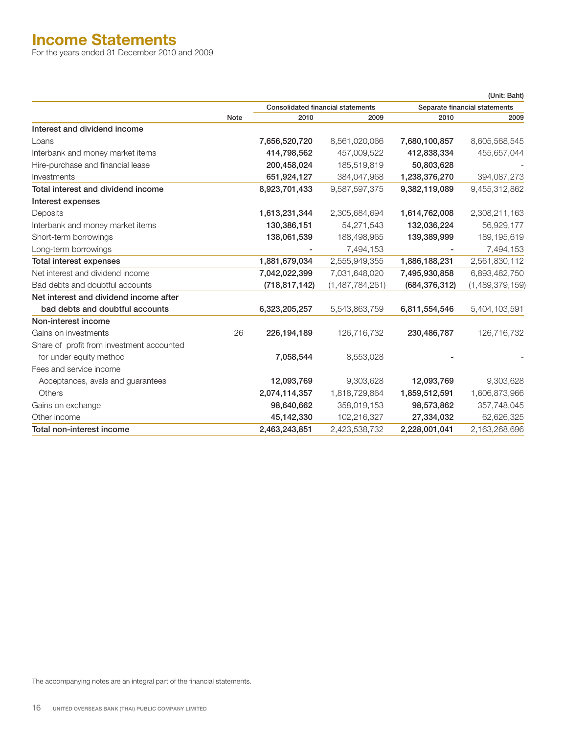# Income Statements

For the years ended 31 December 2010 and 2009

(Unit: Baht)

| | Note | Consolidated financial statements | | Separate financial statements | |
|---|---|---|---|---|---|
| | | 2010 | 2009 | 2010 | 2009 |
| **Interest and dividend income** | | | | | |
| Loans | | **7,656,520,720** | 8,561,020,066 | **7,680,100,857** | 8,605,568,545 |
| Interbank and money market items | | **414,798,562** | 457,009,522 | **412,838,334** | 455,657,044 |
| Hire-purchase and financial lease | | **200,458,024** | 185,519,819 | **50,803,628** | - |
| Investments | | **651,924,127** | 384,047,968 | **1,238,376,270** | 394,087,273 |
| **Total interest and dividend income** | | **8,923,701,433** | 9,587,597,375 | **9,382,119,089** | 9,455,312,862 |
| **Interest expenses** | | | | | |
| Deposits | | **1,613,231,344** | 2,305,684,694 | **1,614,762,008** | 2,308,211,163 |
| Interbank and money market items | | **130,386,151** | 54,271,543 | **132,036,224** | 56,929,177 |
| Short-term borrowings | | **138,061,539** | 188,498,965 | **139,389,999** | 189,195,619 |
| Long-term borrowings | | **-** | 7,494,153 | **-** | 7,494,153 |
| **Total interest expenses** | | **1,881,679,034** | 2,555,949,355 | **1,886,188,231** | 2,561,830,112 |
| Net interest and dividend income | | **7,042,022,399** | 7,031,648,020 | **7,495,930,858** | 6,893,482,750 |
| Bad debts and doubtful accounts | | **(718,817,142)** | (1,487,784,261) | **(684,376,312)** | (1,489,379,159) |
| **Net interest and dividend income after bad debts and doubtful accounts** | | **6,323,205,257** | 5,543,863,759 | **6,811,554,546** | 5,404,103,591 |
| **Non-interest income** | | | | | |
| Gains on investments | 26 | **226,194,189** | 126,716,732 | **230,486,787** | 126,716,732 |
| Share of profit from investment accounted for under equity method | | **7,058,544** | 8,553,028 | **-** | - |
| Fees and service income | | | | | |
| Acceptances, avals and guarantees | | **12,093,769** | 9,303,628 | **12,093,769** | 9,303,628 |
| Others | | **2,074,114,357** | 1,818,729,864 | **1,859,512,591** | 1,606,873,966 |
| Gains on exchange | | **98,640,662** | 358,019,153 | **98,573,862** | 357,748,045 |
| Other income | | **45,142,330** | 102,216,327 | **27,334,032** | 62,626,325 |
| **Total non-interest income** | | **2,463,243,851** | 2,423,538,732 | **2,228,001,041** | 2,163,268,696 |

The accompanying notes are an integral part of the financial statements.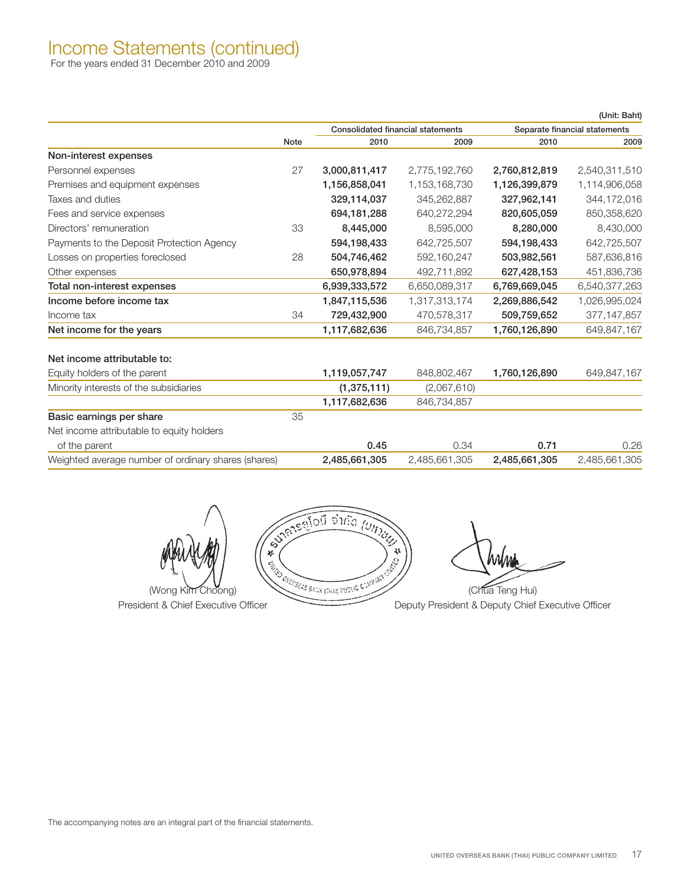# Income Statements (continued)

For the years ended 31 December 2010 and 2009

(Unit: Baht)

| | Note | Consolidated financial statements | | Separate financial statements | |
|---|---|---|---|---|---|
| | | 2010 | 2009 | 2010 | 2009 |
| **Non-interest expenses** | | | | | |
| Personnel expenses | 27 | **3,000,811,417** | 2,775,192,760 | **2,760,812,819** | 2,540,311,510 |
| Premises and equipment expenses | | **1,156,858,041** | 1,153,168,730 | **1,126,399,879** | 1,114,906,058 |
| Taxes and duties | | **329,114,037** | 345,262,887 | **327,962,141** | 344,172,016 |
| Fees and service expenses | | **694,181,288** | 640,272,294 | **820,605,059** | 850,358,620 |
| Directors' remuneration | 33 | **8,445,000** | 8,595,000 | **8,280,000** | 8,430,000 |
| Payments to the Deposit Protection Agency | | **594,198,433** | 642,725,507 | **594,198,433** | 642,725,507 |
| Losses on properties foreclosed | 28 | **504,746,462** | 592,160,247 | **503,982,561** | 587,636,816 |
| Other expenses | | **650,978,894** | 492,711,892 | **627,428,153** | 451,836,736 |
| **Total non-interest expenses** | | **6,939,333,572** | 6,650,089,317 | **6,769,669,045** | 6,540,377,263 |
| **Income before income tax** | | **1,847,115,536** | 1,317,313,174 | **2,269,886,542** | 1,026,995,024 |
| Income tax | 34 | **729,432,900** | 470,578,317 | **509,759,652** | 377,147,857 |
| **Net income for the years** | | **1,117,682,636** | 846,734,857 | **1,760,126,890** | 649,847,167 |
| | | | | | |
| **Net income attributable to:** | | | | | |
| Equity holders of the parent | | **1,119,057,747** | 848,802,467 | **1,760,126,890** | 649,847,167 |
| Minority interests of the subsidiaries | | **(1,375,111)** | (2,067,610) | | |
| | | **1,117,682,636** | 846,734,857 | | |
| **Basic earnings per share** | 35 | | | | |
| Net income attributable to equity holders of the parent | | **0.45** | 0.34 | **0.71** | 0.26 |
| Weighted average number of ordinary shares (shares) | | **2,485,661,305** | 2,485,661,305 | **2,485,661,305** | 2,485,661,305 |

(Wong Kim Choong)
President & Chief Executive Officer

(Chua Teng Hui)
Deputy President & Deputy Chief Executive Officer

The accompanying notes are an integral part of the financial statements.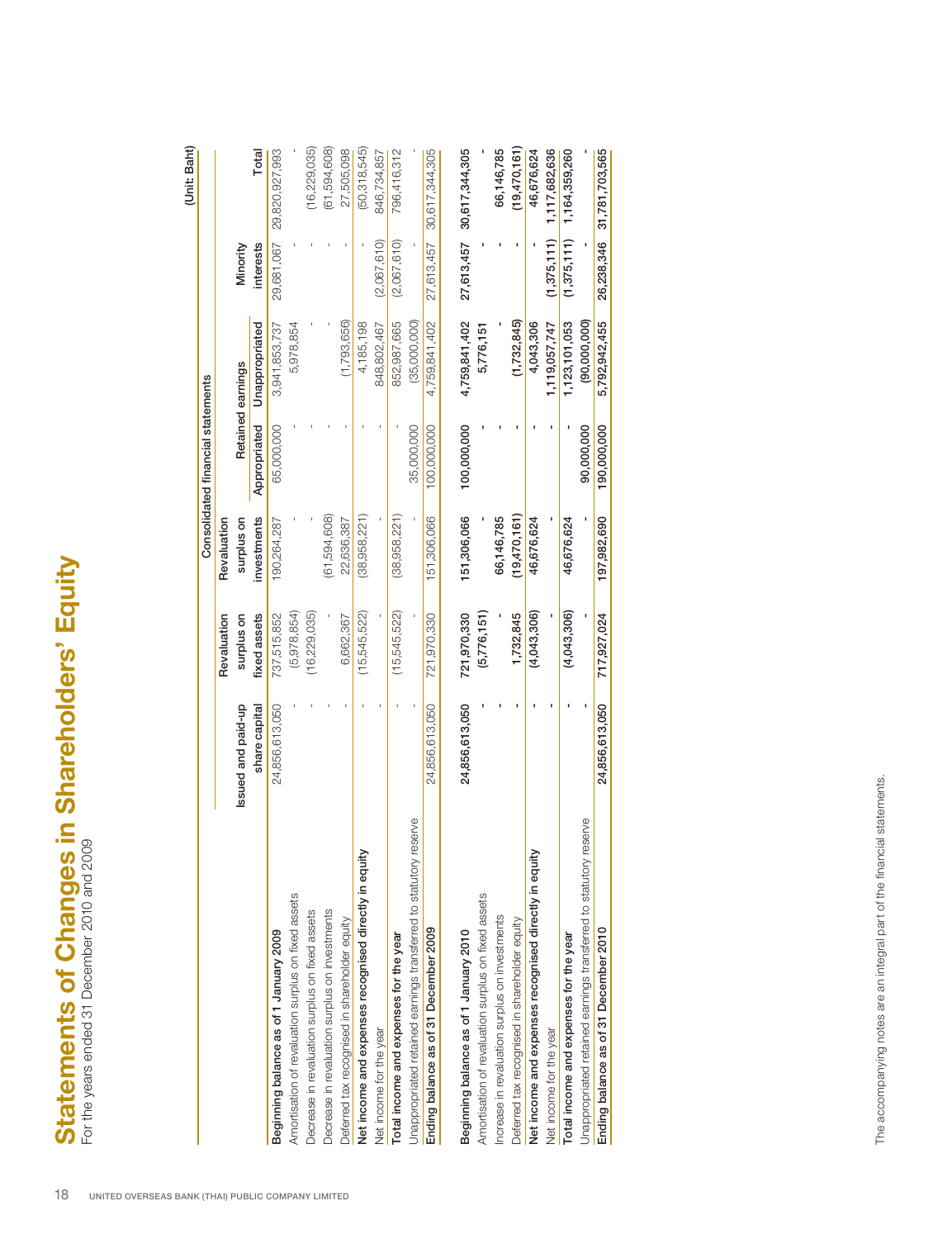# Statements of Changes in Shareholders' Equity

For the years ended 31 December 2010 and 2009

(Unit: Baht)

| | Consolidated financial statements | | | | | | |
|---|---|---|---|---|---|---|---|
| | Issued and paid-up share capital | Revaluation surplus on fixed assets | Revaluation surplus on investments | Retained earnings | | Minority interests | Total |
| | | | | Appropriated | Unappropriated | | |
| **Beginning balance as of 1 January 2009** | 24,856,613,050 | 737,515,852 | 190,264,287 | 65,000,000 | 3,941,853,737 | 29,681,067 | 29,820,927,993 |
| Amortisation of revaluation surplus on fixed assets | - | (5,978,854) | - | - | 5,978,854 | - | - |
| Decrease in revaluation surplus on fixed assets | - | (16,229,035) | - | - | - | - | (16,229,035) |
| Decrease in revaluation surplus on investments | - | - | (61,594,608) | - | - | - | (61,594,608) |
| Deferred tax recognised in shareholder equity | - | 6,662,367 | 22,636,387 | - | (1,793,656) | - | 27,505,098 |
| **Net income and expenses recognised directly in equity** | - | (15,545,522) | (38,958,221) | - | 4,185,198 | - | (50,318,545) |
| Net income for the year | - | - | - | - | 848,802,467 | (2,067,610) | 846,734,857 |
| **Total income and expenses for the year** | - | (15,545,522) | (38,958,221) | - | 852,987,665 | (2,067,610) | 796,416,312 |
| Unappropriated retained earnings transferred to statutory reserve | - | - | - | 35,000,000 | (35,000,000) | - | - |
| **Ending balance as of 31 December 2009** | 24,856,613,050 | 721,970,330 | 151,306,066 | 100,000,000 | 4,759,841,402 | 27,613,457 | 30,617,344,305 |
| | | | | | | | |
| **Beginning balance as of 1 January 2010** | **24,856,613,050** | **721,970,330** | **151,306,066** | **100,000,000** | **4,759,841,402** | **27,613,457** | **30,617,344,305** |
| Amortisation of revaluation surplus on fixed assets | **-** | **(5,776,151)** | **-** | **-** | **5,776,151** | **-** | **-** |
| Increase in revaluation surplus on investments | **-** | **-** | **66,146,785** | **-** | **-** | **-** | **66,146,785** |
| Deferred tax recognised in shareholder equity | **-** | **1,732,845** | **(19,470,161)** | **-** | **(1,732,845)** | **-** | **(19,470,161)** |
| **Net income and expenses recognised directly in equity** | **-** | **(4,043,306)** | **46,676,624** | **-** | **4,043,306** | **-** | **46,676,624** |
| Net income for the year | **-** | **-** | **-** | **-** | **1,119,057,747** | **(1,375,111)** | **1,117,682,636** |
| **Total income and expenses for the year** | **-** | **(4,043,306)** | **46,676,624** | **-** | **1,123,101,053** | **(1,375,111)** | **1,164,359,260** |
| Unappropriated retained earnings transferred to statutory reserve | **-** | **-** | **-** | **90,000,000** | **(90,000,000)** | **-** | **-** |
| **Ending balance as of 31 December 2010** | **24,856,613,050** | **717,927,024** | **197,982,690** | **190,000,000** | **5,792,942,455** | **26,238,346** | **31,781,703,565** |

The accompanying notes are an integral part of the financial statements.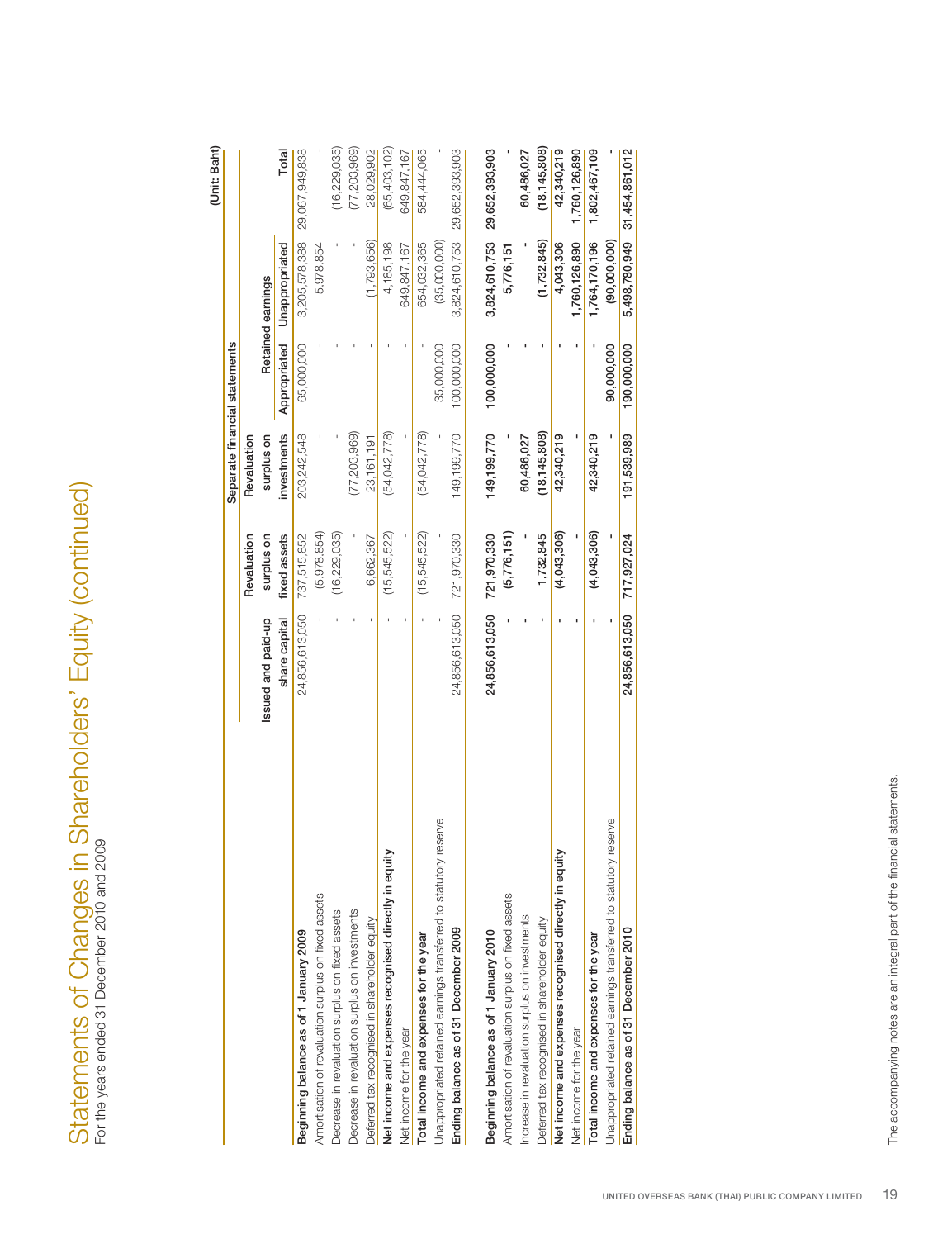# Statements of Changes in Shareholders' Equity (continued)

For the years ended 31 December 2010 and 2009

(Unit: Baht)

| | Separate financial statements | | | | | |
|---|---|---|---|---|---|---|
| | Issued and paid-up share capital | Revaluation surplus on fixed assets | Revaluation surplus on investments | Retained earnings | | Total |
| | | | | Appropriated | Unappropriated | |
| **Beginning balance as of 1 January 2009** | 24,856,613,050 | 737,515,852 | 203,242,548 | 65,000,000 | 3,205,578,388 | 29,067,949,838 |
| Amortisation of revaluation surplus on fixed assets | - | (5,978,854) | - | - | 5,978,854 | - |
| Decrease in revaluation surplus on fixed assets | - | (16,229,035) | - | - | - | (16,229,035) |
| Decrease in revaluation surplus on investments | - | - | (77,203,969) | - | - | (77,203,969) |
| Deferred tax recognised in shareholder equity | - | 6,662,367 | 23,161,191 | - | (1,793,656) | 28,029,902 |
| **Net income and expenses recognised directly in equity** | - | (15,545,522) | (54,042,778) | - | 4,185,198 | (65,403,102) |
| Net income for the year | - | - | - | - | 649,847,167 | 649,847,167 |
| **Total income and expenses for the year** | - | (15,545,522) | (54,042,778) | - | 654,032,365 | 584,444,065 |
| Unappropriated retained earnings transferred to statutory reserve | - | - | - | 35,000,000 | (35,000,000) | - |
| **Ending balance as of 31 December 2009** | 24,856,613,050 | 721,970,330 | 149,199,770 | 100,000,000 | 3,824,610,753 | 29,652,393,903 |
| | | | | | | |
| **Beginning balance as of 1 January 2010** | **24,856,613,050** | **721,970,330** | **149,199,770** | **100,000,000** | **3,824,610,753** | **29,652,393,903** |
| Amortisation of revaluation surplus on fixed assets | **-** | **(5,776,151)** | **-** | **-** | **5,776,151** | **-** |
| Increase in revaluation surplus on investments | **-** | **-** | **60,486,027** | **-** | **-** | **60,486,027** |
| Deferred tax recognised in shareholder equity | **-** | **1,732,845** | **(18,145,808)** | **-** | **(1,732,845)** | **(18,145,808)** |
| **Net income and expenses recognised directly in equity** | **-** | **(4,043,306)** | **42,340,219** | **-** | **4,043,306** | **42,340,219** |
| Net income for the year | **-** | **-** | **-** | **-** | **1,760,126,890** | **1,760,126,890** |
| **Total income and expenses for the year** | **-** | **(4,043,306)** | **42,340,219** | **-** | **1,764,170,196** | **1,802,467,109** |
| Unappropriated retained earnings transferred to statutory reserve | **-** | **-** | **-** | **90,000,000** | **(90,000,000)** | **-** |
| **Ending balance as of 31 December 2010** | **24,856,613,050** | **717,927,024** | **191,539,989** | **190,000,000** | **5,498,780,949** | **31,454,861,012** |

The accompanying notes are an integral part of the financial statements.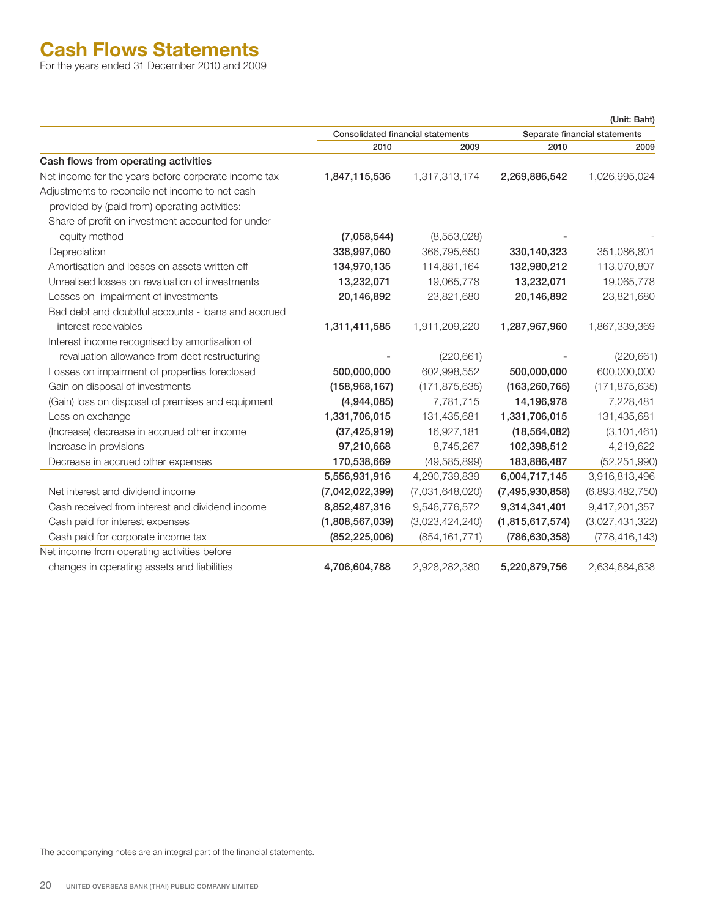# Cash Flows Statements

For the years ended 31 December 2010 and 2009

(Unit: Baht)

| | Consolidated financial statements | | Separate financial statements | |
|---|---|---|---|---|
| | 2010 | 2009 | 2010 | 2009 |
| **Cash flows from operating activities** | | | | |
| Net income for the years before corporate income tax | **1,847,115,536** | 1,317,313,174 | **2,269,886,542** | 1,026,995,024 |
| Adjustments to reconcile net income to net cash provided by (paid from) operating activities: | | | | |
| Share of profit on investment accounted for under equity method | **(7,058,544)** | (8,553,028) | **-** | - |
| Depreciation | **338,997,060** | 366,795,650 | **330,140,323** | 351,086,801 |
| Amortisation and losses on assets written off | **134,970,135** | 114,881,164 | **132,980,212** | 113,070,807 |
| Unrealised losses on revaluation of investments | **13,232,071** | 19,065,778 | **13,232,071** | 19,065,778 |
| Losses on impairment of investments | **20,146,892** | 23,821,680 | **20,146,892** | 23,821,680 |
| Bad debt and doubtful accounts - loans and accrued interest receivables | **1,311,411,585** | 1,911,209,220 | **1,287,967,960** | 1,867,339,369 |
| Interest income recognised by amortisation of revaluation allowance from debt restructuring | **-** | (220,661) | **-** | (220,661) |
| Losses on impairment of properties foreclosed | **500,000,000** | 602,998,552 | **500,000,000** | 600,000,000 |
| Gain on disposal of investments | **(158,968,167)** | (171,875,635) | **(163,260,765)** | (171,875,635) |
| (Gain) loss on disposal of premises and equipment | **(4,944,085)** | 7,781,715 | **14,196,978** | 7,228,481 |
| Loss on exchange | **1,331,706,015** | 131,435,681 | **1,331,706,015** | 131,435,681 |
| (Increase) decrease in accrued other income | **(37,425,919)** | 16,927,181 | **(18,564,082)** | (3,101,461) |
| Increase in provisions | **97,210,668** | 8,745,267 | **102,398,512** | 4,219,622 |
| Decrease in accrued other expenses | **170,538,669** | (49,585,899) | **183,886,487** | (52,251,990) |
| | **5,556,931,916** | 4,290,739,839 | **6,004,717,145** | 3,916,813,496 |
| Net interest and dividend income | **(7,042,022,399)** | (7,031,648,020) | **(7,495,930,858)** | (6,893,482,750) |
| Cash received from interest and dividend income | **8,852,487,316** | 9,546,776,572 | **9,314,341,401** | 9,417,201,357 |
| Cash paid for interest expenses | **(1,808,567,039)** | (3,023,424,240) | **(1,815,617,574)** | (3,027,431,322) |
| Cash paid for corporate income tax | **(852,225,006)** | (854,161,771) | **(786,630,358)** | (778,416,143) |
| Net income from operating activities before changes in operating assets and liabilities | **4,706,604,788** | 2,928,282,380 | **5,220,879,756** | 2,634,684,638 |

The accompanying notes are an integral part of the financial statements.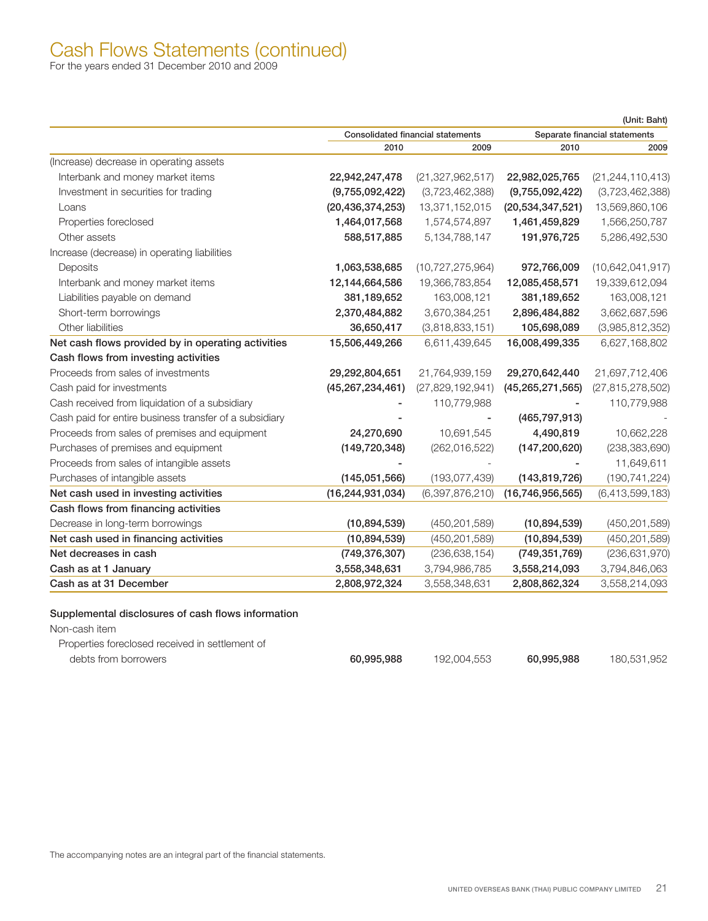# Cash Flows Statements (continued)

For the years ended 31 December 2010 and 2009

(Unit: Baht)

| | Consolidated financial statements | | Separate financial statements | |
|---|---|---|---|---|
| | 2010 | 2009 | 2010 | 2009 |
| (Increase) decrease in operating assets | | | | |
| Interbank and money market items | **22,942,247,478** | (21,327,962,517) | **22,982,025,765** | (21,244,110,413) |
| Investment in securities for trading | **(9,755,092,422)** | (3,723,462,388) | **(9,755,092,422)** | (3,723,462,388) |
| Loans | **(20,436,374,253)** | 13,371,152,015 | **(20,534,347,521)** | 13,569,860,106 |
| Properties foreclosed | **1,464,017,568** | 1,574,574,897 | **1,461,459,829** | 1,566,250,787 |
| Other assets | **588,517,885** | 5,134,788,147 | **191,976,725** | 5,286,492,530 |
| Increase (decrease) in operating liabilities | | | | |
| Deposits | **1,063,538,685** | (10,727,275,964) | **972,766,009** | (10,642,041,917) |
| Interbank and money market items | **12,144,664,586** | 19,366,783,854 | **12,085,458,571** | 19,339,612,094 |
| Liabilities payable on demand | **381,189,652** | 163,008,121 | **381,189,652** | 163,008,121 |
| Short-term borrowings | **2,370,484,882** | 3,670,384,251 | **2,896,484,882** | 3,662,687,596 |
| Other liabilities | **36,650,417** | (3,818,833,151) | **105,698,089** | (3,985,812,352) |
| **Net cash flows provided by in operating activities** | **15,506,449,266** | 6,611,439,645 | **16,008,499,335** | 6,627,168,802 |
| **Cash flows from investing activities** | | | | |
| Proceeds from sales of investments | **29,292,804,651** | 21,764,939,159 | **29,270,642,440** | 21,697,712,406 |
| Cash paid for investments | **(45,267,234,461)** | (27,829,192,941) | **(45,265,271,565)** | (27,815,278,502) |
| Cash received from liquidation of a subsidiary | **-** | 110,779,988 | **-** | 110,779,988 |
| Cash paid for entire business transfer of a subsidiary | **-** | - | **(465,797,913)** | - |
| Proceeds from sales of premises and equipment | **24,270,690** | 10,691,545 | **4,490,819** | 10,662,228 |
| Purchases of premises and equipment | **(149,720,348)** | (262,016,522) | **(147,200,620)** | (238,383,690) |
| Proceeds from sales of intangible assets | **-** | - | **-** | 11,649,611 |
| Purchases of intangible assets | **(145,051,566)** | (193,077,439) | **(143,819,726)** | (190,741,224) |
| **Net cash used in investing activities** | **(16,244,931,034)** | (6,397,876,210) | **(16,746,956,565)** | (6,413,599,183) |
| **Cash flows from financing activities** | | | | |
| Decrease in long-term borrowings | **(10,894,539)** | (450,201,589) | **(10,894,539)** | (450,201,589) |
| **Net cash used in financing activities** | **(10,894,539)** | (450,201,589) | **(10,894,539)** | (450,201,589) |
| **Net decreases in cash** | **(749,376,307)** | (236,638,154) | **(749,351,769)** | (236,631,970) |
| **Cash as at 1 January** | **3,558,348,631** | 3,794,986,785 | **3,558,214,093** | 3,794,846,063 |
| **Cash as at 31 December** | **2,808,972,324** | 3,558,348,631 | **2,808,862,324** | 3,558,214,093 |
| | | | | |
| **Supplemental disclosures of cash flows information** | | | | |
| Non-cash item | | | | |
| Properties foreclosed received in settlement of debts from borrowers | **60,995,988** | 192,004,553 | **60,995,988** | 180,531,952 |

The accompanying notes are an integral part of the financial statements.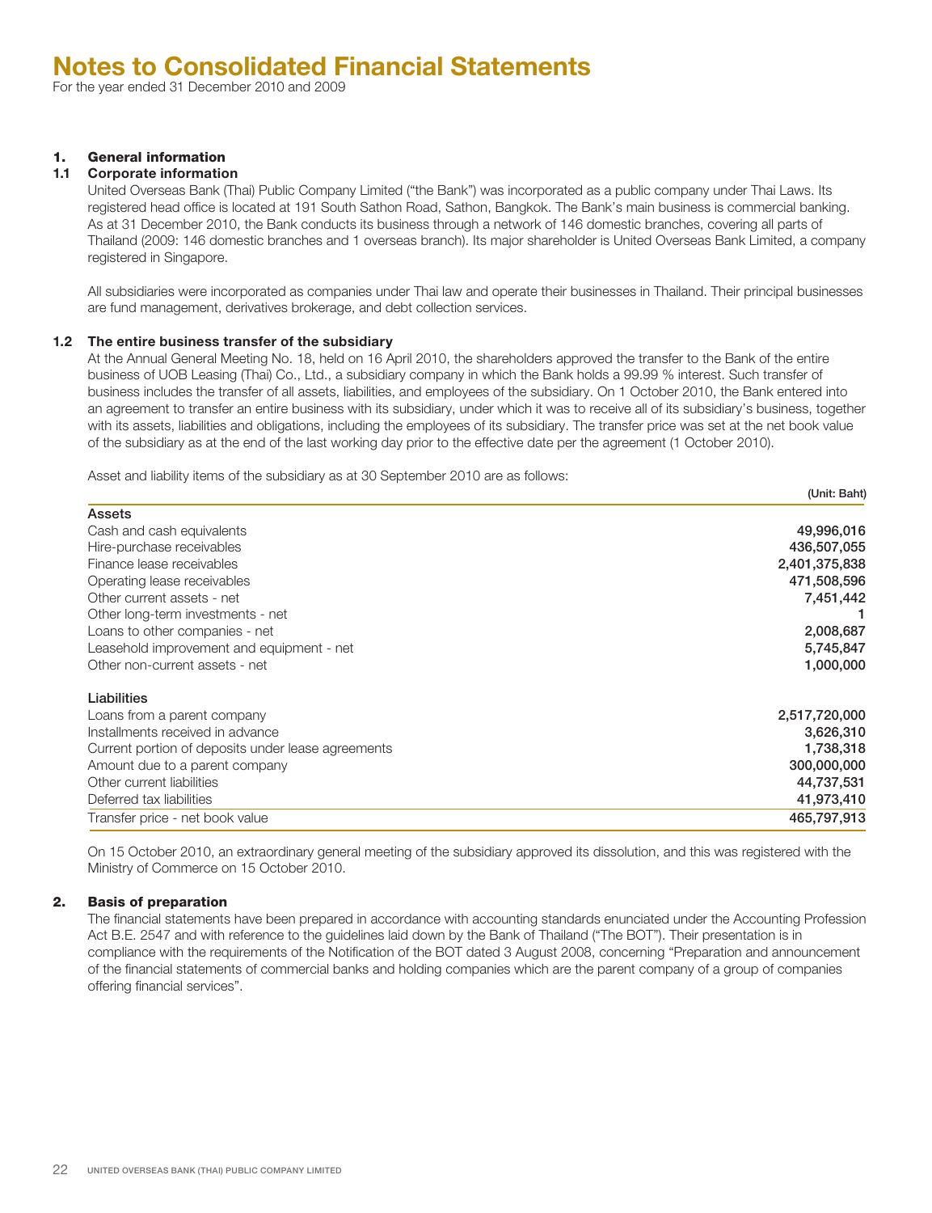# Notes to Consolidated Financial Statements

For the year ended 31 December 2010 and 2009

## 1. General information

### 1.1 Corporate information

United Overseas Bank (Thai) Public Company Limited ("the Bank") was incorporated as a public company under Thai Laws. Its registered head office is located at 191 South Sathon Road, Sathon, Bangkok. The Bank's main business is commercial banking. As at 31 December 2010, the Bank conducts its business through a network of 146 domestic branches, covering all parts of Thailand (2009: 146 domestic branches and 1 overseas branch). Its major shareholder is United Overseas Bank Limited, a company registered in Singapore.

All subsidiaries were incorporated as companies under Thai law and operate their businesses in Thailand. Their principal businesses are fund management, derivatives brokerage, and debt collection services.

### 1.2 The entire business transfer of the subsidiary

At the Annual General Meeting No. 18, held on 16 April 2010, the shareholders approved the transfer to the Bank of the entire business of UOB Leasing (Thai) Co., Ltd., a subsidiary company in which the Bank holds a 99.99 % interest. Such transfer of business includes the transfer of all assets, liabilities, and employees of the subsidiary. On 1 October 2010, the Bank entered into an agreement to transfer an entire business with its subsidiary, under which it was to receive all of its subsidiary's business, together with its assets, liabilities and obligations, including the employees of its subsidiary. The transfer price was set at the net book value of the subsidiary as at the end of the last working day prior to the effective date per the agreement (1 October 2010).

Asset and liability items of the subsidiary as at 30 September 2010 are as follows:

| | (Unit: Baht) |
|---|---:|
| **Assets** | |
| Cash and cash equivalents | 49,996,016 |
| Hire-purchase receivables | 436,507,055 |
| Finance lease receivables | 2,401,375,838 |
| Operating lease receivables | 471,508,596 |
| Other current assets - net | 7,451,442 |
| Other long-term investments - net | 1 |
| Loans to other companies - net | 2,008,687 |
| Leasehold improvement and equipment - net | 5,745,847 |
| Other non-current assets - net | 1,000,000 |
| **Liabilities** | |
| Loans from a parent company | 2,517,720,000 |
| Installments received in advance | 3,626,310 |
| Current portion of deposits under lease agreements | 1,738,318 |
| Amount due to a parent company | 300,000,000 |
| Other current liabilities | 44,737,531 |
| Deferred tax liabilities | 41,973,410 |
| Transfer price - net book value | 465,797,913 |

On 15 October 2010, an extraordinary general meeting of the subsidiary approved its dissolution, and this was registered with the Ministry of Commerce on 15 October 2010.

## 2. Basis of preparation

The financial statements have been prepared in accordance with accounting standards enunciated under the Accounting Profession Act B.E. 2547 and with reference to the guidelines laid down by the Bank of Thailand ("The BOT"). Their presentation is in compliance with the requirements of the Notification of the BOT dated 3 August 2008, concerning "Preparation and announcement of the financial statements of commercial banks and holding companies which are the parent company of a group of companies offering financial services".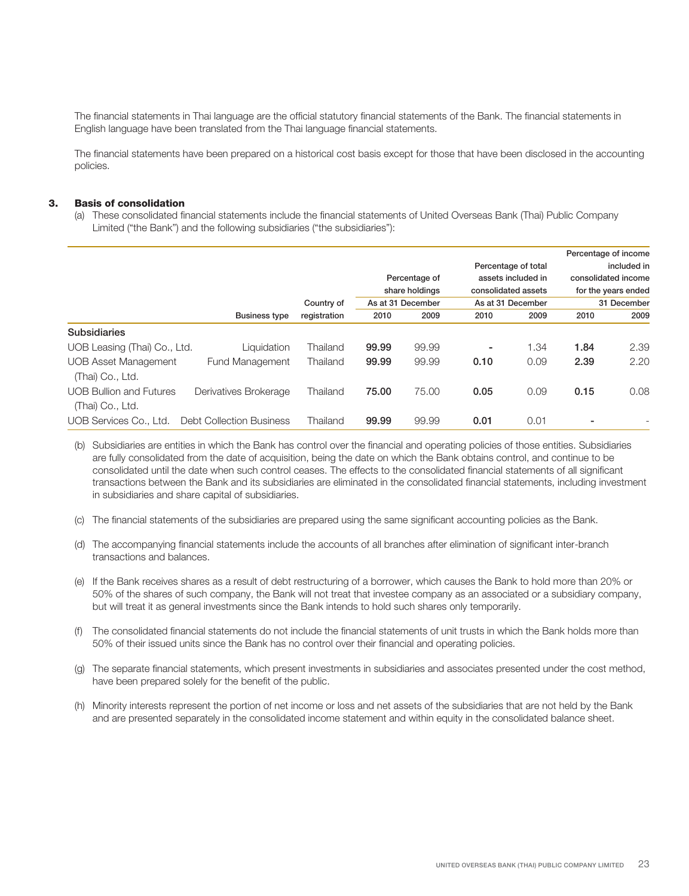The financial statements in Thai language are the official statutory financial statements of the Bank. The financial statements in English language have been translated from the Thai language financial statements.

The financial statements have been prepared on a historical cost basis except for those that have been disclosed in the accounting policies.

## 3. Basis of consolidation

(a) These consolidated financial statements include the financial statements of United Overseas Bank (Thai) Public Company Limited ("the Bank") and the following subsidiaries ("the subsidiaries"):

| | Business type | Country of registration | Percentage of share holdings As at 31 December | | Percentage of total assets included in consolidated assets As at 31 December | | Percentage of income included in consolidated income for the years ended 31 December | |
|---|---|---|---|---|---|---|---|---|
| | | | 2010 | 2009 | 2010 | 2009 | 2010 | 2009 |
| **Subsidiaries** | | | | | | | | |
| UOB Leasing (Thai) Co., Ltd. | Liquidation | Thailand | **99.99** | 99.99 | **-** | 1.34 | **1.84** | 2.39 |
| UOB Asset Management (Thai) Co., Ltd. | Fund Management | Thailand | **99.99** | 99.99 | **0.10** | 0.09 | **2.39** | 2.20 |
| UOB Bullion and Futures (Thai) Co., Ltd. | Derivatives Brokerage | Thailand | **75.00** | 75.00 | **0.05** | 0.09 | **0.15** | 0.08 |
| UOB Services Co., Ltd. | Debt Collection Business | Thailand | **99.99** | 99.99 | **0.01** | 0.01 | **-** | - |

(b) Subsidiaries are entities in which the Bank has control over the financial and operating policies of those entities. Subsidiaries are fully consolidated from the date of acquisition, being the date on which the Bank obtains control, and continue to be consolidated until the date when such control ceases. The effects to the consolidated financial statements of all significant transactions between the Bank and its subsidiaries are eliminated in the consolidated financial statements, including investment in subsidiaries and share capital of subsidiaries.

(c) The financial statements of the subsidiaries are prepared using the same significant accounting policies as the Bank.

(d) The accompanying financial statements include the accounts of all branches after elimination of significant inter-branch transactions and balances.

(e) If the Bank receives shares as a result of debt restructuring of a borrower, which causes the Bank to hold more than 20% or 50% of the shares of such company, the Bank will not treat that investee company as an associated or a subsidiary company, but will treat it as general investments since the Bank intends to hold such shares only temporarily.

(f) The consolidated financial statements do not include the financial statements of unit trusts in which the Bank holds more than 50% of their issued units since the Bank has no control over their financial and operating policies.

(g) The separate financial statements, which present investments in subsidiaries and associates presented under the cost method, have been prepared solely for the benefit of the public.

(h) Minority interests represent the portion of net income or loss and net assets of the subsidiaries that are not held by the Bank and are presented separately in the consolidated income statement and within equity in the consolidated balance sheet.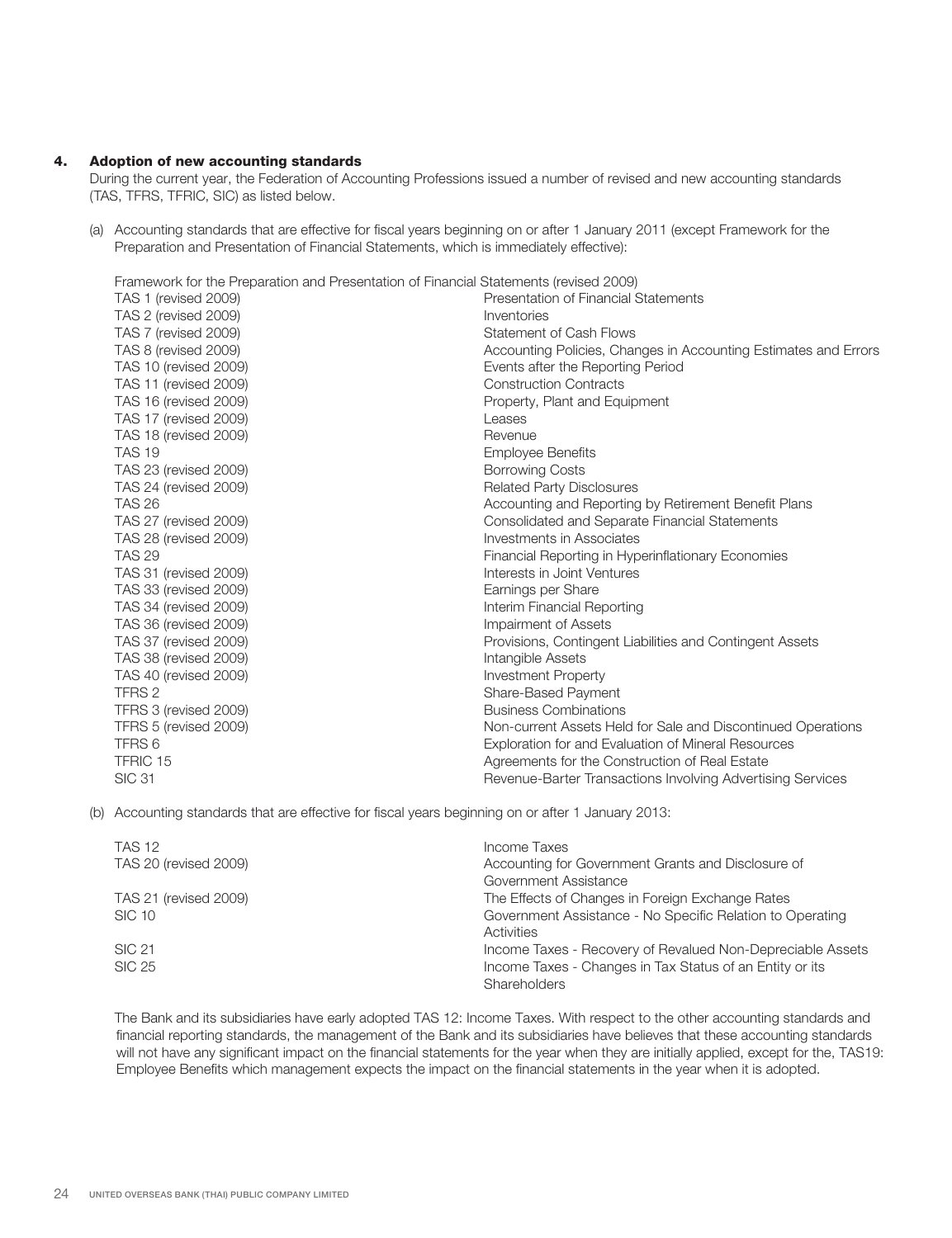## 4. Adoption of new accounting standards

During the current year, the Federation of Accounting Professions issued a number of revised and new accounting standards (TAS, TFRS, TFRIC, SIC) as listed below.

(a) Accounting standards that are effective for fiscal years beginning on or after 1 January 2011 (except Framework for the Preparation and Presentation of Financial Statements, which is immediately effective):

Framework for the Preparation and Presentation of Financial Statements (revised 2009)

| | |
|---|---|
| TAS 1 (revised 2009) | Presentation of Financial Statements |
| TAS 2 (revised 2009) | Inventories |
| TAS 7 (revised 2009) | Statement of Cash Flows |
| TAS 8 (revised 2009) | Accounting Policies, Changes in Accounting Estimates and Errors |
| TAS 10 (revised 2009) | Events after the Reporting Period |
| TAS 11 (revised 2009) | Construction Contracts |
| TAS 16 (revised 2009) | Property, Plant and Equipment |
| TAS 17 (revised 2009) | Leases |
| TAS 18 (revised 2009) | Revenue |
| TAS 19 | Employee Benefits |
| TAS 23 (revised 2009) | Borrowing Costs |
| TAS 24 (revised 2009) | Related Party Disclosures |
| TAS 26 | Accounting and Reporting by Retirement Benefit Plans |
| TAS 27 (revised 2009) | Consolidated and Separate Financial Statements |
| TAS 28 (revised 2009) | Investments in Associates |
| TAS 29 | Financial Reporting in Hyperinflationary Economies |
| TAS 31 (revised 2009) | Interests in Joint Ventures |
| TAS 33 (revised 2009) | Earnings per Share |
| TAS 34 (revised 2009) | Interim Financial Reporting |
| TAS 36 (revised 2009) | Impairment of Assets |
| TAS 37 (revised 2009) | Provisions, Contingent Liabilities and Contingent Assets |
| TAS 38 (revised 2009) | Intangible Assets |
| TAS 40 (revised 2009) | Investment Property |
| TFRS 2 | Share-Based Payment |
| TFRS 3 (revised 2009) | Business Combinations |
| TFRS 5 (revised 2009) | Non-current Assets Held for Sale and Discontinued Operations |
| TFRS 6 | Exploration for and Evaluation of Mineral Resources |
| TFRIC 15 | Agreements for the Construction of Real Estate |
| SIC 31 | Revenue-Barter Transactions Involving Advertising Services |

(b) Accounting standards that are effective for fiscal years beginning on or after 1 January 2013:

| | |
|---|---|
| TAS 12 | Income Taxes |
| TAS 20 (revised 2009) | Accounting for Government Grants and Disclosure of Government Assistance |
| TAS 21 (revised 2009) | The Effects of Changes in Foreign Exchange Rates |
| SIC 10 | Government Assistance - No Specific Relation to Operating Activities |
| SIC 21 | Income Taxes - Recovery of Revalued Non-Depreciable Assets |
| SIC 25 | Income Taxes - Changes in Tax Status of an Entity or its Shareholders |

The Bank and its subsidiaries have early adopted TAS 12: Income Taxes. With respect to the other accounting standards and financial reporting standards, the management of the Bank and its subsidiaries have believes that these accounting standards will not have any significant impact on the financial statements for the year when they are initially applied, except for the, TAS19: Employee Benefits which management expects the impact on the financial statements in the year when it is adopted.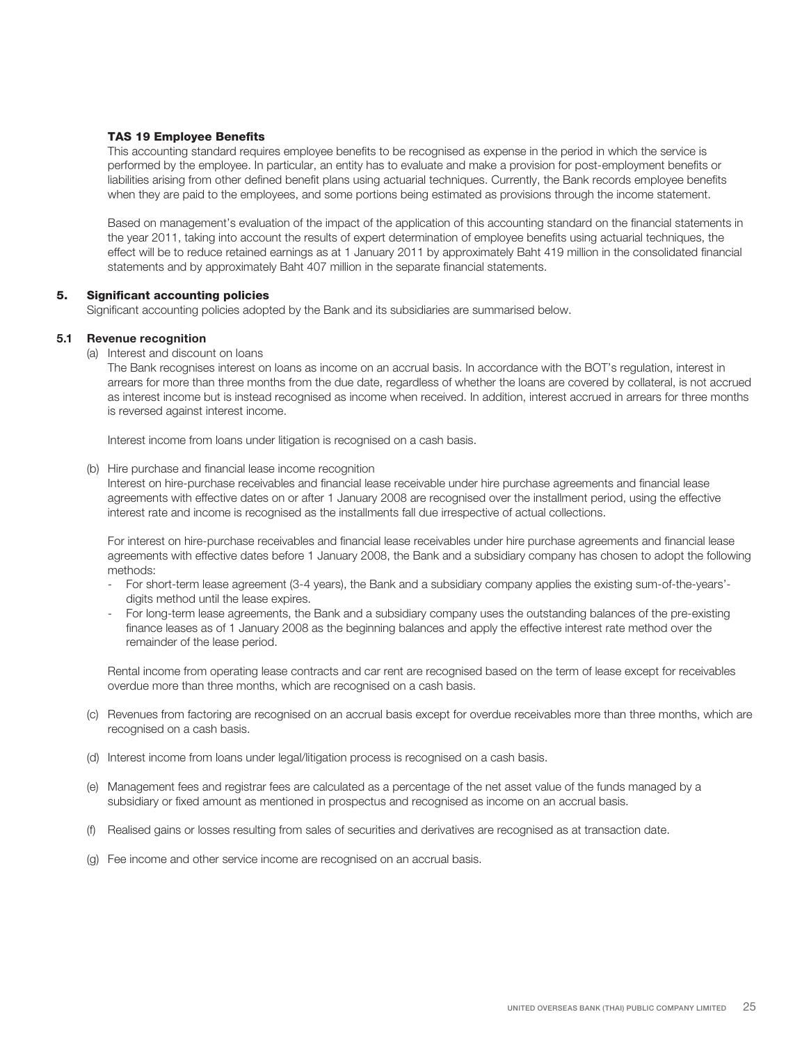**TAS 19 Employee Benefits**

This accounting standard requires employee benefits to be recognised as expense in the period in which the service is performed by the employee. In particular, an entity has to evaluate and make a provision for post-employment benefits or liabilities arising from other defined benefit plans using actuarial techniques. Currently, the Bank records employee benefits when they are paid to the employees, and some portions being estimated as provisions through the income statement.

Based on management's evaluation of the impact of the application of this accounting standard on the financial statements in the year 2011, taking into account the results of expert determination of employee benefits using actuarial techniques, the effect will be to reduce retained earnings as at 1 January 2011 by approximately Baht 419 million in the consolidated financial statements and by approximately Baht 407 million in the separate financial statements.

## 5. Significant accounting policies

Significant accounting policies adopted by the Bank and its subsidiaries are summarised below.

### 5.1 Revenue recognition

(a) Interest and discount on loans

The Bank recognises interest on loans as income on an accrual basis. In accordance with the BOT's regulation, interest in arrears for more than three months from the due date, regardless of whether the loans are covered by collateral, is not accrued as interest income but is instead recognised as income when received. In addition, interest accrued in arrears for three months is reversed against interest income.

Interest income from loans under litigation is recognised on a cash basis.

(b) Hire purchase and financial lease income recognition

Interest on hire-purchase receivables and financial lease receivable under hire purchase agreements and financial lease agreements with effective dates on or after 1 January 2008 are recognised over the installment period, using the effective interest rate and income is recognised as the installments fall due irrespective of actual collections.

For interest on hire-purchase receivables and financial lease receivables under hire purchase agreements and financial lease agreements with effective dates before 1 January 2008, the Bank and a subsidiary company has chosen to adopt the following methods:

- For short-term lease agreement (3-4 years), the Bank and a subsidiary company applies the existing sum-of-the-years'-digits method until the lease expires.
- For long-term lease agreements, the Bank and a subsidiary company uses the outstanding balances of the pre-existing finance leases as of 1 January 2008 as the beginning balances and apply the effective interest rate method over the remainder of the lease period.

Rental income from operating lease contracts and car rent are recognised based on the term of lease except for receivables overdue more than three months, which are recognised on a cash basis.

(c) Revenues from factoring are recognised on an accrual basis except for overdue receivables more than three months, which are recognised on a cash basis.

(d) Interest income from loans under legal/litigation process is recognised on a cash basis.

(e) Management fees and registrar fees are calculated as a percentage of the net asset value of the funds managed by a subsidiary or fixed amount as mentioned in prospectus and recognised as income on an accrual basis.

(f) Realised gains or losses resulting from sales of securities and derivatives are recognised as at transaction date.

(g) Fee income and other service income are recognised on an accrual basis.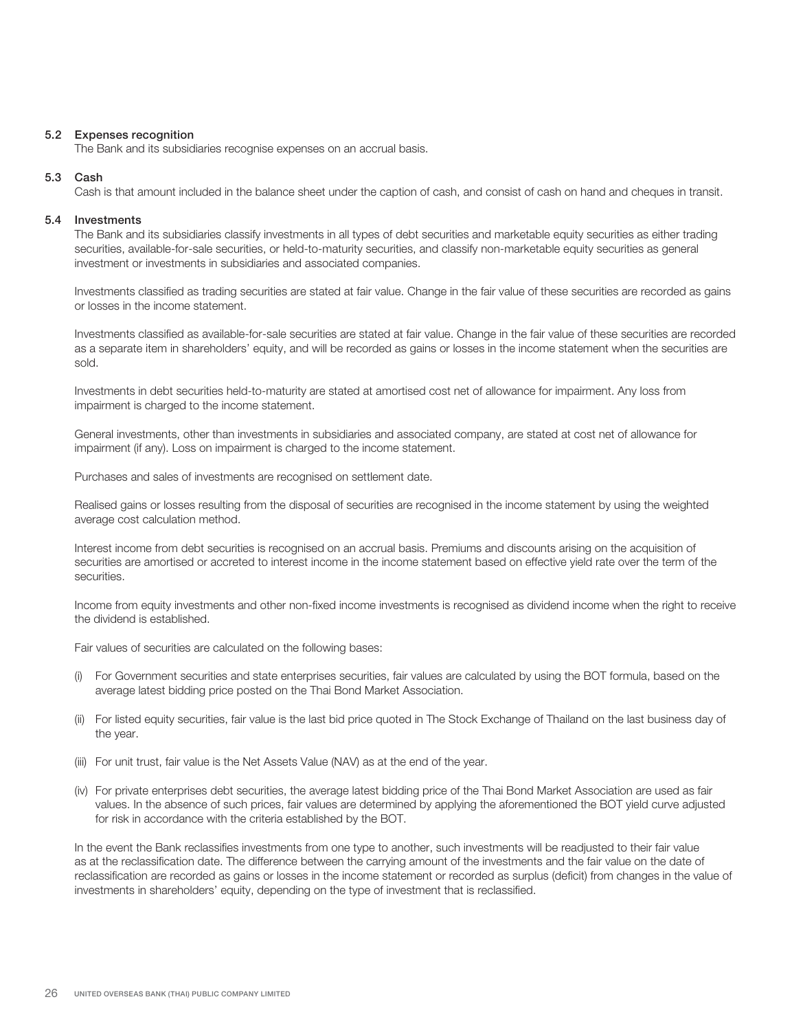### 5.2 Expenses recognition

The Bank and its subsidiaries recognise expenses on an accrual basis.

### 5.3 Cash

Cash is that amount included in the balance sheet under the caption of cash, and consist of cash on hand and cheques in transit.

### 5.4 Investments

The Bank and its subsidiaries classify investments in all types of debt securities and marketable equity securities as either trading securities, available-for-sale securities, or held-to-maturity securities, and classify non-marketable equity securities as general investment or investments in subsidiaries and associated companies.

Investments classified as trading securities are stated at fair value. Change in the fair value of these securities are recorded as gains or losses in the income statement.

Investments classified as available-for-sale securities are stated at fair value. Change in the fair value of these securities are recorded as a separate item in shareholders' equity, and will be recorded as gains or losses in the income statement when the securities are sold.

Investments in debt securities held-to-maturity are stated at amortised cost net of allowance for impairment. Any loss from impairment is charged to the income statement.

General investments, other than investments in subsidiaries and associated company, are stated at cost net of allowance for impairment (if any). Loss on impairment is charged to the income statement.

Purchases and sales of investments are recognised on settlement date.

Realised gains or losses resulting from the disposal of securities are recognised in the income statement by using the weighted average cost calculation method.

Interest income from debt securities is recognised on an accrual basis. Premiums and discounts arising on the acquisition of securities are amortised or accreted to interest income in the income statement based on effective yield rate over the term of the securities.

Income from equity investments and other non-fixed income investments is recognised as dividend income when the right to receive the dividend is established.

Fair values of securities are calculated on the following bases:

(i) For Government securities and state enterprises securities, fair values are calculated by using the BOT formula, based on the average latest bidding price posted on the Thai Bond Market Association.

(ii) For listed equity securities, fair value is the last bid price quoted in The Stock Exchange of Thailand on the last business day of the year.

(iii) For unit trust, fair value is the Net Assets Value (NAV) as at the end of the year.

(iv) For private enterprises debt securities, the average latest bidding price of the Thai Bond Market Association are used as fair values. In the absence of such prices, fair values are determined by applying the aforementioned the BOT yield curve adjusted for risk in accordance with the criteria established by the BOT.

In the event the Bank reclassifies investments from one type to another, such investments will be readjusted to their fair value as at the reclassification date. The difference between the carrying amount of the investments and the fair value on the date of reclassification are recorded as gains or losses in the income statement or recorded as surplus (deficit) from changes in the value of investments in shareholders' equity, depending on the type of investment that is reclassified.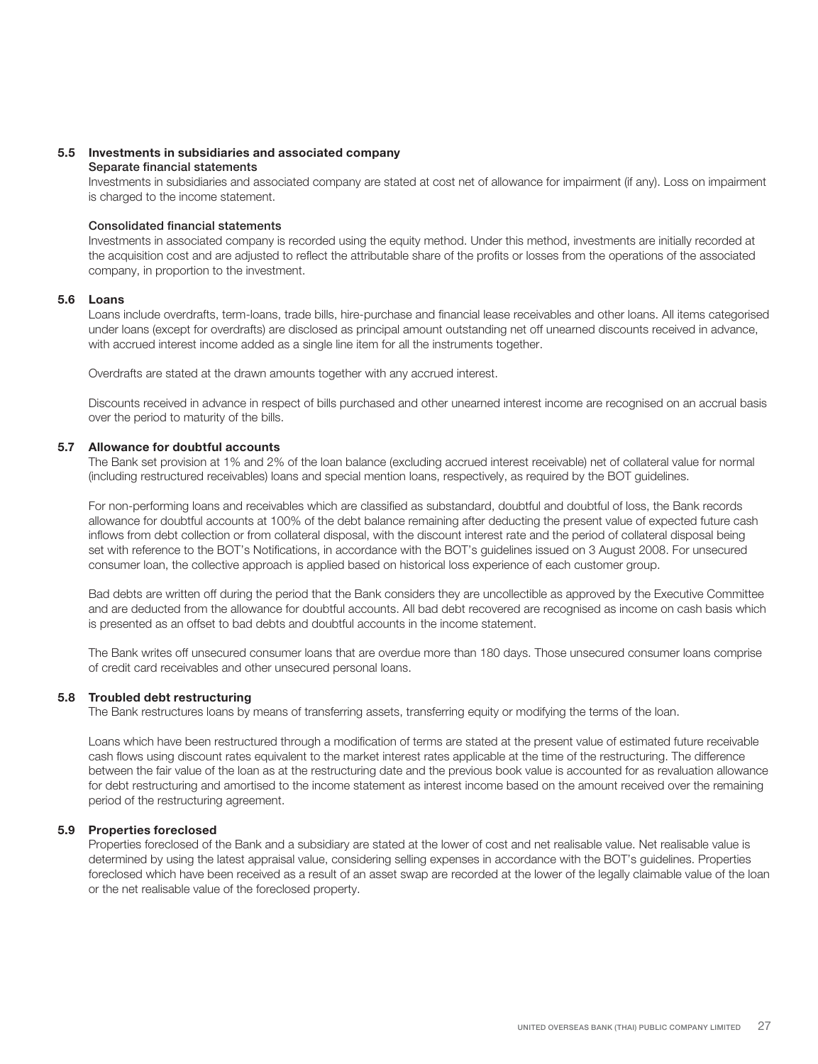### 5.5 Investments in subsidiaries and associated company

**Separate financial statements**

Investments in subsidiaries and associated company are stated at cost net of allowance for impairment (if any). Loss on impairment is charged to the income statement.

**Consolidated financial statements**

Investments in associated company is recorded using the equity method. Under this method, investments are initially recorded at the acquisition cost and are adjusted to reflect the attributable share of the profits or losses from the operations of the associated company, in proportion to the investment.

### 5.6 Loans

Loans include overdrafts, term-loans, trade bills, hire-purchase and financial lease receivables and other loans. All items categorised under loans (except for overdrafts) are disclosed as principal amount outstanding net off unearned discounts received in advance, with accrued interest income added as a single line item for all the instruments together.

Overdrafts are stated at the drawn amounts together with any accrued interest.

Discounts received in advance in respect of bills purchased and other unearned interest income are recognised on an accrual basis over the period to maturity of the bills.

### 5.7 Allowance for doubtful accounts

The Bank set provision at 1% and 2% of the loan balance (excluding accrued interest receivable) net of collateral value for normal (including restructured receivables) loans and special mention loans, respectively, as required by the BOT guidelines.

For non-performing loans and receivables which are classified as substandard, doubtful and doubtful of loss, the Bank records allowance for doubtful accounts at 100% of the debt balance remaining after deducting the present value of expected future cash inflows from debt collection or from collateral disposal, with the discount interest rate and the period of collateral disposal being set with reference to the BOT's Notifications, in accordance with the BOT's guidelines issued on 3 August 2008. For unsecured consumer loan, the collective approach is applied based on historical loss experience of each customer group.

Bad debts are written off during the period that the Bank considers they are uncollectible as approved by the Executive Committee and are deducted from the allowance for doubtful accounts. All bad debt recovered are recognised as income on cash basis which is presented as an offset to bad debts and doubtful accounts in the income statement.

The Bank writes off unsecured consumer loans that are overdue more than 180 days. Those unsecured consumer loans comprise of credit card receivables and other unsecured personal loans.

### 5.8 Troubled debt restructuring

The Bank restructures loans by means of transferring assets, transferring equity or modifying the terms of the loan.

Loans which have been restructured through a modification of terms are stated at the present value of estimated future receivable cash flows using discount rates equivalent to the market interest rates applicable at the time of the restructuring. The difference between the fair value of the loan as at the restructuring date and the previous book value is accounted for as revaluation allowance for debt restructuring and amortised to the income statement as interest income based on the amount received over the remaining period of the restructuring agreement.

### 5.9 Properties foreclosed

Properties foreclosed of the Bank and a subsidiary are stated at the lower of cost and net realisable value. Net realisable value is determined by using the latest appraisal value, considering selling expenses in accordance with the BOT's guidelines. Properties foreclosed which have been received as a result of an asset swap are recorded at the lower of the legally claimable value of the loan or the net realisable value of the foreclosed property.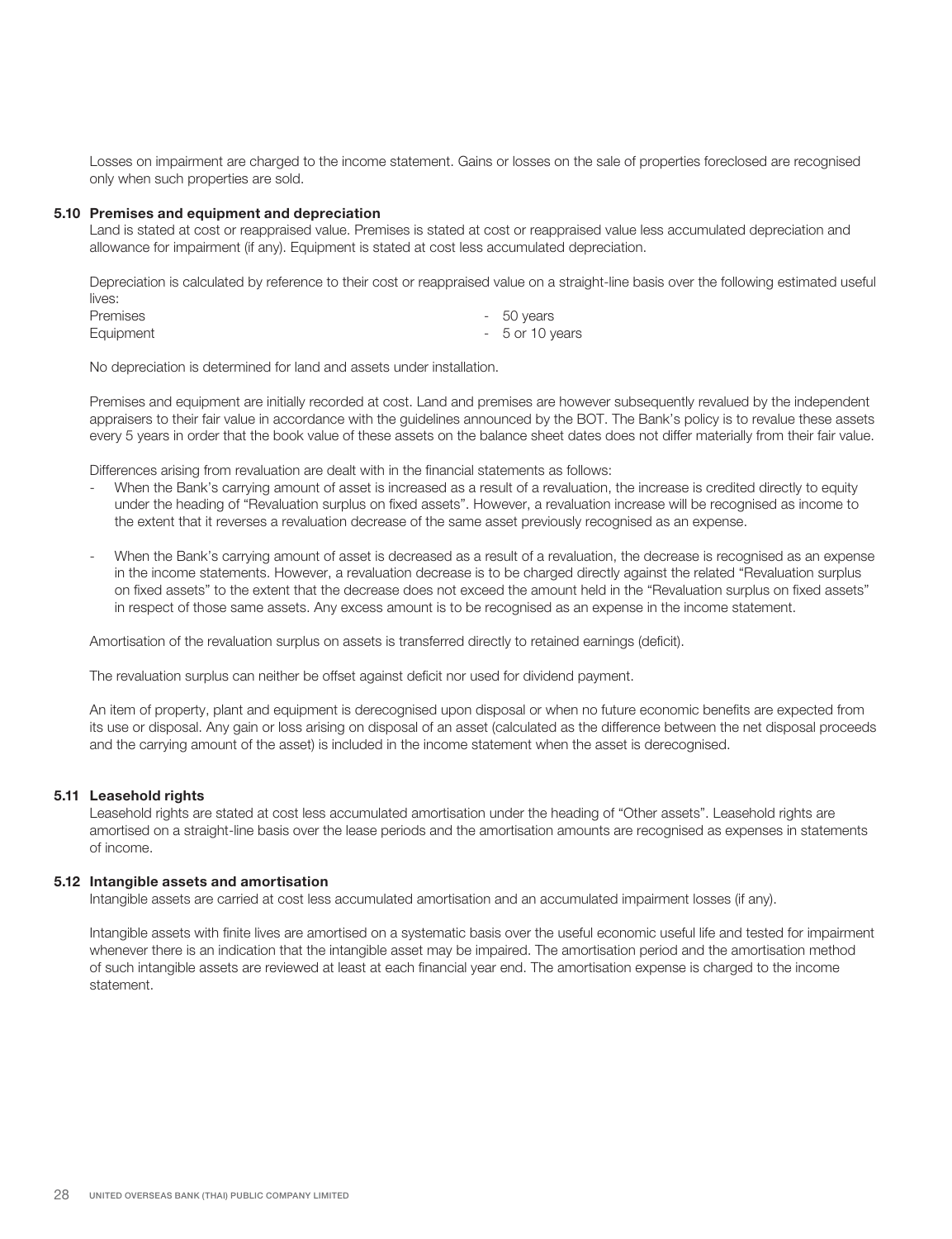Losses on impairment are charged to the income statement. Gains or losses on the sale of properties foreclosed are recognised only when such properties are sold.

### 5.10 Premises and equipment and depreciation

Land is stated at cost or reappraised value. Premises is stated at cost or reappraised value less accumulated depreciation and allowance for impairment (if any). Equipment is stated at cost less accumulated depreciation.

Depreciation is calculated by reference to their cost or reappraised value on a straight-line basis over the following estimated useful lives:

| | |
|---|---|
| Premises | - 50 years |
| Equipment | - 5 or 10 years |

No depreciation is determined for land and assets under installation.

Premises and equipment are initially recorded at cost. Land and premises are however subsequently revalued by the independent appraisers to their fair value in accordance with the guidelines announced by the BOT. The Bank's policy is to revalue these assets every 5 years in order that the book value of these assets on the balance sheet dates does not differ materially from their fair value.

Differences arising from revaluation are dealt with in the financial statements as follows:

- When the Bank's carrying amount of asset is increased as a result of a revaluation, the increase is credited directly to equity under the heading of "Revaluation surplus on fixed assets". However, a revaluation increase will be recognised as income to the extent that it reverses a revaluation decrease of the same asset previously recognised as an expense.

- When the Bank's carrying amount of asset is decreased as a result of a revaluation, the decrease is recognised as an expense in the income statements. However, a revaluation decrease is to be charged directly against the related "Revaluation surplus on fixed assets" to the extent that the decrease does not exceed the amount held in the "Revaluation surplus on fixed assets" in respect of those same assets. Any excess amount is to be recognised as an expense in the income statement.

Amortisation of the revaluation surplus on assets is transferred directly to retained earnings (deficit).

The revaluation surplus can neither be offset against deficit nor used for dividend payment.

An item of property, plant and equipment is derecognised upon disposal or when no future economic benefits are expected from its use or disposal. Any gain or loss arising on disposal of an asset (calculated as the difference between the net disposal proceeds and the carrying amount of the asset) is included in the income statement when the asset is derecognised.

### 5.11 Leasehold rights

Leasehold rights are stated at cost less accumulated amortisation under the heading of "Other assets". Leasehold rights are amortised on a straight-line basis over the lease periods and the amortisation amounts are recognised as expenses in statements of income.

### 5.12 Intangible assets and amortisation

Intangible assets are carried at cost less accumulated amortisation and an accumulated impairment losses (if any).

Intangible assets with finite lives are amortised on a systematic basis over the useful economic useful life and tested for impairment whenever there is an indication that the intangible asset may be impaired. The amortisation period and the amortisation method of such intangible assets are reviewed at least at each financial year end. The amortisation expense is charged to the income statement.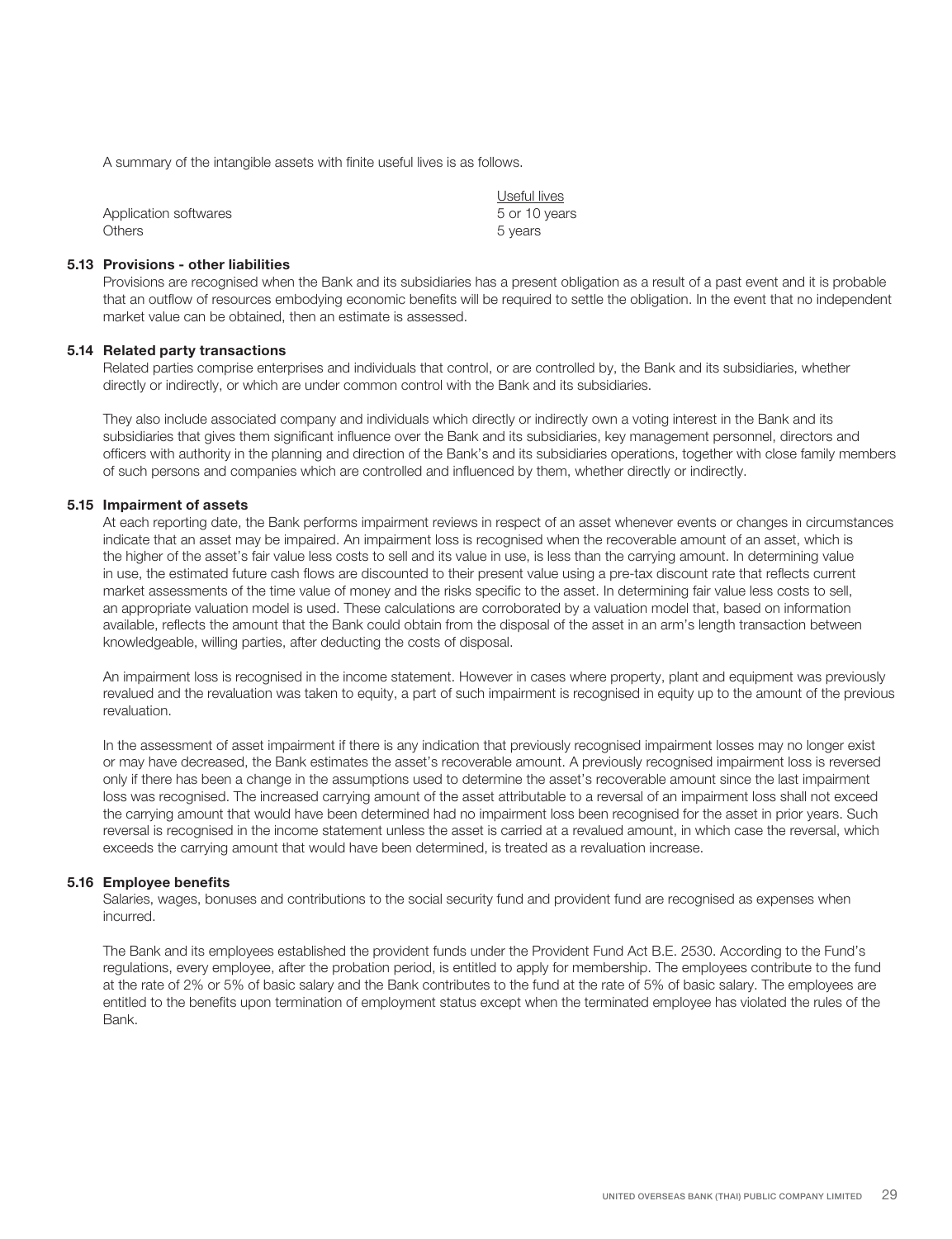A summary of the intangible assets with finite useful lives is as follows.

| | Useful lives |
|---|---|
| Application softwares | 5 or 10 years |
| Others | 5 years |

### 5.13 Provisions - other liabilities

Provisions are recognised when the Bank and its subsidiaries has a present obligation as a result of a past event and it is probable that an outflow of resources embodying economic benefits will be required to settle the obligation. In the event that no independent market value can be obtained, then an estimate is assessed.

### 5.14 Related party transactions

Related parties comprise enterprises and individuals that control, or are controlled by, the Bank and its subsidiaries, whether directly or indirectly, or which are under common control with the Bank and its subsidiaries.

They also include associated company and individuals which directly or indirectly own a voting interest in the Bank and its subsidiaries that gives them significant influence over the Bank and its subsidiaries, key management personnel, directors and officers with authority in the planning and direction of the Bank's and its subsidiaries operations, together with close family members of such persons and companies which are controlled and influenced by them, whether directly or indirectly.

### 5.15 Impairment of assets

At each reporting date, the Bank performs impairment reviews in respect of an asset whenever events or changes in circumstances indicate that an asset may be impaired. An impairment loss is recognised when the recoverable amount of an asset, which is the higher of the asset's fair value less costs to sell and its value in use, is less than the carrying amount. In determining value in use, the estimated future cash flows are discounted to their present value using a pre-tax discount rate that reflects current market assessments of the time value of money and the risks specific to the asset. In determining fair value less costs to sell, an appropriate valuation model is used. These calculations are corroborated by a valuation model that, based on information available, reflects the amount that the Bank could obtain from the disposal of the asset in an arm's length transaction between knowledgeable, willing parties, after deducting the costs of disposal.

An impairment loss is recognised in the income statement. However in cases where property, plant and equipment was previously revalued and the revaluation was taken to equity, a part of such impairment is recognised in equity up to the amount of the previous revaluation.

In the assessment of asset impairment if there is any indication that previously recognised impairment losses may no longer exist or may have decreased, the Bank estimates the asset's recoverable amount. A previously recognised impairment loss is reversed only if there has been a change in the assumptions used to determine the asset's recoverable amount since the last impairment loss was recognised. The increased carrying amount of the asset attributable to a reversal of an impairment loss shall not exceed the carrying amount that would have been determined had no impairment loss been recognised for the asset in prior years. Such reversal is recognised in the income statement unless the asset is carried at a revalued amount, in which case the reversal, which exceeds the carrying amount that would have been determined, is treated as a revaluation increase.

### 5.16 Employee benefits

Salaries, wages, bonuses and contributions to the social security fund and provident fund are recognised as expenses when incurred.

The Bank and its employees established the provident funds under the Provident Fund Act B.E. 2530. According to the Fund's regulations, every employee, after the probation period, is entitled to apply for membership. The employees contribute to the fund at the rate of 2% or 5% of basic salary and the Bank contributes to the fund at the rate of 5% of basic salary. The employees are entitled to the benefits upon termination of employment status except when the terminated employee has violated the rules of the Bank.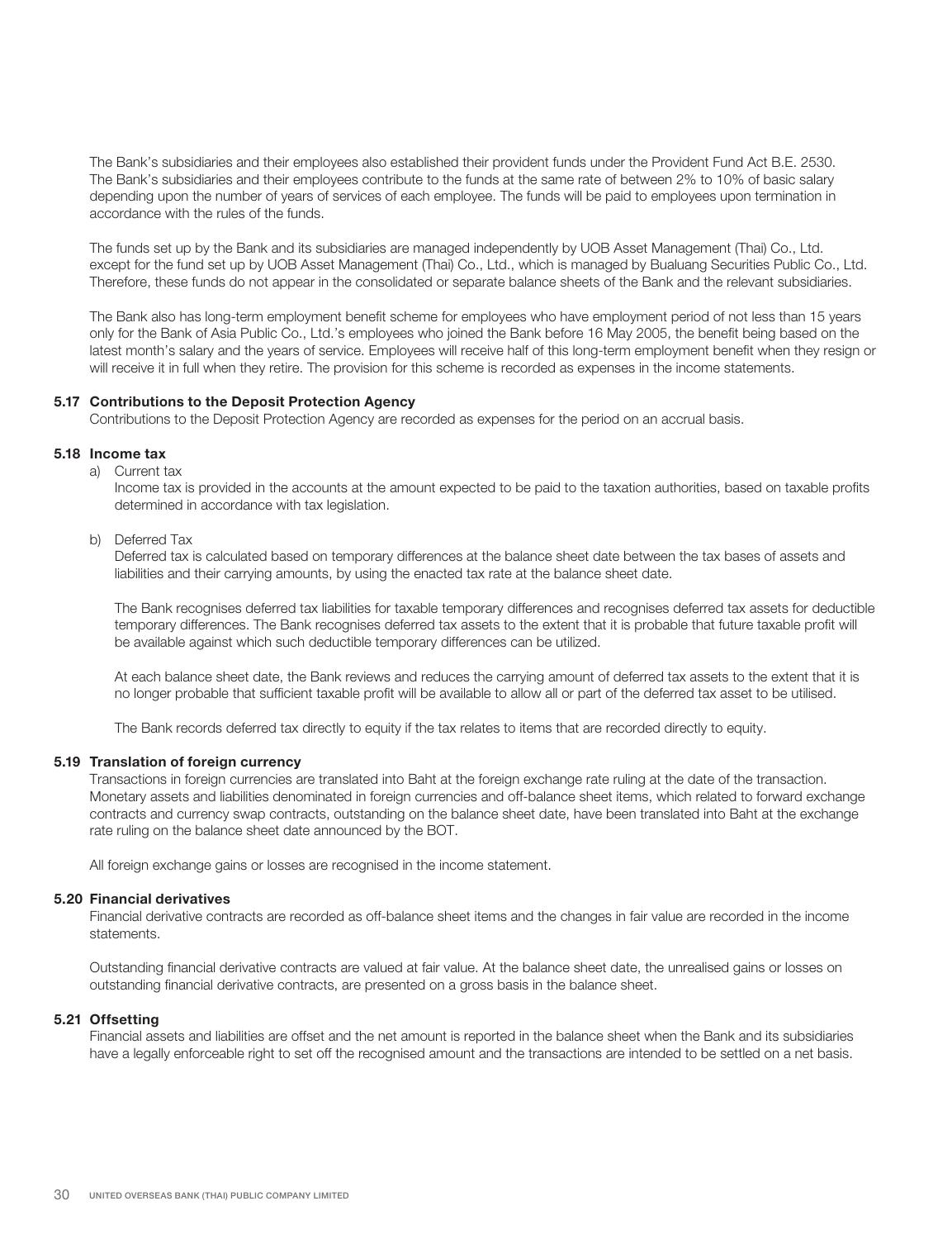The Bank's subsidiaries and their employees also established their provident funds under the Provident Fund Act B.E. 2530. The Bank's subsidiaries and their employees contribute to the funds at the same rate of between 2% to 10% of basic salary depending upon the number of years of services of each employee. The funds will be paid to employees upon termination in accordance with the rules of the funds.

The funds set up by the Bank and its subsidiaries are managed independently by UOB Asset Management (Thai) Co., Ltd. except for the fund set up by UOB Asset Management (Thai) Co., Ltd., which is managed by Bualuang Securities Public Co., Ltd. Therefore, these funds do not appear in the consolidated or separate balance sheets of the Bank and the relevant subsidiaries.

The Bank also has long-term employment benefit scheme for employees who have employment period of not less than 15 years only for the Bank of Asia Public Co., Ltd.'s employees who joined the Bank before 16 May 2005, the benefit being based on the latest month's salary and the years of service. Employees will receive half of this long-term employment benefit when they resign or will receive it in full when they retire. The provision for this scheme is recorded as expenses in the income statements.

### 5.17 Contributions to the Deposit Protection Agency

Contributions to the Deposit Protection Agency are recorded as expenses for the period on an accrual basis.

### 5.18 Income tax

a) Current tax

Income tax is provided in the accounts at the amount expected to be paid to the taxation authorities, based on taxable profits determined in accordance with tax legislation.

b) Deferred Tax

Deferred tax is calculated based on temporary differences at the balance sheet date between the tax bases of assets and liabilities and their carrying amounts, by using the enacted tax rate at the balance sheet date.

The Bank recognises deferred tax liabilities for taxable temporary differences and recognises deferred tax assets for deductible temporary differences. The Bank recognises deferred tax assets to the extent that it is probable that future taxable profit will be available against which such deductible temporary differences can be utilized.

At each balance sheet date, the Bank reviews and reduces the carrying amount of deferred tax assets to the extent that it is no longer probable that sufficient taxable profit will be available to allow all or part of the deferred tax asset to be utilised.

The Bank records deferred tax directly to equity if the tax relates to items that are recorded directly to equity.

### 5.19 Translation of foreign currency

Transactions in foreign currencies are translated into Baht at the foreign exchange rate ruling at the date of the transaction. Monetary assets and liabilities denominated in foreign currencies and off-balance sheet items, which related to forward exchange contracts and currency swap contracts, outstanding on the balance sheet date, have been translated into Baht at the exchange rate ruling on the balance sheet date announced by the BOT.

All foreign exchange gains or losses are recognised in the income statement.

### 5.20 Financial derivatives

Financial derivative contracts are recorded as off-balance sheet items and the changes in fair value are recorded in the income statements.

Outstanding financial derivative contracts are valued at fair value. At the balance sheet date, the unrealised gains or losses on outstanding financial derivative contracts, are presented on a gross basis in the balance sheet.

### 5.21 Offsetting

Financial assets and liabilities are offset and the net amount is reported in the balance sheet when the Bank and its subsidiaries have a legally enforceable right to set off the recognised amount and the transactions are intended to be settled on a net basis.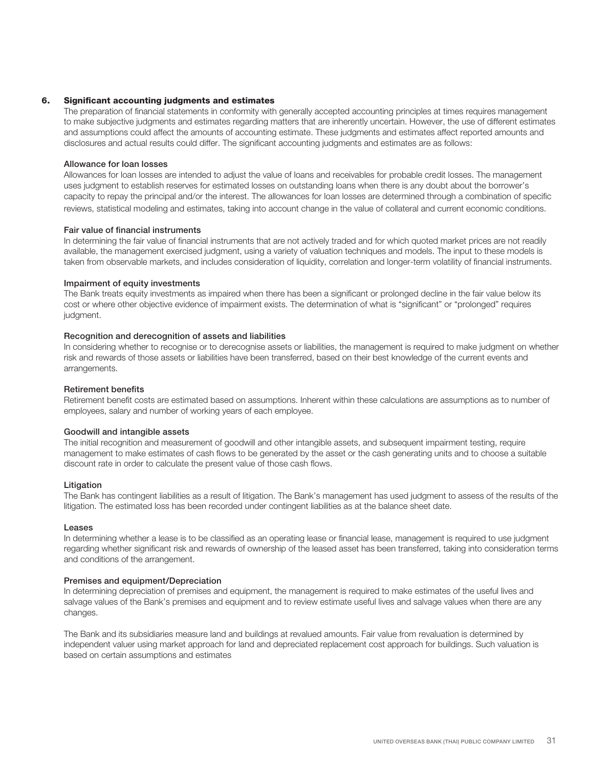## 6. Significant accounting judgments and estimates

The preparation of financial statements in conformity with generally accepted accounting principles at times requires management to make subjective judgments and estimates regarding matters that are inherently uncertain. However, the use of different estimates and assumptions could affect the amounts of accounting estimate. These judgments and estimates affect reported amounts and disclosures and actual results could differ. The significant accounting judgments and estimates are as follows:

### Allowance for loan losses

Allowances for loan losses are intended to adjust the value of loans and receivables for probable credit losses. The management uses judgment to establish reserves for estimated losses on outstanding loans when there is any doubt about the borrower's capacity to repay the principal and/or the interest. The allowances for loan losses are determined through a combination of specific reviews, statistical modeling and estimates, taking into account change in the value of collateral and current economic conditions.

### Fair value of financial instruments

In determining the fair value of financial instruments that are not actively traded and for which quoted market prices are not readily available, the management exercised judgment, using a variety of valuation techniques and models. The input to these models is taken from observable markets, and includes consideration of liquidity, correlation and longer-term volatility of financial instruments.

### Impairment of equity investments

The Bank treats equity investments as impaired when there has been a significant or prolonged decline in the fair value below its cost or where other objective evidence of impairment exists. The determination of what is "significant" or "prolonged" requires judgment.

### Recognition and derecognition of assets and liabilities

In considering whether to recognise or to derecognise assets or liabilities, the management is required to make judgment on whether risk and rewards of those assets or liabilities have been transferred, based on their best knowledge of the current events and arrangements.

### Retirement benefits

Retirement benefit costs are estimated based on assumptions. Inherent within these calculations are assumptions as to number of employees, salary and number of working years of each employee.

### Goodwill and intangible assets

The initial recognition and measurement of goodwill and other intangible assets, and subsequent impairment testing, require management to make estimates of cash flows to be generated by the asset or the cash generating units and to choose a suitable discount rate in order to calculate the present value of those cash flows.

### Litigation

The Bank has contingent liabilities as a result of litigation. The Bank's management has used judgment to assess of the results of the litigation. The estimated loss has been recorded under contingent liabilities as at the balance sheet date.

### Leases

In determining whether a lease is to be classified as an operating lease or financial lease, management is required to use judgment regarding whether significant risk and rewards of ownership of the leased asset has been transferred, taking into consideration terms and conditions of the arrangement.

### Premises and equipment/Depreciation

In determining depreciation of premises and equipment, the management is required to make estimates of the useful lives and salvage values of the Bank's premises and equipment and to review estimate useful lives and salvage values when there are any changes.

The Bank and its subsidiaries measure land and buildings at revalued amounts. Fair value from revaluation is determined by independent valuer using market approach for land and depreciated replacement cost approach for buildings. Such valuation is based on certain assumptions and estimates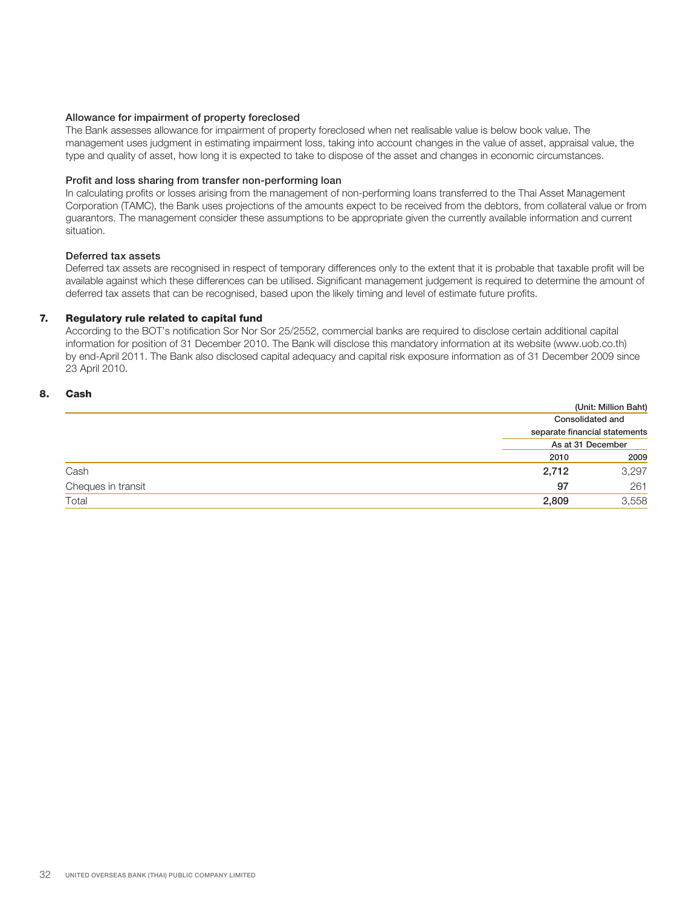#### Allowance for impairment of property foreclosed

The Bank assesses allowance for impairment of property foreclosed when net realisable value is below book value. The management uses judgment in estimating impairment loss, taking into account changes in the value of asset, appraisal value, the type and quality of asset, how long it is expected to take to dispose of the asset and changes in economic circumstances.

#### Profit and loss sharing from transfer non-performing loan

In calculating profits or losses arising from the management of non-performing loans transferred to the Thai Asset Management Corporation (TAMC), the Bank uses projections of the amounts expect to be received from the debtors, from collateral value or from guarantors. The management consider these assumptions to be appropriate given the currently available information and current situation.

#### Deferred tax assets

Deferred tax assets are recognised in respect of temporary differences only to the extent that it is probable that taxable profit will be available against which these differences can be utilised. Significant management judgement is required to determine the amount of deferred tax assets that can be recognised, based upon the likely timing and level of estimate future profits.

## 7. Regulatory rule related to capital fund

According to the BOT's notification Sor Nor Sor 25/2552, commercial banks are required to disclose certain additional capital information for position of 31 December 2010. The Bank will disclose this mandatory information at its website (www.uob.co.th) by end-April 2011. The Bank also disclosed capital adequacy and capital risk exposure information as of 31 December 2009 since 23 April 2010.

## 8. Cash

(Unit: Million Baht)

| | Consolidated and separate financial statements | |
|---|---|---|
| | As at 31 December | |
| | 2010 | 2009 |
| Cash | **2,712** | 3,297 |
| Cheques in transit | **97** | 261 |
| Total | **2,809** | 3,558 |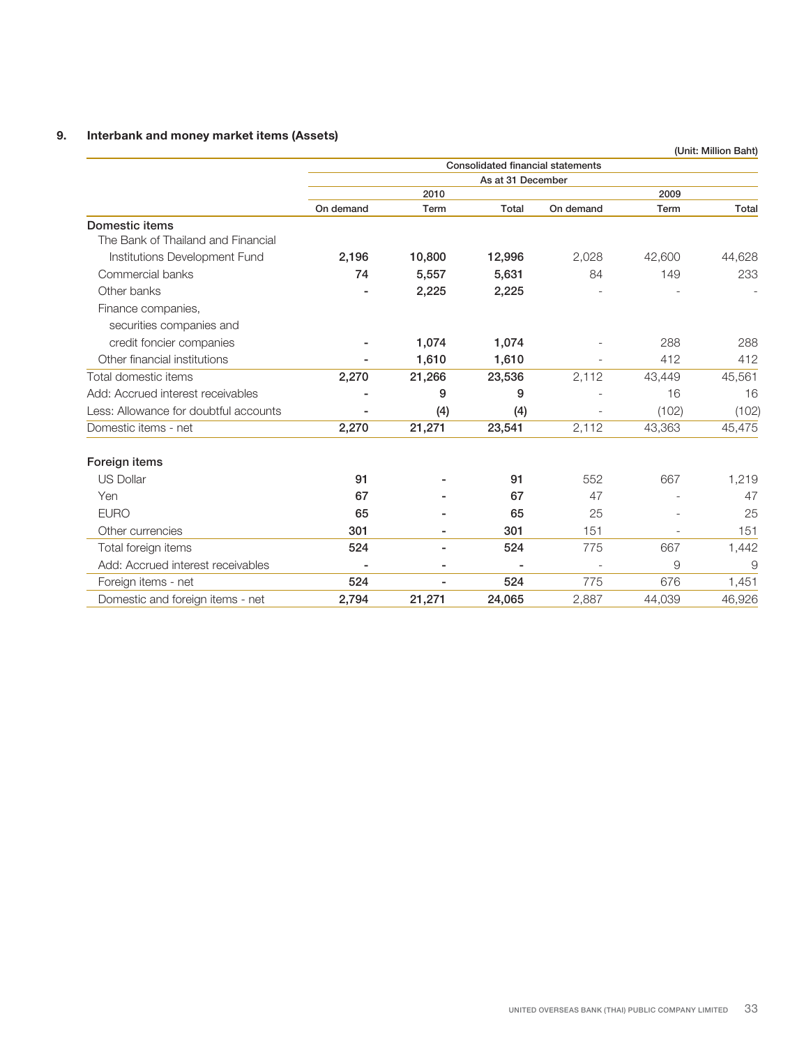## 9. Interbank and money market items (Assets)

(Unit: Million Baht)

| | Consolidated financial statements | | | | | |
|---|---|---|---|---|---|---|
| | As at 31 December | | | | | |
| | 2010 | | | 2009 | | |
| | On demand | Term | Total | On demand | Term | Total |
| **Domestic items** | | | | | | |
| The Bank of Thailand and Financial Institutions Development Fund | 2,196 | 10,800 | 12,996 | 2,028 | 42,600 | 44,628 |
| Commercial banks | 74 | 5,557 | 5,631 | 84 | 149 | 233 |
| Other banks | - | 2,225 | 2,225 | - | - | - |
| Finance companies, securities companies and credit foncier companies | - | 1,074 | 1,074 | - | 288 | 288 |
| Other financial institutions | - | 1,610 | 1,610 | - | 412 | 412 |
| Total domestic items | 2,270 | 21,266 | 23,536 | 2,112 | 43,449 | 45,561 |
| Add: Accrued interest receivables | - | 9 | 9 | - | 16 | 16 |
| Less: Allowance for doubtful accounts | - | (4) | (4) | - | (102) | (102) |
| Domestic items - net | 2,270 | 21,271 | 23,541 | 2,112 | 43,363 | 45,475 |
| **Foreign items** | | | | | | |
| US Dollar | 91 | - | 91 | 552 | 667 | 1,219 |
| Yen | 67 | - | 67 | 47 | - | 47 |
| EURO | 65 | - | 65 | 25 | - | 25 |
| Other currencies | 301 | - | 301 | 151 | - | 151 |
| Total foreign items | 524 | - | 524 | 775 | 667 | 1,442 |
| Add: Accrued interest receivables | - | - | - | - | 9 | 9 |
| Foreign items - net | 524 | - | 524 | 775 | 676 | 1,451 |
| Domestic and foreign items - net | 2,794 | 21,271 | 24,065 | 2,887 | 44,039 | 46,926 |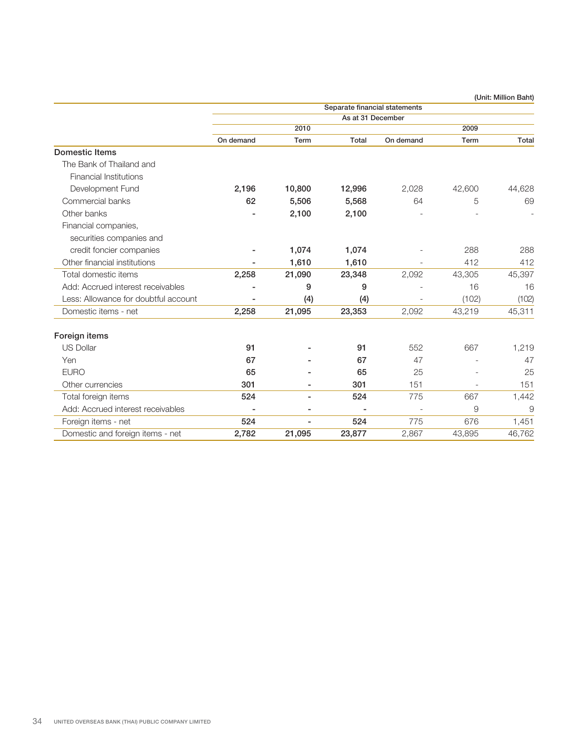(Unit: Million Baht)

| | Separate financial statements | | | | | |
|---|---|---|---|---|---|---|
| | As at 31 December | | | | | |
| | 2010 | | | 2009 | | |
| | On demand | Term | Total | On demand | Term | Total |
| **Domestic Items** | | | | | | |
| The Bank of Thailand and Financial Institutions Development Fund | **2,196** | **10,800** | **12,996** | 2,028 | 42,600 | 44,628 |
| Commercial banks | **62** | **5,506** | **5,568** | 64 | 5 | 69 |
| Other banks | **-** | **2,100** | **2,100** | - | - | - |
| Financial companies, securities companies and credit foncier companies | **-** | **1,074** | **1,074** | - | 288 | 288 |
| Other financial institutions | **-** | **1,610** | **1,610** | - | 412 | 412 |
| Total domestic items | **2,258** | **21,090** | **23,348** | 2,092 | 43,305 | 45,397 |
| Add: Accrued interest receivables | **-** | **9** | **9** | - | 16 | 16 |
| Less: Allowance for doubtful account | **-** | **(4)** | **(4)** | - | (102) | (102) |
| Domestic items - net | **2,258** | **21,095** | **23,353** | 2,092 | 43,219 | 45,311 |
| **Foreign items** | | | | | | |
| US Dollar | **91** | **-** | **91** | 552 | 667 | 1,219 |
| Yen | **67** | **-** | **67** | 47 | - | 47 |
| EURO | **65** | **-** | **65** | 25 | - | 25 |
| Other currencies | **301** | **-** | **301** | 151 | - | 151 |
| Total foreign items | **524** | **-** | **524** | 775 | 667 | 1,442 |
| Add: Accrued interest receivables | **-** | **-** | **-** | - | 9 | 9 |
| Foreign items - net | **524** | **-** | **524** | 775 | 676 | 1,451 |
| Domestic and foreign items - net | **2,782** | **21,095** | **23,877** | 2,867 | 43,895 | 46,762 |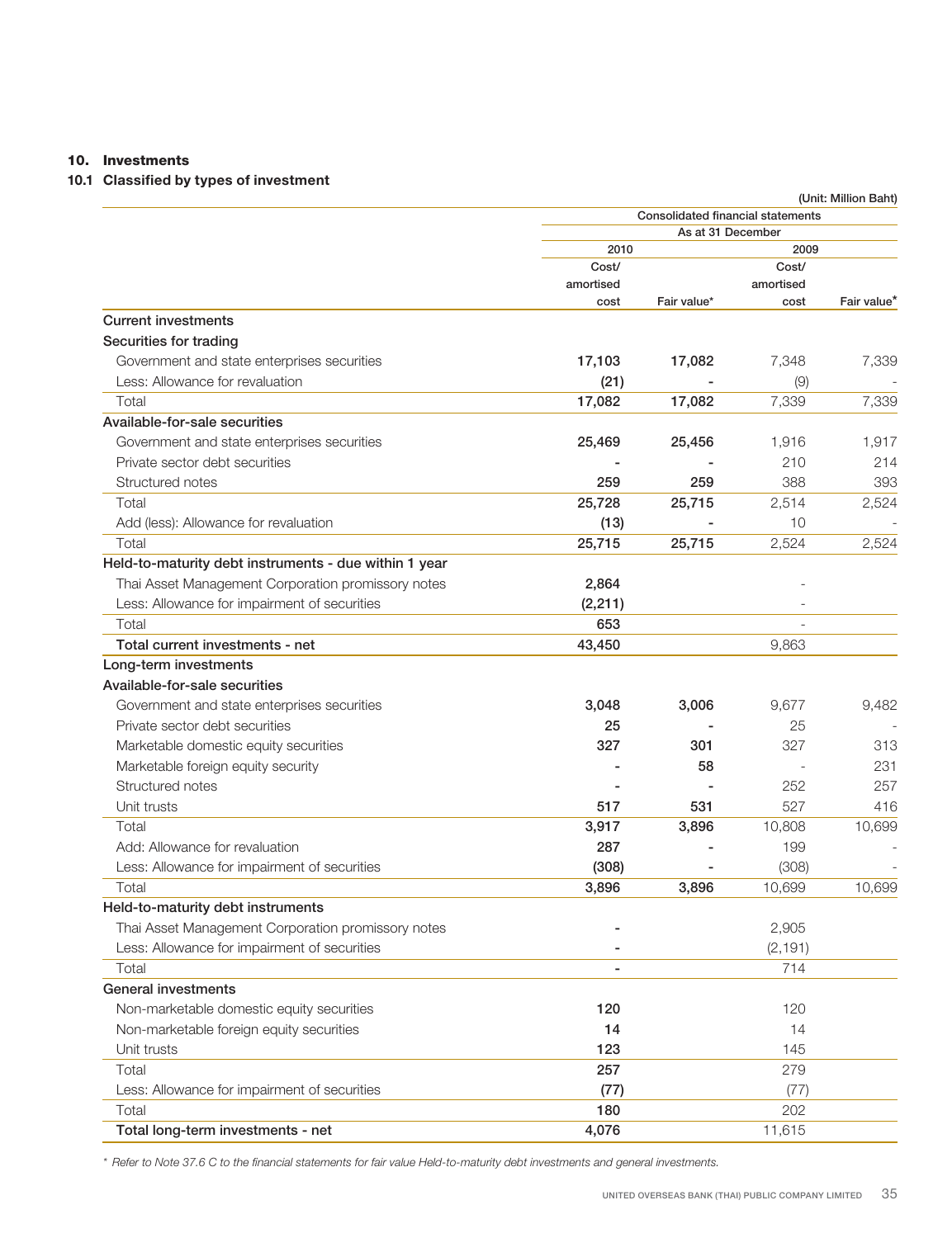## 10. Investments

### 10.1 Classified by types of investment

(Unit: Million Baht)

| | Consolidated financial statements | | | |
|---|---|---|---|---|
| | As at 31 December | | | |
| | 2010 | | 2009 | |
| | Cost/ amortised cost | Fair value* | Cost/ amortised cost | Fair value* |
| **Current investments** | | | | |
| **Securities for trading** | | | | |
| Government and state enterprises securities | 17,103 | 17,082 | 7,348 | 7,339 |
| Less: Allowance for revaluation | (21) | - | (9) | - |
| Total | 17,082 | 17,082 | 7,339 | 7,339 |
| **Available-for-sale securities** | | | | |
| Government and state enterprises securities | 25,469 | 25,456 | 1,916 | 1,917 |
| Private sector debt securities | - | - | 210 | 214 |
| Structured notes | 259 | 259 | 388 | 393 |
| Total | 25,728 | 25,715 | 2,514 | 2,524 |
| Add (less): Allowance for revaluation | (13) | - | 10 | - |
| Total | 25,715 | 25,715 | 2,524 | 2,524 |
| **Held-to-maturity debt instruments - due within 1 year** | | | | |
| Thai Asset Management Corporation promissory notes | 2,864 | | - | |
| Less: Allowance for impairment of securities | (2,211) | | - | |
| Total | 653 | | - | |
| **Total current investments - net** | 43,450 | | 9,863 | |
| **Long-term investments** | | | | |
| **Available-for-sale securities** | | | | |
| Government and state enterprises securities | 3,048 | 3,006 | 9,677 | 9,482 |
| Private sector debt securities | 25 | - | 25 | - |
| Marketable domestic equity securities | 327 | 301 | 327 | 313 |
| Marketable foreign equity security | - | 58 | - | 231 |
| Structured notes | - | - | 252 | 257 |
| Unit trusts | 517 | 531 | 527 | 416 |
| Total | 3,917 | 3,896 | 10,808 | 10,699 |
| Add: Allowance for revaluation | 287 | - | 199 | - |
| Less: Allowance for impairment of securities | (308) | - | (308) | - |
| Total | 3,896 | 3,896 | 10,699 | 10,699 |
| **Held-to-maturity debt instruments** | | | | |
| Thai Asset Management Corporation promissory notes | - | | 2,905 | |
| Less: Allowance for impairment of securities | - | | (2,191) | |
| Total | - | | 714 | |
| **General investments** | | | | |
| Non-marketable domestic equity securities | 120 | | 120 | |
| Non-marketable foreign equity securities | 14 | | 14 | |
| Unit trusts | 123 | | 145 | |
| Total | 257 | | 279 | |
| Less: Allowance for impairment of securities | (77) | | (77) | |
| Total | 180 | | 202 | |
| **Total long-term investments - net** | 4,076 | | 11,615 | |

*\* Refer to Note 37.6 C to the financial statements for fair value Held-to-maturity debt investments and general investments.*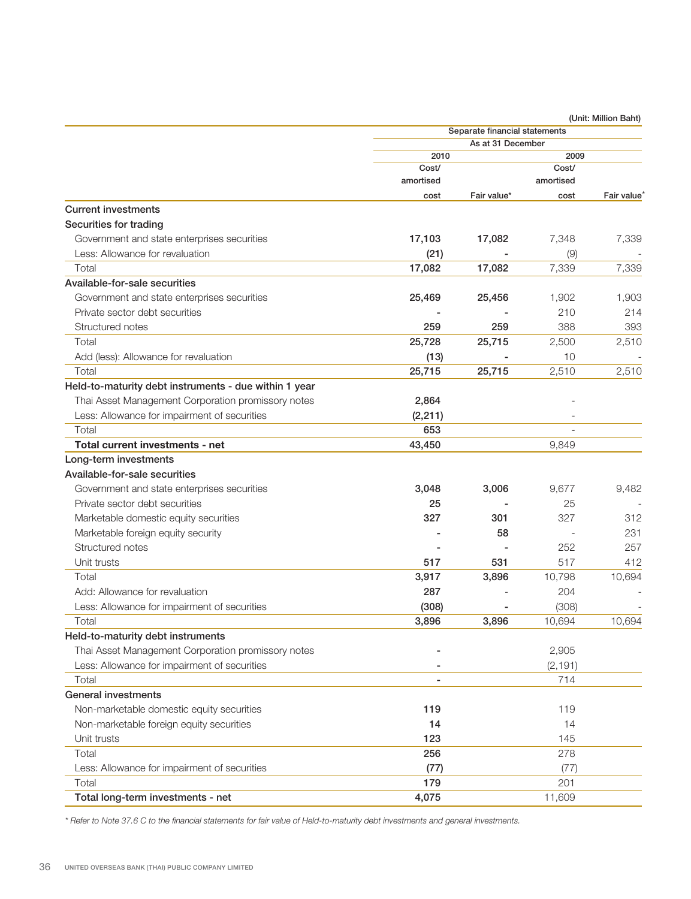(Unit: Million Baht)

| | Separate financial statements | | | |
|---|---|---|---|---|
| | As at 31 December | | | |
| | 2010 | | 2009 | |
| | Cost/ amortised cost | Fair value* | Cost/ amortised cost | Fair value* |
| **Current investments** | | | | |
| **Securities for trading** | | | | |
| Government and state enterprises securities | 17,103 | 17,082 | 7,348 | 7,339 |
| Less: Allowance for revaluation | (21) | - | (9) | - |
| Total | 17,082 | 17,082 | 7,339 | 7,339 |
| **Available-for-sale securities** | | | | |
| Government and state enterprises securities | 25,469 | 25,456 | 1,902 | 1,903 |
| Private sector debt securities | - | - | 210 | 214 |
| Structured notes | 259 | 259 | 388 | 393 |
| Total | 25,728 | 25,715 | 2,500 | 2,510 |
| Add (less): Allowance for revaluation | (13) | - | 10 | - |
| Total | 25,715 | 25,715 | 2,510 | 2,510 |
| **Held-to-maturity debt instruments - due within 1 year** | | | | |
| Thai Asset Management Corporation promissory notes | 2,864 | | - | |
| Less: Allowance for impairment of securities | (2,211) | | - | |
| Total | 653 | | - | |
| **Total current investments - net** | 43,450 | | 9,849 | |
| **Long-term investments** | | | | |
| **Available-for-sale securities** | | | | |
| Government and state enterprises securities | 3,048 | 3,006 | 9,677 | 9,482 |
| Private sector debt securities | 25 | - | 25 | - |
| Marketable domestic equity securities | 327 | 301 | 327 | 312 |
| Marketable foreign equity security | - | 58 | - | 231 |
| Structured notes | - | - | 252 | 257 |
| Unit trusts | 517 | 531 | 517 | 412 |
| Total | 3,917 | 3,896 | 10,798 | 10,694 |
| Add: Allowance for revaluation | 287 | - | 204 | - |
| Less: Allowance for impairment of securities | (308) | - | (308) | - |
| Total | 3,896 | 3,896 | 10,694 | 10,694 |
| **Held-to-maturity debt instruments** | | | | |
| Thai Asset Management Corporation promissory notes | - | | 2,905 | |
| Less: Allowance for impairment of securities | - | | (2,191) | |
| Total | - | | 714 | |
| **General investments** | | | | |
| Non-marketable domestic equity securities | 119 | | 119 | |
| Non-marketable foreign equity securities | 14 | | 14 | |
| Unit trusts | 123 | | 145 | |
| Total | 256 | | 278 | |
| Less: Allowance for impairment of securities | (77) | | (77) | |
| Total | 179 | | 201 | |
| **Total long-term investments - net** | 4,075 | | 11,609 | |

*\* Refer to Note 37.6 C to the financial statements for fair value of Held-to-maturity debt investments and general investments.*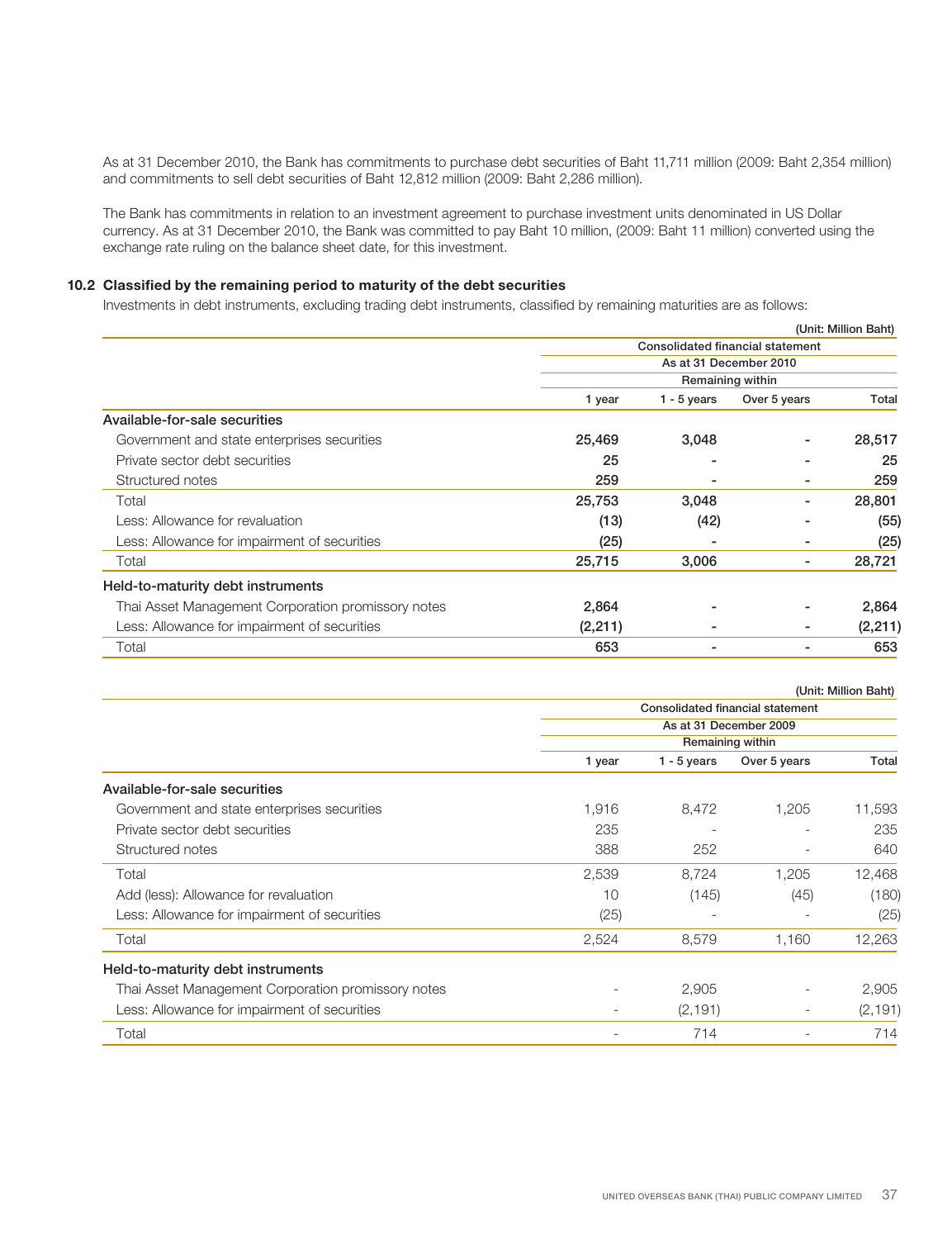As at 31 December 2010, the Bank has commitments to purchase debt securities of Baht 11,711 million (2009: Baht 2,354 million) and commitments to sell debt securities of Baht 12,812 million (2009: Baht 2,286 million).

The Bank has commitments in relation to an investment agreement to purchase investment units denominated in US Dollar currency. As at 31 December 2010, the Bank was committed to pay Baht 10 million, (2009: Baht 11 million) converted using the exchange rate ruling on the balance sheet date, for this investment.

### 10.2 Classified by the remaining period to maturity of the debt securities

Investments in debt instruments, excluding trading debt instruments, classified by remaining maturities are as follows:

(Unit: Million Baht)

| | Consolidated financial statement | | | |
|---|---|---|---|---|
| | As at 31 December 2010 | | | |
| | Remaining within | | | |
| | 1 year | 1 - 5 years | Over 5 years | Total |
| **Available-for-sale securities** | | | | |
| Government and state enterprises securities | 25,469 | 3,048 | - | 28,517 |
| Private sector debt securities | 25 | - | - | 25 |
| Structured notes | 259 | - | - | 259 |
| Total | 25,753 | 3,048 | - | 28,801 |
| Less: Allowance for revaluation | (13) | (42) | - | (55) |
| Less: Allowance for impairment of securities | (25) | - | - | (25) |
| Total | 25,715 | 3,006 | - | 28,721 |
| **Held-to-maturity debt instruments** | | | | |
| Thai Asset Management Corporation promissory notes | 2,864 | - | - | 2,864 |
| Less: Allowance for impairment of securities | (2,211) | - | - | (2,211) |
| Total | 653 | - | - | 653 |

(Unit: Million Baht)

| | Consolidated financial statement | | | |
|---|---|---|---|---|
| | As at 31 December 2009 | | | |
| | Remaining within | | | |
| | 1 year | 1 - 5 years | Over 5 years | Total |
| **Available-for-sale securities** | | | | |
| Government and state enterprises securities | 1,916 | 8,472 | 1,205 | 11,593 |
| Private sector debt securities | 235 | - | - | 235 |
| Structured notes | 388 | 252 | - | 640 |
| Total | 2,539 | 8,724 | 1,205 | 12,468 |
| Add (less): Allowance for revaluation | 10 | (145) | (45) | (180) |
| Less: Allowance for impairment of securities | (25) | - | - | (25) |
| Total | 2,524 | 8,579 | 1,160 | 12,263 |
| **Held-to-maturity debt instruments** | | | | |
| Thai Asset Management Corporation promissory notes | - | 2,905 | - | 2,905 |
| Less: Allowance for impairment of securities | - | (2,191) | - | (2,191) |
| Total | - | 714 | - | 714 |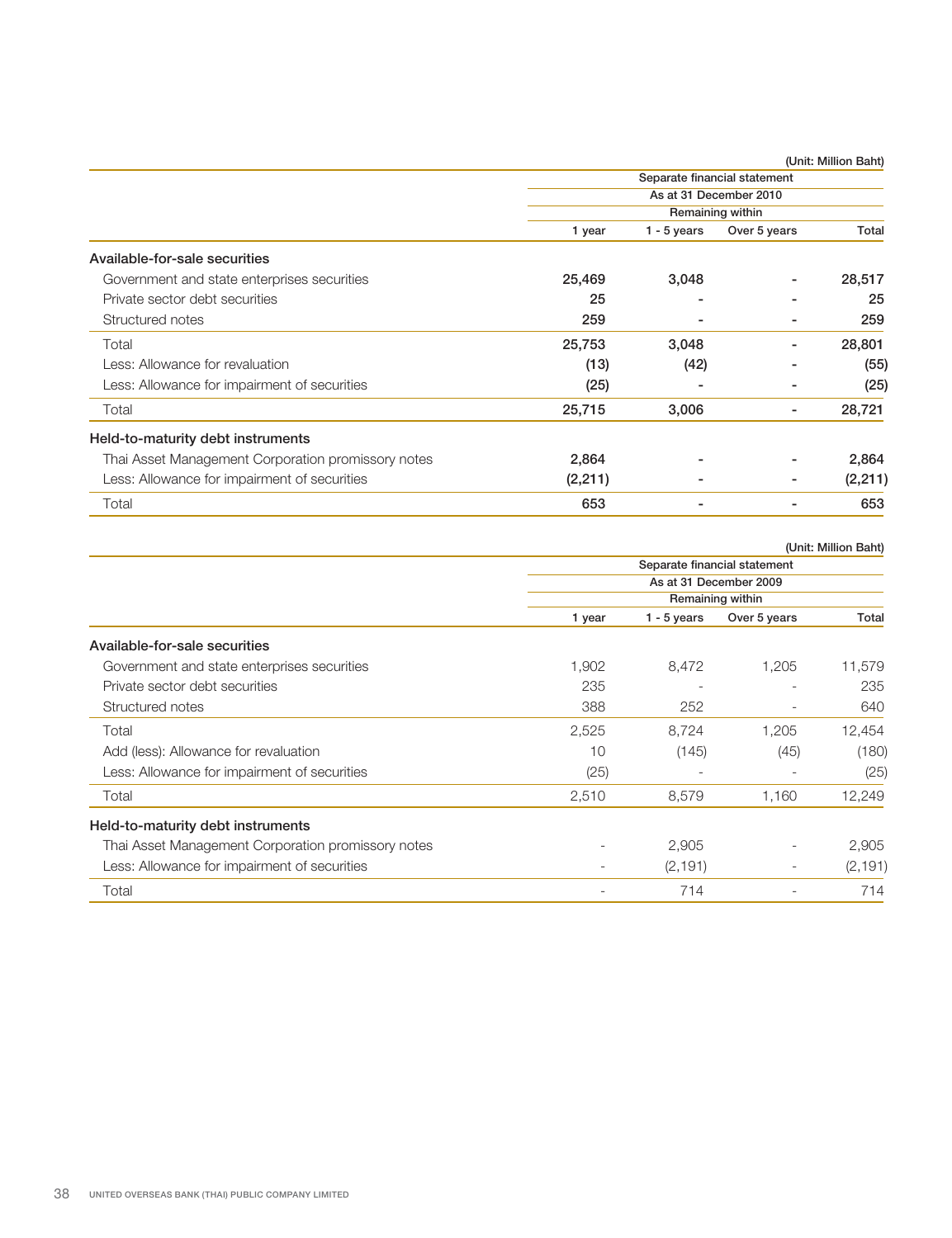(Unit: Million Baht)

| | Separate financial statement | | | |
|---|---|---|---|---|
| | As at 31 December 2010 | | | |
| | Remaining within | | | |
| | 1 year | 1 - 5 years | Over 5 years | Total |
| **Available-for-sale securities** | | | | |
| Government and state enterprises securities | 25,469 | 3,048 | - | 28,517 |
| Private sector debt securities | 25 | - | - | 25 |
| Structured notes | 259 | - | - | 259 |
| Total | 25,753 | 3,048 | - | 28,801 |
| Less: Allowance for revaluation | (13) | (42) | - | (55) |
| Less: Allowance for impairment of securities | (25) | - | - | (25) |
| Total | 25,715 | 3,006 | - | 28,721 |
| **Held-to-maturity debt instruments** | | | | |
| Thai Asset Management Corporation promissory notes | 2,864 | - | - | 2,864 |
| Less: Allowance for impairment of securities | (2,211) | - | - | (2,211) |
| Total | 653 | - | - | 653 |

(Unit: Million Baht)

| | Separate financial statement | | | |
|---|---|---|---|---|
| | As at 31 December 2009 | | | |
| | Remaining within | | | |
| | 1 year | 1 - 5 years | Over 5 years | Total |
| **Available-for-sale securities** | | | | |
| Government and state enterprises securities | 1,902 | 8,472 | 1,205 | 11,579 |
| Private sector debt securities | 235 | - | - | 235 |
| Structured notes | 388 | 252 | - | 640 |
| Total | 2,525 | 8,724 | 1,205 | 12,454 |
| Add (less): Allowance for revaluation | 10 | (145) | (45) | (180) |
| Less: Allowance for impairment of securities | (25) | - | - | (25) |
| Total | 2,510 | 8,579 | 1,160 | 12,249 |
| **Held-to-maturity debt instruments** | | | | |
| Thai Asset Management Corporation promissory notes | - | 2,905 | - | 2,905 |
| Less: Allowance for impairment of securities | - | (2,191) | - | (2,191) |
| Total | - | 714 | - | 714 |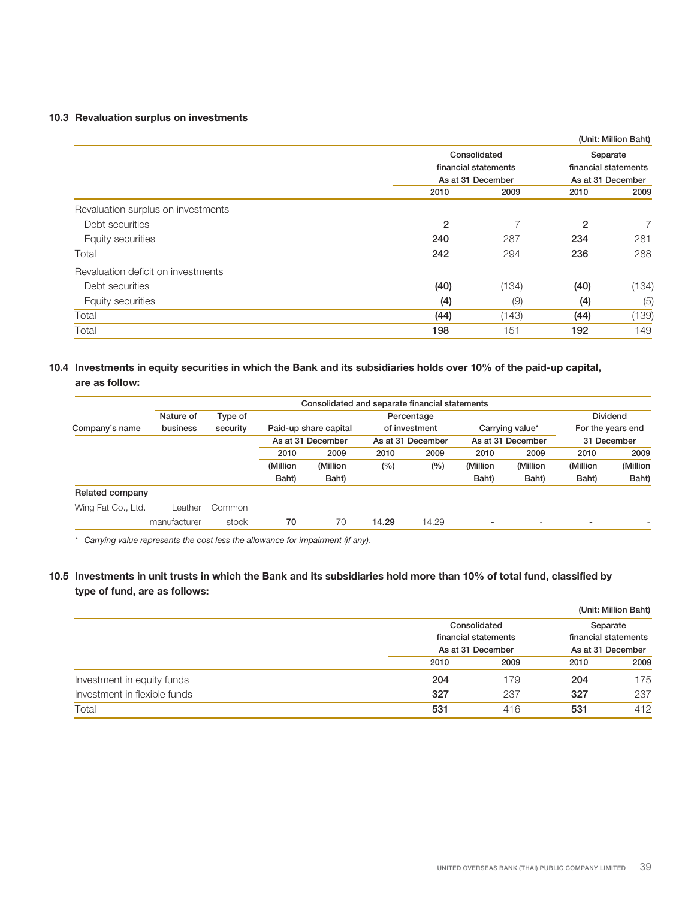### 10.3 Revaluation surplus on investments

(Unit: Million Baht)

| | Consolidated financial statements | | Separate financial statements | |
|---|---|---|---|---|
| | As at 31 December | | As at 31 December | |
| | 2010 | 2009 | 2010 | 2009 |
| Revaluation surplus on investments | | | | |
| Debt securities | **2** | 7 | **2** | 7 |
| Equity securities | **240** | 287 | **234** | 281 |
| Total | **242** | 294 | **236** | 288 |
| Revaluation deficit on investments | | | | |
| Debt securities | **(40)** | (134) | **(40)** | (134) |
| Equity securities | **(4)** | (9) | **(4)** | (5) |
| Total | **(44)** | (143) | **(44)** | (139) |
| Total | **198** | 151 | **192** | 149 |

### 10.4 Investments in equity securities in which the Bank and its subsidiaries holds over 10% of the paid-up capital, are as follow:

| | | | Consolidated and separate financial statements | | | | | | | |
|---|---|---|---|---|---|---|---|---|---|---|
| Company's name | Nature of business | Type of security | Paid-up share capital | | Percentage of investment | | Carrying value* | | Dividend For the years end 31 December | |
| | | | As at 31 December | | As at 31 December | | As at 31 December | | | |
| | | | 2010 | 2009 | 2010 | 2009 | 2010 | 2009 | 2010 | 2009 |
| | | | (Million Baht) | (Million Baht) | (%) | (%) | (Million Baht) | (Million Baht) | (Million Baht) | (Million Baht) |
| **Related company** | | | | | | | | | | |
| Wing Fat Co., Ltd. | Leather manufacturer | Common stock | **70** | 70 | **14.29** | 14.29 | **-** | - | **-** | - |

* *Carrying value represents the cost less the allowance for impairment (if any).*

### 10.5 Investments in unit trusts in which the Bank and its subsidiaries hold more than 10% of total fund, classified by type of fund, are as follows:

(Unit: Million Baht)

| | Consolidated financial statements | | Separate financial statements | |
|---|---|---|---|---|
| | As at 31 December | | As at 31 December | |
| | 2010 | 2009 | 2010 | 2009 |
| Investment in equity funds | **204** | 179 | **204** | 175 |
| Investment in flexible funds | **327** | 237 | **327** | 237 |
| Total | **531** | 416 | **531** | 412 |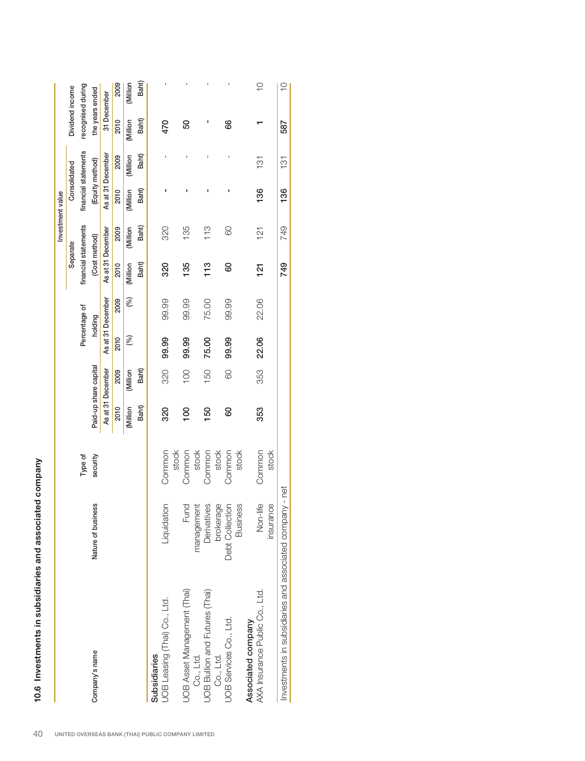### 10.6 Investments in subsidiaries and associated company

| Company's name | Nature of business | Type of security | Paid-up share capital | | Percentage of holding | | Investment value | | | | Dividend income recognised during the years ended 31 December | |
|---|---|---|---|---|---|---|---|---|---|---|---|---|
| | | | | | | | Separate financial statements (Cost method) | | Consolidated financial statements (Equity method) | | | |
| | | | As at 31 December | | As at 31 December | | As at 31 December | | As at 31 December | | | |
| | | | 2010 | 2009 | 2010 | 2009 | 2010 | 2009 | 2010 | 2009 | 2010 | 2009 |
| | | | (Million Baht) | (Million Baht) | (%) | (%) | (Million Baht) | (Million Baht) | (Million Baht) | (Million Baht) | (Million Baht) | (Million Baht) |
| **Subsidiaries** | | | | | | | | | | | | |
| UOB Leasing (Thai) Co., Ltd. | Liquidation | Common stock | **320** | 320 | **99.99** | 99.99 | **320** | 320 | **-** | - | **470** | - |
| UOB Asset Management (Thai) Co., Ltd. | Fund management | Common stock | **100** | 100 | **99.99** | 99.99 | **135** | 135 | **-** | - | **50** | - |
| UOB Bullion and Futures (Thai) Co., Ltd. | Derivatives brokerage | Common stock | **150** | 150 | **75.00** | 75.00 | **113** | 113 | **-** | - | **-** | - |
| UOB Services Co., Ltd. | Debt Collection Business | Common stock | **60** | 60 | **99.99** | 99.99 | **60** | 60 | **-** | - | **66** | - |
| **Associated company** | | | | | | | | | | | | |
| AXA Insurance Public Co., Ltd. | Non-life insurance | Common stock | **353** | 353 | **22.06** | 22.06 | **121** | 121 | **136** | 131 | **1** | 10 |
| Investments in subsidiaries and associated company - net | | | | | | | **749** | 749 | **136** | 131 | **587** | 10 |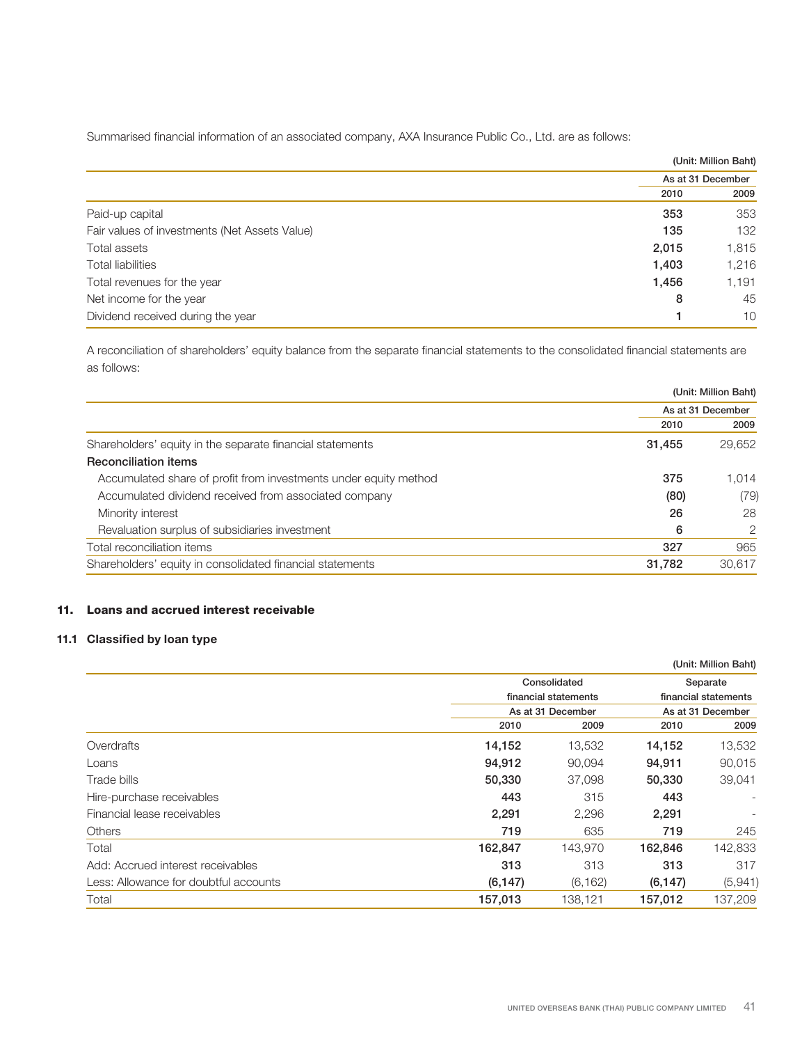Summarised financial information of an associated company, AXA Insurance Public Co., Ltd. are as follows:

(Unit: Million Baht)

| | As at 31 December | |
|---|---|---|
| | 2010 | 2009 |
| Paid-up capital | **353** | 353 |
| Fair values of investments (Net Assets Value) | **135** | 132 |
| Total assets | **2,015** | 1,815 |
| Total liabilities | **1,403** | 1,216 |
| Total revenues for the year | **1,456** | 1,191 |
| Net income for the year | **8** | 45 |
| Dividend received during the year | **1** | 10 |

A reconciliation of shareholders' equity balance from the separate financial statements to the consolidated financial statements are as follows:

(Unit: Million Baht)

| | As at 31 December | |
|---|---|---|
| | 2010 | 2009 |
| Shareholders' equity in the separate financial statements | **31,455** | 29,652 |
| **Reconciliation items** | | |
| Accumulated share of profit from investments under equity method | **375** | 1,014 |
| Accumulated dividend received from associated company | **(80)** | (79) |
| Minority interest | **26** | 28 |
| Revaluation surplus of subsidiaries investment | **6** | 2 |
| Total reconciliation items | **327** | 965 |
| Shareholders' equity in consolidated financial statements | **31,782** | 30,617 |

## 11. Loans and accrued interest receivable

### 11.1 Classified by loan type

(Unit: Million Baht)

| | Consolidated financial statements | | Separate financial statements | |
|---|---|---|---|---|
| | As at 31 December | | As at 31 December | |
| | 2010 | 2009 | 2010 | 2009 |
| Overdrafts | **14,152** | 13,532 | **14,152** | 13,532 |
| Loans | **94,912** | 90,094 | **94,911** | 90,015 |
| Trade bills | **50,330** | 37,098 | **50,330** | 39,041 |
| Hire-purchase receivables | **443** | 315 | **443** | - |
| Financial lease receivables | **2,291** | 2,296 | **2,291** | - |
| Others | **719** | 635 | **719** | 245 |
| Total | **162,847** | 143,970 | **162,846** | 142,833 |
| Add: Accrued interest receivables | **313** | 313 | **313** | 317 |
| Less: Allowance for doubtful accounts | **(6,147)** | (6,162) | **(6,147)** | (5,941) |
| Total | **157,013** | 138,121 | **157,012** | 137,209 |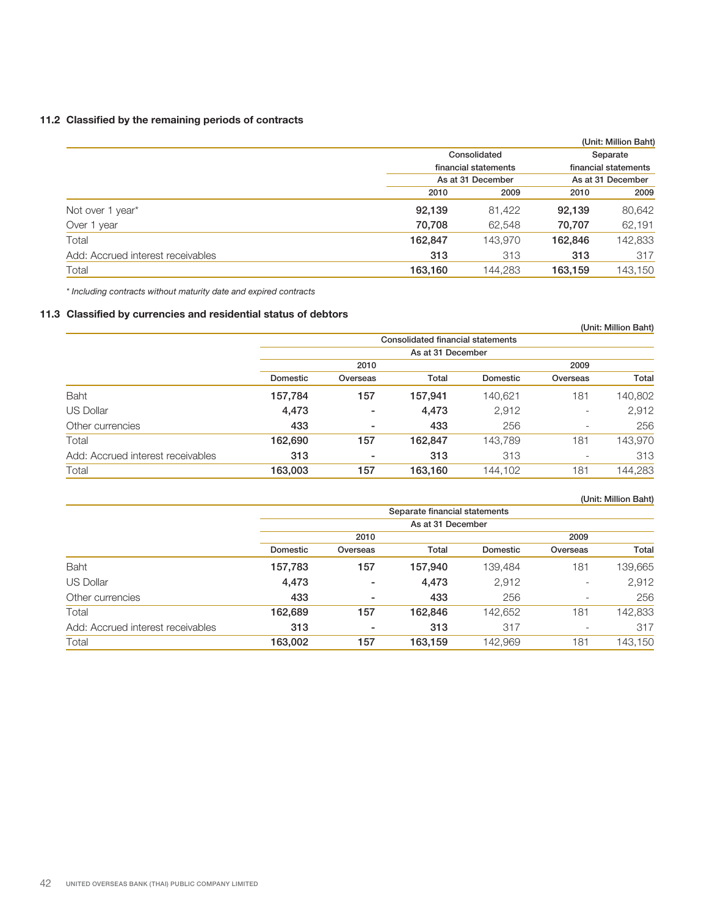### 11.2 Classified by the remaining periods of contracts

(Unit: Million Baht)

| | Consolidated financial statements | | Separate financial statements | |
|---|---|---|---|---|
| | As at 31 December | | As at 31 December | |
| | 2010 | 2009 | 2010 | 2009 |
| Not over 1 year* | **92,139** | 81,422 | **92,139** | 80,642 |
| Over 1 year | **70,708** | 62,548 | **70,707** | 62,191 |
| Total | **162,847** | 143,970 | **162,846** | 142,833 |
| Add: Accrued interest receivables | **313** | 313 | **313** | 317 |
| Total | **163,160** | 144,283 | **163,159** | 143,150 |

*\* Including contracts without maturity date and expired contracts*

### 11.3 Classified by currencies and residential status of debtors

(Unit: Million Baht)

| | Consolidated financial statements | | | | | |
|---|---|---|---|---|---|---|
| | As at 31 December | | | | | |
| | 2010 | | | 2009 | | |
| | Domestic | Overseas | Total | Domestic | Overseas | Total |
| Baht | **157,784** | **157** | **157,941** | 140,621 | 181 | 140,802 |
| US Dollar | **4,473** | **-** | **4,473** | 2,912 | - | 2,912 |
| Other currencies | **433** | **-** | **433** | 256 | - | 256 |
| Total | **162,690** | **157** | **162,847** | 143,789 | 181 | 143,970 |
| Add: Accrued interest receivables | **313** | **-** | **313** | 313 | - | 313 |
| Total | **163,003** | **157** | **163,160** | 144,102 | 181 | 144,283 |

(Unit: Million Baht)

| | Separate financial statements | | | | | |
|---|---|---|---|---|---|---|
| | As at 31 December | | | | | |
| | 2010 | | | 2009 | | |
| | Domestic | Overseas | Total | Domestic | Overseas | Total |
| Baht | **157,783** | **157** | **157,940** | 139,484 | 181 | 139,665 |
| US Dollar | **4,473** | **-** | **4,473** | 2,912 | - | 2,912 |
| Other currencies | **433** | **-** | **433** | 256 | - | 256 |
| Total | **162,689** | **157** | **162,846** | 142,652 | 181 | 142,833 |
| Add: Accrued interest receivables | **313** | **-** | **313** | 317 | - | 317 |
| Total | **163,002** | **157** | **163,159** | 142,969 | 181 | 143,150 |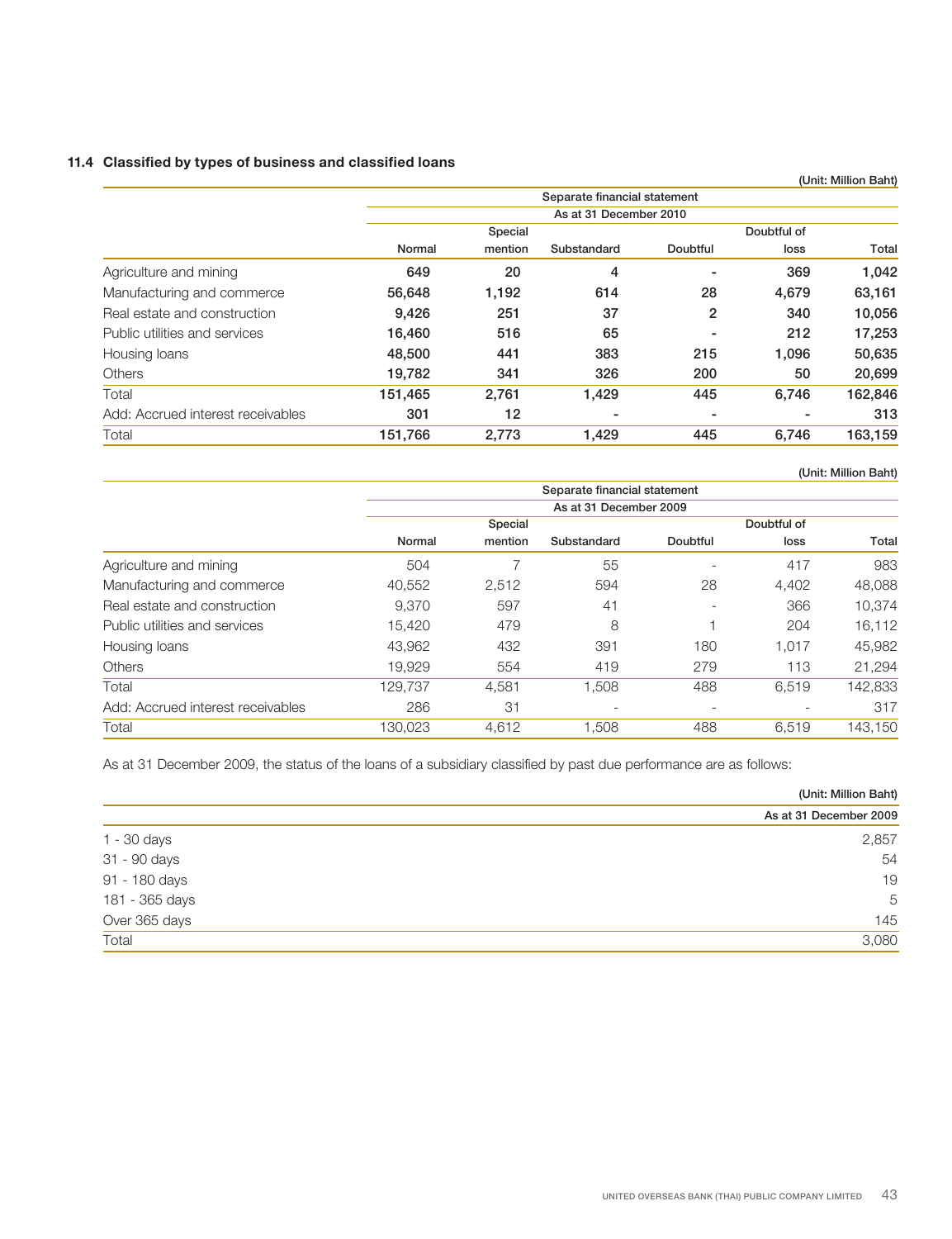### 11.4 Classified by types of business and classified loans

(Unit: Million Baht)

| | Separate financial statement | | | | | |
|---|---|---|---|---|---|---|
| | As at 31 December 2010 | | | | | |
| | Normal | Special mention | Substandard | Doubtful | Doubtful of loss | Total |
| Agriculture and mining | **649** | **20** | **4** | **-** | **369** | **1,042** |
| Manufacturing and commerce | **56,648** | **1,192** | **614** | **28** | **4,679** | **63,161** |
| Real estate and construction | **9,426** | **251** | **37** | **2** | **340** | **10,056** |
| Public utilities and services | **16,460** | **516** | **65** | **-** | **212** | **17,253** |
| Housing loans | **48,500** | **441** | **383** | **215** | **1,096** | **50,635** |
| Others | **19,782** | **341** | **326** | **200** | **50** | **20,699** |
| Total | **151,465** | **2,761** | **1,429** | **445** | **6,746** | **162,846** |
| Add: Accrued interest receivables | **301** | **12** | **-** | **-** | **-** | **313** |
| Total | **151,766** | **2,773** | **1,429** | **445** | **6,746** | **163,159** |

(Unit: Million Baht)

| | Separate financial statement | | | | | |
|---|---|---|---|---|---|---|
| | As at 31 December 2009 | | | | | |
| | Normal | Special mention | Substandard | Doubtful | Doubtful of loss | Total |
| Agriculture and mining | 504 | 7 | 55 | - | 417 | 983 |
| Manufacturing and commerce | 40,552 | 2,512 | 594 | 28 | 4,402 | 48,088 |
| Real estate and construction | 9,370 | 597 | 41 | - | 366 | 10,374 |
| Public utilities and services | 15,420 | 479 | 8 | 1 | 204 | 16,112 |
| Housing loans | 43,962 | 432 | 391 | 180 | 1,017 | 45,982 |
| Others | 19,929 | 554 | 419 | 279 | 113 | 21,294 |
| Total | 129,737 | 4,581 | 1,508 | 488 | 6,519 | 142,833 |
| Add: Accrued interest receivables | 286 | 31 | - | - | - | 317 |
| Total | 130,023 | 4,612 | 1,508 | 488 | 6,519 | 143,150 |

As at 31 December 2009, the status of the loans of a subsidiary classified by past due performance are as follows:

(Unit: Million Baht)

| | As at 31 December 2009 |
|---|---|
| 1 - 30 days | 2,857 |
| 31 - 90 days | 54 |
| 91 - 180 days | 19 |
| 181 - 365 days | 5 |
| Over 365 days | 145 |
| Total | 3,080 |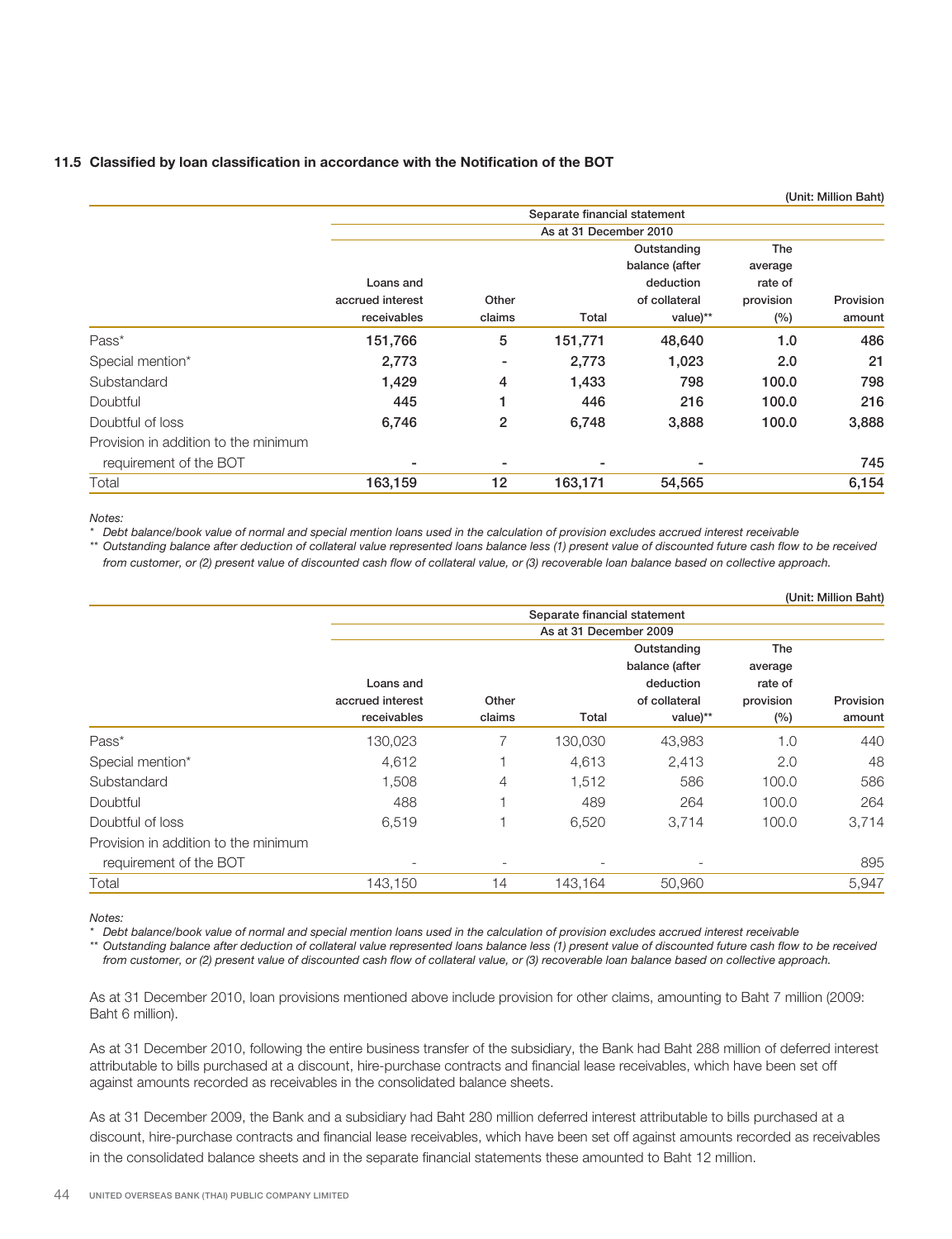### 11.5 Classified by loan classification in accordance with the Notification of the BOT

(Unit: Million Baht)

| | Separate financial statement | | | | | |
|---|---|---|---|---|---|---|
| | As at 31 December 2010 | | | | | |
| | Loans and accrued interest receivables | Other claims | Total | Outstanding balance (after deduction of collateral value)** | The average rate of provision (%) | Provision amount |
| Pass* | 151,766 | 5 | 151,771 | 48,640 | 1.0 | 486 |
| Special mention* | 2,773 | - | 2,773 | 1,023 | 2.0 | 21 |
| Substandard | 1,429 | 4 | 1,433 | 798 | 100.0 | 798 |
| Doubtful | 445 | 1 | 446 | 216 | 100.0 | 216 |
| Doubtful of loss | 6,746 | 2 | 6,748 | 3,888 | 100.0 | 3,888 |
| Provision in addition to the minimum requirement of the BOT | - | - | - | - | | 745 |
| Total | 163,159 | 12 | 163,171 | 54,565 | | 6,154 |

*Notes:*

*\* Debt balance/book value of normal and special mention loans used in the calculation of provision excludes accrued interest receivable*

*\*\* Outstanding balance after deduction of collateral value represented loans balance less (1) present value of discounted future cash flow to be received from customer, or (2) present value of discounted cash flow of collateral value, or (3) recoverable loan balance based on collective approach.*

(Unit: Million Baht)

| | Separate financial statement | | | | | |
|---|---|---|---|---|---|---|
| | As at 31 December 2009 | | | | | |
| | Loans and accrued interest receivables | Other claims | Total | Outstanding balance (after deduction of collateral value)** | The average rate of provision (%) | Provision amount |
| Pass* | 130,023 | 7 | 130,030 | 43,983 | 1.0 | 440 |
| Special mention* | 4,612 | 1 | 4,613 | 2,413 | 2.0 | 48 |
| Substandard | 1,508 | 4 | 1,512 | 586 | 100.0 | 586 |
| Doubtful | 488 | 1 | 489 | 264 | 100.0 | 264 |
| Doubtful of loss | 6,519 | 1 | 6,520 | 3,714 | 100.0 | 3,714 |
| Provision in addition to the minimum requirement of the BOT | - | - | - | - | | 895 |
| Total | 143,150 | 14 | 143,164 | 50,960 | | 5,947 |

*Notes:*

*\* Debt balance/book value of normal and special mention loans used in the calculation of provision excludes accrued interest receivable*

*\*\* Outstanding balance after deduction of collateral value represented loans balance less (1) present value of discounted future cash flow to be received from customer, or (2) present value of discounted cash flow of collateral value, or (3) recoverable loan balance based on collective approach.*

As at 31 December 2010, loan provisions mentioned above include provision for other claims, amounting to Baht 7 million (2009: Baht 6 million).

As at 31 December 2010, following the entire business transfer of the subsidiary, the Bank had Baht 288 million of deferred interest attributable to bills purchased at a discount, hire-purchase contracts and financial lease receivables, which have been set off against amounts recorded as receivables in the consolidated balance sheets.

As at 31 December 2009, the Bank and a subsidiary had Baht 280 million deferred interest attributable to bills purchased at a discount, hire-purchase contracts and financial lease receivables, which have been set off against amounts recorded as receivables in the consolidated balance sheets and in the separate financial statements these amounted to Baht 12 million.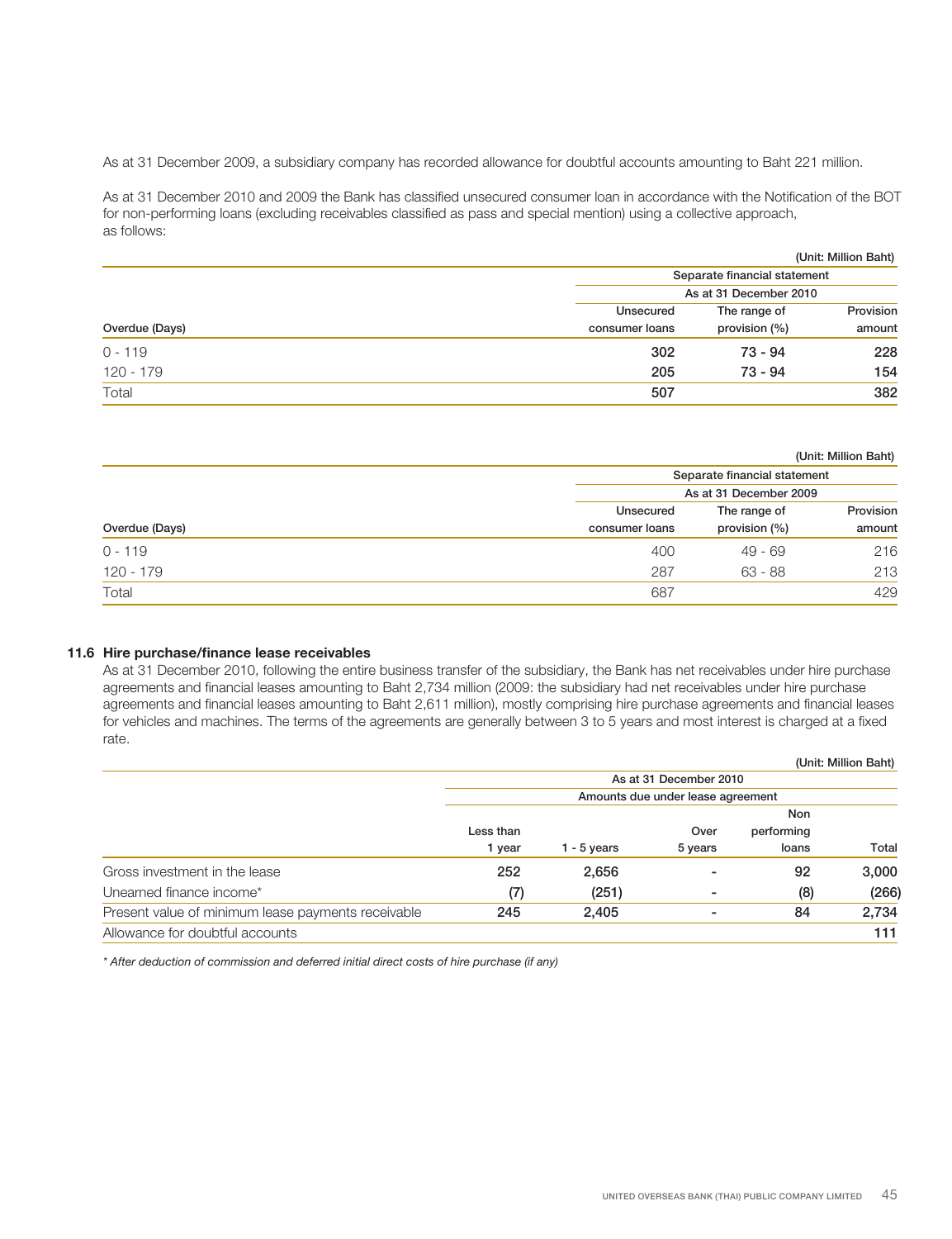As at 31 December 2009, a subsidiary company has recorded allowance for doubtful accounts amounting to Baht 221 million.

As at 31 December 2010 and 2009 the Bank has classified unsecured consumer loan in accordance with the Notification of the BOT for non-performing loans (excluding receivables classified as pass and special mention) using a collective approach, as follows:

(Unit: Million Baht)

| | Separate financial statement | | |
|---|---|---|---|
| | As at 31 December 2010 | | |
| Overdue (Days) | Unsecured consumer loans | The range of provision (%) | Provision amount |
| 0 - 119 | **302** | **73 - 94** | **228** |
| 120 - 179 | **205** | **73 - 94** | **154** |
| Total | **507** | | **382** |

(Unit: Million Baht)

| | Separate financial statement | | |
|---|---|---|---|
| | As at 31 December 2009 | | |
| Overdue (Days) | Unsecured consumer loans | The range of provision (%) | Provision amount |
| 0 - 119 | 400 | 49 - 69 | 216 |
| 120 - 179 | 287 | 63 - 88 | 213 |
| Total | 687 | | 429 |

### 11.6 Hire purchase/finance lease receivables

As at 31 December 2010, following the entire business transfer of the subsidiary, the Bank has net receivables under hire purchase agreements and financial leases amounting to Baht 2,734 million (2009: the subsidiary had net receivables under hire purchase agreements and financial leases amounting to Baht 2,611 million), mostly comprising hire purchase agreements and financial leases for vehicles and machines. The terms of the agreements are generally between 3 to 5 years and most interest is charged at a fixed rate.

(Unit: Million Baht)

| | As at 31 December 2010 | | | | |
|---|---|---|---|---|---|
| | Amounts due under lease agreement | | | | |
| | Less than 1 year | 1 - 5 years | Over 5 years | Non performing loans | Total |
| Gross investment in the lease | **252** | **2,656** | **-** | **92** | **3,000** |
| Unearned finance income* | **(7)** | **(251)** | **-** | **(8)** | **(266)** |
| Present value of minimum lease payments receivable | **245** | **2,405** | **-** | **84** | **2,734** |
| Allowance for doubtful accounts | | | | | **111** |

*\* After deduction of commission and deferred initial direct costs of hire purchase (if any)*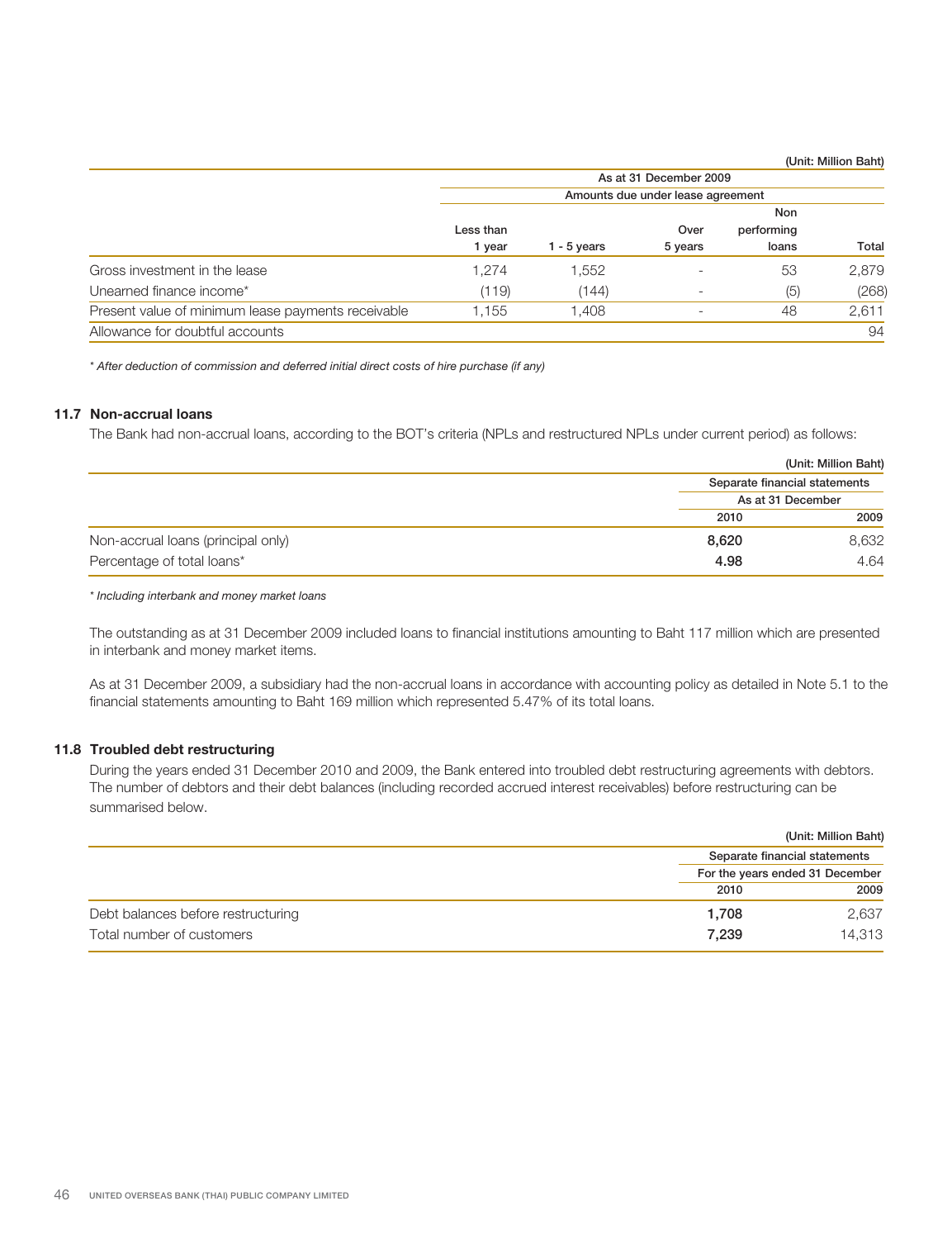(Unit: Million Baht)

| | As at 31 December 2009 | | | | |
|---|---|---|---|---|---|
| | Amounts due under lease agreement | | | | |
| | Less than 1 year | 1 - 5 years | Over 5 years | Non performing loans | Total |
| Gross investment in the lease | 1,274 | 1,552 | - | 53 | 2,879 |
| Unearned finance income* | (119) | (144) | - | (5) | (268) |
| Present value of minimum lease payments receivable | 1,155 | 1,408 | - | 48 | 2,611 |
| Allowance for doubtful accounts | | | | | 94 |

*\* After deduction of commission and deferred initial direct costs of hire purchase (if any)*

### 11.7 Non-accrual loans

The Bank had non-accrual loans, according to the BOT's criteria (NPLs and restructured NPLs under current period) as follows:

(Unit: Million Baht)

| | Separate financial statements | |
|---|---|---|
| | As at 31 December | |
| | 2010 | 2009 |
| Non-accrual loans (principal only) | **8,620** | 8,632 |
| Percentage of total loans* | **4.98** | 4.64 |

*\* Including interbank and money market loans*

The outstanding as at 31 December 2009 included loans to financial institutions amounting to Baht 117 million which are presented in interbank and money market items.

As at 31 December 2009, a subsidiary had the non-accrual loans in accordance with accounting policy as detailed in Note 5.1 to the financial statements amounting to Baht 169 million which represented 5.47% of its total loans.

### 11.8 Troubled debt restructuring

During the years ended 31 December 2010 and 2009, the Bank entered into troubled debt restructuring agreements with debtors. The number of debtors and their debt balances (including recorded accrued interest receivables) before restructuring can be summarised below.

(Unit: Million Baht)

| | Separate financial statements | |
|---|---|---|
| | For the years ended 31 December | |
| | 2010 | 2009 |
| Debt balances before restructuring | **1,708** | 2,637 |
| Total number of customers | **7,239** | 14,313 |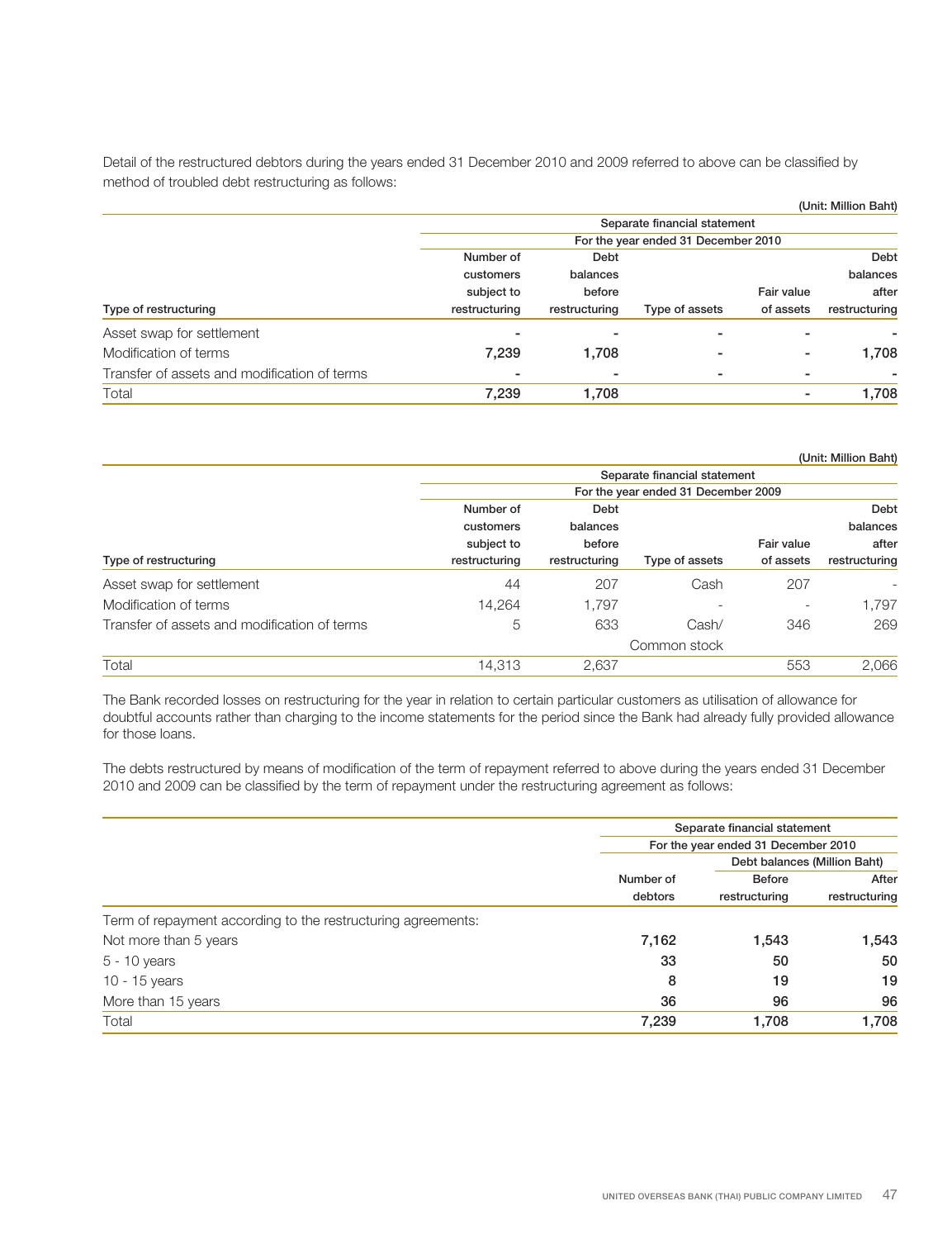Detail of the restructured debtors during the years ended 31 December 2010 and 2009 referred to above can be classified by method of troubled debt restructuring as follows:

(Unit: Million Baht)

| | Separate financial statement | | | | |
|---|---|---|---|---|---|
| | For the year ended 31 December 2010 | | | | |
| Type of restructuring | Number of customers subject to restructuring | Debt balances before restructuring | Type of assets | Fair value of assets | Debt balances after restructuring |
| Asset swap for settlement | - | - | - | - | - |
| Modification of terms | **7,239** | **1,708** | - | - | **1,708** |
| Transfer of assets and modification of terms | - | - | - | - | - |
| Total | **7,239** | **1,708** | | - | **1,708** |

(Unit: Million Baht)

| | Separate financial statement | | | | |
|---|---|---|---|---|---|
| | For the year ended 31 December 2009 | | | | |
| Type of restructuring | Number of customers subject to restructuring | Debt balances before restructuring | Type of assets | Fair value of assets | Debt balances after restructuring |
| Asset swap for settlement | 44 | 207 | Cash | 207 | - |
| Modification of terms | 14,264 | 1,797 | - | - | 1,797 |
| Transfer of assets and modification of terms | 5 | 633 | Cash/ Common stock | 346 | 269 |
| Total | 14,313 | 2,637 | | 553 | 2,066 |

The Bank recorded losses on restructuring for the year in relation to certain particular customers as utilisation of allowance for doubtful accounts rather than charging to the income statements for the period since the Bank had already fully provided allowance for those loans.

The debts restructured by means of modification of the term of repayment referred to above during the years ended 31 December 2010 and 2009 can be classified by the term of repayment under the restructuring agreement as follows:

| | Separate financial statement | | |
|---|---|---|---|
| | For the year ended 31 December 2010 | | |
| | | Debt balances (Million Baht) | |
| | Number of debtors | Before restructuring | After restructuring |
| Term of repayment according to the restructuring agreements: | | | |
| Not more than 5 years | **7,162** | **1,543** | **1,543** |
| 5 - 10 years | **33** | **50** | **50** |
| 10 - 15 years | **8** | **19** | **19** |
| More than 15 years | **36** | **96** | **96** |
| Total | **7,239** | **1,708** | **1,708** |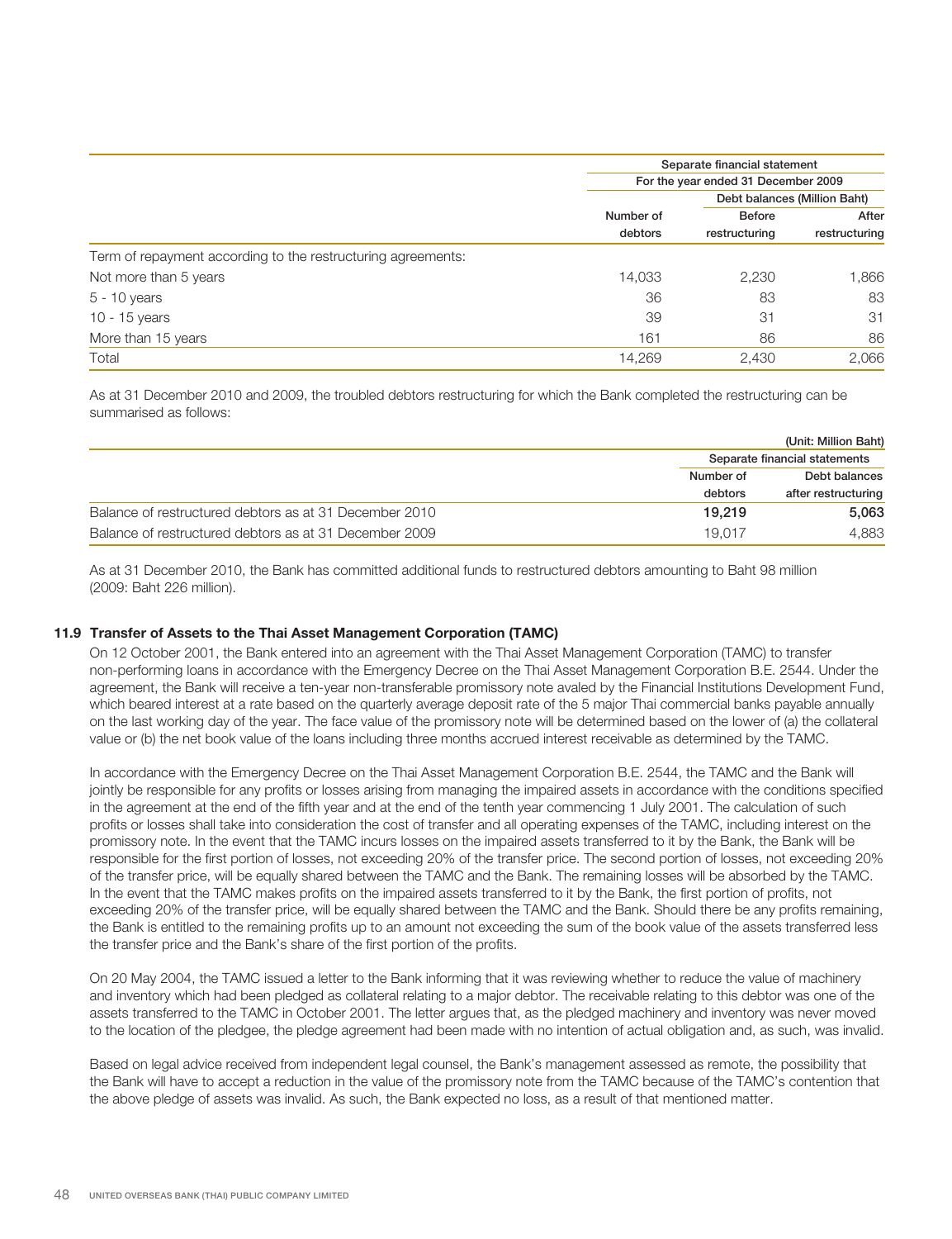| | Separate financial statement | | |
|---|---|---|---|
| | For the year ended 31 December 2009 | | |
| | | Debt balances (Million Baht) | |
| | Number of debtors | Before restructuring | After restructuring |
| Term of repayment according to the restructuring agreements: | | | |
| Not more than 5 years | 14,033 | 2,230 | 1,866 |
| 5 - 10 years | 36 | 83 | 83 |
| 10 - 15 years | 39 | 31 | 31 |
| More than 15 years | 161 | 86 | 86 |
| Total | 14,269 | 2,430 | 2,066 |

As at 31 December 2010 and 2009, the troubled debtors restructuring for which the Bank completed the restructuring can be summarised as follows:

(Unit: Million Baht)

| | Separate financial statements | |
|---|---|---|
| | Number of debtors | Debt balances after restructuring |
| Balance of restructured debtors as at 31 December 2010 | **19,219** | **5,063** |
| Balance of restructured debtors as at 31 December 2009 | 19,017 | 4,883 |

As at 31 December 2010, the Bank has committed additional funds to restructured debtors amounting to Baht 98 million (2009: Baht 226 million).

### 11.9 Transfer of Assets to the Thai Asset Management Corporation (TAMC)

On 12 October 2001, the Bank entered into an agreement with the Thai Asset Management Corporation (TAMC) to transfer non-performing loans in accordance with the Emergency Decree on the Thai Asset Management Corporation B.E. 2544. Under the agreement, the Bank will receive a ten-year non-transferable promissory note avaled by the Financial Institutions Development Fund, which beared interest at a rate based on the quarterly average deposit rate of the 5 major Thai commercial banks payable annually on the last working day of the year. The face value of the promissory note will be determined based on the lower of (a) the collateral value or (b) the net book value of the loans including three months accrued interest receivable as determined by the TAMC.

In accordance with the Emergency Decree on the Thai Asset Management Corporation B.E. 2544, the TAMC and the Bank will jointly be responsible for any profits or losses arising from managing the impaired assets in accordance with the conditions specified in the agreement at the end of the fifth year and at the end of the tenth year commencing 1 July 2001. The calculation of such profits or losses shall take into consideration the cost of transfer and all operating expenses of the TAMC, including interest on the promissory note. In the event that the TAMC incurs losses on the impaired assets transferred to it by the Bank, the Bank will be responsible for the first portion of losses, not exceeding 20% of the transfer price. The second portion of losses, not exceeding 20% of the transfer price, will be equally shared between the TAMC and the Bank. The remaining losses will be absorbed by the TAMC. In the event that the TAMC makes profits on the impaired assets transferred to it by the Bank, the first portion of profits, not exceeding 20% of the transfer price, will be equally shared between the TAMC and the Bank. Should there be any profits remaining, the Bank is entitled to the remaining profits up to an amount not exceeding the sum of the book value of the assets transferred less the transfer price and the Bank's share of the first portion of the profits.

On 20 May 2004, the TAMC issued a letter to the Bank informing that it was reviewing whether to reduce the value of machinery and inventory which had been pledged as collateral relating to a major debtor. The receivable relating to this debtor was one of the assets transferred to the TAMC in October 2001. The letter argues that, as the pledged machinery and inventory was never moved to the location of the pledgee, the pledge agreement had been made with no intention of actual obligation and, as such, was invalid.

Based on legal advice received from independent legal counsel, the Bank's management assessed as remote, the possibility that the Bank will have to accept a reduction in the value of the promissory note from the TAMC because of the TAMC's contention that the above pledge of assets was invalid. As such, the Bank expected no loss, as a result of that mentioned matter.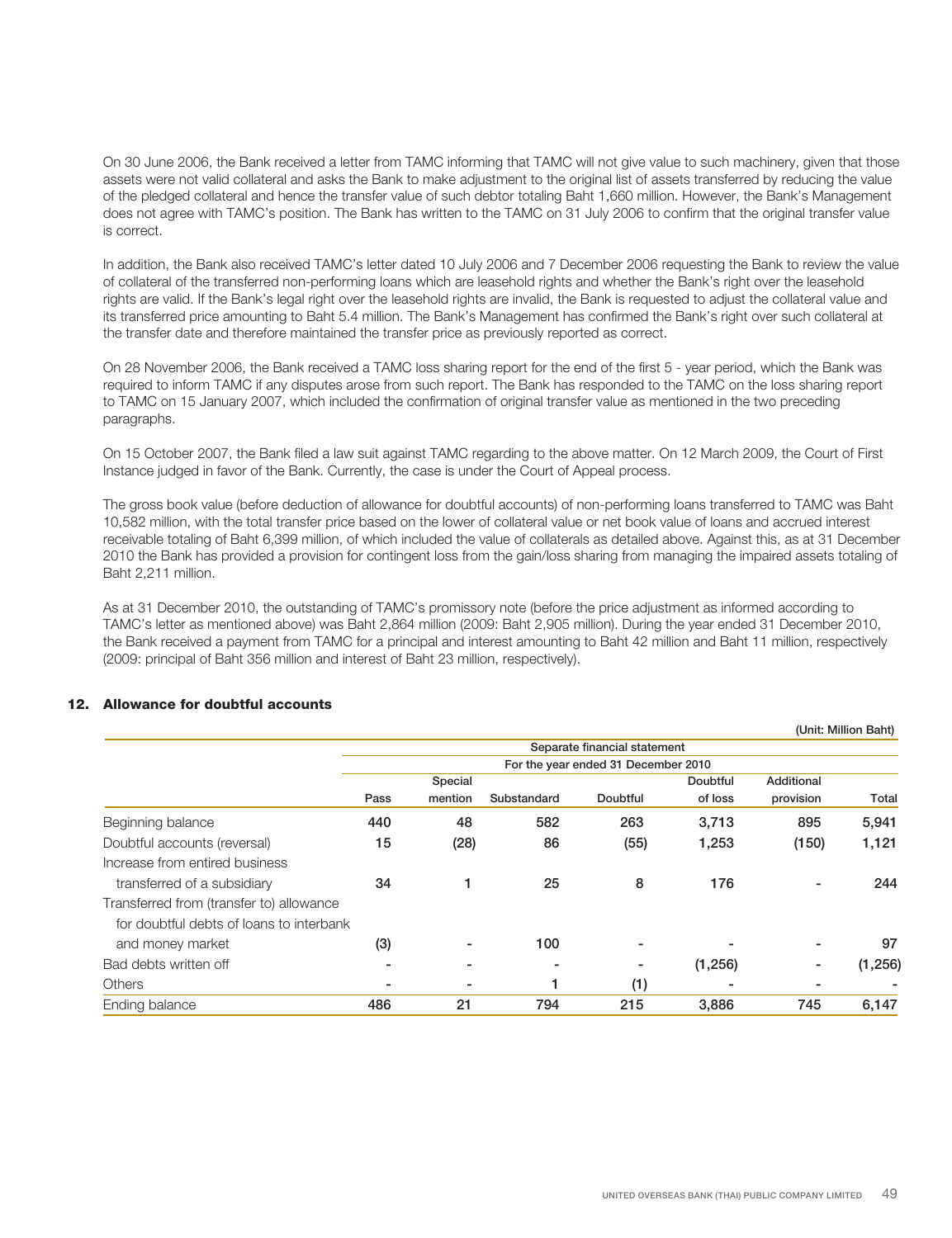On 30 June 2006, the Bank received a letter from TAMC informing that TAMC will not give value to such machinery, given that those assets were not valid collateral and asks the Bank to make adjustment to the original list of assets transferred by reducing the value of the pledged collateral and hence the transfer value of such debtor totaling Baht 1,660 million. However, the Bank's Management does not agree with TAMC's position. The Bank has written to the TAMC on 31 July 2006 to confirm that the original transfer value is correct.

In addition, the Bank also received TAMC's letter dated 10 July 2006 and 7 December 2006 requesting the Bank to review the value of collateral of the transferred non-performing loans which are leasehold rights and whether the Bank's right over the leasehold rights are valid. If the Bank's legal right over the leasehold rights are invalid, the Bank is requested to adjust the collateral value and its transferred price amounting to Baht 5.4 million. The Bank's Management has confirmed the Bank's right over such collateral at the transfer date and therefore maintained the transfer price as previously reported as correct.

On 28 November 2006, the Bank received a TAMC loss sharing report for the end of the first 5 - year period, which the Bank was required to inform TAMC if any disputes arose from such report. The Bank has responded to the TAMC on the loss sharing report to TAMC on 15 January 2007, which included the confirmation of original transfer value as mentioned in the two preceding paragraphs.

On 15 October 2007, the Bank filed a law suit against TAMC regarding to the above matter. On 12 March 2009, the Court of First Instance judged in favor of the Bank. Currently, the case is under the Court of Appeal process.

The gross book value (before deduction of allowance for doubtful accounts) of non-performing loans transferred to TAMC was Baht 10,582 million, with the total transfer price based on the lower of collateral value or net book value of loans and accrued interest receivable totaling of Baht 6,399 million, of which included the value of collaterals as detailed above. Against this, as at 31 December 2010 the Bank has provided a provision for contingent loss from the gain/loss sharing from managing the impaired assets totaling of Baht 2,211 million.

As at 31 December 2010, the outstanding of TAMC's promissory note (before the price adjustment as informed according to TAMC's letter as mentioned above) was Baht 2,864 million (2009: Baht 2,905 million). During the year ended 31 December 2010, the Bank received a payment from TAMC for a principal and interest amounting to Baht 42 million and Baht 11 million, respectively (2009: principal of Baht 356 million and interest of Baht 23 million, respectively).

## 12. Allowance for doubtful accounts

(Unit: Million Baht)

| | Separate financial statement | | | | | | |
|---|---|---|---|---|---|---|---|
| | For the year ended 31 December 2010 | | | | | | |
| | Pass | Special mention | Substandard | Doubtful | Doubtful of loss | Additional provision | Total |
| Beginning balance | 440 | 48 | 582 | 263 | 3,713 | 895 | 5,941 |
| Doubtful accounts (reversal) | 15 | (28) | 86 | (55) | 1,253 | (150) | 1,121 |
| Increase from entired business transferred of a subsidiary | 34 | 1 | 25 | 8 | 176 | - | 244 |
| Transferred from (transfer to) allowance for doubtful debts of loans to interbank and money market | (3) | - | 100 | - | - | - | 97 |
| Bad debts written off | - | - | - | - | (1,256) | - | (1,256) |
| Others | - | - | 1 | (1) | - | - | - |
| Ending balance | 486 | 21 | 794 | 215 | 3,886 | 745 | 6,147 |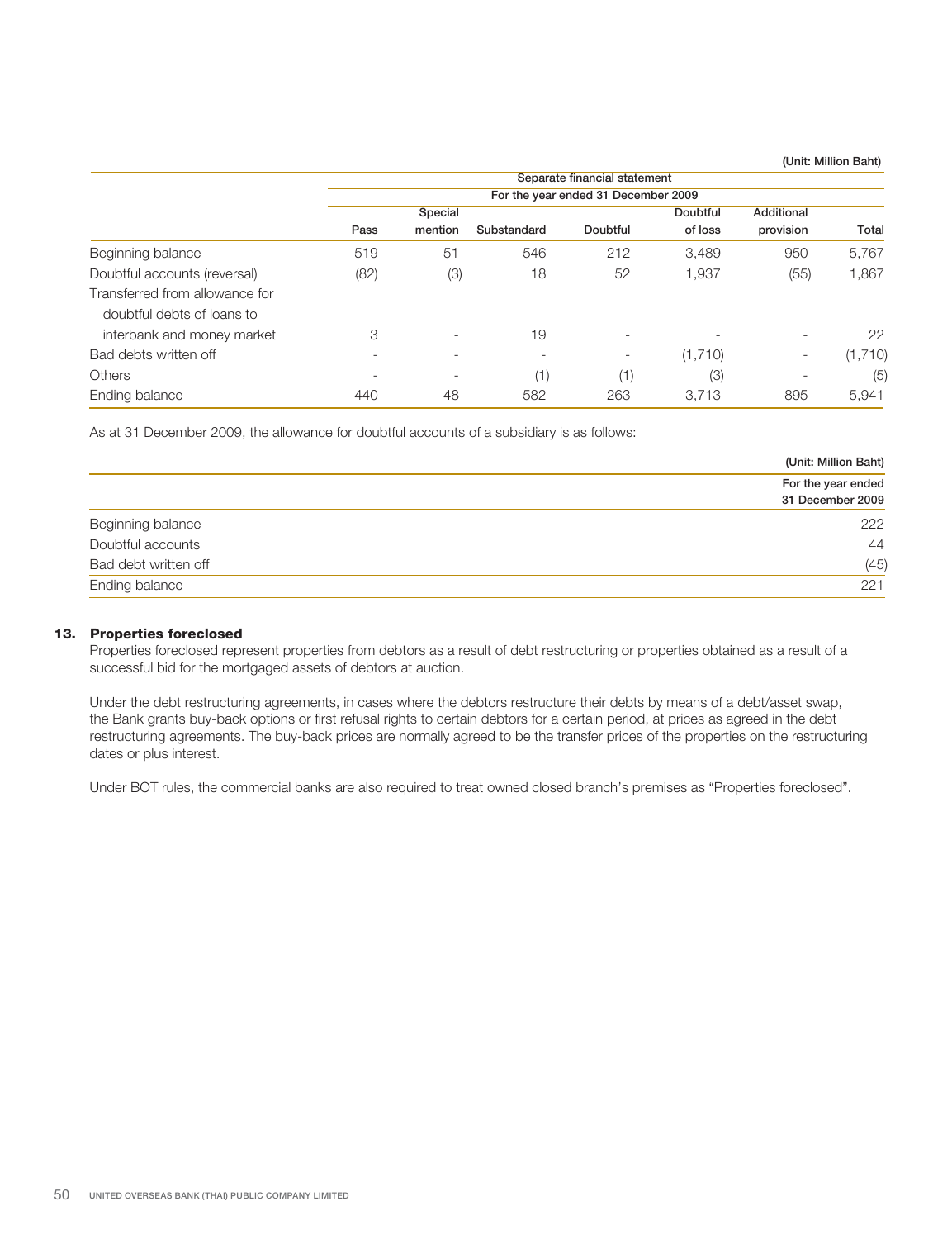(Unit: Million Baht)

| | Separate financial statement | | | | | | |
|---|---|---|---|---|---|---|---|
| | For the year ended 31 December 2009 | | | | | | |
| | Pass | Special mention | Substandard | Doubtful | Doubtful of loss | Additional provision | Total |
| Beginning balance | 519 | 51 | 546 | 212 | 3,489 | 950 | 5,767 |
| Doubtful accounts (reversal) | (82) | (3) | 18 | 52 | 1,937 | (55) | 1,867 |
| Transferred from allowance for doubtful debts of loans to interbank and money market | 3 | - | 19 | - | - | - | 22 |
| Bad debts written off | - | - | - | - | (1,710) | - | (1,710) |
| Others | - | - | (1) | (1) | (3) | - | (5) |
| Ending balance | 440 | 48 | 582 | 263 | 3,713 | 895 | 5,941 |

As at 31 December 2009, the allowance for doubtful accounts of a subsidiary is as follows:

(Unit: Million Baht)

| | For the year ended 31 December 2009 |
|---|---|
| Beginning balance | 222 |
| Doubtful accounts | 44 |
| Bad debt written off | (45) |
| Ending balance | 221 |

## 13. Properties foreclosed

Properties foreclosed represent properties from debtors as a result of debt restructuring or properties obtained as a result of a successful bid for the mortgaged assets of debtors at auction.

Under the debt restructuring agreements, in cases where the debtors restructure their debts by means of a debt/asset swap, the Bank grants buy-back options or first refusal rights to certain debtors for a certain period, at prices as agreed in the debt restructuring agreements. The buy-back prices are normally agreed to be the transfer prices of the properties on the restructuring dates or plus interest.

Under BOT rules, the commercial banks are also required to treat owned closed branch's premises as "Properties foreclosed".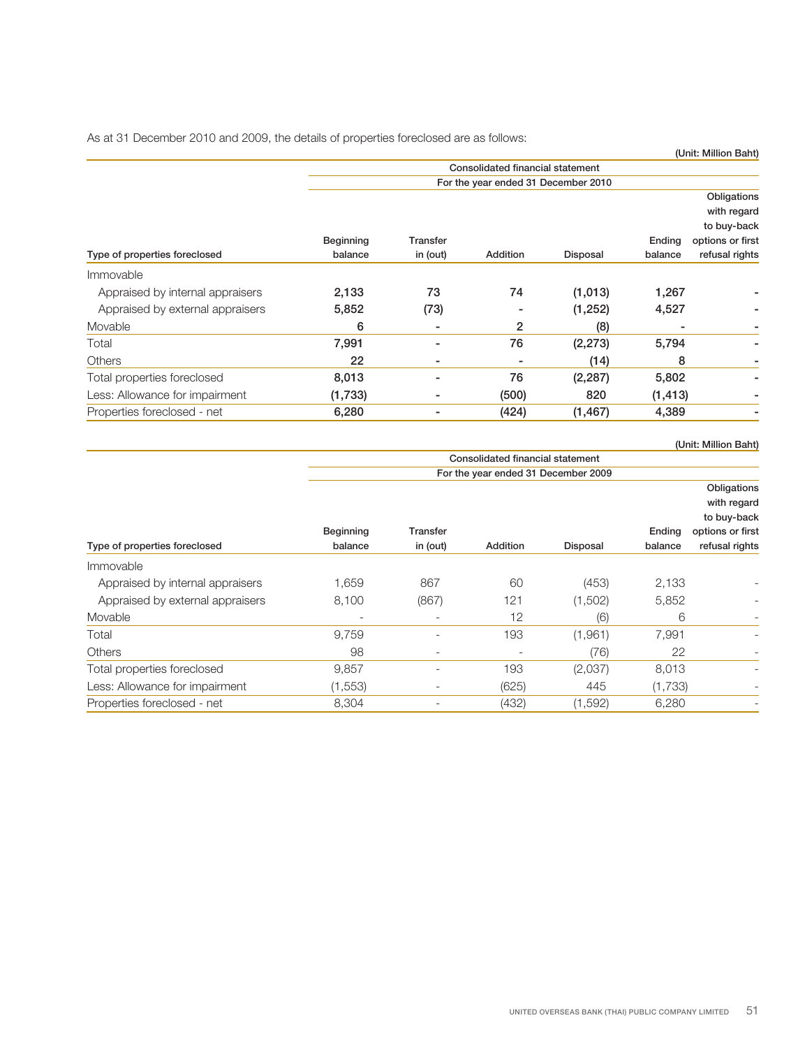As at 31 December 2010 and 2009, the details of properties foreclosed are as follows:

(Unit: Million Baht)

| | Consolidated financial statement | | | | | |
|---|---|---|---|---|---|---|
| | For the year ended 31 December 2010 | | | | | |
| Type of properties foreclosed | Beginning balance | Transfer in (out) | Addition | Disposal | Ending balance | Obligations with regard to buy-back options or first refusal rights |
| Immovable | | | | | | |
| Appraised by internal appraisers | 2,133 | 73 | 74 | (1,013) | 1,267 | - |
| Appraised by external appraisers | 5,852 | (73) | - | (1,252) | 4,527 | - |
| Movable | 6 | - | 2 | (8) | - | - |
| Total | 7,991 | - | 76 | (2,273) | 5,794 | - |
| Others | 22 | - | - | (14) | 8 | - |
| Total properties foreclosed | 8,013 | - | 76 | (2,287) | 5,802 | - |
| Less: Allowance for impairment | (1,733) | - | (500) | 820 | (1,413) | - |
| Properties foreclosed - net | 6,280 | - | (424) | (1,467) | 4,389 | - |

(Unit: Million Baht)

| | Consolidated financial statement | | | | | |
|---|---|---|---|---|---|---|
| | For the year ended 31 December 2009 | | | | | |
| Type of properties foreclosed | Beginning balance | Transfer in (out) | Addition | Disposal | Ending balance | Obligations with regard to buy-back options or first refusal rights |
| Immovable | | | | | | |
| Appraised by internal appraisers | 1,659 | 867 | 60 | (453) | 2,133 | - |
| Appraised by external appraisers | 8,100 | (867) | 121 | (1,502) | 5,852 | - |
| Movable | - | - | 12 | (6) | 6 | - |
| Total | 9,759 | - | 193 | (1,961) | 7,991 | - |
| Others | 98 | - | - | (76) | 22 | - |
| Total properties foreclosed | 9,857 | - | 193 | (2,037) | 8,013 | - |
| Less: Allowance for impairment | (1,553) | - | (625) | 445 | (1,733) | - |
| Properties foreclosed - net | 8,304 | - | (432) | (1,592) | 6,280 | - |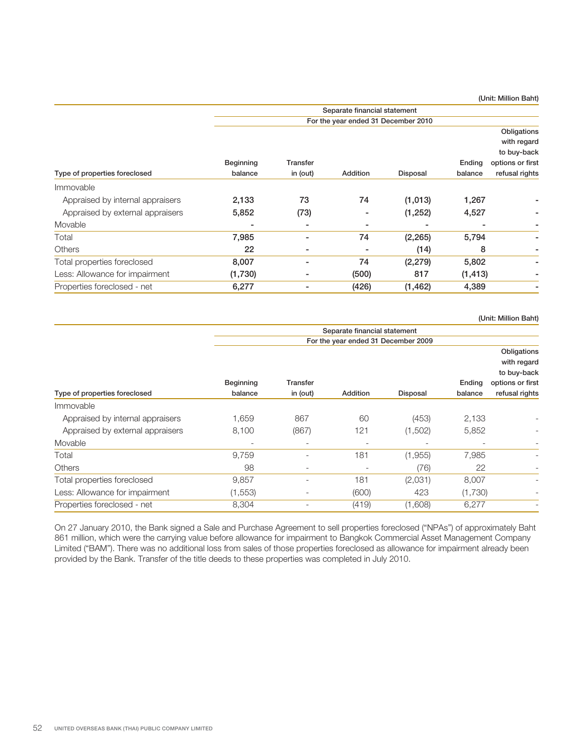(Unit: Million Baht)

| Type of properties foreclosed | Separate financial statement For the year ended 31 December 2010 | | | | | |
|---|---|---|---|---|---|---|
| | Beginning balance | Transfer in (out) | Addition | Disposal | Ending balance | Obligations with regard to buy-back options or first refusal rights |
| Immovable | | | | | | |
| Appraised by internal appraisers | **2,133** | **73** | **74** | **(1,013)** | **1,267** | **-** |
| Appraised by external appraisers | **5,852** | **(73)** | **-** | **(1,252)** | **4,527** | **-** |
| Movable | **-** | **-** | **-** | **-** | **-** | **-** |
| Total | **7,985** | **-** | **74** | **(2,265)** | **5,794** | **-** |
| Others | **22** | **-** | **-** | **(14)** | **8** | **-** |
| Total properties foreclosed | **8,007** | **-** | **74** | **(2,279)** | **5,802** | **-** |
| Less: Allowance for impairment | **(1,730)** | **-** | **(500)** | **817** | **(1,413)** | **-** |
| Properties foreclosed - net | **6,277** | **-** | **(426)** | **(1,462)** | **4,389** | **-** |

(Unit: Million Baht)

| Type of properties foreclosed | Separate financial statement For the year ended 31 December 2009 | | | | | |
|---|---|---|---|---|---|---|
| | Beginning balance | Transfer in (out) | Addition | Disposal | Ending balance | Obligations with regard to buy-back options or first refusal rights |
| Immovable | | | | | | |
| Appraised by internal appraisers | 1,659 | 867 | 60 | (453) | 2,133 | - |
| Appraised by external appraisers | 8,100 | (867) | 121 | (1,502) | 5,852 | - |
| Movable | - | - | - | - | - | - |
| Total | 9,759 | - | 181 | (1,955) | 7,985 | - |
| Others | 98 | - | - | (76) | 22 | - |
| Total properties foreclosed | 9,857 | - | 181 | (2,031) | 8,007 | - |
| Less: Allowance for impairment | (1,553) | - | (600) | 423 | (1,730) | - |
| Properties foreclosed - net | 8,304 | - | (419) | (1,608) | 6,277 | - |

On 27 January 2010, the Bank signed a Sale and Purchase Agreement to sell properties foreclosed ("NPAs") of approximately Baht 861 million, which were the carrying value before allowance for impairment to Bangkok Commercial Asset Management Company Limited ("BAM"). There was no additional loss from sales of those properties foreclosed as allowance for impairment already been provided by the Bank. Transfer of the title deeds to these properties was completed in July 2010.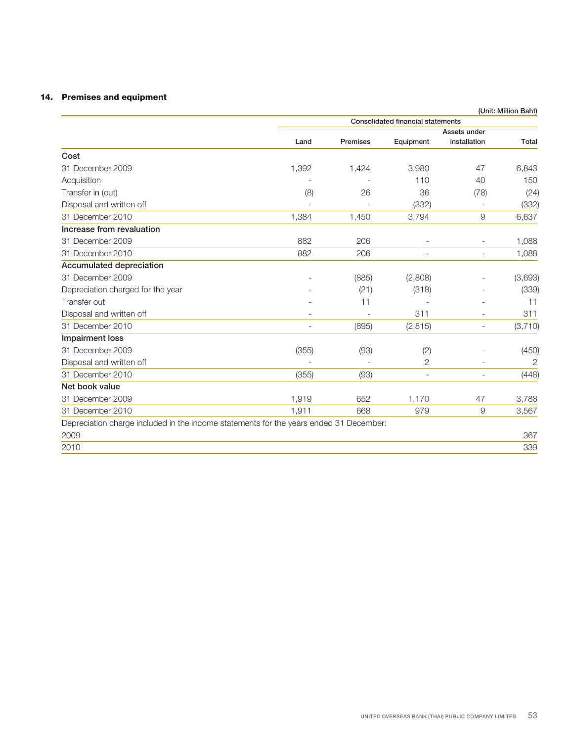## 14. Premises and equipment

(Unit: Million Baht)

| | Consolidated financial statements | | | | |
|---|---|---|---|---|---|
| | Land | Premises | Equipment | Assets under installation | Total |
| **Cost** | | | | | |
| 31 December 2009 | 1,392 | 1,424 | 3,980 | 47 | 6,843 |
| Acquisition | - | - | 110 | 40 | 150 |
| Transfer in (out) | (8) | 26 | 36 | (78) | (24) |
| Disposal and written off | - | - | (332) | - | (332) |
| 31 December 2010 | 1,384 | 1,450 | 3,794 | 9 | 6,637 |
| **Increase from revaluation** | | | | | |
| 31 December 2009 | 882 | 206 | - | - | 1,088 |
| 31 December 2010 | 882 | 206 | - | - | 1,088 |
| **Accumulated depreciation** | | | | | |
| 31 December 2009 | - | (885) | (2,808) | - | (3,693) |
| Depreciation charged for the year | - | (21) | (318) | - | (339) |
| Transfer out | - | 11 | - | - | 11 |
| Disposal and written off | - | - | 311 | - | 311 |
| 31 December 2010 | - | (895) | (2,815) | - | (3,710) |
| **Impairment loss** | | | | | |
| 31 December 2009 | (355) | (93) | (2) | - | (450) |
| Disposal and written off | - | - | 2 | - | 2 |
| 31 December 2010 | (355) | (93) | - | - | (448) |
| **Net book value** | | | | | |
| 31 December 2009 | 1,919 | 652 | 1,170 | 47 | 3,788 |
| 31 December 2010 | 1,911 | 668 | 979 | 9 | 3,567 |
| Depreciation charge included in the income statements for the years ended 31 December: | | | | | |
| 2009 | | | | | 367 |
| 2010 | | | | | 339 |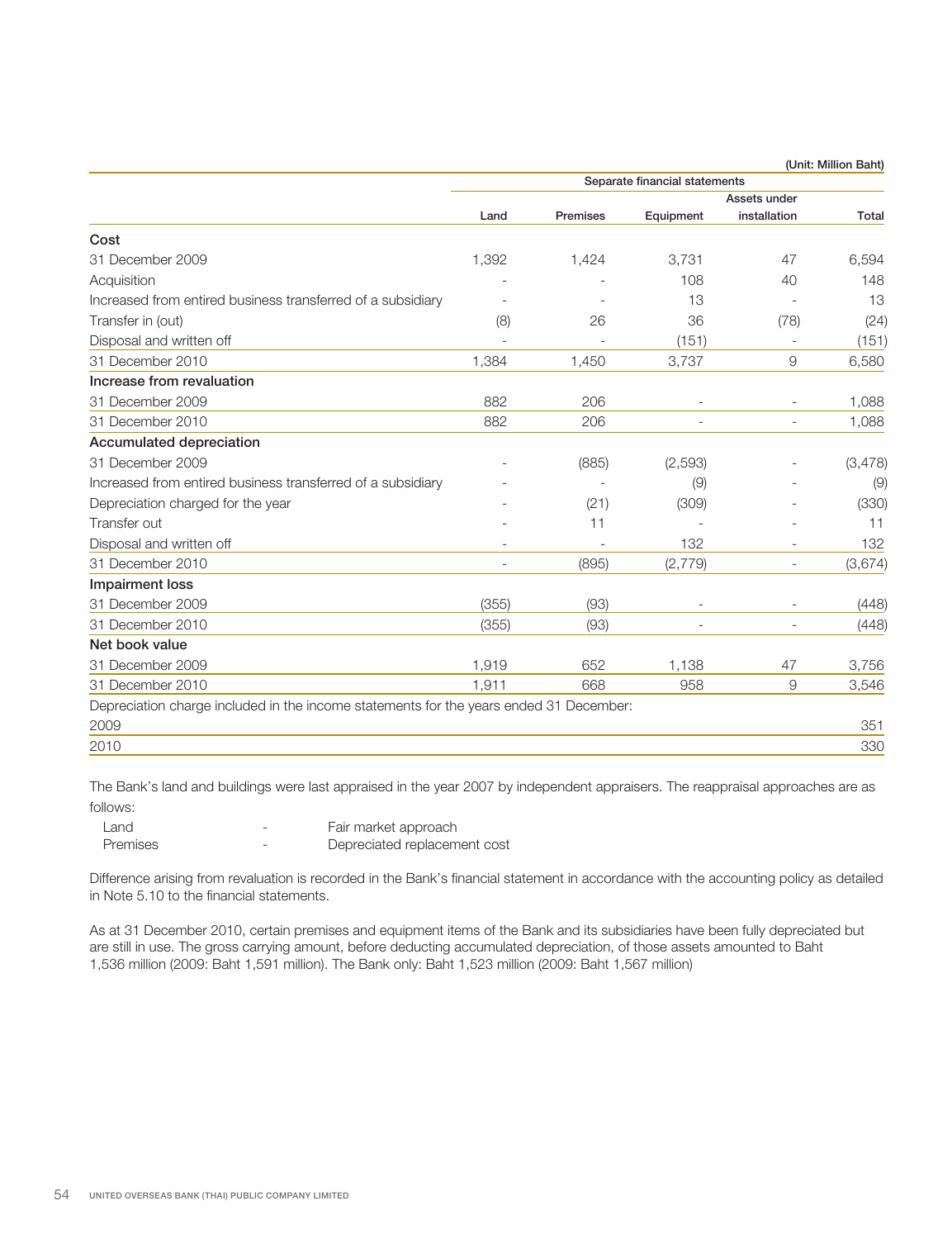(Unit: Million Baht)

| | Separate financial statements | | | | |
|---|---|---|---|---|---|
| | Land | Premises | Equipment | Assets under installation | Total |
| **Cost** | | | | | |
| 31 December 2009 | 1,392 | 1,424 | 3,731 | 47 | 6,594 |
| Acquisition | - | - | 108 | 40 | 148 |
| Increased from entired business transferred of a subsidiary | - | - | 13 | - | 13 |
| Transfer in (out) | (8) | 26 | 36 | (78) | (24) |
| Disposal and written off | - | - | (151) | - | (151) |
| 31 December 2010 | 1,384 | 1,450 | 3,737 | 9 | 6,580 |
| **Increase from revaluation** | | | | | |
| 31 December 2009 | 882 | 206 | - | - | 1,088 |
| 31 December 2010 | 882 | 206 | - | - | 1,088 |
| **Accumulated depreciation** | | | | | |
| 31 December 2009 | - | (885) | (2,593) | - | (3,478) |
| Increased from entired business transferred of a subsidiary | - | - | (9) | - | (9) |
| Depreciation charged for the year | - | (21) | (309) | - | (330) |
| Transfer out | - | 11 | - | - | 11 |
| Disposal and written off | - | - | 132 | - | 132 |
| 31 December 2010 | - | (895) | (2,779) | - | (3,674) |
| **Impairment loss** | | | | | |
| 31 December 2009 | (355) | (93) | - | - | (448) |
| 31 December 2010 | (355) | (93) | - | - | (448) |
| **Net book value** | | | | | |
| 31 December 2009 | 1,919 | 652 | 1,138 | 47 | 3,756 |
| 31 December 2010 | 1,911 | 668 | 958 | 9 | 3,546 |
| Depreciation charge included in the income statements for the years ended 31 December: | | | | | |
| 2009 | | | | | 351 |
| 2010 | | | | | 330 |

The Bank's land and buildings were last appraised in the year 2007 by independent appraisers. The reappraisal approaches are as follows:

Land - Fair market approach
Premises - Depreciated replacement cost

Difference arising from revaluation is recorded in the Bank's financial statement in accordance with the accounting policy as detailed in Note 5.10 to the financial statements.

As at 31 December 2010, certain premises and equipment items of the Bank and its subsidiaries have been fully depreciated but are still in use. The gross carrying amount, before deducting accumulated depreciation, of those assets amounted to Baht 1,536 million (2009: Baht 1,591 million). The Bank only: Baht 1,523 million (2009: Baht 1,567 million)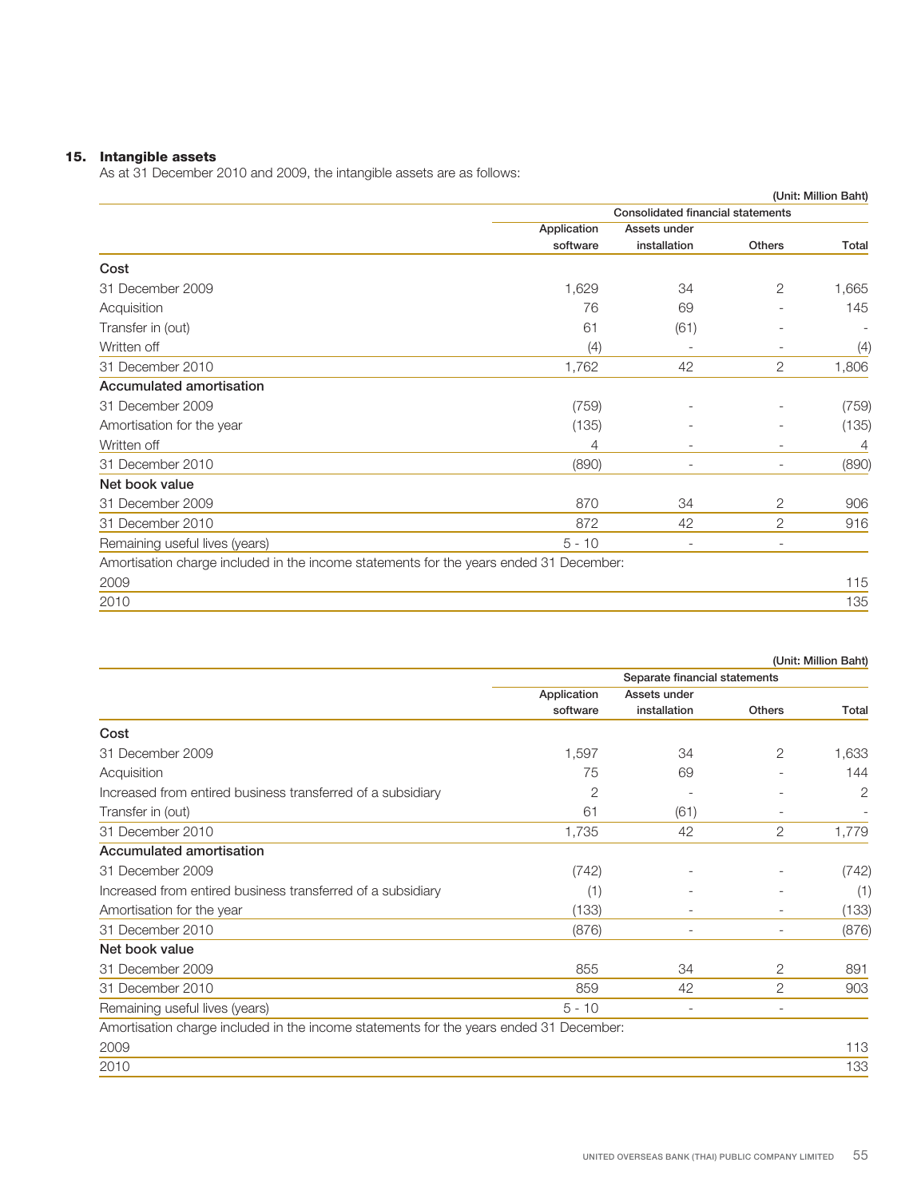## 15. Intangible assets

As at 31 December 2010 and 2009, the intangible assets are as follows:

(Unit: Million Baht)

| | Consolidated financial statements | | | |
|---|---|---|---|---|
| | Application software | Assets under installation | Others | Total |
| **Cost** | | | | |
| 31 December 2009 | 1,629 | 34 | 2 | 1,665 |
| Acquisition | 76 | 69 | - | 145 |
| Transfer in (out) | 61 | (61) | - | - |
| Written off | (4) | - | - | (4) |
| 31 December 2010 | 1,762 | 42 | 2 | 1,806 |
| **Accumulated amortisation** | | | | |
| 31 December 2009 | (759) | - | - | (759) |
| Amortisation for the year | (135) | - | - | (135) |
| Written off | 4 | - | - | 4 |
| 31 December 2010 | (890) | - | - | (890) |
| **Net book value** | | | | |
| 31 December 2009 | 870 | 34 | 2 | 906 |
| 31 December 2010 | 872 | 42 | 2 | 916 |
| Remaining useful lives (years) | 5 - 10 | - | - | |
| Amortisation charge included in the income statements for the years ended 31 December: | | | | |
| 2009 | | | | 115 |
| 2010 | | | | 135 |

(Unit: Million Baht)

| | Separate financial statements | | | |
|---|---|---|---|---|
| | Application software | Assets under installation | Others | Total |
| **Cost** | | | | |
| 31 December 2009 | 1,597 | 34 | 2 | 1,633 |
| Acquisition | 75 | 69 | - | 144 |
| Increased from entired business transferred of a subsidiary | 2 | - | - | 2 |
| Transfer in (out) | 61 | (61) | - | - |
| 31 December 2010 | 1,735 | 42 | 2 | 1,779 |
| **Accumulated amortisation** | | | | |
| 31 December 2009 | (742) | - | - | (742) |
| Increased from entired business transferred of a subsidiary | (1) | - | - | (1) |
| Amortisation for the year | (133) | - | - | (133) |
| 31 December 2010 | (876) | - | - | (876) |
| **Net book value** | | | | |
| 31 December 2009 | 855 | 34 | 2 | 891 |
| 31 December 2010 | 859 | 42 | 2 | 903 |
| Remaining useful lives (years) | 5 - 10 | - | - | |
| Amortisation charge included in the income statements for the years ended 31 December: | | | | |
| 2009 | | | | 113 |
| 2010 | | | | 133 |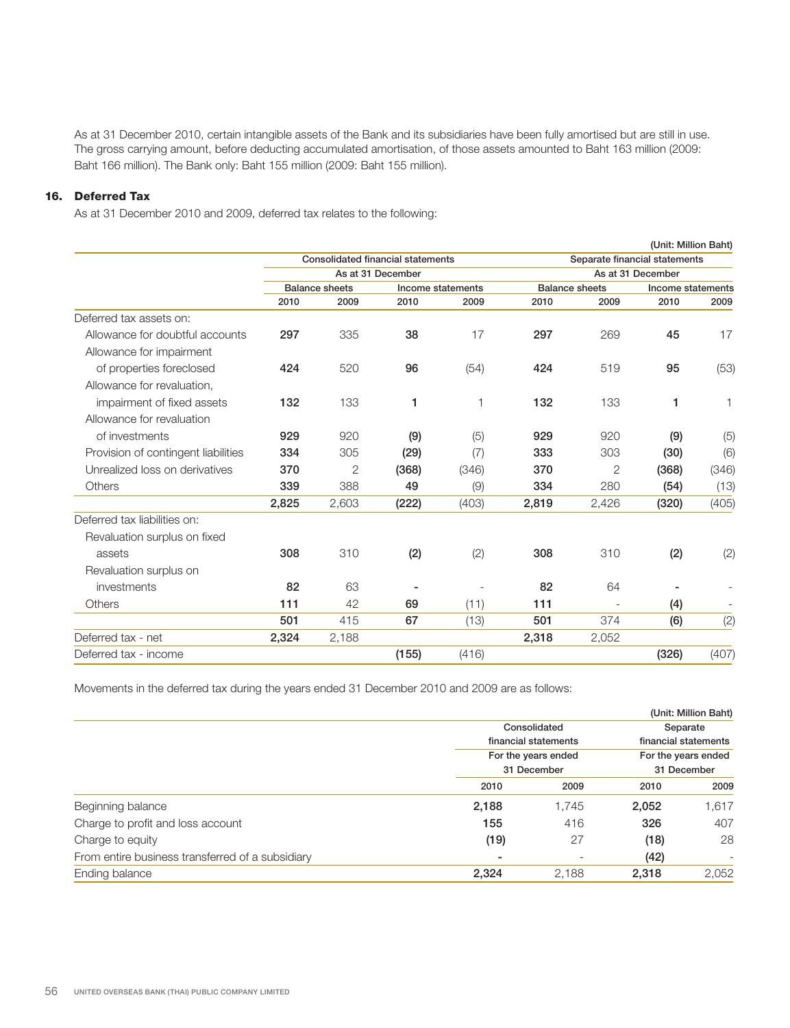As at 31 December 2010, certain intangible assets of the Bank and its subsidiaries have been fully amortised but are still in use. The gross carrying amount, before deducting accumulated amortisation, of those assets amounted to Baht 163 million (2009: Baht 166 million). The Bank only: Baht 155 million (2009: Baht 155 million).

## 16. Deferred Tax

As at 31 December 2010 and 2009, deferred tax relates to the following:

(Unit: Million Baht)

| | Consolidated financial statements | | | | Separate financial statements | | | |
|---|---|---|---|---|---|---|---|---|
| | As at 31 December | | | | As at 31 December | | | |
| | Balance sheets | | Income statements | | Balance sheets | | Income statements | |
| | 2010 | 2009 | 2010 | 2009 | 2010 | 2009 | 2010 | 2009 |
| Deferred tax assets on: | | | | | | | | |
| Allowance for doubtful accounts | **297** | 335 | **38** | 17 | **297** | 269 | **45** | 17 |
| Allowance for impairment of properties foreclosed | **424** | 520 | **96** | (54) | **424** | 519 | **95** | (53) |
| Allowance for revaluation, impairment of fixed assets | **132** | 133 | **1** | 1 | **132** | 133 | **1** | 1 |
| Allowance for revaluation of investments | **929** | 920 | **(9)** | (5) | **929** | 920 | **(9)** | (5) |
| Provision of contingent liabilities | **334** | 305 | **(29)** | (7) | **333** | 303 | **(30)** | (6) |
| Unrealized loss on derivatives | **370** | 2 | **(368)** | (346) | **370** | 2 | **(368)** | (346) |
| Others | **339** | 388 | **49** | (9) | **334** | 280 | **(54)** | (13) |
| | **2,825** | 2,603 | **(222)** | (403) | **2,819** | 2,426 | **(320)** | (405) |
| Deferred tax liabilities on: | | | | | | | | |
| Revaluation surplus on fixed assets | **308** | 310 | **(2)** | (2) | **308** | 310 | **(2)** | (2) |
| Revaluation surplus on investments | **82** | 63 | **-** | - | **82** | 64 | **-** | - |
| Others | **111** | 42 | **69** | (11) | **111** | - | **(4)** | - |
| | **501** | 415 | **67** | (13) | **501** | 374 | **(6)** | (2) |
| Deferred tax - net | **2,324** | 2,188 | | | **2,318** | 2,052 | | |
| Deferred tax - income | | | **(155)** | (416) | | | **(326)** | (407) |

Movements in the deferred tax during the years ended 31 December 2010 and 2009 are as follows:

(Unit: Million Baht)

| | Consolidated financial statements For the years ended 31 December | | Separate financial statements For the years ended 31 December | |
|---|---|---|---|---|
| | 2010 | 2009 | 2010 | 2009 |
| Beginning balance | **2,188** | 1,745 | **2,052** | 1,617 |
| Charge to profit and loss account | **155** | 416 | **326** | 407 |
| Charge to equity | **(19)** | 27 | **(18)** | 28 |
| From entire business transferred of a subsidiary | **-** | - | **(42)** | - |
| Ending balance | **2,324** | 2,188 | **2,318** | 2,052 |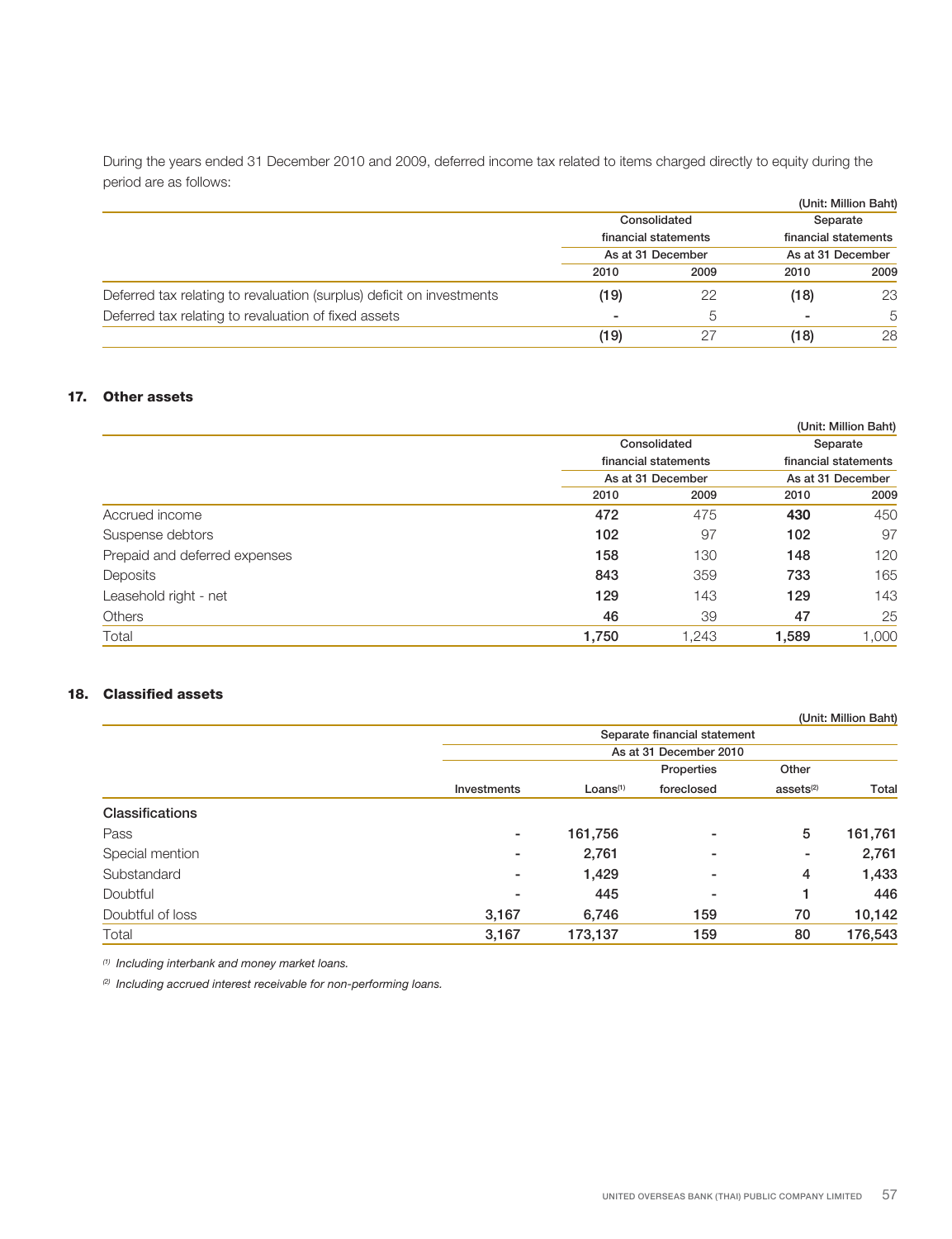During the years ended 31 December 2010 and 2009, deferred income tax related to items charged directly to equity during the period are as follows:

(Unit: Million Baht)

| | Consolidated financial statements | | Separate financial statements | |
|---|---|---|---|---|
| | As at 31 December | | As at 31 December | |
| | 2010 | 2009 | 2010 | 2009 |
| Deferred tax relating to revaluation (surplus) deficit on investments | **(19)** | 22 | **(18)** | 23 |
| Deferred tax relating to revaluation of fixed assets | **-** | 5 | **-** | 5 |
| | **(19)** | 27 | **(18)** | 28 |

## 17. Other assets

(Unit: Million Baht)

| | Consolidated financial statements | | Separate financial statements | |
|---|---|---|---|---|
| | As at 31 December | | As at 31 December | |
| | 2010 | 2009 | 2010 | 2009 |
| Accrued income | **472** | 475 | **430** | 450 |
| Suspense debtors | **102** | 97 | **102** | 97 |
| Prepaid and deferred expenses | **158** | 130 | **148** | 120 |
| Deposits | **843** | 359 | **733** | 165 |
| Leasehold right - net | **129** | 143 | **129** | 143 |
| Others | **46** | 39 | **47** | 25 |
| Total | **1,750** | 1,243 | **1,589** | 1,000 |

## 18. Classified assets

(Unit: Million Baht)

| | Separate financial statement | | | | |
|---|---|---|---|---|---|
| | As at 31 December 2010 | | | | |
| | Investments | Loans[1] | Properties foreclosed | Other assets[2] | Total |
| **Classifications** | | | | | |
| Pass | **-** | **161,756** | **-** | **5** | **161,761** |
| Special mention | **-** | **2,761** | **-** | **-** | **2,761** |
| Substandard | **-** | **1,429** | **-** | **4** | **1,433** |
| Doubtful | **-** | **445** | **-** | **1** | **446** |
| Doubtful of loss | **3,167** | **6,746** | **159** | **70** | **10,142** |
| Total | **3,167** | **173,137** | **159** | **80** | **176,543** |

*[1] Including interbank and money market loans.*

*[2] Including accrued interest receivable for non-performing loans.*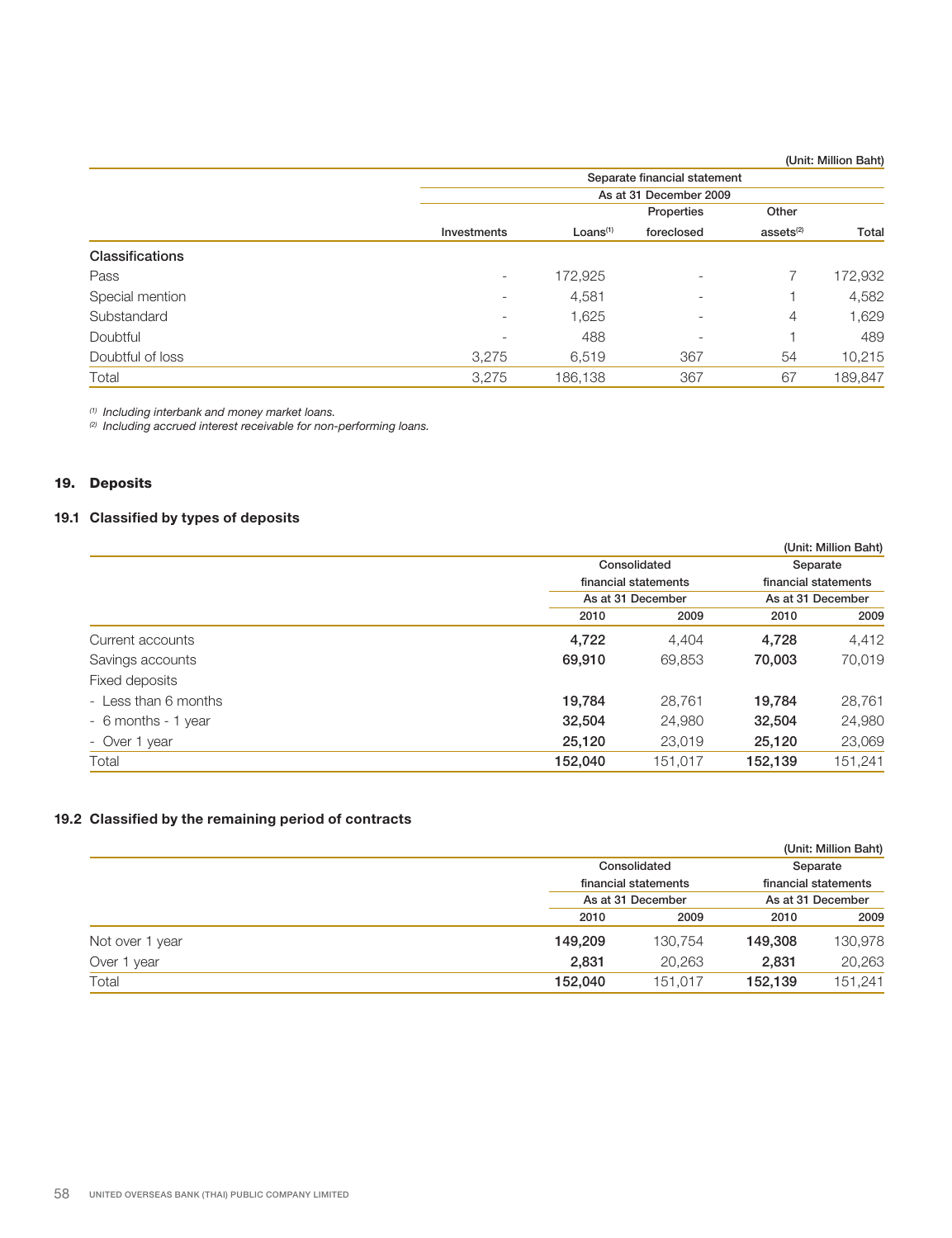(Unit: Million Baht)

| | Separate financial statement | | | | |
|---|---|---|---|---|---|
| | As at 31 December 2009 | | | | |
| | Investments | Loans[(1)] | Properties foreclosed | Other assets[(2)] | Total |
| **Classifications** | | | | | |
| Pass | - | 172,925 | - | 7 | 172,932 |
| Special mention | - | 4,581 | - | 1 | 4,582 |
| Substandard | - | 1,625 | - | 4 | 1,629 |
| Doubtful | - | 488 | - | 1 | 489 |
| Doubtful of loss | 3,275 | 6,519 | 367 | 54 | 10,215 |
| Total | 3,275 | 186,138 | 367 | 67 | 189,847 |

*[(1)] Including interbank and money market loans.*
*[(2)] Including accrued interest receivable for non-performing loans.*

## 19. Deposits

### 19.1 Classified by types of deposits

(Unit: Million Baht)

| | Consolidated financial statements | | Separate financial statements | |
|---|---|---|---|---|
| | As at 31 December | | As at 31 December | |
| | 2010 | 2009 | 2010 | 2009 |
| Current accounts | **4,722** | 4,404 | **4,728** | 4,412 |
| Savings accounts | **69,910** | 69,853 | **70,003** | 70,019 |
| Fixed deposits | | | | |
| - Less than 6 months | **19,784** | 28,761 | **19,784** | 28,761 |
| - 6 months - 1 year | **32,504** | 24,980 | **32,504** | 24,980 |
| - Over 1 year | **25,120** | 23,019 | **25,120** | 23,069 |
| Total | **152,040** | 151,017 | **152,139** | 151,241 |

### 19.2 Classified by the remaining period of contracts

(Unit: Million Baht)

| | Consolidated financial statements | | Separate financial statements | |
|---|---|---|---|---|
| | As at 31 December | | As at 31 December | |
| | 2010 | 2009 | 2010 | 2009 |
| Not over 1 year | **149,209** | 130,754 | **149,308** | 130,978 |
| Over 1 year | **2,831** | 20,263 | **2,831** | 20,263 |
| Total | **152,040** | 151,017 | **152,139** | 151,241 |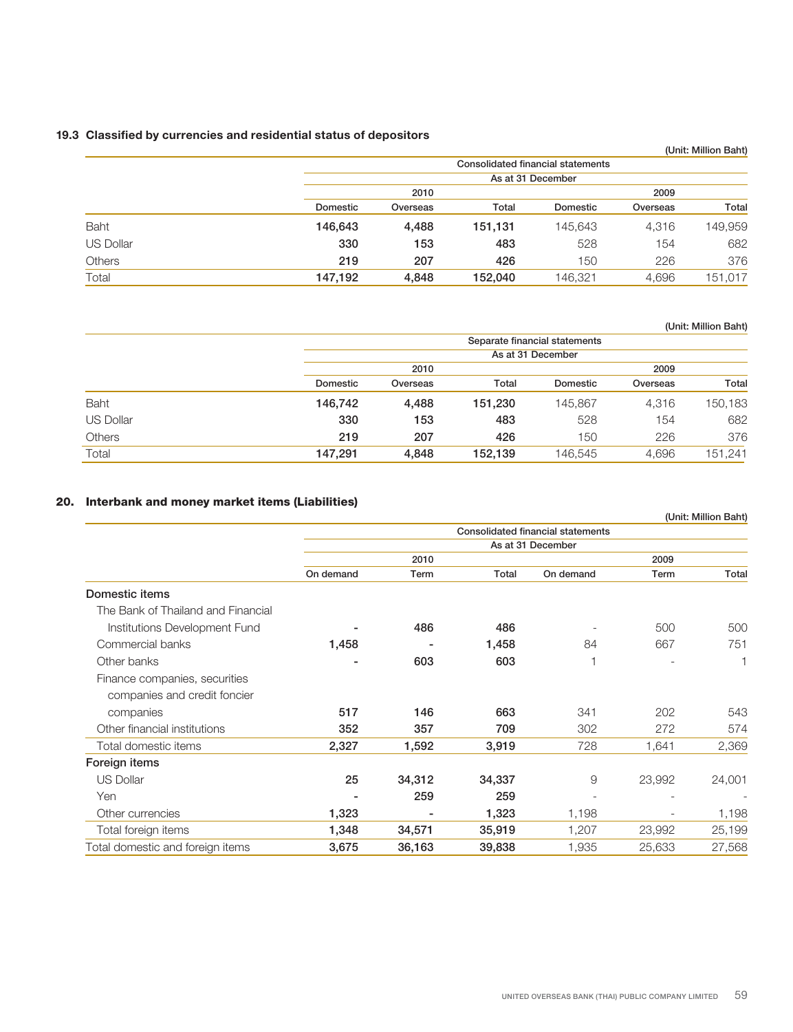### 19.3 Classified by currencies and residential status of depositors

(Unit: Million Baht)

| | Consolidated financial statements | | | | | |
|---|---|---|---|---|---|---|
| | As at 31 December | | | | | |
| | 2010 | | | 2009 | | |
| | Domestic | Overseas | Total | Domestic | Overseas | Total |
| Baht | **146,643** | **4,488** | **151,131** | 145,643 | 4,316 | 149,959 |
| US Dollar | **330** | **153** | **483** | 528 | 154 | 682 |
| Others | **219** | **207** | **426** | 150 | 226 | 376 |
| Total | **147,192** | **4,848** | **152,040** | 146,321 | 4,696 | 151,017 |

(Unit: Million Baht)

| | Separate financial statements | | | | | |
|---|---|---|---|---|---|---|
| | As at 31 December | | | | | |
| | 2010 | | | 2009 | | |
| | Domestic | Overseas | Total | Domestic | Overseas | Total |
| Baht | **146,742** | **4,488** | **151,230** | 145,867 | 4,316 | 150,183 |
| US Dollar | **330** | **153** | **483** | 528 | 154 | 682 |
| Others | **219** | **207** | **426** | 150 | 226 | 376 |
| Total | **147,291** | **4,848** | **152,139** | 146,545 | 4,696 | 151,241 |

## 20. Interbank and money market items (Liabilities)

(Unit: Million Baht)

| | Consolidated financial statements | | | | | |
|---|---|---|---|---|---|---|
| | As at 31 December | | | | | |
| | 2010 | | | 2009 | | |
| | On demand | Term | Total | On demand | Term | Total |
| **Domestic items** | | | | | | |
| The Bank of Thailand and Financial Institutions Development Fund | **-** | **486** | **486** | - | 500 | 500 |
| Commercial banks | **1,458** | **-** | **1,458** | 84 | 667 | 751 |
| Other banks | **-** | **603** | **603** | 1 | - | 1 |
| Finance companies, securities companies and credit foncier companies | **517** | **146** | **663** | 341 | 202 | 543 |
| Other financial institutions | **352** | **357** | **709** | 302 | 272 | 574 |
| Total domestic items | **2,327** | **1,592** | **3,919** | 728 | 1,641 | 2,369 |
| **Foreign items** | | | | | | |
| US Dollar | **25** | **34,312** | **34,337** | 9 | 23,992 | 24,001 |
| Yen | **-** | **259** | **259** | - | - | - |
| Other currencies | **1,323** | **-** | **1,323** | 1,198 | - | 1,198 |
| Total foreign items | **1,348** | **34,571** | **35,919** | 1,207 | 23,992 | 25,199 |
| Total domestic and foreign items | **3,675** | **36,163** | **39,838** | 1,935 | 25,633 | 27,568 |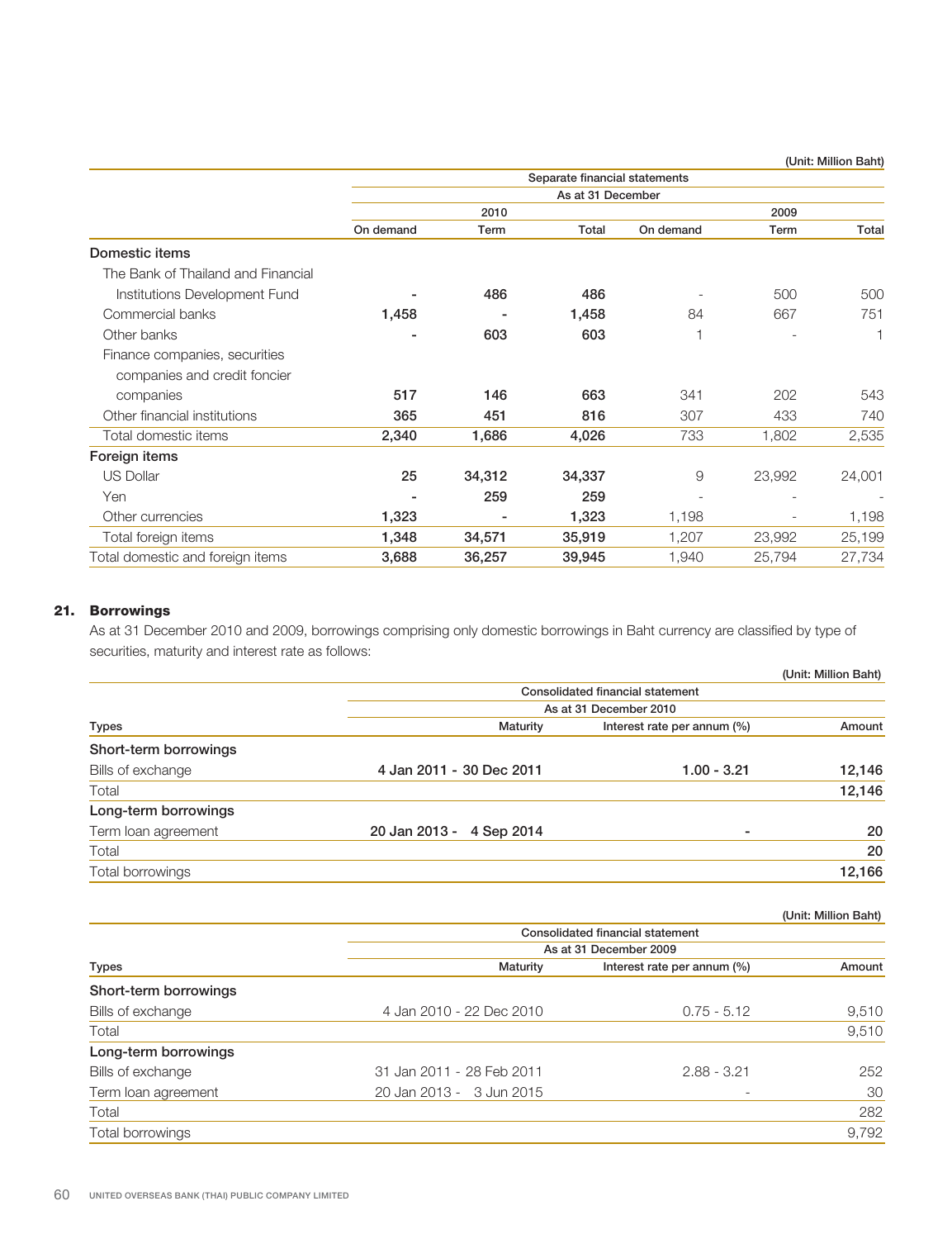(Unit: Million Baht)

| | Separate financial statements | | | | | |
|---|---|---|---|---|---|---|
| | As at 31 December | | | | | |
| | 2010 | | | 2009 | | |
| | On demand | Term | Total | On demand | Term | Total |
| **Domestic items** | | | | | | |
| The Bank of Thailand and Financial Institutions Development Fund | **-** | **486** | **486** | - | 500 | 500 |
| Commercial banks | **1,458** | **-** | **1,458** | 84 | 667 | 751 |
| Other banks | **-** | **603** | **603** | 1 | - | 1 |
| Finance companies, securities companies and credit foncier companies | **517** | **146** | **663** | 341 | 202 | 543 |
| Other financial institutions | **365** | **451** | **816** | 307 | 433 | 740 |
| Total domestic items | **2,340** | **1,686** | **4,026** | 733 | 1,802 | 2,535 |
| **Foreign items** | | | | | | |
| US Dollar | **25** | **34,312** | **34,337** | 9 | 23,992 | 24,001 |
| Yen | **-** | **259** | **259** | - | - | - |
| Other currencies | **1,323** | **-** | **1,323** | 1,198 | - | 1,198 |
| Total foreign items | **1,348** | **34,571** | **35,919** | 1,207 | 23,992 | 25,199 |
| Total domestic and foreign items | **3,688** | **36,257** | **39,945** | 1,940 | 25,794 | 27,734 |

## 21. Borrowings

As at 31 December 2010 and 2009, borrowings comprising only domestic borrowings in Baht currency are classified by type of securities, maturity and interest rate as follows:

(Unit: Million Baht)

| | Consolidated financial statement | | |
|---|---|---|---|
| | As at 31 December 2010 | | |
| Types | Maturity | Interest rate per annum (%) | Amount |
| **Short-term borrowings** | | | |
| Bills of exchange | **4 Jan 2011 - 30 Dec 2011** | **1.00 - 3.21** | **12,146** |
| Total | | | **12,146** |
| **Long-term borrowings** | | | |
| Term loan agreement | **20 Jan 2013 - 4 Sep 2014** | **-** | **20** |
| Total | | | **20** |
| Total borrowings | | | **12,166** |

(Unit: Million Baht)

| | Consolidated financial statement | | |
|---|---|---|---|
| | As at 31 December 2009 | | |
| Types | Maturity | Interest rate per annum (%) | Amount |
| **Short-term borrowings** | | | |
| Bills of exchange | 4 Jan 2010 - 22 Dec 2010 | 0.75 - 5.12 | 9,510 |
| Total | | | 9,510 |
| **Long-term borrowings** | | | |
| Bills of exchange | 31 Jan 2011 - 28 Feb 2011 | 2.88 - 3.21 | 252 |
| Term loan agreement | 20 Jan 2013 - 3 Jun 2015 | - | 30 |
| Total | | | 282 |
| Total borrowings | | | 9,792 |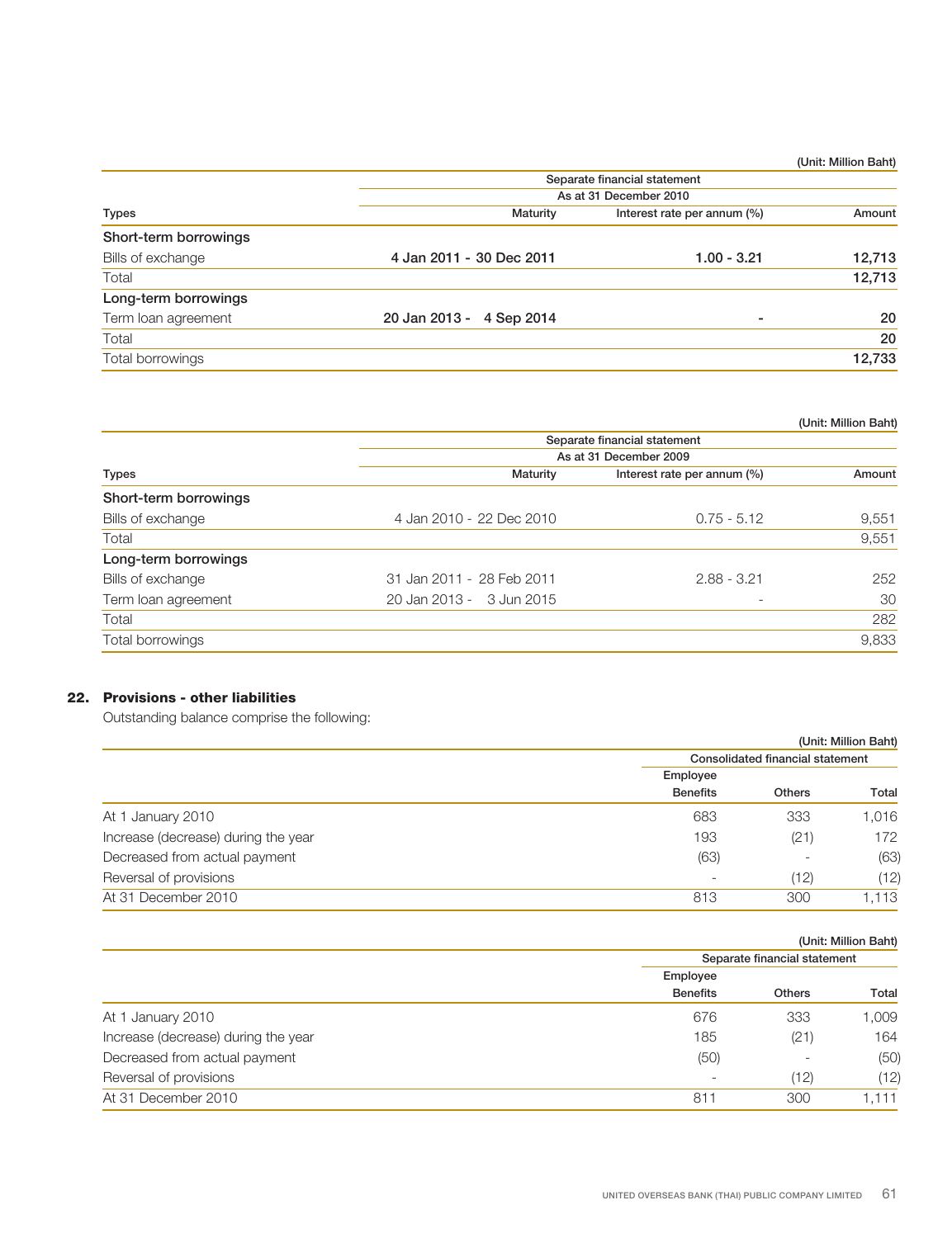(Unit: Million Baht)

| Types | Separate financial statement | | |
|---|---|---|---|
| | As at 31 December 2010 | | |
| | Maturity | Interest rate per annum (%) | Amount |
| **Short-term borrowings** | | | |
| Bills of exchange | 4 Jan 2011 - 30 Dec 2011 | 1.00 - 3.21 | 12,713 |
| Total | | | 12,713 |
| **Long-term borrowings** | | | |
| Term loan agreement | 20 Jan 2013 - 4 Sep 2014 | - | 20 |
| Total | | | 20 |
| Total borrowings | | | 12,733 |

(Unit: Million Baht)

| Types | Separate financial statement | | |
|---|---|---|---|
| | As at 31 December 2009 | | |
| | Maturity | Interest rate per annum (%) | Amount |
| **Short-term borrowings** | | | |
| Bills of exchange | 4 Jan 2010 - 22 Dec 2010 | 0.75 - 5.12 | 9,551 |
| Total | | | 9,551 |
| **Long-term borrowings** | | | |
| Bills of exchange | 31 Jan 2011 - 28 Feb 2011 | 2.88 - 3.21 | 252 |
| Term loan agreement | 20 Jan 2013 - 3 Jun 2015 | - | 30 |
| Total | | | 282 |
| Total borrowings | | | 9,833 |

## 22. Provisions - other liabilities

Outstanding balance comprise the following:

(Unit: Million Baht)

| | Consolidated financial statement | | |
|---|---|---|---|
| | Employee Benefits | Others | Total |
| At 1 January 2010 | 683 | 333 | 1,016 |
| Increase (decrease) during the year | 193 | (21) | 172 |
| Decreased from actual payment | (63) | - | (63) |
| Reversal of provisions | - | (12) | (12) |
| At 31 December 2010 | 813 | 300 | 1,113 |

(Unit: Million Baht)

| | Separate financial statement | | |
|---|---|---|---|
| | Employee Benefits | Others | Total |
| At 1 January 2010 | 676 | 333 | 1,009 |
| Increase (decrease) during the year | 185 | (21) | 164 |
| Decreased from actual payment | (50) | - | (50) |
| Reversal of provisions | - | (12) | (12) |
| At 31 December 2010 | 811 | 300 | 1,111 |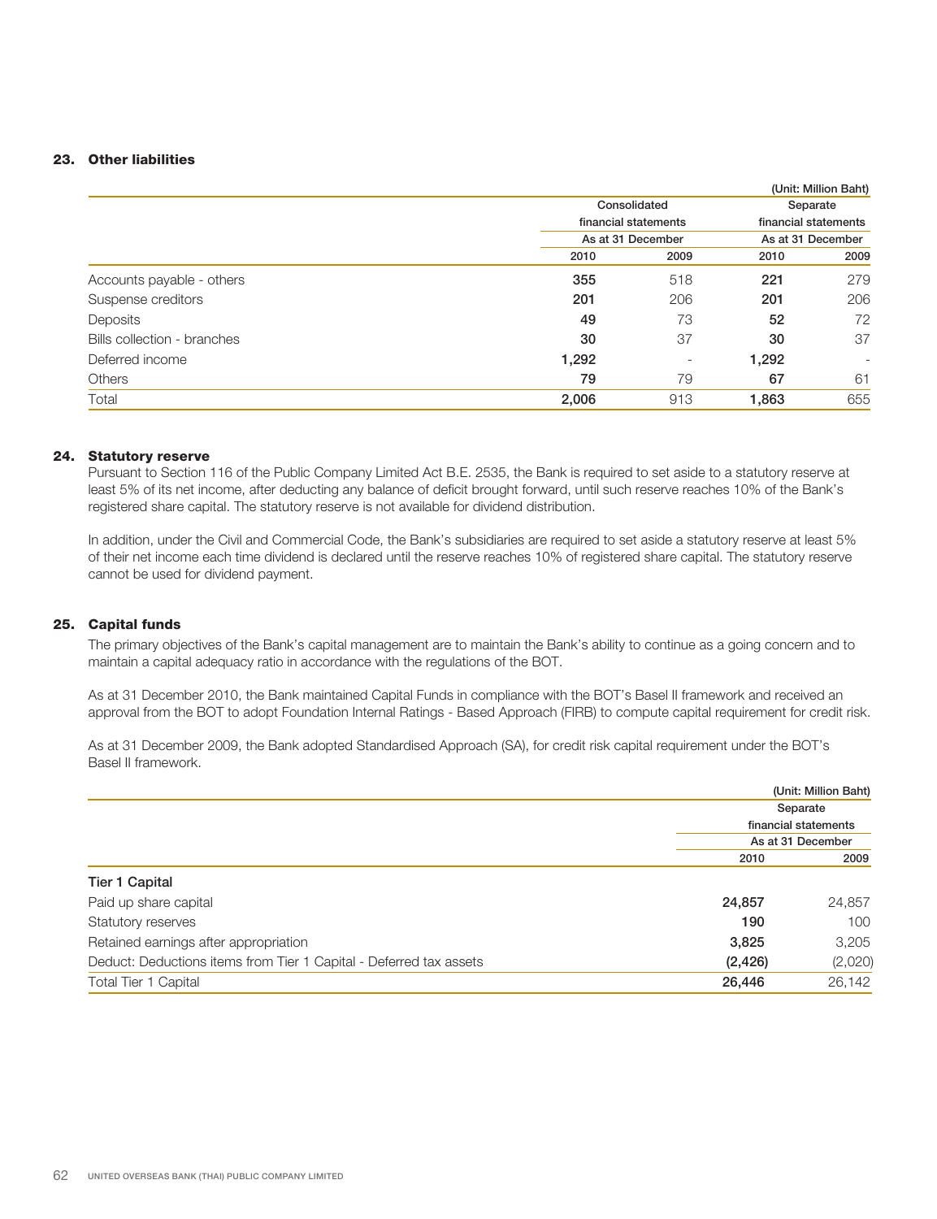## 23. Other liabilities

| | | | | (Unit: Million Baht) |
|---|---|---|---|---|
| | Consolidated financial statements | | Separate financial statements | |
| | As at 31 December | | As at 31 December | |
| | 2010 | 2009 | 2010 | 2009 |
| Accounts payable - others | **355** | 518 | **221** | 279 |
| Suspense creditors | **201** | 206 | **201** | 206 |
| Deposits | **49** | 73 | **52** | 72 |
| Bills collection - branches | **30** | 37 | **30** | 37 |
| Deferred income | **1,292** | - | **1,292** | - |
| Others | **79** | 79 | **67** | 61 |
| Total | **2,006** | 913 | **1,863** | 655 |

## 24. Statutory reserve

Pursuant to Section 116 of the Public Company Limited Act B.E. 2535, the Bank is required to set aside to a statutory reserve at least 5% of its net income, after deducting any balance of deficit brought forward, until such reserve reaches 10% of the Bank's registered share capital. The statutory reserve is not available for dividend distribution.

In addition, under the Civil and Commercial Code, the Bank's subsidiaries are required to set aside a statutory reserve at least 5% of their net income each time dividend is declared until the reserve reaches 10% of registered share capital. The statutory reserve cannot be used for dividend payment.

## 25. Capital funds

The primary objectives of the Bank's capital management are to maintain the Bank's ability to continue as a going concern and to maintain a capital adequacy ratio in accordance with the regulations of the BOT.

As at 31 December 2010, the Bank maintained Capital Funds in compliance with the BOT's Basel II framework and received an approval from the BOT to adopt Foundation Internal Ratings - Based Approach (FIRB) to compute capital requirement for credit risk.

As at 31 December 2009, the Bank adopted Standardised Approach (SA), for credit risk capital requirement under the BOT's Basel II framework.

| | | (Unit: Million Baht) |
|---|---|---|
| | Separate financial statements | |
| | As at 31 December | |
| | 2010 | 2009 |
| **Tier 1 Capital** | | |
| Paid up share capital | **24,857** | 24,857 |
| Statutory reserves | **190** | 100 |
| Retained earnings after appropriation | **3,825** | 3,205 |
| Deduct: Deductions items from Tier 1 Capital - Deferred tax assets | **(2,426)** | (2,020) |
| Total Tier 1 Capital | **26,446** | 26,142 |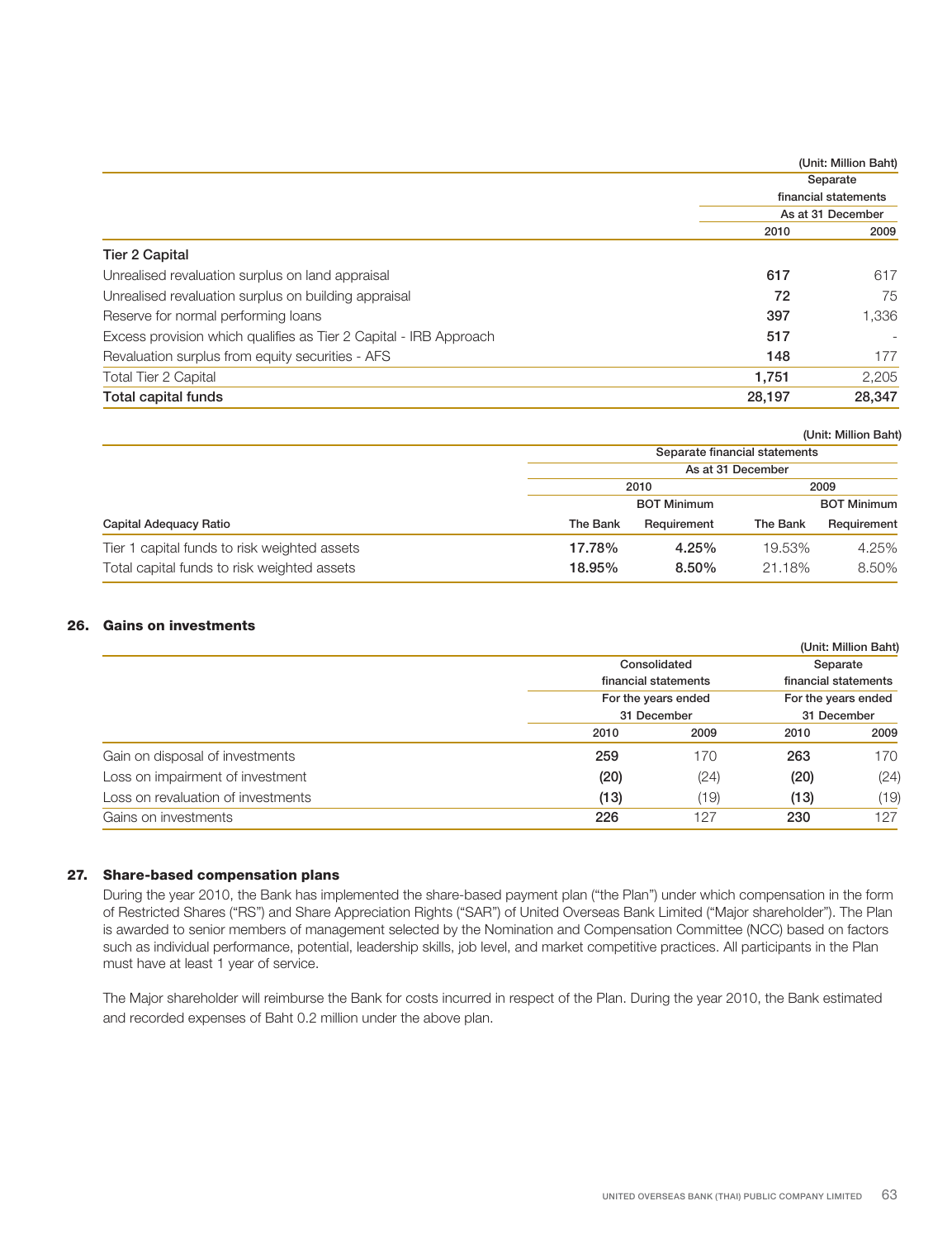(Unit: Million Baht)

| | Separate financial statements | |
|---|---|---|
| | As at 31 December | |
| | 2010 | 2009 |
| **Tier 2 Capital** | | |
| Unrealised revaluation surplus on land appraisal | **617** | 617 |
| Unrealised revaluation surplus on building appraisal | **72** | 75 |
| Reserve for normal performing loans | **397** | 1,336 |
| Excess provision which qualifies as Tier 2 Capital - IRB Approach | **517** | - |
| Revaluation surplus from equity securities - AFS | **148** | 177 |
| Total Tier 2 Capital | **1,751** | 2,205 |
| **Total capital funds** | **28,197** | **28,347** |

(Unit: Million Baht)

| | Separate financial statements | | | |
|---|---|---|---|---|
| | As at 31 December | | | |
| | 2010 | | 2009 | |
| | | BOT Minimum | | BOT Minimum |
| Capital Adequacy Ratio | The Bank | Requirement | The Bank | Requirement |
| Tier 1 capital funds to risk weighted assets | **17.78%** | **4.25%** | 19.53% | 4.25% |
| Total capital funds to risk weighted assets | **18.95%** | **8.50%** | 21.18% | 8.50% |

## 26. Gains on investments

(Unit: Million Baht)

| | Consolidated financial statements | | Separate financial statements | |
|---|---|---|---|---|
| | For the years ended 31 December | | For the years ended 31 December | |
| | 2010 | 2009 | 2010 | 2009 |
| Gain on disposal of investments | **259** | 170 | **263** | 170 |
| Loss on impairment of investment | **(20)** | (24) | **(20)** | (24) |
| Loss on revaluation of investments | **(13)** | (19) | **(13)** | (19) |
| Gains on investments | **226** | 127 | **230** | 127 |

## 27. Share-based compensation plans

During the year 2010, the Bank has implemented the share-based payment plan ("the Plan") under which compensation in the form of Restricted Shares ("RS") and Share Appreciation Rights ("SAR") of United Overseas Bank Limited ("Major shareholder"). The Plan is awarded to senior members of management selected by the Nomination and Compensation Committee (NCC) based on factors such as individual performance, potential, leadership skills, job level, and market competitive practices. All participants in the Plan must have at least 1 year of service.

The Major shareholder will reimburse the Bank for costs incurred in respect of the Plan. During the year 2010, the Bank estimated and recorded expenses of Baht 0.2 million under the above plan.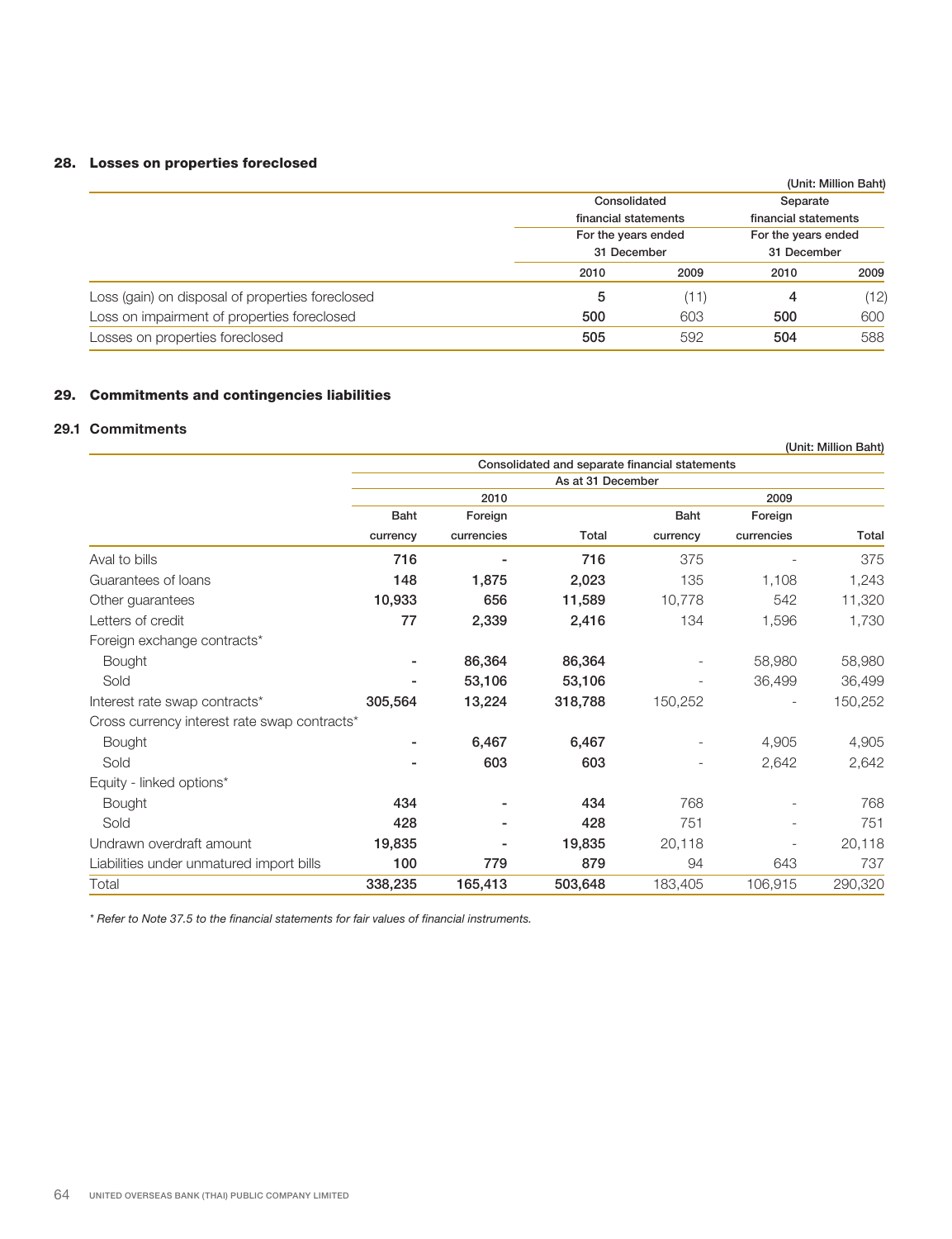## 28. Losses on properties foreclosed

(Unit: Million Baht)

| | Consolidated financial statements | | Separate financial statements | |
|---|---|---|---|---|
| | For the years ended 31 December | | For the years ended 31 December | |
| | 2010 | 2009 | 2010 | 2009 |
| Loss (gain) on disposal of properties foreclosed | 5 | (11) | 4 | (12) |
| Loss on impairment of properties foreclosed | 500 | 603 | 500 | 600 |
| Losses on properties foreclosed | 505 | 592 | 504 | 588 |

## 29. Commitments and contingencies liabilities

### 29.1 Commitments

(Unit: Million Baht)

| | Consolidated and separate financial statements | | | | | |
|---|---|---|---|---|---|---|
| | As at 31 December | | | | | |
| | 2010 | | | 2009 | | |
| | Baht currency | Foreign currencies | Total | Baht currency | Foreign currencies | Total |
| Aval to bills | 716 | - | 716 | 375 | - | 375 |
| Guarantees of loans | 148 | 1,875 | 2,023 | 135 | 1,108 | 1,243 |
| Other guarantees | 10,933 | 656 | 11,589 | 10,778 | 542 | 11,320 |
| Letters of credit | 77 | 2,339 | 2,416 | 134 | 1,596 | 1,730 |
| Foreign exchange contracts* | | | | | | |
| Bought | - | 86,364 | 86,364 | - | 58,980 | 58,980 |
| Sold | - | 53,106 | 53,106 | - | 36,499 | 36,499 |
| Interest rate swap contracts* | 305,564 | 13,224 | 318,788 | 150,252 | - | 150,252 |
| Cross currency interest rate swap contracts* | | | | | | |
| Bought | - | 6,467 | 6,467 | - | 4,905 | 4,905 |
| Sold | - | 603 | 603 | - | 2,642 | 2,642 |
| Equity - linked options* | | | | | | |
| Bought | 434 | - | 434 | 768 | - | 768 |
| Sold | 428 | - | 428 | 751 | - | 751 |
| Undrawn overdraft amount | 19,835 | - | 19,835 | 20,118 | - | 20,118 |
| Liabilities under unmatured import bills | 100 | 779 | 879 | 94 | 643 | 737 |
| Total | 338,235 | 165,413 | 503,648 | 183,405 | 106,915 | 290,320 |

*\* Refer to Note 37.5 to the financial statements for fair values of financial instruments.*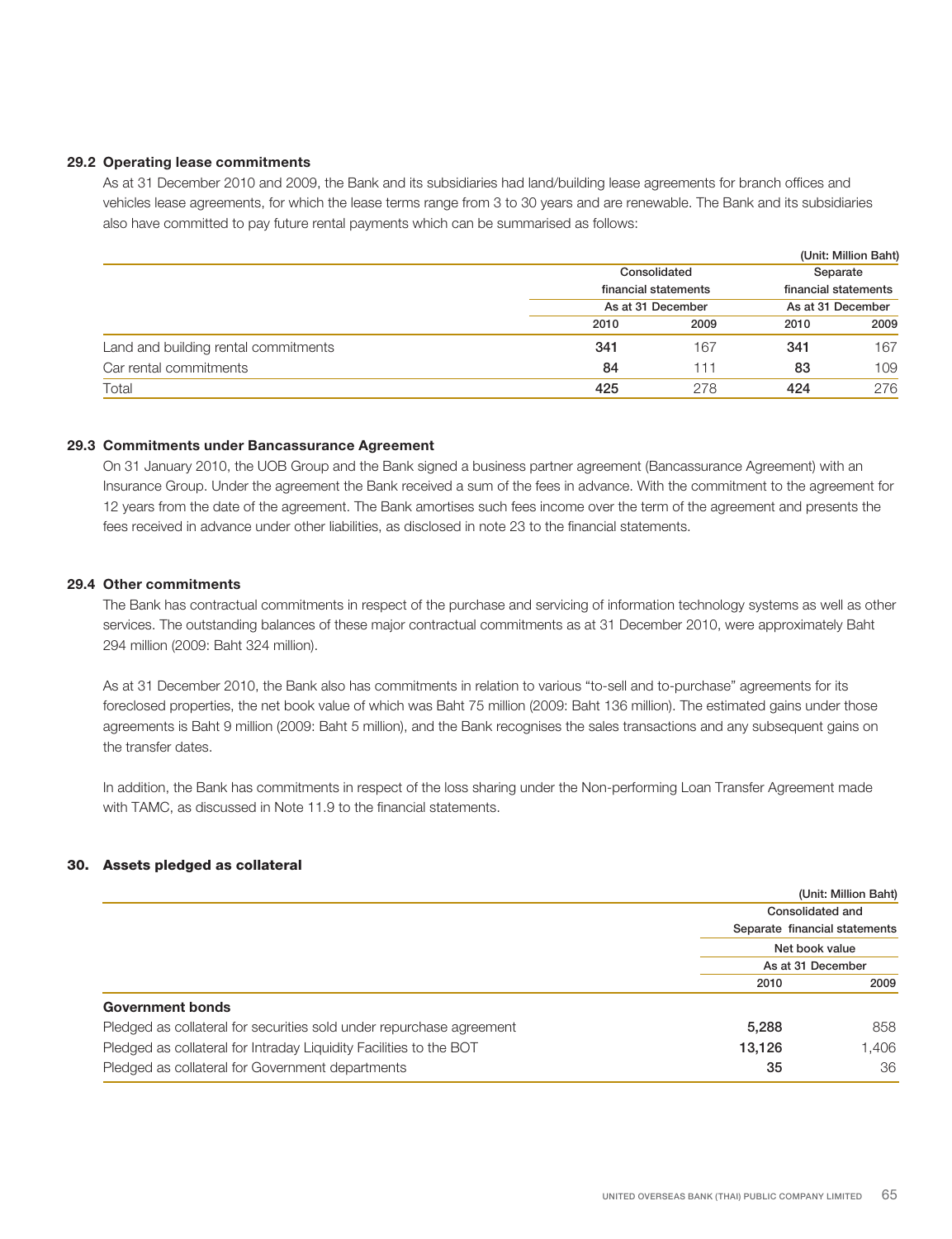### 29.2 Operating lease commitments

As at 31 December 2010 and 2009, the Bank and its subsidiaries had land/building lease agreements for branch offices and vehicles lease agreements, for which the lease terms range from 3 to 30 years and are renewable. The Bank and its subsidiaries also have committed to pay future rental payments which can be summarised as follows:

(Unit: Million Baht)

| | Consolidated financial statements | | Separate financial statements | |
|---|---|---|---|---|
| | As at 31 December | | As at 31 December | |
| | 2010 | 2009 | 2010 | 2009 |
| Land and building rental commitments | **341** | 167 | **341** | 167 |
| Car rental commitments | **84** | 111 | **83** | 109 |
| Total | **425** | 278 | **424** | 276 |

### 29.3 Commitments under Bancassurance Agreement

On 31 January 2010, the UOB Group and the Bank signed a business partner agreement (Bancassurance Agreement) with an Insurance Group. Under the agreement the Bank received a sum of the fees in advance. With the commitment to the agreement for 12 years from the date of the agreement. The Bank amortises such fees income over the term of the agreement and presents the fees received in advance under other liabilities, as disclosed in note 23 to the financial statements.

### 29.4 Other commitments

The Bank has contractual commitments in respect of the purchase and servicing of information technology systems as well as other services. The outstanding balances of these major contractual commitments as at 31 December 2010, were approximately Baht 294 million (2009: Baht 324 million).

As at 31 December 2010, the Bank also has commitments in relation to various "to-sell and to-purchase" agreements for its foreclosed properties, the net book value of which was Baht 75 million (2009: Baht 136 million). The estimated gains under those agreements is Baht 9 million (2009: Baht 5 million), and the Bank recognises the sales transactions and any subsequent gains on the transfer dates.

In addition, the Bank has commitments in respect of the loss sharing under the Non-performing Loan Transfer Agreement made with TAMC, as discussed in Note 11.9 to the financial statements.

## 30. Assets pledged as collateral

(Unit: Million Baht)

| | Consolidated and Separate financial statements | |
|---|---|---|
| | Net book value | |
| | As at 31 December | |
| | 2010 | 2009 |
| **Government bonds** | | |
| Pledged as collateral for securities sold under repurchase agreement | **5,288** | 858 |
| Pledged as collateral for Intraday Liquidity Facilities to the BOT | **13,126** | 1,406 |
| Pledged as collateral for Government departments | **35** | 36 |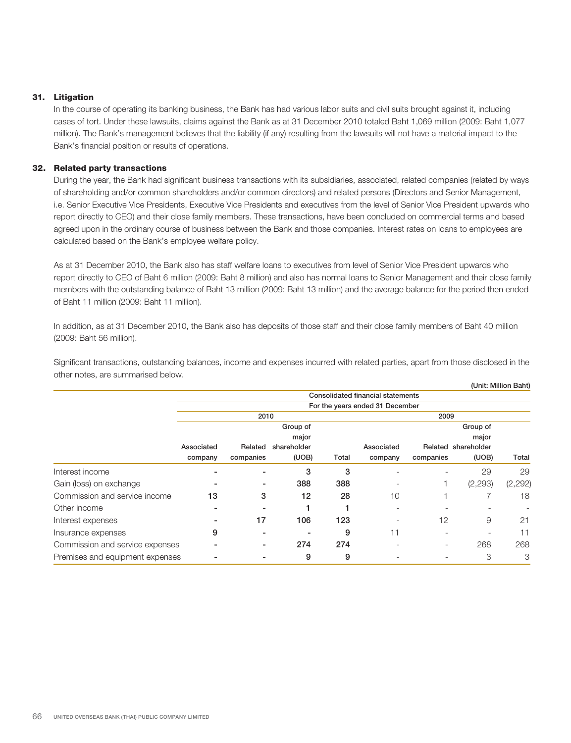## 31. Litigation

In the course of operating its banking business, the Bank has had various labor suits and civil suits brought against it, including cases of tort. Under these lawsuits, claims against the Bank as at 31 December 2010 totaled Baht 1,069 million (2009: Baht 1,077 million). The Bank's management believes that the liability (if any) resulting from the lawsuits will not have a material impact to the Bank's financial position or results of operations.

## 32. Related party transactions

During the year, the Bank had significant business transactions with its subsidiaries, associated, related companies (related by ways of shareholding and/or common shareholders and/or common directors) and related persons (Directors and Senior Management, i.e. Senior Executive Vice Presidents, Executive Vice Presidents and executives from the level of Senior Vice President upwards who report directly to CEO) and their close family members. These transactions, have been concluded on commercial terms and based agreed upon in the ordinary course of business between the Bank and those companies. Interest rates on loans to employees are calculated based on the Bank's employee welfare policy.

As at 31 December 2010, the Bank also has staff welfare loans to executives from level of Senior Vice President upwards who report directly to CEO of Baht 6 million (2009: Baht 8 million) and also has normal loans to Senior Management and their close family members with the outstanding balance of Baht 13 million (2009: Baht 13 million) and the average balance for the period then ended of Baht 11 million (2009: Baht 11 million).

In addition, as at 31 December 2010, the Bank also has deposits of those staff and their close family members of Baht 40 million (2009: Baht 56 million).

Significant transactions, outstanding balances, income and expenses incurred with related parties, apart from those disclosed in the other notes, are summarised below.

(Unit: Million Baht)

| | Consolidated financial statements | | | | | | | |
|---|---|---|---|---|---|---|---|---|
| | For the years ended 31 December | | | | | | | |
| | 2010 | | | | 2009 | | | |
| | Associated company | Related companies | Group of major shareholder (UOB) | Total | Associated company | Related companies | Group of major shareholder (UOB) | Total |
| Interest income | - | - | 3 | 3 | - | - | 29 | 29 |
| Gain (loss) on exchange | - | - | 388 | 388 | - | 1 | (2,293) | (2,292) |
| Commission and service income | 13 | 3 | 12 | 28 | 10 | 1 | 7 | 18 |
| Other income | - | - | 1 | 1 | - | - | - | - |
| Interest expenses | - | 17 | 106 | 123 | - | 12 | 9 | 21 |
| Insurance expenses | 9 | - | - | 9 | 11 | - | - | 11 |
| Commission and service expenses | - | - | 274 | 274 | - | - | 268 | 268 |
| Premises and equipment expenses | - | - | 9 | 9 | - | - | 3 | 3 |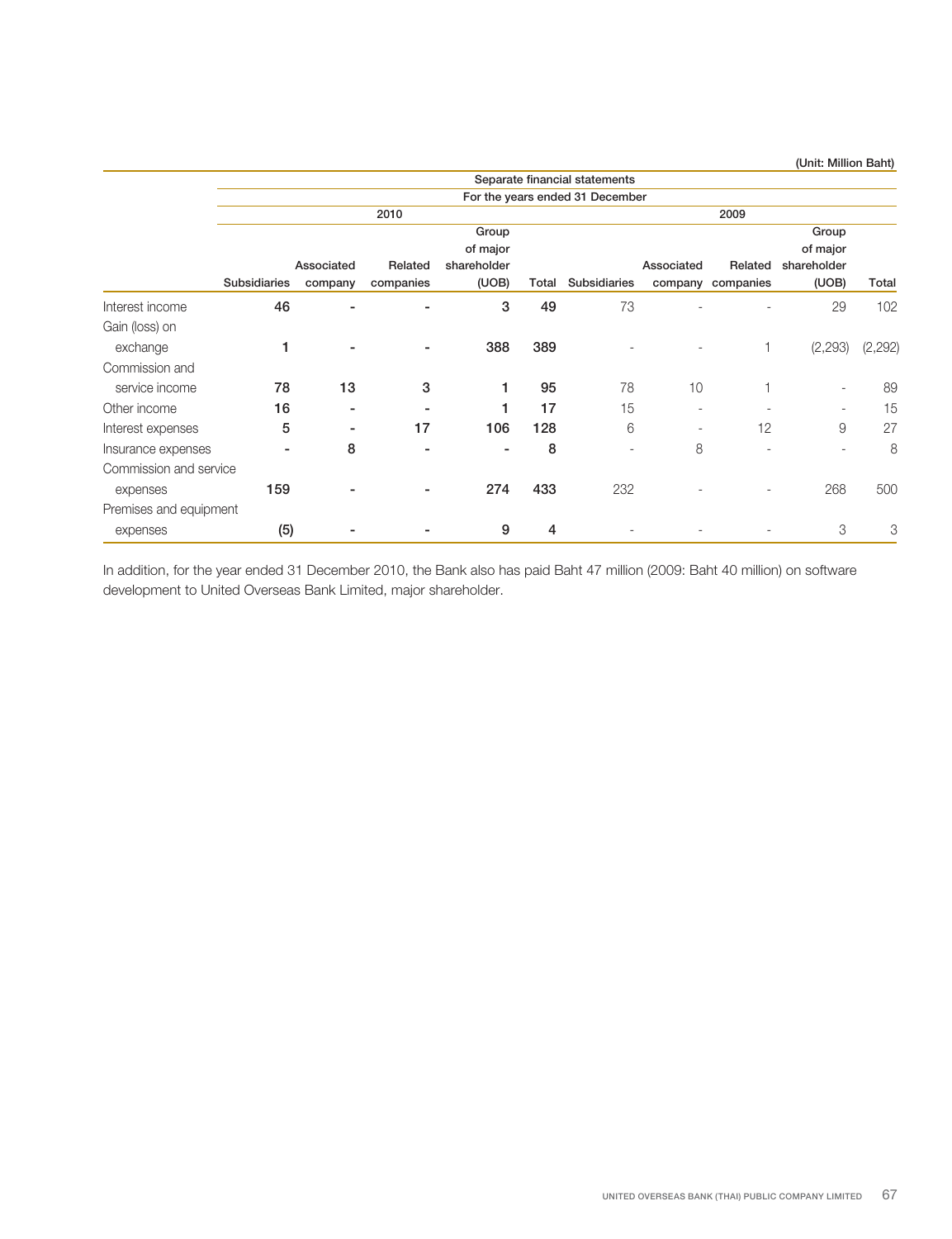(Unit: Million Baht)

| | Separate financial statements | | | | | | | | | |
|---|---|---|---|---|---|---|---|---|---|---|
| | For the years ended 31 December | | | | | | | | | |
| | 2010 | | | | | 2009 | | | | |
| | Subsidiaries | Associated company | Related companies | Group of major shareholder (UOB) | Total | Subsidiaries | Associated company | Related companies | Group of major shareholder (UOB) | Total |
| Interest income | 46 | - | - | 3 | 49 | 73 | - | - | 29 | 102 |
| Gain (loss) on exchange | 1 | - | - | 388 | 389 | - | - | 1 | (2,293) | (2,292) |
| Commission and service income | 78 | 13 | 3 | 1 | 95 | 78 | 10 | 1 | - | 89 |
| Other income | 16 | - | - | 1 | 17 | 15 | - | - | - | 15 |
| Interest expenses | 5 | - | 17 | 106 | 128 | 6 | - | 12 | 9 | 27 |
| Insurance expenses | - | 8 | - | - | 8 | - | 8 | - | - | 8 |
| Commission and service expenses | 159 | - | - | 274 | 433 | 232 | - | - | 268 | 500 |
| Premises and equipment expenses | (5) | - | - | 9 | 4 | - | - | - | 3 | 3 |

In addition, for the year ended 31 December 2010, the Bank also has paid Baht 47 million (2009: Baht 40 million) on software development to United Overseas Bank Limited, major shareholder.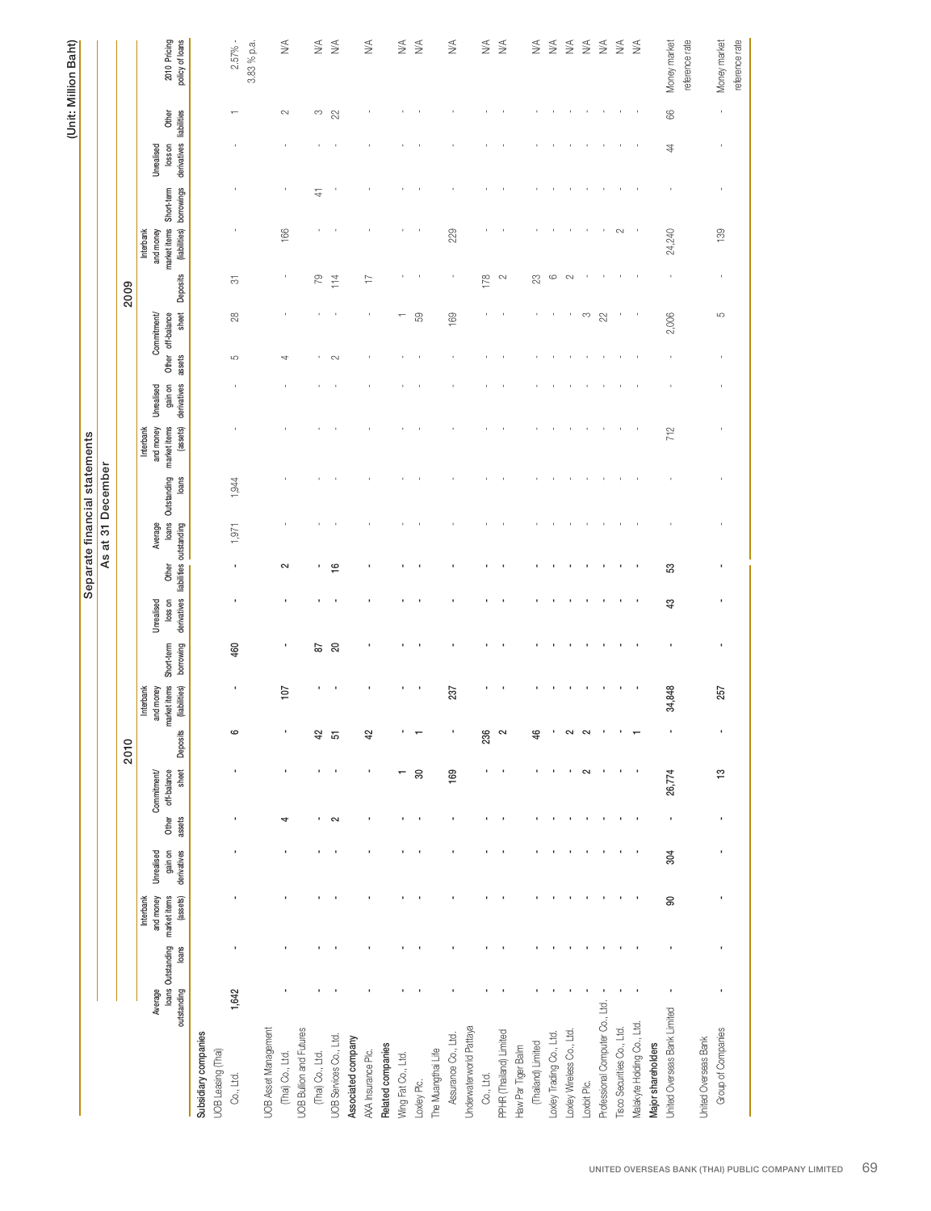# Separate financial statements

## As at 31 December

(Unit: Million Baht)

| | 2010 | | | | | | | | | | | 2009 | | | | | | | | | | | |
|---|---|---|---|---|---|---|---|---|---|---|---|---|---|---|---|---|---|---|---|---|---|---|---|
| | Average loans outstanding | Outstanding loans | Interbank and money market items (assets) | Unrealised gain on derivatives | Other assets | Commitment/ off-balance sheet | Deposits | Interbank and money market items (liabilities) | Short-term borrowing | Unrealised loss on derivatives | Other liabilities | Average loans outstanding | Outstanding loans | Interbank and money market items (assets) | Unrealised gain on derivatives | Other assets | Commitment/ off-balance sheet | Deposits | Interbank and money market items (liabilities) | Short-term borrowings | Unrealised loss on derivatives | Other liabilities | 2010 Pricing policy of loans |
| **Subsidiary companies** | | | | | | | | | | | | | | | | | | | | | | | |
| UOB Leasing (Thai) Co., Ltd. | 1,642 | - | - | - | - | - | 6 | - | 460 | - | - | 1,971 | 1,944 | - | - | 5 | 28 | 31 | - | - | - | 1 | 2.57% - 3.83 % p.a. |
| UOB Asset Management (Thai) Co., Ltd. | - | - | - | - | 4 | - | - | 107 | - | - | 2 | - | - | - | - | 4 | - | - | 166 | - | - | 2 | N/A |
| UOB Bullion and Futures (Thai) Co., Ltd. | - | - | - | - | - | - | 42 | - | 87 | - | - | - | - | - | - | - | - | 79 | - | 41 | - | 3 | N/A |
| UOB Services Co., Ltd. | - | - | - | - | 2 | - | 51 | - | 20 | - | 16 | - | - | - | - | 2 | - | 114 | - | - | - | 22 | N/A |
| **Associated company** | | | | | | | | | | | | | | | | | | | | | | | |
| AXA Insurance Plc. | - | - | - | - | - | - | 42 | - | - | - | - | - | - | - | - | - | - | 17 | - | - | - | - | N/A |
| **Related companies** | | | | | | | | | | | | | | | | | | | | | | | |
| Wing Fat Co., Ltd. | - | - | - | - | - | 1 | - | - | - | - | - | - | - | - | - | - | 1 | - | - | - | - | - | N/A |
| Loxley Plc. | - | - | - | - | - | 30 | 1 | - | - | - | - | - | - | - | - | - | 59 | - | - | - | - | - | N/A |
| The Muangthai Life Assurance Co., Ltd. | - | - | - | - | - | 169 | - | 237 | - | - | - | - | - | - | - | - | 169 | - | 229 | - | - | - | N/A |
| Underwaterworld Pattaya Co., Ltd. | - | - | - | - | - | - | 236 | - | - | - | - | - | - | - | - | - | - | 178 | - | - | - | - | N/A |
| PPHR (Thailand) Limited | - | - | - | - | - | - | 2 | - | - | - | - | - | - | - | - | - | - | 2 | - | - | - | - | N/A |
| Haw Par Tiger Balm (Thailand) Limited | - | - | - | - | - | - | 46 | - | - | - | - | - | - | - | - | - | - | 23 | - | - | - | - | N/A |
| Loxley Trading Co., Ltd. | - | - | - | - | - | - | - | - | - | - | - | - | - | - | - | - | - | 6 | - | - | - | - | N/A |
| Loxley Wireless Co., Ltd. | - | - | - | - | - | - | 2 | - | - | - | - | - | - | - | - | - | - | 2 | - | - | - | - | N/A |
| Loxbit Plc. | - | - | - | - | - | 2 | 2 | - | - | - | - | - | - | - | - | - | 3 | - | - | - | - | - | N/A |
| Professional Computer Co., Ltd. | - | - | - | - | - | - | - | - | - | - | - | - | - | - | - | - | 22 | - | - | - | - | - | N/A |
| Tisco Securities Co., Ltd. | - | - | - | - | - | - | - | - | - | - | - | - | - | - | - | - | - | - | 2 | - | - | - | N/A |
| Malakyte Holding Co., Ltd. | - | - | - | - | - | - | 1 | - | - | - | - | - | - | - | - | - | - | - | - | - | - | - | N/A |
| **Major shareholders** | | | | | | | | | | | | | | | | | | | | | | | |
| United Overseas Bank Limited | - | - | 90 | 304 | - | 26,774 | - | 34,848 | - | 43 | 53 | - | - | 712 | - | - | 2,006 | - | 24,240 | - | 44 | 66 | Money market reference rate |
| United Overseas Bank Group of Companies | - | - | - | - | - | 13 | - | 257 | - | - | - | - | - | - | - | - | 5 | - | 139 | - | - | - | Money market reference rate |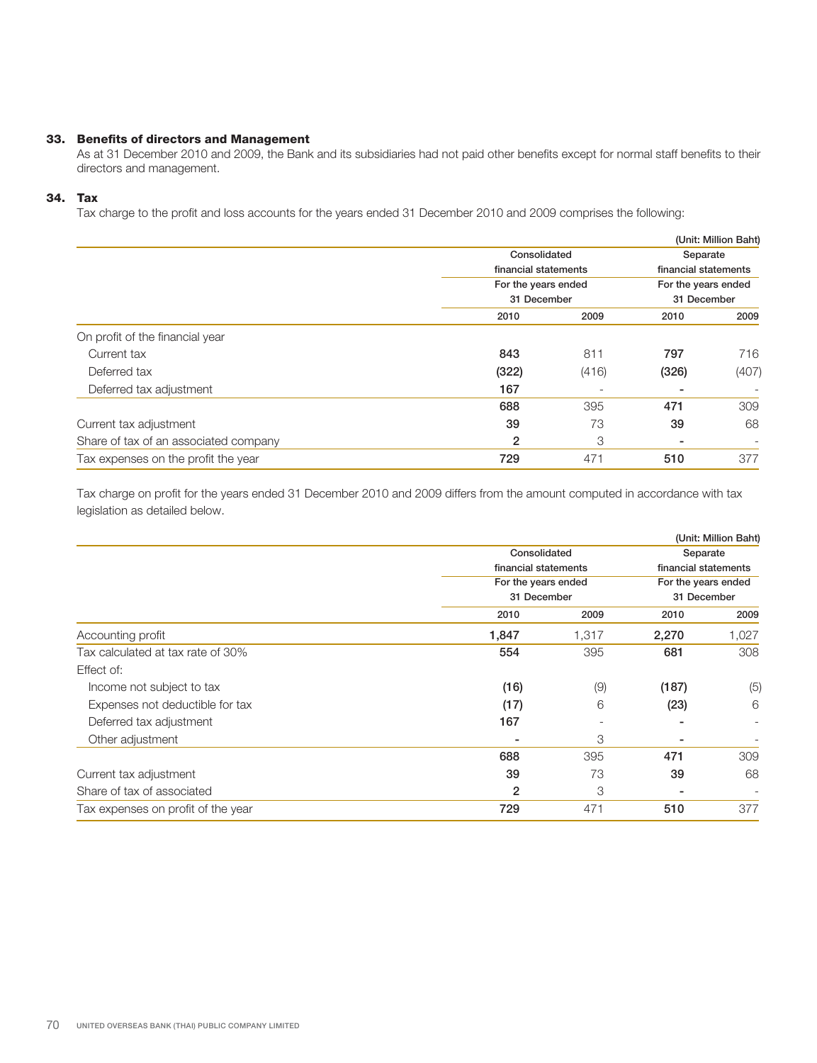## 33. Benefits of directors and Management

As at 31 December 2010 and 2009, the Bank and its subsidiaries had not paid other benefits except for normal staff benefits to their directors and management.

## 34. Tax

Tax charge to the profit and loss accounts for the years ended 31 December 2010 and 2009 comprises the following:

(Unit: Million Baht)

| | Consolidated financial statements For the years ended 31 December | | Separate financial statements For the years ended 31 December | |
|---|---|---|---|---|
| | **2010** | 2009 | **2010** | 2009 |
| On profit of the financial year | | | | |
| Current tax | **843** | 811 | **797** | 716 |
| Deferred tax | **(322)** | (416) | **(326)** | (407) |
| Deferred tax adjustment | **167** | - | **-** | - |
| | **688** | 395 | **471** | 309 |
| Current tax adjustment | **39** | 73 | **39** | 68 |
| Share of tax of an associated company | **2** | 3 | **-** | - |
| Tax expenses on the profit the year | **729** | 471 | **510** | 377 |

Tax charge on profit for the years ended 31 December 2010 and 2009 differs from the amount computed in accordance with tax legislation as detailed below.

(Unit: Million Baht)

| | Consolidated financial statements For the years ended 31 December | | Separate financial statements For the years ended 31 December | |
|---|---|---|---|---|
| | **2010** | 2009 | **2010** | 2009 |
| Accounting profit | **1,847** | 1,317 | **2,270** | 1,027 |
| Tax calculated at tax rate of 30% | **554** | 395 | **681** | 308 |
| Effect of: | | | | |
| Income not subject to tax | **(16)** | (9) | **(187)** | (5) |
| Expenses not deductible for tax | **(17)** | 6 | **(23)** | 6 |
| Deferred tax adjustment | **167** | - | **-** | - |
| Other adjustment | **-** | 3 | **-** | - |
| | **688** | 395 | **471** | 309 |
| Current tax adjustment | **39** | 73 | **39** | 68 |
| Share of tax of associated | **2** | 3 | **-** | - |
| Tax expenses on profit of the year | **729** | 471 | **510** | 377 |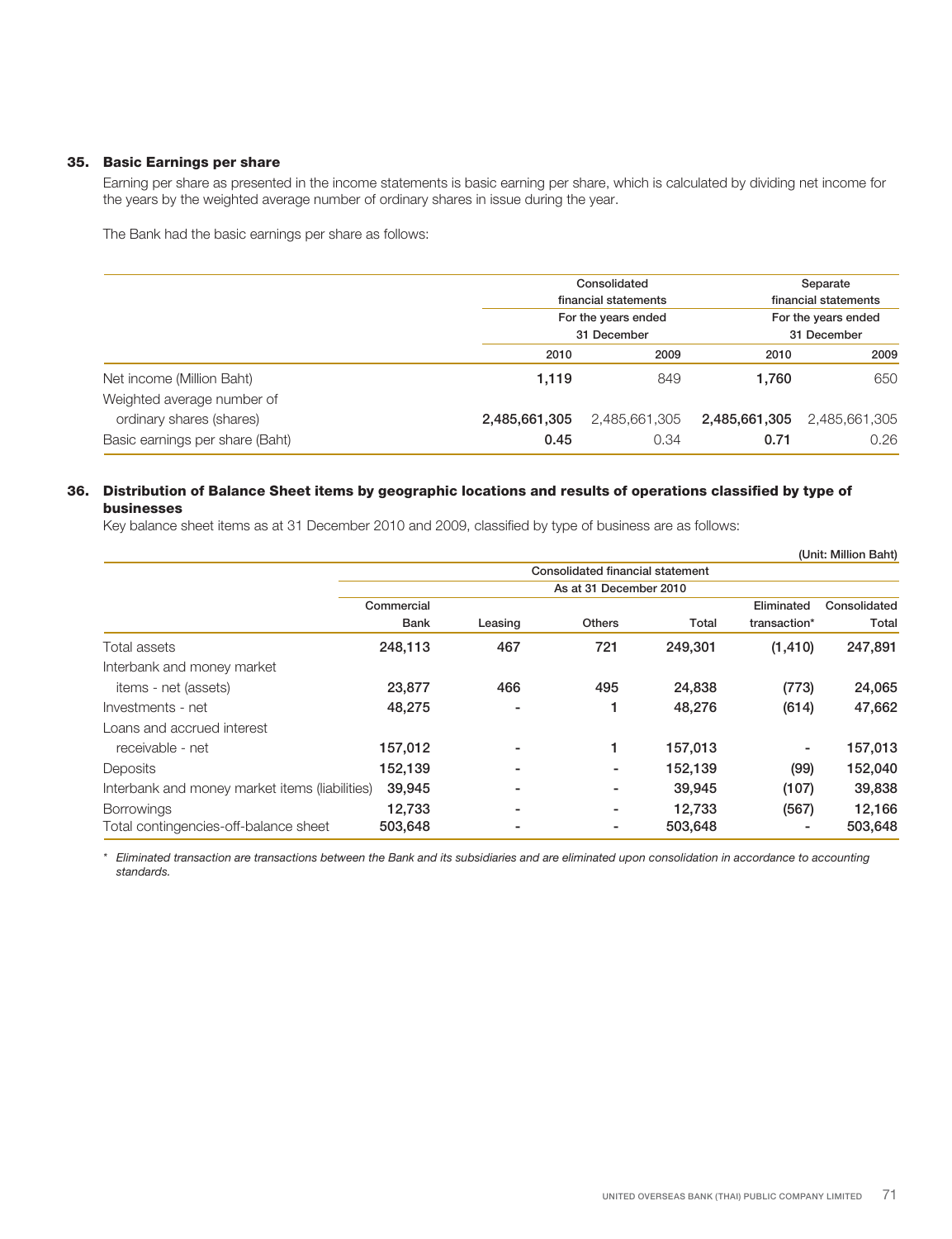## 35. Basic Earnings per share

Earning per share as presented in the income statements is basic earning per share, which is calculated by dividing net income for the years by the weighted average number of ordinary shares in issue during the year.

The Bank had the basic earnings per share as follows:

| | Consolidated financial statements For the years ended 31 December | | Separate financial statements For the years ended 31 December | |
|---|---|---|---|---|
| | **2010** | 2009 | **2010** | 2009 |
| Net income (Million Baht) | **1,119** | 849 | **1,760** | 650 |
| Weighted average number of ordinary shares (shares) | **2,485,661,305** | 2,485,661,305 | **2,485,661,305** | 2,485,661,305 |
| Basic earnings per share (Baht) | **0.45** | 0.34 | **0.71** | 0.26 |

## 36. Distribution of Balance Sheet items by geographic locations and results of operations classified by type of businesses

Key balance sheet items as at 31 December 2010 and 2009, classified by type of business are as follows:

(Unit: Million Baht)

| | Consolidated financial statement As at 31 December 2010 | | | | | |
|---|---|---|---|---|---|---|
| | Commercial Bank | Leasing | Others | Total | Eliminated transaction* | Consolidated Total |
| Total assets | **248,113** | **467** | **721** | **249,301** | **(1,410)** | **247,891** |
| Interbank and money market items - net (assets) | **23,877** | **466** | **495** | **24,838** | **(773)** | **24,065** |
| Investments - net | **48,275** | **-** | **1** | **48,276** | **(614)** | **47,662** |
| Loans and accrued interest receivable - net | **157,012** | **-** | **1** | **157,013** | **-** | **157,013** |
| Deposits | **152,139** | **-** | **-** | **152,139** | **(99)** | **152,040** |
| Interbank and money market items (liabilities) | **39,945** | **-** | **-** | **39,945** | **(107)** | **39,838** |
| Borrowings | **12,733** | **-** | **-** | **12,733** | **(567)** | **12,166** |
| Total contingencies-off-balance sheet | **503,648** | **-** | **-** | **503,648** | **-** | **503,648** |

\* *Eliminated transaction are transactions between the Bank and its subsidiaries and are eliminated upon consolidation in accordance to accounting standards.*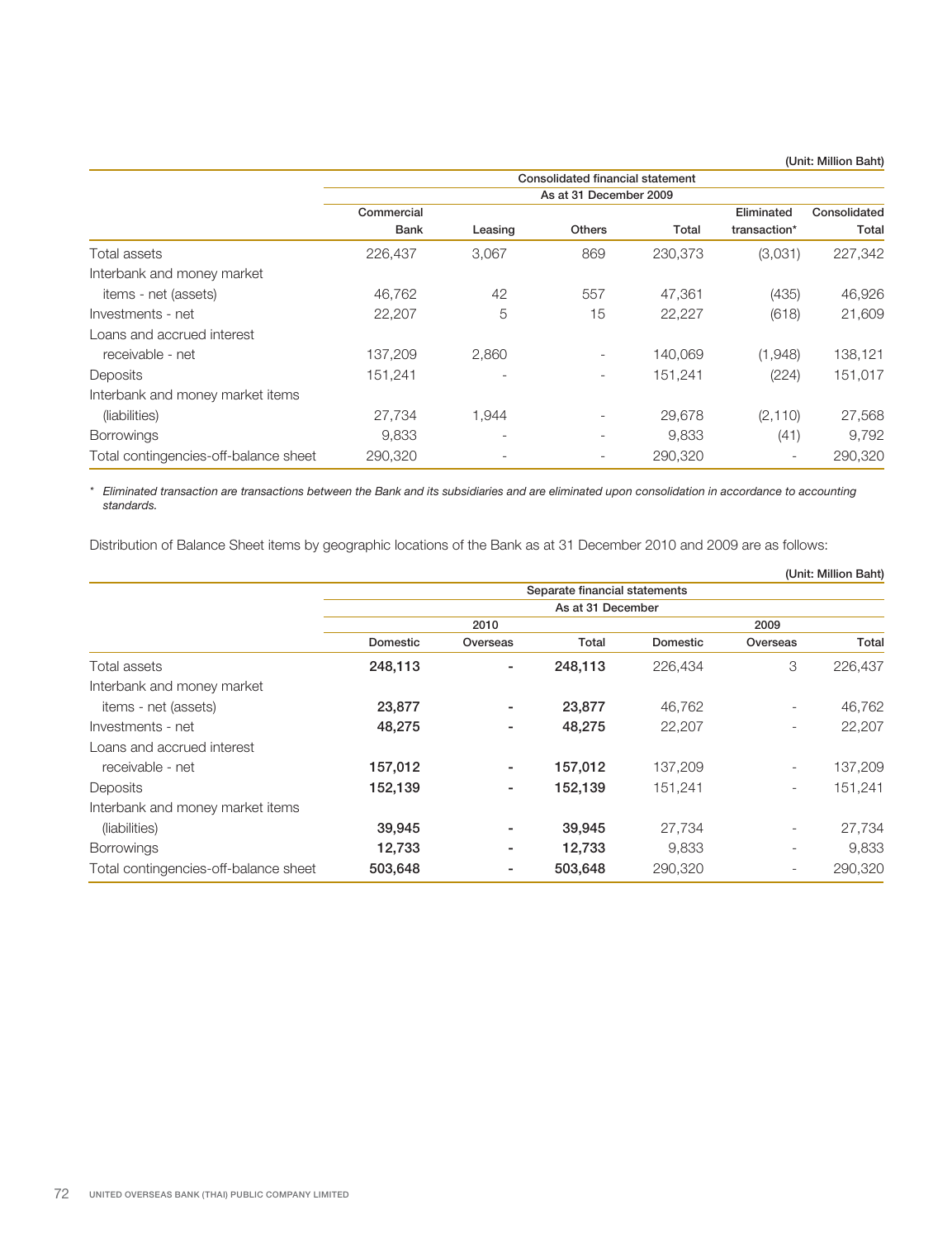(Unit: Million Baht)

| | Consolidated financial statement | | | | | |
|---|---|---|---|---|---|---|
| | As at 31 December 2009 | | | | | |
| | Commercial Bank | Leasing | Others | Total | Eliminated transaction* | Consolidated Total |
| Total assets | 226,437 | 3,067 | 869 | 230,373 | (3,031) | 227,342 |
| Interbank and money market items - net (assets) | 46,762 | 42 | 557 | 47,361 | (435) | 46,926 |
| Investments - net | 22,207 | 5 | 15 | 22,227 | (618) | 21,609 |
| Loans and accrued interest receivable - net | 137,209 | 2,860 | - | 140,069 | (1,948) | 138,121 |
| Deposits | 151,241 | - | - | 151,241 | (224) | 151,017 |
| Interbank and money market items (liabilities) | 27,734 | 1,944 | - | 29,678 | (2,110) | 27,568 |
| Borrowings | 9,833 | - | - | 9,833 | (41) | 9,792 |
| Total contingencies-off-balance sheet | 290,320 | - | - | 290,320 | - | 290,320 |

* *Eliminated transaction are transactions between the Bank and its subsidiaries and are eliminated upon consolidation in accordance to accounting standards.*

Distribution of Balance Sheet items by geographic locations of the Bank as at 31 December 2010 and 2009 are as follows:

(Unit: Million Baht)

| | Separate financial statements | | | | | |
|---|---|---|---|---|---|---|
| | As at 31 December | | | | | |
| | 2010 | | | 2009 | | |
| | Domestic | Overseas | Total | Domestic | Overseas | Total |
| Total assets | **248,113** | **-** | **248,113** | 226,434 | 3 | 226,437 |
| Interbank and money market items - net (assets) | **23,877** | **-** | **23,877** | 46,762 | - | 46,762 |
| Investments - net | **48,275** | **-** | **48,275** | 22,207 | - | 22,207 |
| Loans and accrued interest receivable - net | **157,012** | **-** | **157,012** | 137,209 | - | 137,209 |
| Deposits | **152,139** | **-** | **152,139** | 151,241 | - | 151,241 |
| Interbank and money market items (liabilities) | **39,945** | **-** | **39,945** | 27,734 | - | 27,734 |
| Borrowings | **12,733** | **-** | **12,733** | 9,833 | - | 9,833 |
| Total contingencies-off-balance sheet | **503,648** | **-** | **503,648** | 290,320 | - | 290,320 |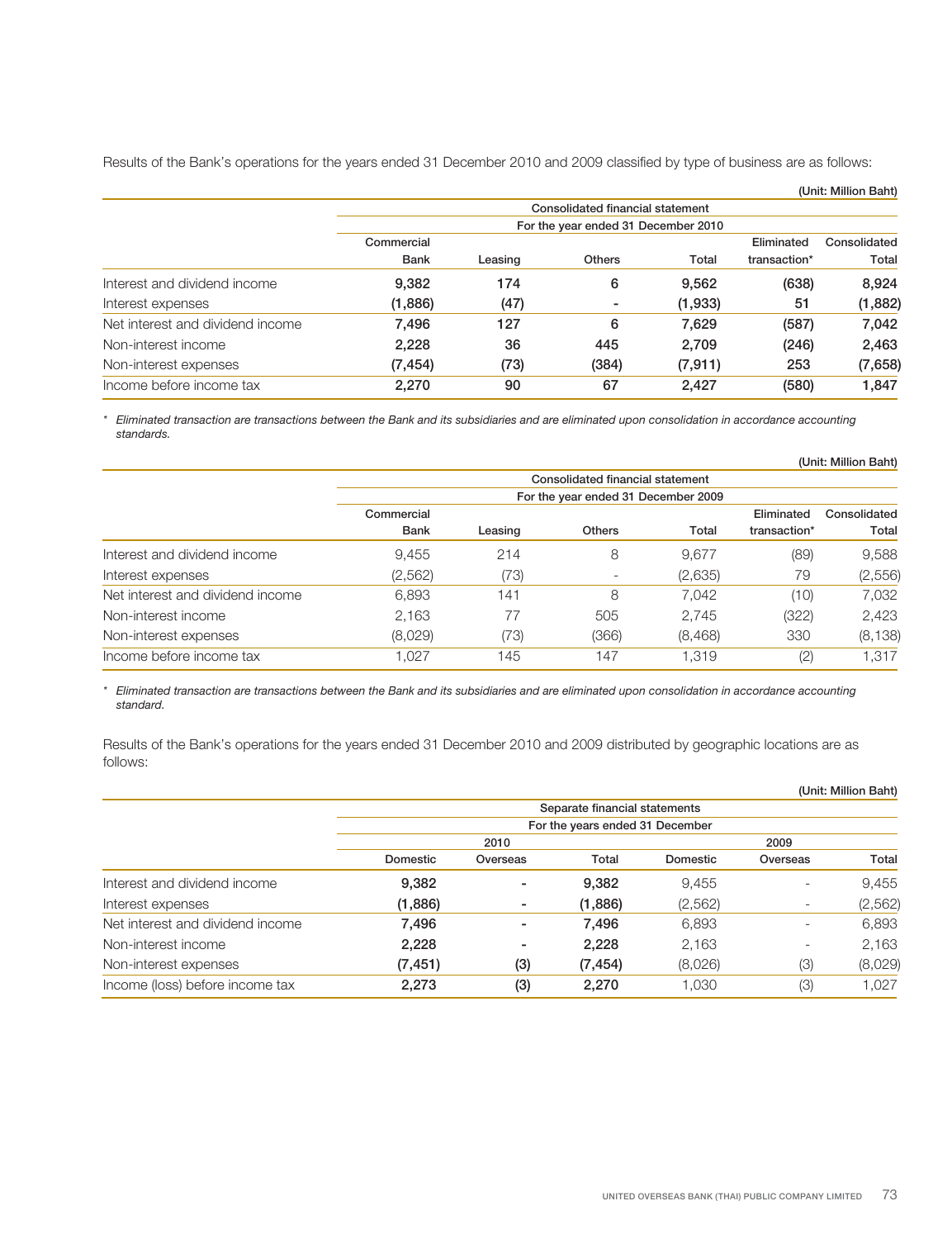Results of the Bank's operations for the years ended 31 December 2010 and 2009 classified by type of business are as follows:

(Unit: Million Baht)

| | Consolidated financial statement | | | | | |
|---|---|---|---|---|---|---|
| | For the year ended 31 December 2010 | | | | | |
| | Commercial Bank | Leasing | Others | Total | Eliminated transaction* | Consolidated Total |
| Interest and dividend income | **9,382** | **174** | **6** | **9,562** | **(638)** | **8,924** |
| Interest expenses | **(1,886)** | **(47)** | **-** | **(1,933)** | **51** | **(1,882)** |
| Net interest and dividend income | **7,496** | **127** | **6** | **7,629** | **(587)** | **7,042** |
| Non-interest income | **2,228** | **36** | **445** | **2,709** | **(246)** | **2,463** |
| Non-interest expenses | **(7,454)** | **(73)** | **(384)** | **(7,911)** | **253** | **(7,658)** |
| Income before income tax | **2,270** | **90** | **67** | **2,427** | **(580)** | **1,847** |

\* *Eliminated transaction are transactions between the Bank and its subsidiaries and are eliminated upon consolidation in accordance accounting standards.*

(Unit: Million Baht)

| | Consolidated financial statement | | | | | |
|---|---|---|---|---|---|---|
| | For the year ended 31 December 2009 | | | | | |
| | Commercial Bank | Leasing | Others | Total | Eliminated transaction* | Consolidated Total |
| Interest and dividend income | 9,455 | 214 | 8 | 9,677 | (89) | 9,588 |
| Interest expenses | (2,562) | (73) | - | (2,635) | 79 | (2,556) |
| Net interest and dividend income | 6,893 | 141 | 8 | 7,042 | (10) | 7,032 |
| Non-interest income | 2,163 | 77 | 505 | 2,745 | (322) | 2,423 |
| Non-interest expenses | (8,029) | (73) | (366) | (8,468) | 330 | (8,138) |
| Income before income tax | 1,027 | 145 | 147 | 1,319 | (2) | 1,317 |

\* *Eliminated transaction are transactions between the Bank and its subsidiaries and are eliminated upon consolidation in accordance accounting standard.*

Results of the Bank's operations for the years ended 31 December 2010 and 2009 distributed by geographic locations are as follows:

(Unit: Million Baht)

| | Separate financial statements | | | | | |
|---|---|---|---|---|---|---|
| | For the years ended 31 December | | | | | |
| | 2010 | | | 2009 | | |
| | Domestic | Overseas | Total | Domestic | Overseas | Total |
| Interest and dividend income | **9,382** | **-** | **9,382** | 9,455 | - | 9,455 |
| Interest expenses | **(1,886)** | **-** | **(1,886)** | (2,562) | - | (2,562) |
| Net interest and dividend income | **7,496** | **-** | **7,496** | 6,893 | - | 6,893 |
| Non-interest income | **2,228** | **-** | **2,228** | 2,163 | - | 2,163 |
| Non-interest expenses | **(7,451)** | **(3)** | **(7,454)** | (8,026) | (3) | (8,029) |
| Income (loss) before income tax | **2,273** | **(3)** | **2,270** | 1,030 | (3) | 1,027 |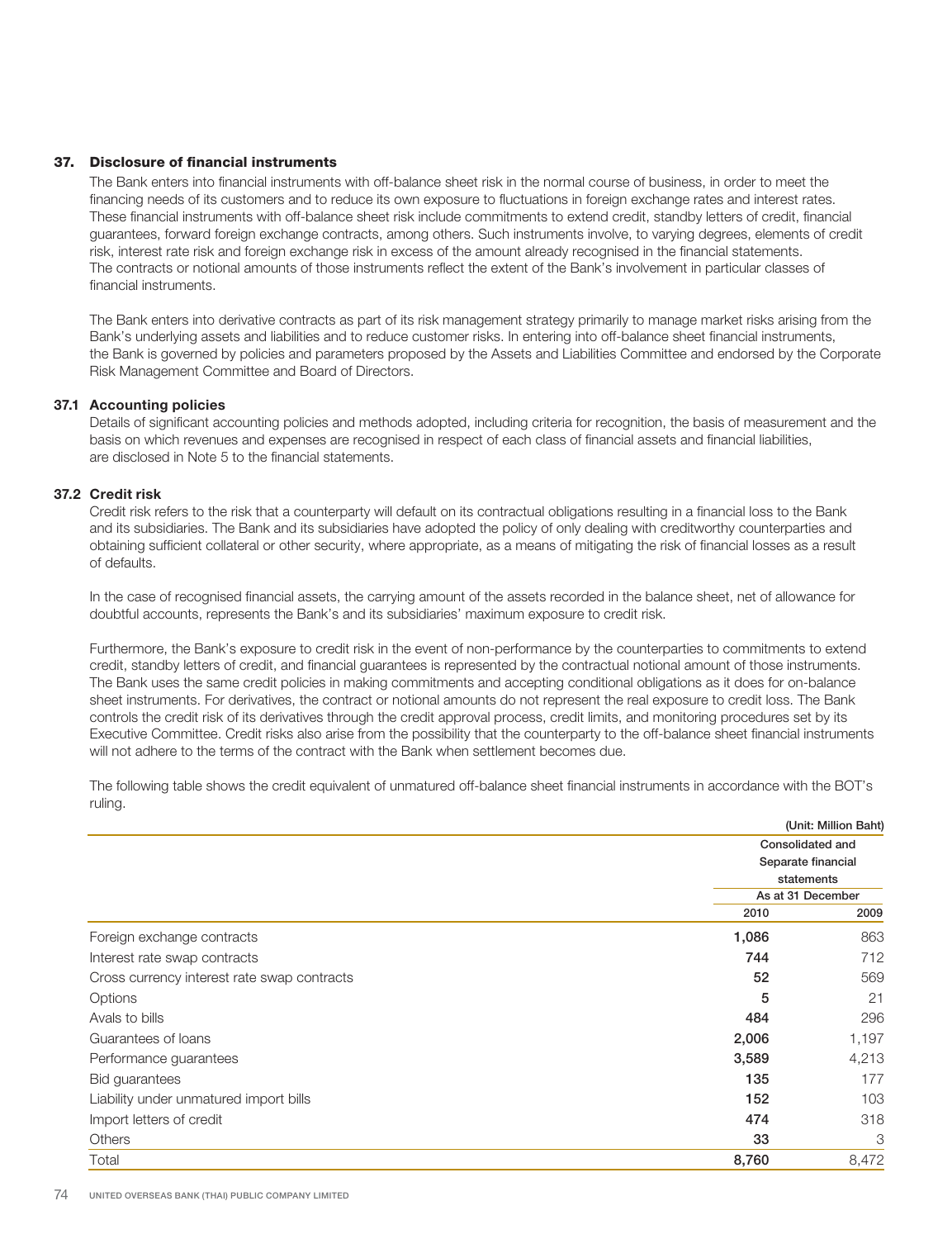## 37. Disclosure of financial instruments

The Bank enters into financial instruments with off-balance sheet risk in the normal course of business, in order to meet the financing needs of its customers and to reduce its own exposure to fluctuations in foreign exchange rates and interest rates. These financial instruments with off-balance sheet risk include commitments to extend credit, standby letters of credit, financial guarantees, forward foreign exchange contracts, among others. Such instruments involve, to varying degrees, elements of credit risk, interest rate risk and foreign exchange risk in excess of the amount already recognised in the financial statements. The contracts or notional amounts of those instruments reflect the extent of the Bank's involvement in particular classes of financial instruments.

The Bank enters into derivative contracts as part of its risk management strategy primarily to manage market risks arising from the Bank's underlying assets and liabilities and to reduce customer risks. In entering into off-balance sheet financial instruments, the Bank is governed by policies and parameters proposed by the Assets and Liabilities Committee and endorsed by the Corporate Risk Management Committee and Board of Directors.

### 37.1 Accounting policies

Details of significant accounting policies and methods adopted, including criteria for recognition, the basis of measurement and the basis on which revenues and expenses are recognised in respect of each class of financial assets and financial liabilities, are disclosed in Note 5 to the financial statements.

### 37.2 Credit risk

Credit risk refers to the risk that a counterparty will default on its contractual obligations resulting in a financial loss to the Bank and its subsidiaries. The Bank and its subsidiaries have adopted the policy of only dealing with creditworthy counterparties and obtaining sufficient collateral or other security, where appropriate, as a means of mitigating the risk of financial losses as a result of defaults.

In the case of recognised financial assets, the carrying amount of the assets recorded in the balance sheet, net of allowance for doubtful accounts, represents the Bank's and its subsidiaries' maximum exposure to credit risk.

Furthermore, the Bank's exposure to credit risk in the event of non-performance by the counterparties to commitments to extend credit, standby letters of credit, and financial guarantees is represented by the contractual notional amount of those instruments. The Bank uses the same credit policies in making commitments and accepting conditional obligations as it does for on-balance sheet instruments. For derivatives, the contract or notional amounts do not represent the real exposure to credit loss. The Bank controls the credit risk of its derivatives through the credit approval process, credit limits, and monitoring procedures set by its Executive Committee. Credit risks also arise from the possibility that the counterparty to the off-balance sheet financial instruments will not adhere to the terms of the contract with the Bank when settlement becomes due.

The following table shows the credit equivalent of unmatured off-balance sheet financial instruments in accordance with the BOT's ruling.

(Unit: Million Baht)

| | Consolidated and Separate financial statements | |
|---|---|---|
| | As at 31 December | |
| | 2010 | 2009 |
| Foreign exchange contracts | **1,086** | 863 |
| Interest rate swap contracts | **744** | 712 |
| Cross currency interest rate swap contracts | **52** | 569 |
| Options | **5** | 21 |
| Avals to bills | **484** | 296 |
| Guarantees of loans | **2,006** | 1,197 |
| Performance guarantees | **3,589** | 4,213 |
| Bid guarantees | **135** | 177 |
| Liability under unmatured import bills | **152** | 103 |
| Import letters of credit | **474** | 318 |
| Others | **33** | 3 |
| Total | **8,760** | 8,472 |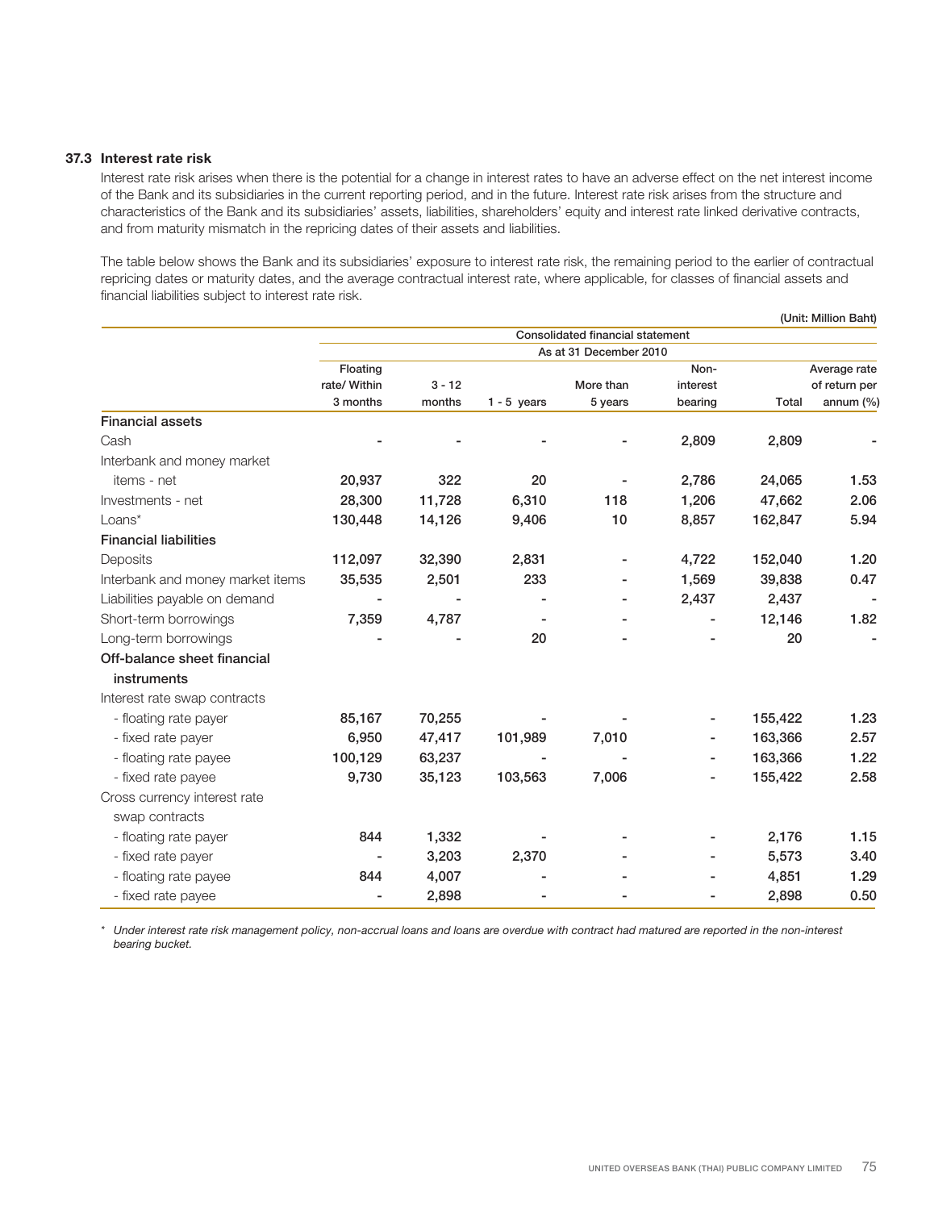### 37.3 Interest rate risk

Interest rate risk arises when there is the potential for a change in interest rates to have an adverse effect on the net interest income of the Bank and its subsidiaries in the current reporting period, and in the future. Interest rate risk arises from the structure and characteristics of the Bank and its subsidiaries' assets, liabilities, shareholders' equity and interest rate linked derivative contracts, and from maturity mismatch in the repricing dates of their assets and liabilities.

The table below shows the Bank and its subsidiaries' exposure to interest rate risk, the remaining period to the earlier of contractual repricing dates or maturity dates, and the average contractual interest rate, where applicable, for classes of financial assets and financial liabilities subject to interest rate risk.

(Unit: Million Baht)

| | Consolidated financial statement | | | | | | |
|---|---|---|---|---|---|---|---|
| | As at 31 December 2010 | | | | | | |
| | Floating rate/ Within 3 months | 3 - 12 months | 1 - 5 years | More than 5 years | Non-interest bearing | Total | Average rate of return per annum (%) |
| **Financial assets** | | | | | | | |
| Cash | - | - | - | - | 2,809 | 2,809 | - |
| Interbank and money market items - net | 20,937 | 322 | 20 | - | 2,786 | 24,065 | 1.53 |
| Investments - net | 28,300 | 11,728 | 6,310 | 118 | 1,206 | 47,662 | 2.06 |
| Loans* | 130,448 | 14,126 | 9,406 | 10 | 8,857 | 162,847 | 5.94 |
| **Financial liabilities** | | | | | | | |
| Deposits | 112,097 | 32,390 | 2,831 | - | 4,722 | 152,040 | 1.20 |
| Interbank and money market items | 35,535 | 2,501 | 233 | - | 1,569 | 39,838 | 0.47 |
| Liabilities payable on demand | - | - | - | - | 2,437 | 2,437 | - |
| Short-term borrowings | 7,359 | 4,787 | - | - | - | 12,146 | 1.82 |
| Long-term borrowings | - | - | 20 | - | - | 20 | - |
| **Off-balance sheet financial instruments** | | | | | | | |
| Interest rate swap contracts | | | | | | | |
| - floating rate payer | 85,167 | 70,255 | - | - | - | 155,422 | 1.23 |
| - fixed rate payer | 6,950 | 47,417 | 101,989 | 7,010 | - | 163,366 | 2.57 |
| - floating rate payee | 100,129 | 63,237 | - | - | - | 163,366 | 1.22 |
| - fixed rate payee | 9,730 | 35,123 | 103,563 | 7,006 | - | 155,422 | 2.58 |
| Cross currency interest rate swap contracts | | | | | | | |
| - floating rate payer | 844 | 1,332 | - | - | - | 2,176 | 1.15 |
| - fixed rate payer | - | 3,203 | 2,370 | - | - | 5,573 | 3.40 |
| - floating rate payee | 844 | 4,007 | - | - | - | 4,851 | 1.29 |
| - fixed rate payee | - | 2,898 | - | - | - | 2,898 | 0.50 |

\* *Under interest rate risk management policy, non-accrual loans and loans are overdue with contract had matured are reported in the non-interest bearing bucket.*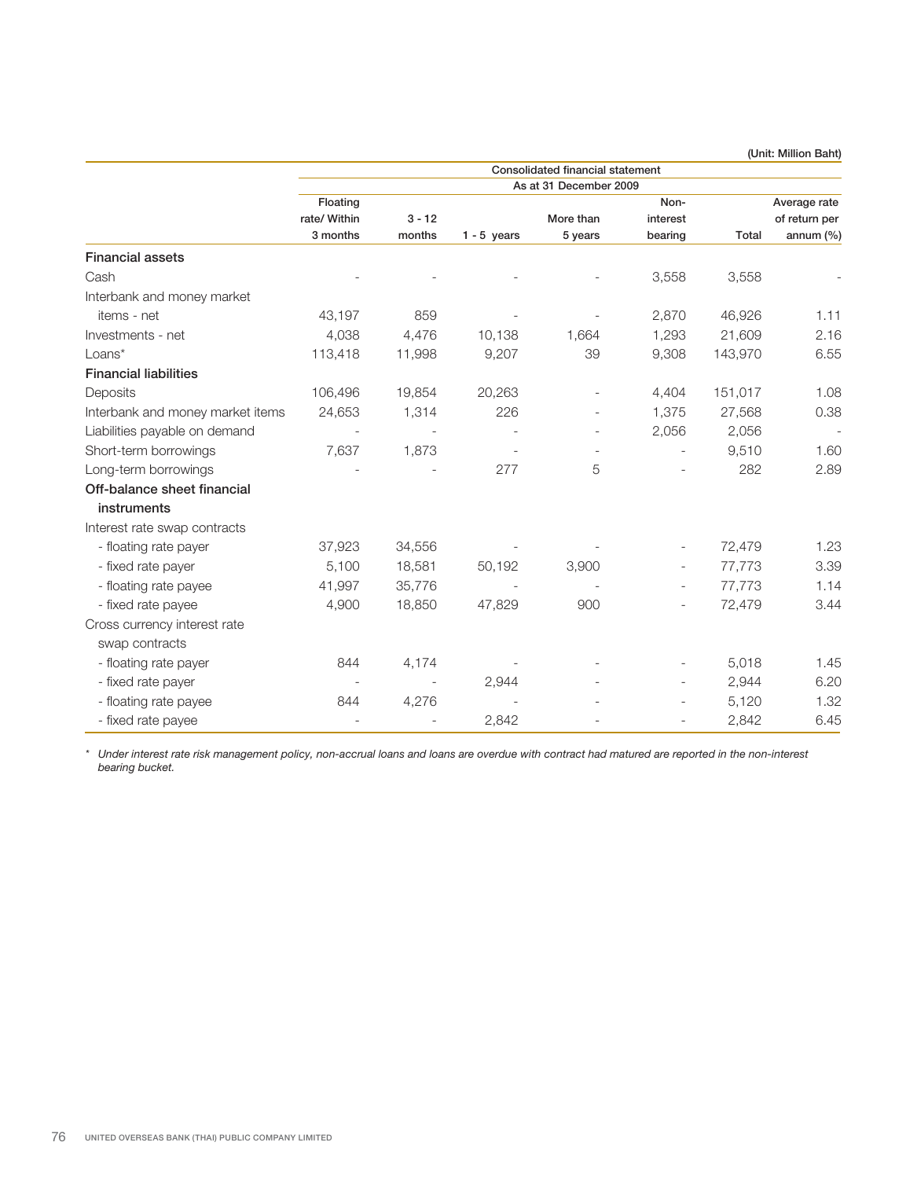(Unit: Million Baht)

| | Consolidated financial statement | | | | | | |
|---|---|---|---|---|---|---|---|
| | As at 31 December 2009 | | | | | | |
| | Floating rate/ Within 3 months | 3 - 12 months | 1 - 5 years | More than 5 years | Non-interest bearing | Total | Average rate of return per annum (%) |
| **Financial assets** | | | | | | | |
| Cash | - | - | - | - | 3,558 | 3,558 | - |
| Interbank and money market items - net | 43,197 | 859 | - | - | 2,870 | 46,926 | 1.11 |
| Investments - net | 4,038 | 4,476 | 10,138 | 1,664 | 1,293 | 21,609 | 2.16 |
| Loans* | 113,418 | 11,998 | 9,207 | 39 | 9,308 | 143,970 | 6.55 |
| **Financial liabilities** | | | | | | | |
| Deposits | 106,496 | 19,854 | 20,263 | - | 4,404 | 151,017 | 1.08 |
| Interbank and money market items | 24,653 | 1,314 | 226 | - | 1,375 | 27,568 | 0.38 |
| Liabilities payable on demand | - | - | - | - | 2,056 | 2,056 | - |
| Short-term borrowings | 7,637 | 1,873 | - | - | - | 9,510 | 1.60 |
| Long-term borrowings | - | - | 277 | 5 | - | 282 | 2.89 |
| **Off-balance sheet financial instruments** | | | | | | | |
| Interest rate swap contracts | | | | | | | |
| - floating rate payer | 37,923 | 34,556 | - | - | - | 72,479 | 1.23 |
| - fixed rate payer | 5,100 | 18,581 | 50,192 | 3,900 | - | 77,773 | 3.39 |
| - floating rate payee | 41,997 | 35,776 | - | - | - | 77,773 | 1.14 |
| - fixed rate payee | 4,900 | 18,850 | 47,829 | 900 | - | 72,479 | 3.44 |
| Cross currency interest rate swap contracts | | | | | | | |
| - floating rate payer | 844 | 4,174 | - | - | - | 5,018 | 1.45 |
| - fixed rate payer | - | - | 2,944 | - | - | 2,944 | 6.20 |
| - floating rate payee | 844 | 4,276 | - | - | - | 5,120 | 1.32 |
| - fixed rate payee | - | - | 2,842 | - | - | 2,842 | 6.45 |

\* *Under interest rate risk management policy, non-accrual loans and loans are overdue with contract had matured are reported in the non-interest bearing bucket.*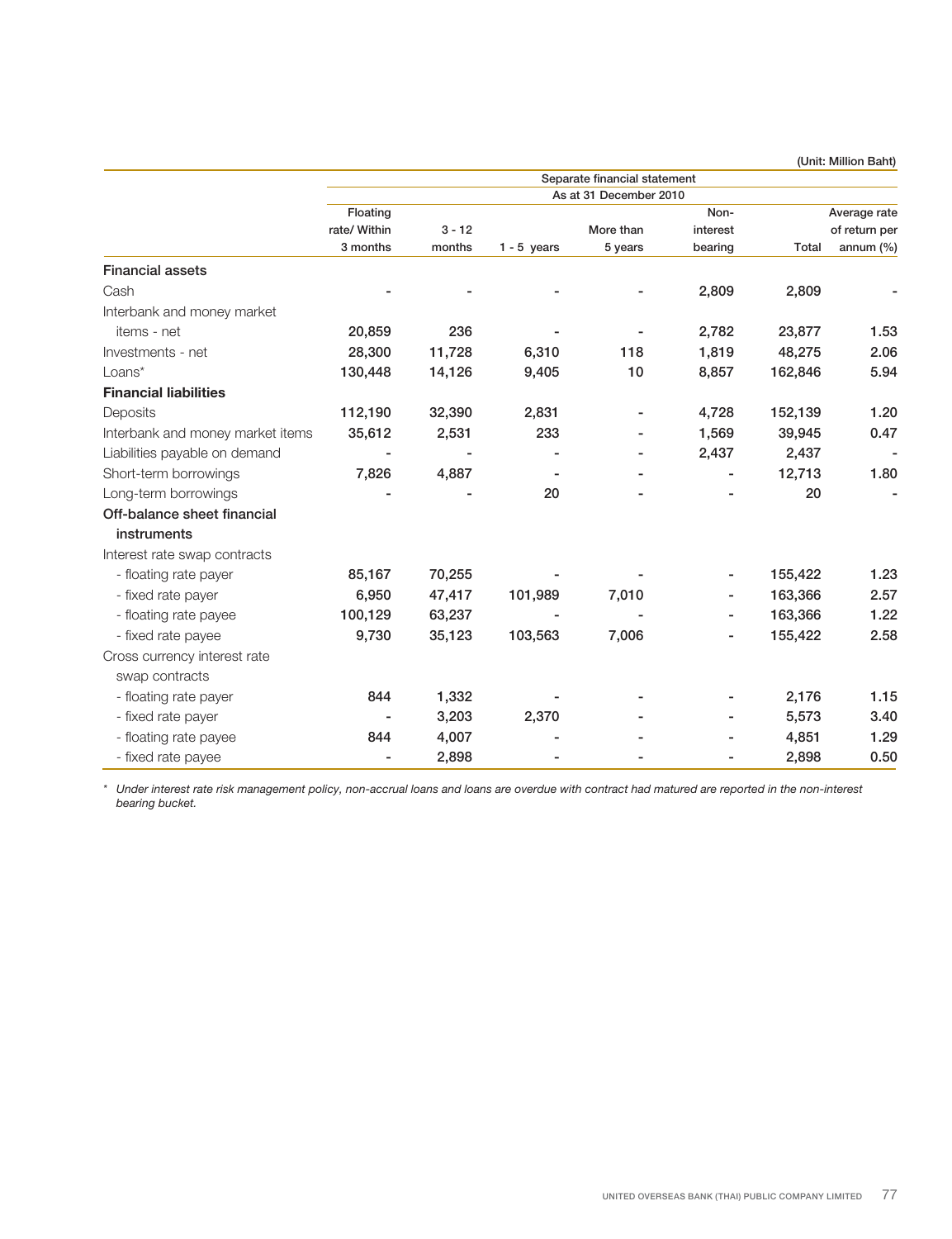(Unit: Million Baht)

| | Separate financial statement | | | | | | |
|---|---|---|---|---|---|---|---|
| | As at 31 December 2010 | | | | | | |
| | Floating rate/ Within 3 months | 3 - 12 months | 1 - 5 years | More than 5 years | Non-interest bearing | Total | Average rate of return per annum (%) |
| **Financial assets** | | | | | | | |
| Cash | - | - | - | - | 2,809 | 2,809 | - |
| Interbank and money market items - net | 20,859 | 236 | - | - | 2,782 | 23,877 | 1.53 |
| Investments - net | 28,300 | 11,728 | 6,310 | 118 | 1,819 | 48,275 | 2.06 |
| Loans* | 130,448 | 14,126 | 9,405 | 10 | 8,857 | 162,846 | 5.94 |
| **Financial liabilities** | | | | | | | |
| Deposits | 112,190 | 32,390 | 2,831 | - | 4,728 | 152,139 | 1.20 |
| Interbank and money market items | 35,612 | 2,531 | 233 | - | 1,569 | 39,945 | 0.47 |
| Liabilities payable on demand | - | - | - | - | 2,437 | 2,437 | - |
| Short-term borrowings | 7,826 | 4,887 | - | - | - | 12,713 | 1.80 |
| Long-term borrowings | - | - | 20 | - | - | 20 | - |
| **Off-balance sheet financial instruments** | | | | | | | |
| Interest rate swap contracts | | | | | | | |
| - floating rate payer | 85,167 | 70,255 | - | - | - | 155,422 | 1.23 |
| - fixed rate payer | 6,950 | 47,417 | 101,989 | 7,010 | - | 163,366 | 2.57 |
| - floating rate payee | 100,129 | 63,237 | - | - | - | 163,366 | 1.22 |
| - fixed rate payee | 9,730 | 35,123 | 103,563 | 7,006 | - | 155,422 | 2.58 |
| Cross currency interest rate swap contracts | | | | | | | |
| - floating rate payer | 844 | 1,332 | - | - | - | 2,176 | 1.15 |
| - fixed rate payer | - | 3,203 | 2,370 | - | - | 5,573 | 3.40 |
| - floating rate payee | 844 | 4,007 | - | - | - | 4,851 | 1.29 |
| - fixed rate payee | - | 2,898 | - | - | - | 2,898 | 0.50 |

*\* Under interest rate risk management policy, non-accrual loans and loans are overdue with contract had matured are reported in the non-interest bearing bucket.*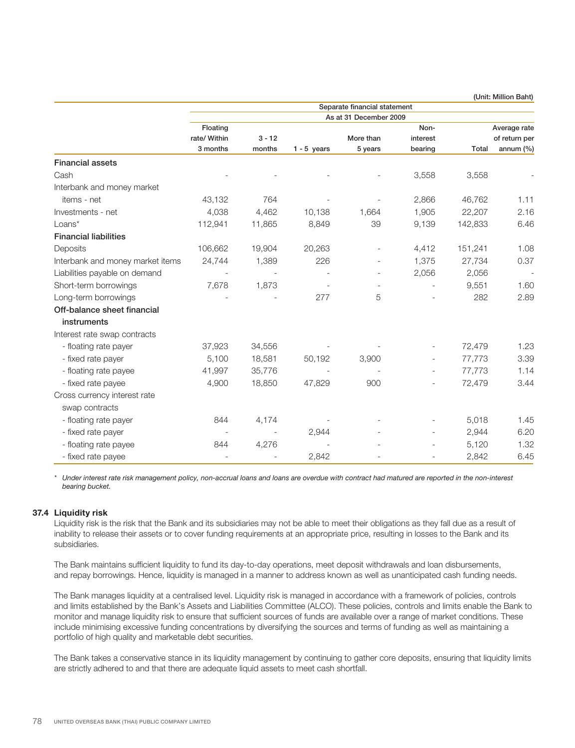(Unit: Million Baht)

| | Separate financial statement | | | | | | |
|---|---|---|---|---|---|---|---|
| | As at 31 December 2009 | | | | | | |
| | Floating rate/ Within 3 months | 3 - 12 months | 1 - 5 years | More than 5 years | Non-interest bearing | Total | Average rate of return per annum (%) |
| **Financial assets** | | | | | | | |
| Cash | - | - | - | - | 3,558 | 3,558 | - |
| Interbank and money market items - net | 43,132 | 764 | - | - | 2,866 | 46,762 | 1.11 |
| Investments - net | 4,038 | 4,462 | 10,138 | 1,664 | 1,905 | 22,207 | 2.16 |
| Loans* | 112,941 | 11,865 | 8,849 | 39 | 9,139 | 142,833 | 6.46 |
| **Financial liabilities** | | | | | | | |
| Deposits | 106,662 | 19,904 | 20,263 | - | 4,412 | 151,241 | 1.08 |
| Interbank and money market items | 24,744 | 1,389 | 226 | - | 1,375 | 27,734 | 0.37 |
| Liabilities payable on demand | - | - | - | - | 2,056 | 2,056 | - |
| Short-term borrowings | 7,678 | 1,873 | - | - | - | 9,551 | 1.60 |
| Long-term borrowings | - | - | 277 | 5 | - | 282 | 2.89 |
| **Off-balance sheet financial instruments** | | | | | | | |
| Interest rate swap contracts | | | | | | | |
| - floating rate payer | 37,923 | 34,556 | - | - | - | 72,479 | 1.23 |
| - fixed rate payer | 5,100 | 18,581 | 50,192 | 3,900 | - | 77,773 | 3.39 |
| - floating rate payee | 41,997 | 35,776 | - | - | - | 77,773 | 1.14 |
| - fixed rate payee | 4,900 | 18,850 | 47,829 | 900 | - | 72,479 | 3.44 |
| Cross currency interest rate swap contracts | | | | | | | |
| - floating rate payer | 844 | 4,174 | - | - | - | 5,018 | 1.45 |
| - fixed rate payer | - | - | 2,944 | - | - | 2,944 | 6.20 |
| - floating rate payee | 844 | 4,276 | - | - | - | 5,120 | 1.32 |
| - fixed rate payee | - | - | 2,842 | - | - | 2,842 | 6.45 |

* *Under interest rate risk management policy, non-accrual loans and loans are overdue with contract had matured are reported in the non-interest bearing bucket.*

### 37.4 Liquidity risk

Liquidity risk is the risk that the Bank and its subsidiaries may not be able to meet their obligations as they fall due as a result of inability to release their assets or to cover funding requirements at an appropriate price, resulting in losses to the Bank and its subsidiaries.

The Bank maintains sufficient liquidity to fund its day-to-day operations, meet deposit withdrawals and loan disbursements, and repay borrowings. Hence, liquidity is managed in a manner to address known as well as unanticipated cash funding needs.

The Bank manages liquidity at a centralised level. Liquidity risk is managed in accordance with a framework of policies, controls and limits established by the Bank's Assets and Liabilities Committee (ALCO). These policies, controls and limits enable the Bank to monitor and manage liquidity risk to ensure that sufficient sources of funds are available over a range of market conditions. These include minimising excessive funding concentrations by diversifying the sources and terms of funding as well as maintaining a portfolio of high quality and marketable debt securities.

The Bank takes a conservative stance in its liquidity management by continuing to gather core deposits, ensuring that liquidity limits are strictly adhered to and that there are adequate liquid assets to meet cash shortfall.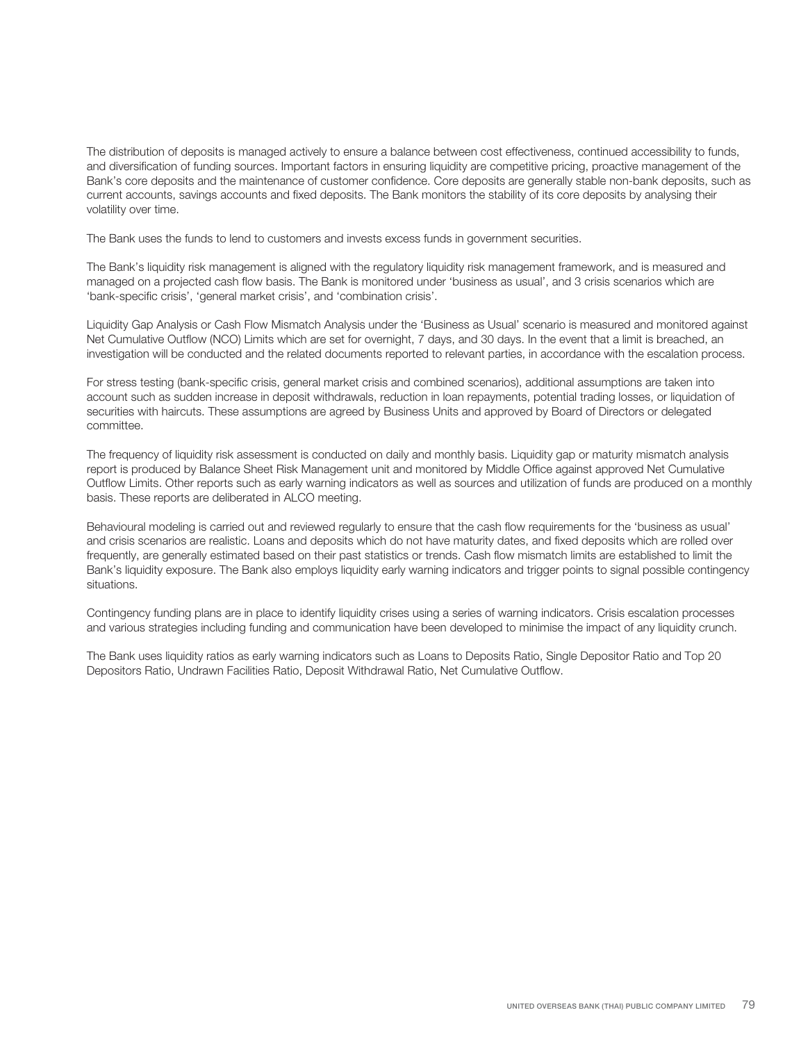The distribution of deposits is managed actively to ensure a balance between cost effectiveness, continued accessibility to funds, and diversification of funding sources. Important factors in ensuring liquidity are competitive pricing, proactive management of the Bank's core deposits and the maintenance of customer confidence. Core deposits are generally stable non-bank deposits, such as current accounts, savings accounts and fixed deposits. The Bank monitors the stability of its core deposits by analysing their volatility over time.

The Bank uses the funds to lend to customers and invests excess funds in government securities.

The Bank's liquidity risk management is aligned with the regulatory liquidity risk management framework, and is measured and managed on a projected cash flow basis. The Bank is monitored under 'business as usual', and 3 crisis scenarios which are 'bank-specific crisis', 'general market crisis', and 'combination crisis'.

Liquidity Gap Analysis or Cash Flow Mismatch Analysis under the 'Business as Usual' scenario is measured and monitored against Net Cumulative Outflow (NCO) Limits which are set for overnight, 7 days, and 30 days. In the event that a limit is breached, an investigation will be conducted and the related documents reported to relevant parties, in accordance with the escalation process.

For stress testing (bank-specific crisis, general market crisis and combined scenarios), additional assumptions are taken into account such as sudden increase in deposit withdrawals, reduction in loan repayments, potential trading losses, or liquidation of securities with haircuts. These assumptions are agreed by Business Units and approved by Board of Directors or delegated committee.

The frequency of liquidity risk assessment is conducted on daily and monthly basis. Liquidity gap or maturity mismatch analysis report is produced by Balance Sheet Risk Management unit and monitored by Middle Office against approved Net Cumulative Outflow Limits. Other reports such as early warning indicators as well as sources and utilization of funds are produced on a monthly basis. These reports are deliberated in ALCO meeting.

Behavioural modeling is carried out and reviewed regularly to ensure that the cash flow requirements for the 'business as usual' and crisis scenarios are realistic. Loans and deposits which do not have maturity dates, and fixed deposits which are rolled over frequently, are generally estimated based on their past statistics or trends. Cash flow mismatch limits are established to limit the Bank's liquidity exposure. The Bank also employs liquidity early warning indicators and trigger points to signal possible contingency situations.

Contingency funding plans are in place to identify liquidity crises using a series of warning indicators. Crisis escalation processes and various strategies including funding and communication have been developed to minimise the impact of any liquidity crunch.

The Bank uses liquidity ratios as early warning indicators such as Loans to Deposits Ratio, Single Depositor Ratio and Top 20 Depositors Ratio, Undrawn Facilities Ratio, Deposit Withdrawal Ratio, Net Cumulative Outflow.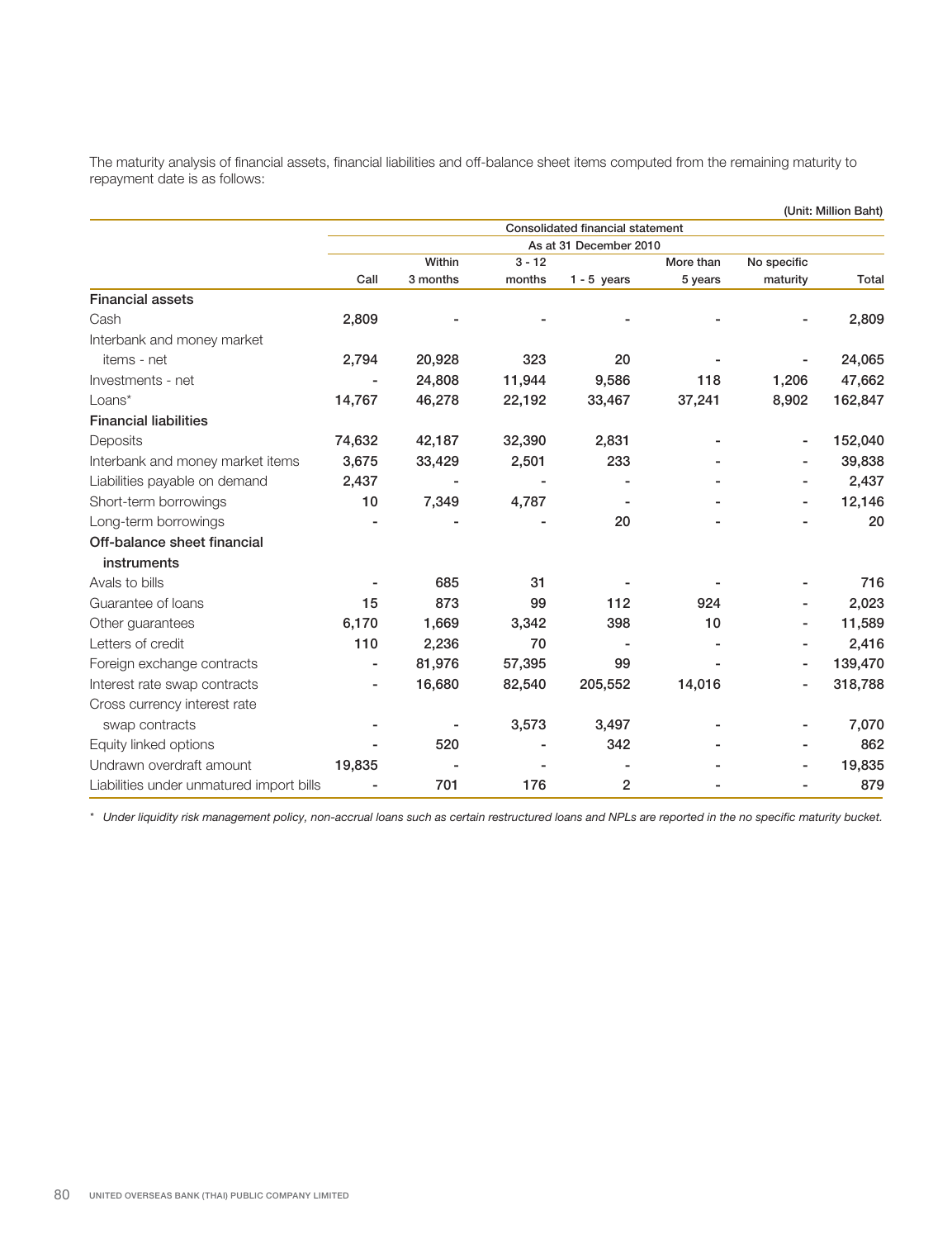The maturity analysis of financial assets, financial liabilities and off-balance sheet items computed from the remaining maturity to repayment date is as follows:

(Unit: Million Baht)

| | Consolidated financial statement | | | | | | |
|---|---|---|---|---|---|---|---|
| | As at 31 December 2010 | | | | | | |
| | Call | Within 3 months | 3 - 12 months | 1 - 5 years | More than 5 years | No specific maturity | Total |
| **Financial assets** | | | | | | | |
| Cash | 2,809 | - | - | - | - | - | 2,809 |
| Interbank and money market items - net | 2,794 | 20,928 | 323 | 20 | - | - | 24,065 |
| Investments - net | - | 24,808 | 11,944 | 9,586 | 118 | 1,206 | 47,662 |
| Loans* | 14,767 | 46,278 | 22,192 | 33,467 | 37,241 | 8,902 | 162,847 |
| **Financial liabilities** | | | | | | | |
| Deposits | 74,632 | 42,187 | 32,390 | 2,831 | - | - | 152,040 |
| Interbank and money market items | 3,675 | 33,429 | 2,501 | 233 | - | - | 39,838 |
| Liabilities payable on demand | 2,437 | - | - | - | - | - | 2,437 |
| Short-term borrowings | 10 | 7,349 | 4,787 | - | - | - | 12,146 |
| Long-term borrowings | - | - | - | 20 | - | - | 20 |
| **Off-balance sheet financial instruments** | | | | | | | |
| Avals to bills | - | 685 | 31 | - | - | - | 716 |
| Guarantee of loans | 15 | 873 | 99 | 112 | 924 | - | 2,023 |
| Other guarantees | 6,170 | 1,669 | 3,342 | 398 | 10 | - | 11,589 |
| Letters of credit | 110 | 2,236 | 70 | - | - | - | 2,416 |
| Foreign exchange contracts | - | 81,976 | 57,395 | 99 | - | - | 139,470 |
| Interest rate swap contracts | - | 16,680 | 82,540 | 205,552 | 14,016 | - | 318,788 |
| Cross currency interest rate swap contracts | - | - | 3,573 | 3,497 | - | - | 7,070 |
| Equity linked options | - | 520 | - | 342 | - | - | 862 |
| Undrawn overdraft amount | 19,835 | - | - | - | - | - | 19,835 |
| Liabilities under unmatured import bills | - | 701 | 176 | 2 | - | - | 879 |

*\* Under liquidity risk management policy, non-accrual loans such as certain restructured loans and NPLs are reported in the no specific maturity bucket.*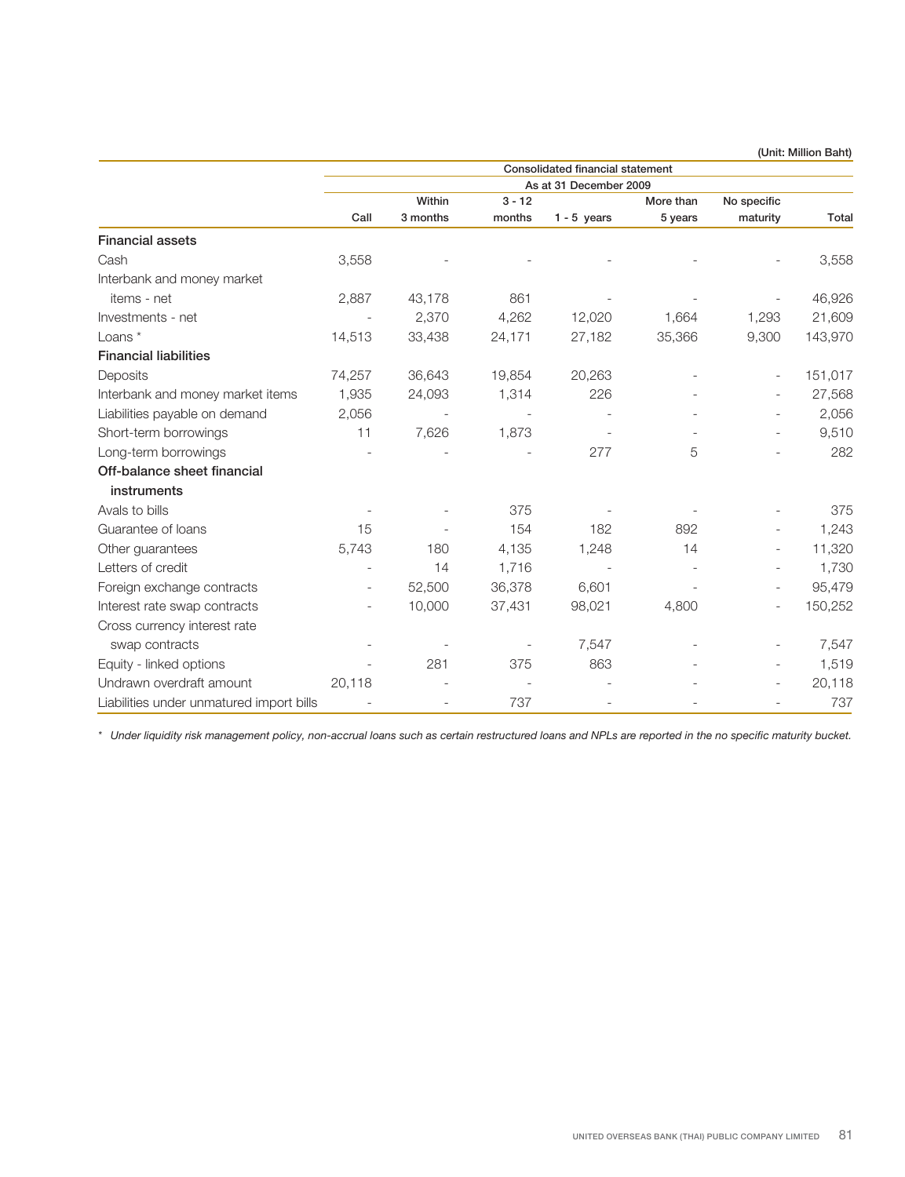(Unit: Million Baht)

| | Consolidated financial statement | | | | | | |
|---|---|---|---|---|---|---|---|
| | As at 31 December 2009 | | | | | | |
| | Call | Within 3 months | 3 - 12 months | 1 - 5 years | More than 5 years | No specific maturity | Total |
| **Financial assets** | | | | | | | |
| Cash | 3,558 | - | - | - | - | - | 3,558 |
| Interbank and money market items - net | 2,887 | 43,178 | 861 | - | - | - | 46,926 |
| Investments - net | - | 2,370 | 4,262 | 12,020 | 1,664 | 1,293 | 21,609 |
| Loans * | 14,513 | 33,438 | 24,171 | 27,182 | 35,366 | 9,300 | 143,970 |
| **Financial liabilities** | | | | | | | |
| Deposits | 74,257 | 36,643 | 19,854 | 20,263 | - | - | 151,017 |
| Interbank and money market items | 1,935 | 24,093 | 1,314 | 226 | - | - | 27,568 |
| Liabilities payable on demand | 2,056 | - | - | - | - | - | 2,056 |
| Short-term borrowings | 11 | 7,626 | 1,873 | - | - | - | 9,510 |
| Long-term borrowings | - | - | - | 277 | 5 | - | 282 |
| **Off-balance sheet financial instruments** | | | | | | | |
| Avals to bills | - | - | 375 | - | - | - | 375 |
| Guarantee of loans | 15 | - | 154 | 182 | 892 | - | 1,243 |
| Other guarantees | 5,743 | 180 | 4,135 | 1,248 | 14 | - | 11,320 |
| Letters of credit | - | 14 | 1,716 | - | - | - | 1,730 |
| Foreign exchange contracts | - | 52,500 | 36,378 | 6,601 | - | - | 95,479 |
| Interest rate swap contracts | - | 10,000 | 37,431 | 98,021 | 4,800 | - | 150,252 |
| Cross currency interest rate swap contracts | - | - | - | 7,547 | - | - | 7,547 |
| Equity - linked options | - | 281 | 375 | 863 | - | - | 1,519 |
| Undrawn overdraft amount | 20,118 | - | - | - | - | - | 20,118 |
| Liabilities under unmatured import bills | - | - | 737 | - | - | - | 737 |

* *Under liquidity risk management policy, non-accrual loans such as certain restructured loans and NPLs are reported in the no specific maturity bucket.*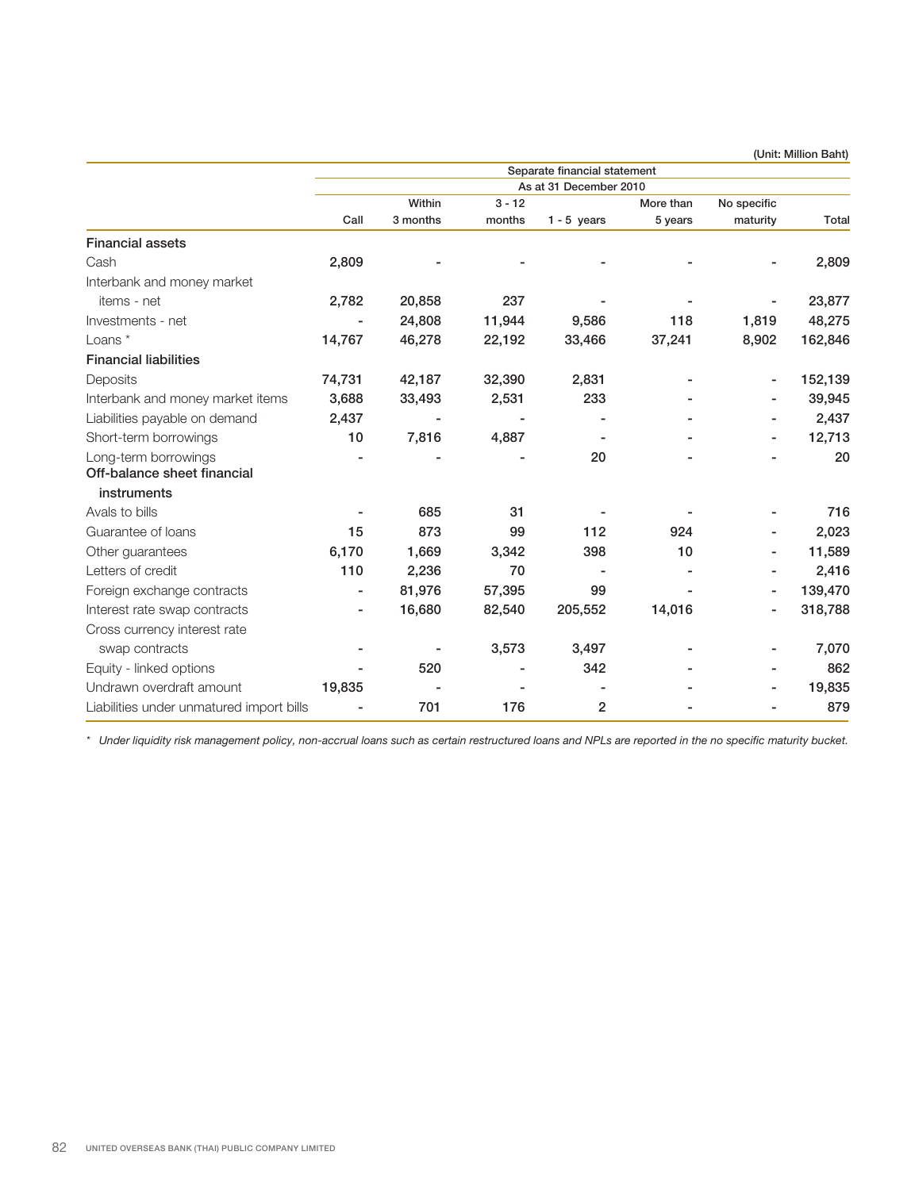(Unit: Million Baht)

| | Separate financial statement | | | | | | |
|---|---|---|---|---|---|---|---|
| | As at 31 December 2010 | | | | | | |
| | Call | Within 3 months | 3 - 12 months | 1 - 5 years | More than 5 years | No specific maturity | Total |
| **Financial assets** | | | | | | | |
| Cash | 2,809 | - | - | - | - | - | 2,809 |
| Interbank and money market items - net | 2,782 | 20,858 | 237 | - | - | - | 23,877 |
| Investments - net | - | 24,808 | 11,944 | 9,586 | 118 | 1,819 | 48,275 |
| Loans * | 14,767 | 46,278 | 22,192 | 33,466 | 37,241 | 8,902 | 162,846 |
| **Financial liabilities** | | | | | | | |
| Deposits | 74,731 | 42,187 | 32,390 | 2,831 | - | - | 152,139 |
| Interbank and money market items | 3,688 | 33,493 | 2,531 | 233 | - | - | 39,945 |
| Liabilities payable on demand | 2,437 | - | - | - | - | - | 2,437 |
| Short-term borrowings | 10 | 7,816 | 4,887 | - | - | - | 12,713 |
| Long-term borrowings | - | - | - | 20 | - | - | 20 |
| **Off-balance sheet financial instruments** | | | | | | | |
| Avals to bills | - | 685 | 31 | - | - | - | 716 |
| Guarantee of loans | 15 | 873 | 99 | 112 | 924 | - | 2,023 |
| Other guarantees | 6,170 | 1,669 | 3,342 | 398 | 10 | - | 11,589 |
| Letters of credit | 110 | 2,236 | 70 | - | - | - | 2,416 |
| Foreign exchange contracts | - | 81,976 | 57,395 | 99 | - | - | 139,470 |
| Interest rate swap contracts | - | 16,680 | 82,540 | 205,552 | 14,016 | - | 318,788 |
| Cross currency interest rate swap contracts | - | - | 3,573 | 3,497 | - | - | 7,070 |
| Equity - linked options | - | 520 | - | 342 | - | - | 862 |
| Undrawn overdraft amount | 19,835 | - | - | - | - | - | 19,835 |
| Liabilities under unmatured import bills | - | 701 | 176 | 2 | - | - | 879 |

\* *Under liquidity risk management policy, non-accrual loans such as certain restructured loans and NPLs are reported in the no specific maturity bucket.*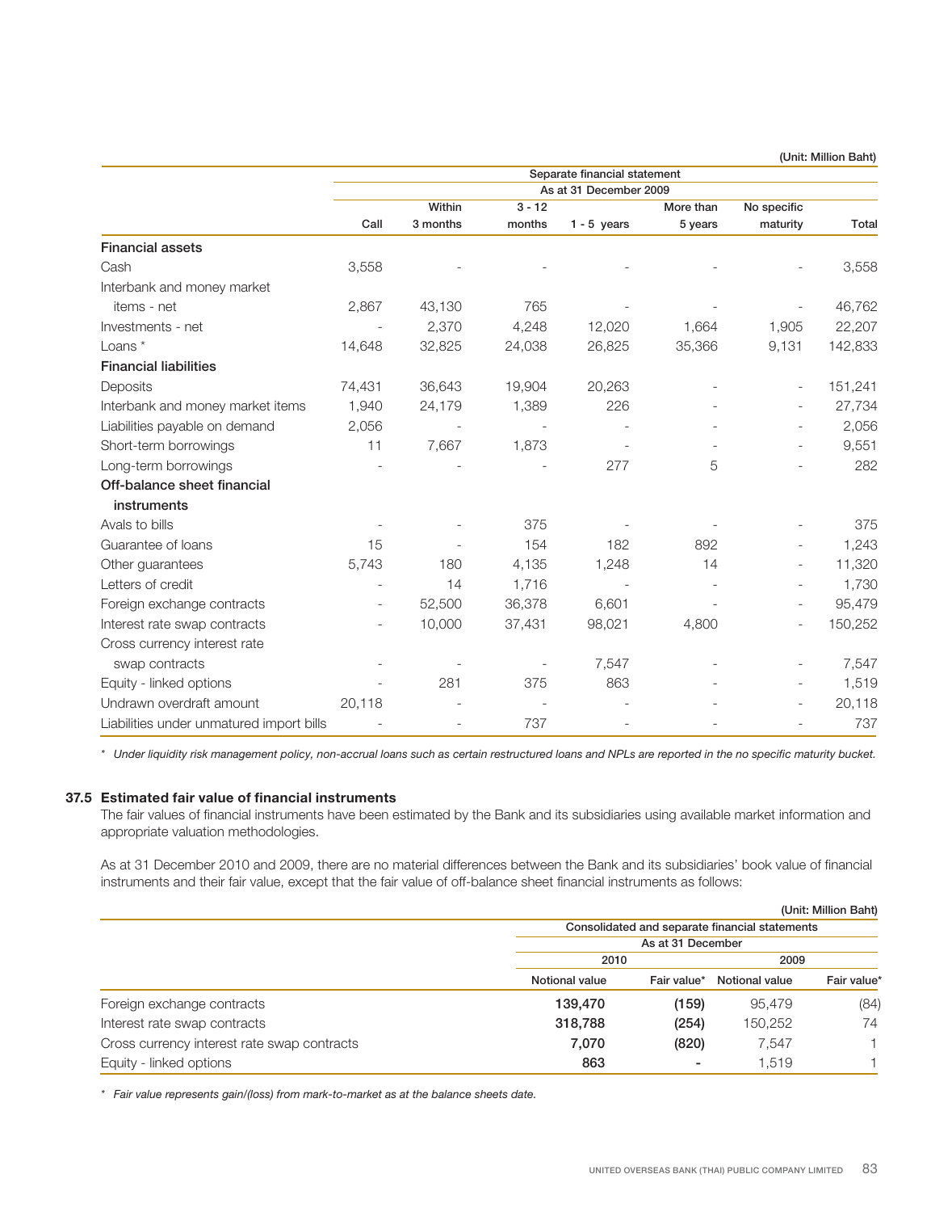(Unit: Million Baht)

| | Separate financial statement | | | | | | |
|---|---|---|---|---|---|---|---|
| | As at 31 December 2009 | | | | | | |
| | Call | Within 3 months | 3 - 12 months | 1 - 5 years | More than 5 years | No specific maturity | Total |
| **Financial assets** | | | | | | | |
| Cash | 3,558 | - | - | - | - | - | 3,558 |
| Interbank and money market items - net | 2,867 | 43,130 | 765 | - | - | - | 46,762 |
| Investments - net | - | 2,370 | 4,248 | 12,020 | 1,664 | 1,905 | 22,207 |
| Loans * | 14,648 | 32,825 | 24,038 | 26,825 | 35,366 | 9,131 | 142,833 |
| **Financial liabilities** | | | | | | | |
| Deposits | 74,431 | 36,643 | 19,904 | 20,263 | - | - | 151,241 |
| Interbank and money market items | 1,940 | 24,179 | 1,389 | 226 | - | - | 27,734 |
| Liabilities payable on demand | 2,056 | - | - | - | - | - | 2,056 |
| Short-term borrowings | 11 | 7,667 | 1,873 | - | - | - | 9,551 |
| Long-term borrowings | - | - | - | 277 | 5 | - | 282 |
| **Off-balance sheet financial instruments** | | | | | | | |
| Avals to bills | - | - | 375 | - | - | - | 375 |
| Guarantee of loans | 15 | - | 154 | 182 | 892 | - | 1,243 |
| Other guarantees | 5,743 | 180 | 4,135 | 1,248 | 14 | - | 11,320 |
| Letters of credit | - | 14 | 1,716 | - | - | - | 1,730 |
| Foreign exchange contracts | - | 52,500 | 36,378 | 6,601 | - | - | 95,479 |
| Interest rate swap contracts | - | 10,000 | 37,431 | 98,021 | 4,800 | - | 150,252 |
| Cross currency interest rate swap contracts | - | - | - | 7,547 | - | - | 7,547 |
| Equity - linked options | - | 281 | 375 | 863 | - | - | 1,519 |
| Undrawn overdraft amount | 20,118 | - | - | - | - | - | 20,118 |
| Liabilities under unmatured import bills | - | - | 737 | - | - | - | 737 |

*\* Under liquidity risk management policy, non-accrual loans such as certain restructured loans and NPLs are reported in the no specific maturity bucket.*

### 37.5 Estimated fair value of financial instruments

The fair values of financial instruments have been estimated by the Bank and its subsidiaries using available market information and appropriate valuation methodologies.

As at 31 December 2010 and 2009, there are no material differences between the Bank and its subsidiaries' book value of financial instruments and their fair value, except that the fair value of off-balance sheet financial instruments as follows:

(Unit: Million Baht)

| | Consolidated and separate financial statements | | | |
|---|---|---|---|---|
| | As at 31 December | | | |
| | 2010 | | 2009 | |
| | Notional value | Fair value* | Notional value | Fair value* |
| Foreign exchange contracts | **139,470** | **(159)** | 95,479 | (84) |
| Interest rate swap contracts | **318,788** | **(254)** | 150,252 | 74 |
| Cross currency interest rate swap contracts | **7,070** | **(820)** | 7,547 | 1 |
| Equity - linked options | **863** | **-** | 1,519 | 1 |

*\* Fair value represents gain/(loss) from mark-to-market as at the balance sheets date.*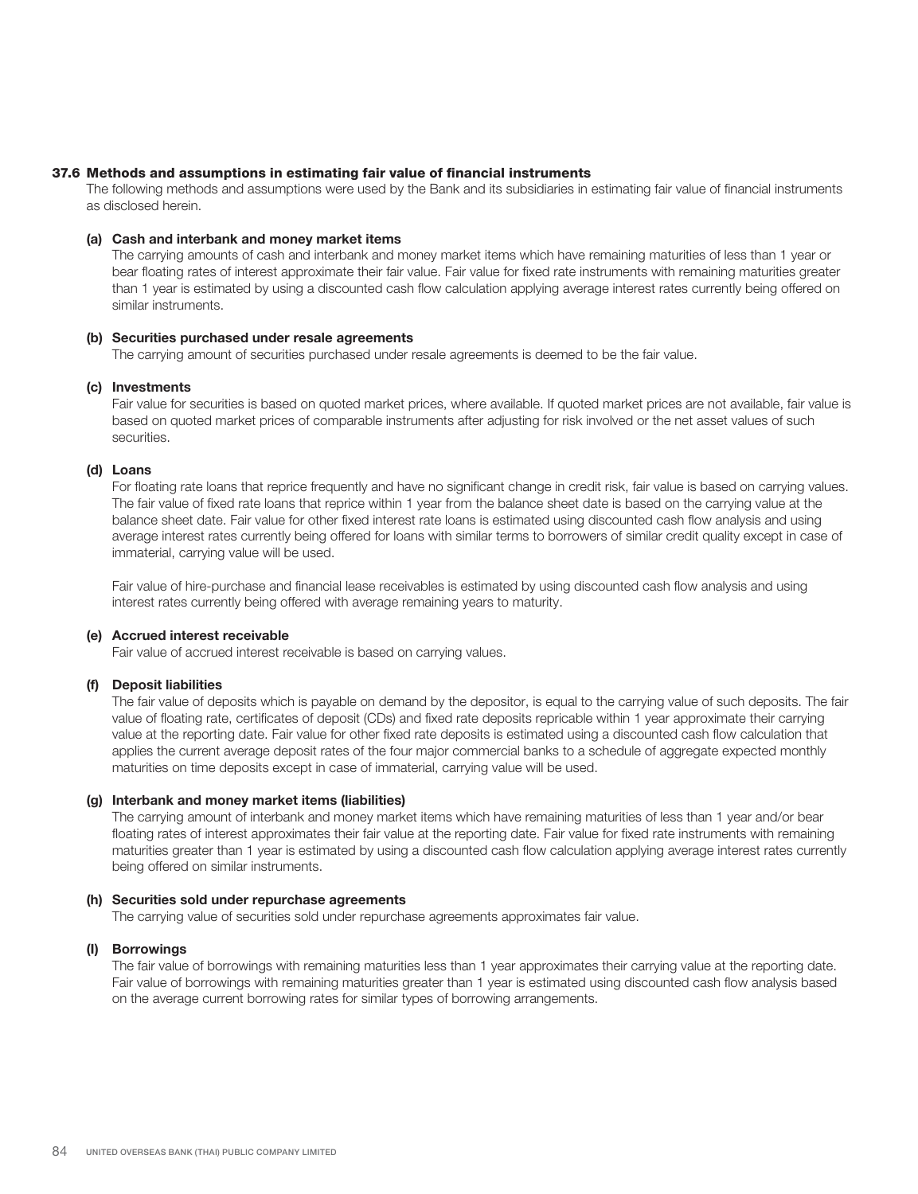### 37.6 Methods and assumptions in estimating fair value of financial instruments

The following methods and assumptions were used by the Bank and its subsidiaries in estimating fair value of financial instruments as disclosed herein.

**(a) Cash and interbank and money market items**

The carrying amounts of cash and interbank and money market items which have remaining maturities of less than 1 year or bear floating rates of interest approximate their fair value. Fair value for fixed rate instruments with remaining maturities greater than 1 year is estimated by using a discounted cash flow calculation applying average interest rates currently being offered on similar instruments.

**(b) Securities purchased under resale agreements**

The carrying amount of securities purchased under resale agreements is deemed to be the fair value.

**(c) Investments**

Fair value for securities is based on quoted market prices, where available. If quoted market prices are not available, fair value is based on quoted market prices of comparable instruments after adjusting for risk involved or the net asset values of such securities.

**(d) Loans**

For floating rate loans that reprice frequently and have no significant change in credit risk, fair value is based on carrying values. The fair value of fixed rate loans that reprice within 1 year from the balance sheet date is based on the carrying value at the balance sheet date. Fair value for other fixed interest rate loans is estimated using discounted cash flow analysis and using average interest rates currently being offered for loans with similar terms to borrowers of similar credit quality except in case of immaterial, carrying value will be used.

Fair value of hire-purchase and financial lease receivables is estimated by using discounted cash flow analysis and using interest rates currently being offered with average remaining years to maturity.

**(e) Accrued interest receivable**

Fair value of accrued interest receivable is based on carrying values.

**(f) Deposit liabilities**

The fair value of deposits which is payable on demand by the depositor, is equal to the carrying value of such deposits. The fair value of floating rate, certificates of deposit (CDs) and fixed rate deposits repricable within 1 year approximate their carrying value at the reporting date. Fair value for other fixed rate deposits is estimated using a discounted cash flow calculation that applies the current average deposit rates of the four major commercial banks to a schedule of aggregate expected monthly maturities on time deposits except in case of immaterial, carrying value will be used.

**(g) Interbank and money market items (liabilities)**

The carrying amount of interbank and money market items which have remaining maturities of less than 1 year and/or bear floating rates of interest approximates their fair value at the reporting date. Fair value for fixed rate instruments with remaining maturities greater than 1 year is estimated by using a discounted cash flow calculation applying average interest rates currently being offered on similar instruments.

**(h) Securities sold under repurchase agreements**

The carrying value of securities sold under repurchase agreements approximates fair value.

**(I) Borrowings**

The fair value of borrowings with remaining maturities less than 1 year approximates their carrying value at the reporting date. Fair value of borrowings with remaining maturities greater than 1 year is estimated using discounted cash flow analysis based on the average current borrowing rates for similar types of borrowing arrangements.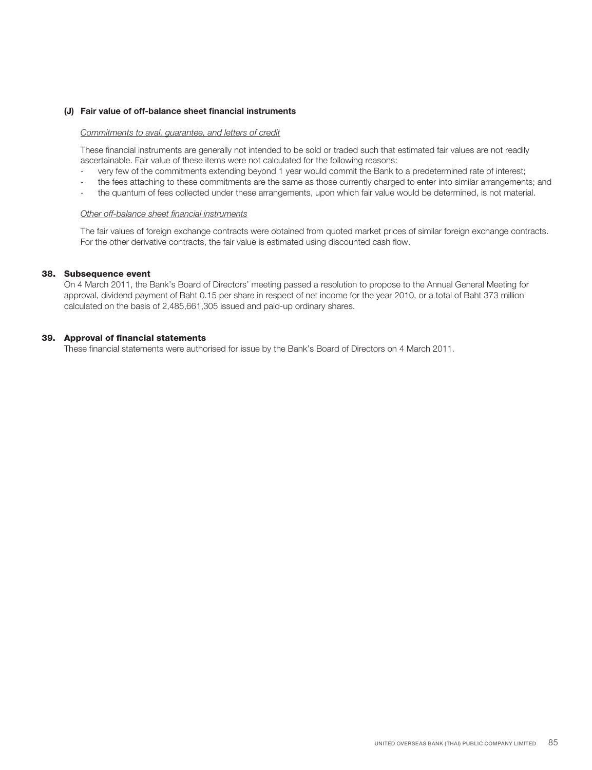**(J) Fair value of off-balance sheet financial instruments**

*Commitments to aval, guarantee, and letters of credit*

These financial instruments are generally not intended to be sold or traded such that estimated fair values are not readily ascertainable. Fair value of these items were not calculated for the following reasons:

- very few of the commitments extending beyond 1 year would commit the Bank to a predetermined rate of interest;
- the fees attaching to these commitments are the same as those currently charged to enter into similar arrangements; and
- the quantum of fees collected under these arrangements, upon which fair value would be determined, is not material.

*Other off-balance sheet financial instruments*

The fair values of foreign exchange contracts were obtained from quoted market prices of similar foreign exchange contracts. For the other derivative contracts, the fair value is estimated using discounted cash flow.

## 38. Subsequence event

On 4 March 2011, the Bank's Board of Directors' meeting passed a resolution to propose to the Annual General Meeting for approval, dividend payment of Baht 0.15 per share in respect of net income for the year 2010, or a total of Baht 373 million calculated on the basis of 2,485,661,305 issued and paid-up ordinary shares.

## 39. Approval of financial statements

These financial statements were authorised for issue by the Bank's Board of Directors on 4 March 2011.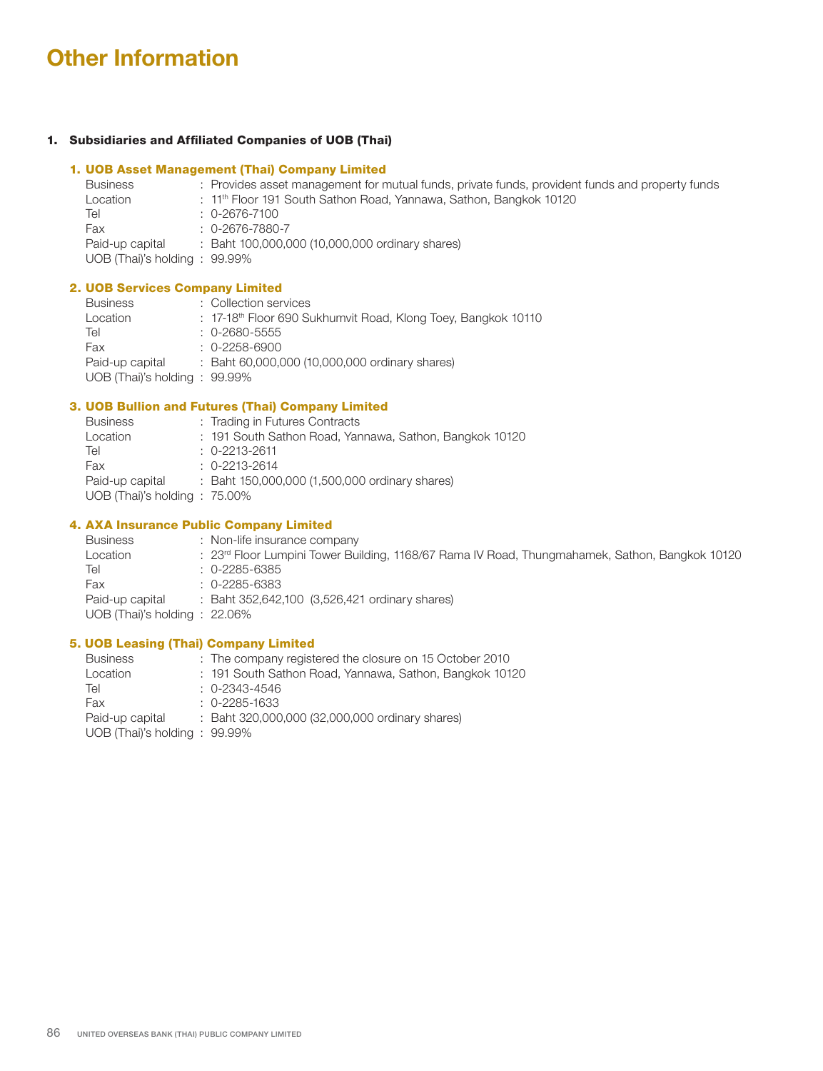# Other Information

## 1. Subsidiaries and Affiliated Companies of UOB (Thai)

### 1. UOB Asset Management (Thai) Company Limited

| | |
|---|---|
| Business | : Provides asset management for mutual funds, private funds, provident funds and property funds |
| Location | : 11th Floor 191 South Sathon Road, Yannawa, Sathon, Bangkok 10120 |
| Tel | : 0-2676-7100 |
| Fax | : 0-2676-7880-7 |
| Paid-up capital | : Baht 100,000,000 (10,000,000 ordinary shares) |
| UOB (Thai)'s holding | : 99.99% |

### 2. UOB Services Company Limited

| | |
|---|---|
| Business | : Collection services |
| Location | : 17-18th Floor 690 Sukhumvit Road, Klong Toey, Bangkok 10110 |
| Tel | : 0-2680-5555 |
| Fax | : 0-2258-6900 |
| Paid-up capital | : Baht 60,000,000 (10,000,000 ordinary shares) |
| UOB (Thai)'s holding | : 99.99% |

### 3. UOB Bullion and Futures (Thai) Company Limited

| | |
|---|---|
| Business | : Trading in Futures Contracts |
| Location | : 191 South Sathon Road, Yannawa, Sathon, Bangkok 10120 |
| Tel | : 0-2213-2611 |
| Fax | : 0-2213-2614 |
| Paid-up capital | : Baht 150,000,000 (1,500,000 ordinary shares) |
| UOB (Thai)'s holding | : 75.00% |

### 4. AXA Insurance Public Company Limited

| | |
|---|---|
| Business | : Non-life insurance company |
| Location | : 23rd Floor Lumpini Tower Building, 1168/67 Rama IV Road, Thungmahamek, Sathon, Bangkok 10120 |
| Tel | : 0-2285-6385 |
| Fax | : 0-2285-6383 |
| Paid-up capital | : Baht 352,642,100 (3,526,421 ordinary shares) |
| UOB (Thai)'s holding | : 22.06% |

### 5. UOB Leasing (Thai) Company Limited

| | |
|---|---|
| Business | : The company registered the closure on 15 October 2010 |
| Location | : 191 South Sathon Road, Yannawa, Sathon, Bangkok 10120 |
| Tel | : 0-2343-4546 |
| Fax | : 0-2285-1633 |
| Paid-up capital | : Baht 320,000,000 (32,000,000 ordinary shares) |
| UOB (Thai)'s holding | : 99.99% |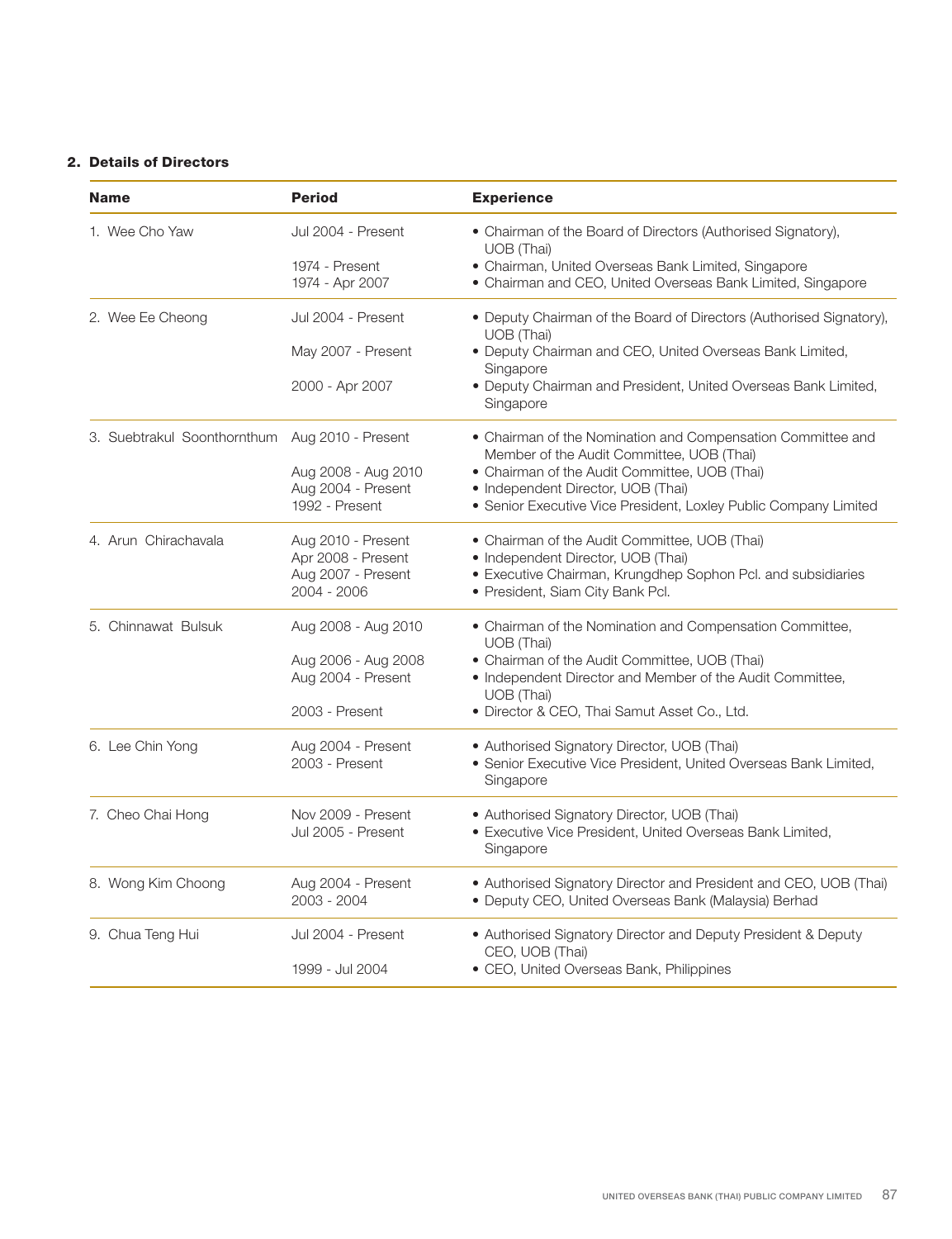## 2. Details of Directors

| Name | Period | Experience |
|---|---|---|
| 1. Wee Cho Yaw | Jul 2004 - Present<br>1974 - Present<br>1974 - Apr 2007 | • Chairman of the Board of Directors (Authorised Signatory), UOB (Thai)<br>• Chairman, United Overseas Bank Limited, Singapore<br>• Chairman and CEO, United Overseas Bank Limited, Singapore |
| 2. Wee Ee Cheong | Jul 2004 - Present<br>May 2007 - Present<br>2000 - Apr 2007 | • Deputy Chairman of the Board of Directors (Authorised Signatory), UOB (Thai)<br>• Deputy Chairman and CEO, United Overseas Bank Limited, Singapore<br>• Deputy Chairman and President, United Overseas Bank Limited, Singapore |
| 3. Suebtrakul Soonthornthum | Aug 2010 - Present<br>Aug 2008 - Aug 2010<br>Aug 2004 - Present<br>1992 - Present | • Chairman of the Nomination and Compensation Committee and Member of the Audit Committee, UOB (Thai)<br>• Chairman of the Audit Committee, UOB (Thai)<br>• Independent Director, UOB (Thai)<br>• Senior Executive Vice President, Loxley Public Company Limited |
| 4. Arun Chirachavala | Aug 2010 - Present<br>Apr 2008 - Present<br>Aug 2007 - Present<br>2004 - 2006 | • Chairman of the Audit Committee, UOB (Thai)<br>• Independent Director, UOB (Thai)<br>• Executive Chairman, Krungdhep Sophon Pcl. and subsidiaries<br>• President, Siam City Bank Pcl. |
| 5. Chinnawat Bulsuk | Aug 2008 - Aug 2010<br>Aug 2006 - Aug 2008<br>Aug 2004 - Present<br>2003 - Present | • Chairman of the Nomination and Compensation Committee, UOB (Thai)<br>• Chairman of the Audit Committee, UOB (Thai)<br>• Independent Director and Member of the Audit Committee, UOB (Thai)<br>• Director & CEO, Thai Samut Asset Co., Ltd. |
| 6. Lee Chin Yong | Aug 2004 - Present<br>2003 - Present | • Authorised Signatory Director, UOB (Thai)<br>• Senior Executive Vice President, United Overseas Bank Limited, Singapore |
| 7. Cheo Chai Hong | Nov 2009 - Present<br>Jul 2005 - Present | • Authorised Signatory Director, UOB (Thai)<br>• Executive Vice President, United Overseas Bank Limited, Singapore |
| 8. Wong Kim Choong | Aug 2004 - Present<br>2003 - 2004 | • Authorised Signatory Director and President and CEO, UOB (Thai)<br>• Deputy CEO, United Overseas Bank (Malaysia) Berhad |
| 9. Chua Teng Hui | Jul 2004 - Present<br>1999 - Jul 2004 | • Authorised Signatory Director and Deputy President & Deputy CEO, UOB (Thai)<br>• CEO, United Overseas Bank, Philippines |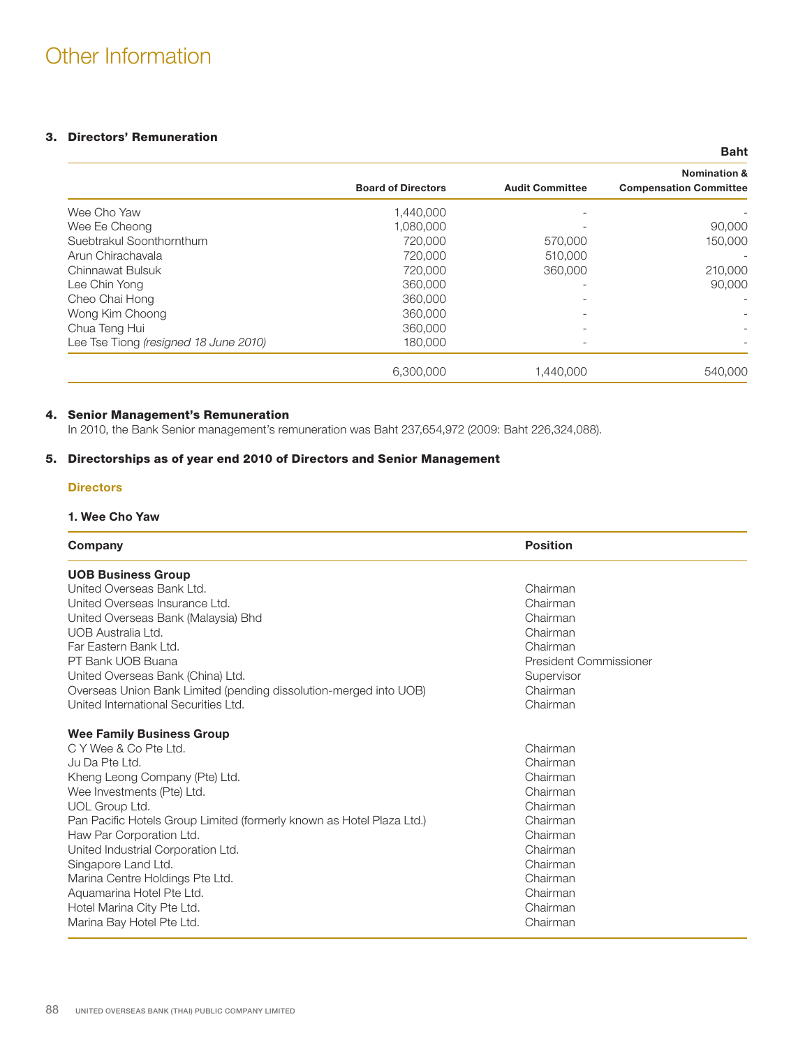# Other Information

## 3. Directors' Remuneration

| | Board of Directors | Audit Committee | Nomination & Compensation Committee |
|---|---|---|---|
| | | | Baht |
| Wee Cho Yaw | 1,440,000 | - | - |
| Wee Ee Cheong | 1,080,000 | - | 90,000 |
| Suebtrakul Soonthornthum | 720,000 | 570,000 | 150,000 |
| Arun Chirachavala | 720,000 | 510,000 | - |
| Chinnawat Bulsuk | 720,000 | 360,000 | 210,000 |
| Lee Chin Yong | 360,000 | - | 90,000 |
| Cheo Chai Hong | 360,000 | - | - |
| Wong Kim Choong | 360,000 | - | - |
| Chua Teng Hui | 360,000 | - | - |
| Lee Tse Tiong *(resigned 18 June 2010)* | 180,000 | - | - |
| | 6,300,000 | 1,440,000 | 540,000 |

## 4. Senior Management's Remuneration

In 2010, the Bank Senior management's remuneration was Baht 237,654,972 (2009: Baht 226,324,088).

## 5. Directorships as of year end 2010 of Directors and Senior Management

### Directors

#### 1. Wee Cho Yaw

| Company | Position |
|---|---|
| **UOB Business Group** | |
| United Overseas Bank Ltd. | Chairman |
| United Overseas Insurance Ltd. | Chairman |
| United Overseas Bank (Malaysia) Bhd | Chairman |
| UOB Australia Ltd. | Chairman |
| Far Eastern Bank Ltd. | Chairman |
| PT Bank UOB Buana | President Commissioner |
| United Overseas Bank (China) Ltd. | Supervisor |
| Overseas Union Bank Limited (pending dissolution-merged into UOB) | Chairman |
| United International Securities Ltd. | Chairman |
| **Wee Family Business Group** | |
| C Y Wee & Co Pte Ltd. | Chairman |
| Ju Da Pte Ltd. | Chairman |
| Kheng Leong Company (Pte) Ltd. | Chairman |
| Wee Investments (Pte) Ltd. | Chairman |
| UOL Group Ltd. | Chairman |
| Pan Pacific Hotels Group Limited (formerly known as Hotel Plaza Ltd.) | Chairman |
| Haw Par Corporation Ltd. | Chairman |
| United Industrial Corporation Ltd. | Chairman |
| Singapore Land Ltd. | Chairman |
| Marina Centre Holdings Pte Ltd. | Chairman |
| Aquamarina Hotel Pte Ltd. | Chairman |
| Hotel Marina City Pte Ltd. | Chairman |
| Marina Bay Hotel Pte Ltd. | Chairman |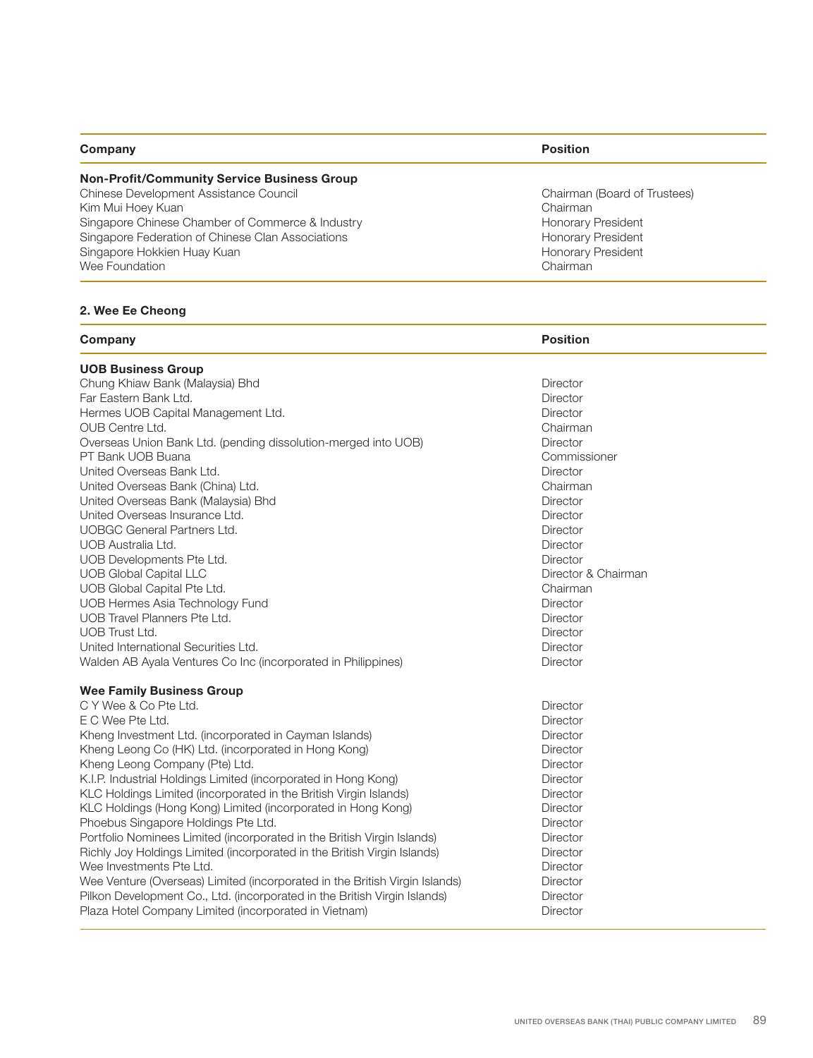| Company | Position |
|---|---|
| **Non-Profit/Community Service Business Group** | |
| Chinese Development Assistance Council | Chairman (Board of Trustees) |
| Kim Mui Hoey Kuan | Chairman |
| Singapore Chinese Chamber of Commerce & Industry | Honorary President |
| Singapore Federation of Chinese Clan Associations | Honorary President |
| Singapore Hokkien Huay Kuan | Honorary President |
| Wee Foundation | Chairman |

**2. Wee Ee Cheong**

| Company | Position |
|---|---|
| **UOB Business Group** | |
| Chung Khiaw Bank (Malaysia) Bhd | Director |
| Far Eastern Bank Ltd. | Director |
| Hermes UOB Capital Management Ltd. | Director |
| OUB Centre Ltd. | Chairman |
| Overseas Union Bank Ltd. (pending dissolution-merged into UOB) | Director |
| PT Bank UOB Buana | Commissioner |
| United Overseas Bank Ltd. | Director |
| United Overseas Bank (China) Ltd. | Chairman |
| United Overseas Bank (Malaysia) Bhd | Director |
| United Overseas Insurance Ltd. | Director |
| UOBGC General Partners Ltd. | Director |
| UOB Australia Ltd. | Director |
| UOB Developments Pte Ltd. | Director |
| UOB Global Capital LLC | Director & Chairman |
| UOB Global Capital Pte Ltd. | Chairman |
| UOB Hermes Asia Technology Fund | Director |
| UOB Travel Planners Pte Ltd. | Director |
| UOB Trust Ltd. | Director |
| United International Securities Ltd. | Director |
| Walden AB Ayala Ventures Co Inc (incorporated in Philippines) | Director |
| **Wee Family Business Group** | |
| C Y Wee & Co Pte Ltd. | Director |
| E C Wee Pte Ltd. | Director |
| Kheng Investment Ltd. (incorporated in Cayman Islands) | Director |
| Kheng Leong Co (HK) Ltd. (incorporated in Hong Kong) | Director |
| Kheng Leong Company (Pte) Ltd. | Director |
| K.I.P. Industrial Holdings Limited (incorporated in Hong Kong) | Director |
| KLC Holdings Limited (incorporated in the British Virgin Islands) | Director |
| KLC Holdings (Hong Kong) Limited (incorporated in Hong Kong) | Director |
| Phoebus Singapore Holdings Pte Ltd. | Director |
| Portfolio Nominees Limited (incorporated in the British Virgin Islands) | Director |
| Richly Joy Holdings Limited (incorporated in the British Virgin Islands) | Director |
| Wee Investments Pte Ltd. | Director |
| Wee Venture (Overseas) Limited (incorporated in the British Virgin Islands) | Director |
| Pilkon Development Co., Ltd. (incorporated in the British Virgin Islands) | Director |
| Plaza Hotel Company Limited (incorporated in Vietnam) | Director |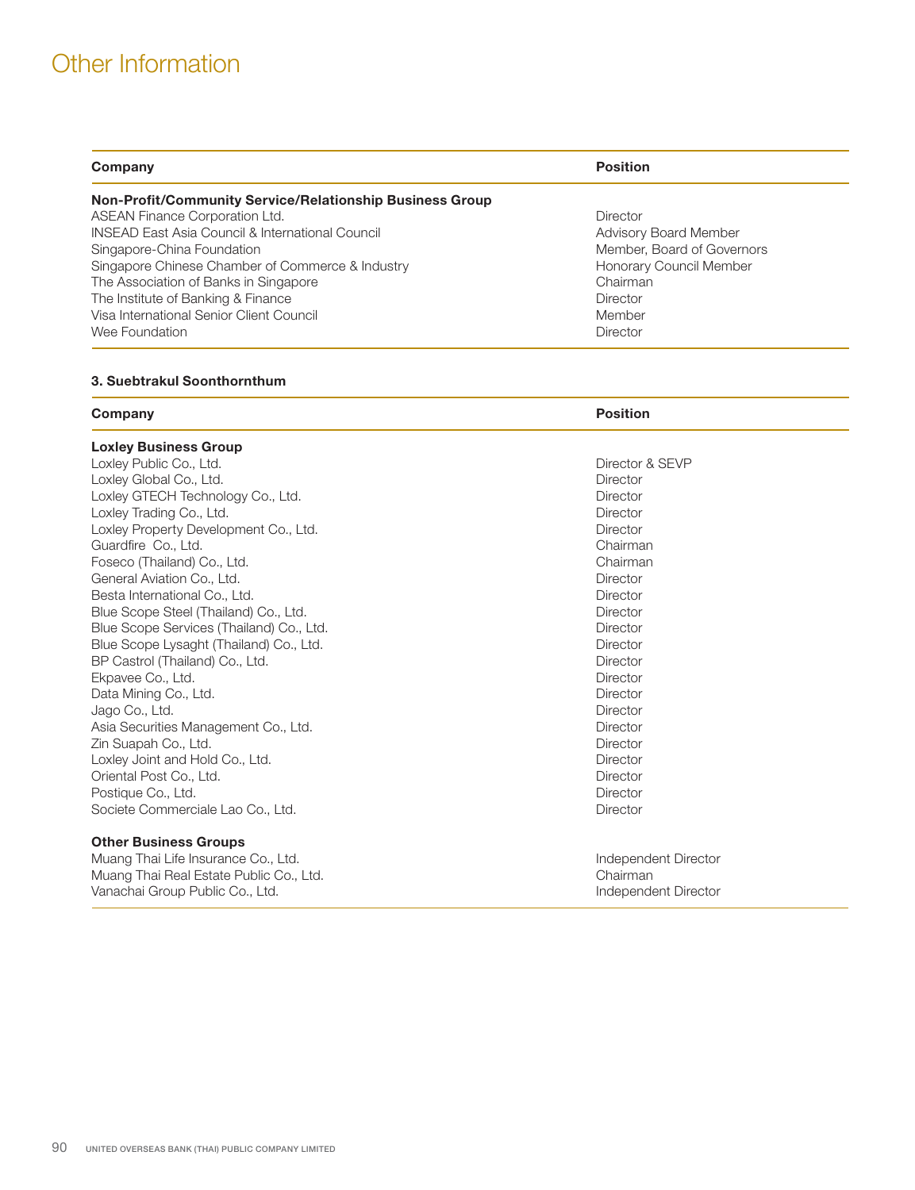# Other Information

| Company | Position |
|---|---|
| **Non-Profit/Community Service/Relationship Business Group** | |
| ASEAN Finance Corporation Ltd. | Director |
| INSEAD East Asia Council & International Council | Advisory Board Member |
| Singapore-China Foundation | Member, Board of Governors |
| Singapore Chinese Chamber of Commerce & Industry | Honorary Council Member |
| The Association of Banks in Singapore | Chairman |
| The Institute of Banking & Finance | Director |
| Visa International Senior Client Council | Member |
| Wee Foundation | Director |

**3. Suebtrakul Soonthornthum**

| Company | Position |
|---|---|
| **Loxley Business Group** | |
| Loxley Public Co., Ltd. | Director & SEVP |
| Loxley Global Co., Ltd. | Director |
| Loxley GTECH Technology Co., Ltd. | Director |
| Loxley Trading Co., Ltd. | Director |
| Loxley Property Development Co., Ltd. | Director |
| Guardfire Co., Ltd. | Chairman |
| Foseco (Thailand) Co., Ltd. | Chairman |
| General Aviation Co., Ltd. | Director |
| Besta International Co., Ltd. | Director |
| Blue Scope Steel (Thailand) Co., Ltd. | Director |
| Blue Scope Services (Thailand) Co., Ltd. | Director |
| Blue Scope Lysaght (Thailand) Co., Ltd. | Director |
| BP Castrol (Thailand) Co., Ltd. | Director |
| Ekpavee Co., Ltd. | Director |
| Data Mining Co., Ltd. | Director |
| Jago Co., Ltd. | Director |
| Asia Securities Management Co., Ltd. | Director |
| Zin Suapah Co., Ltd. | Director |
| Loxley Joint and Hold Co., Ltd. | Director |
| Oriental Post Co., Ltd. | Director |
| Postique Co., Ltd. | Director |
| Societe Commerciale Lao Co., Ltd. | Director |
| **Other Business Groups** | |
| Muang Thai Life Insurance Co., Ltd. | Independent Director |
| Muang Thai Real Estate Public Co., Ltd. | Chairman |
| Vanachai Group Public Co., Ltd. | Independent Director |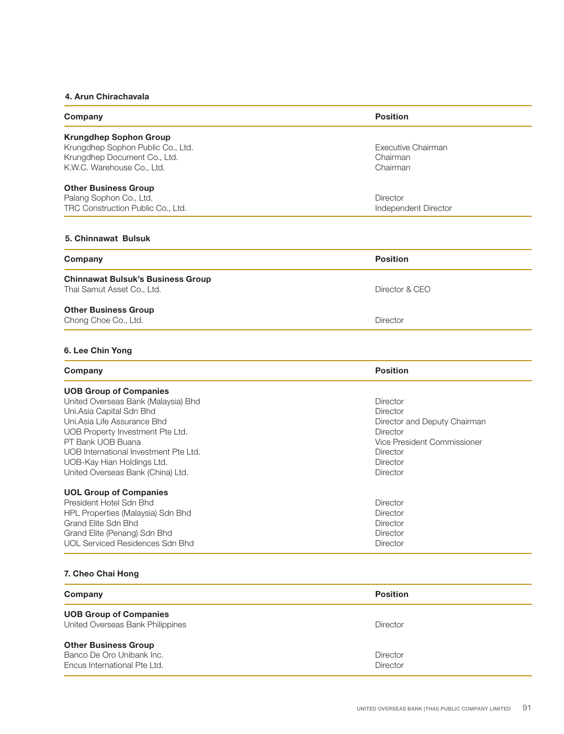### 4. Arun Chirachavala

| Company | Position |
| --- | --- |
| **Krungdhep Sophon Group** | |
| Krungdhep Sophon Public Co., Ltd. | Executive Chairman |
| Krungdhep Document Co., Ltd. | Chairman |
| K.W.C. Warehouse Co., Ltd. | Chairman |
| **Other Business Group** | |
| Palang Sophon Co., Ltd. | Director |
| TRC Construction Public Co., Ltd. | Independent Director |

### 5. Chinnawat Bulsuk

| Company | Position |
| --- | --- |
| **Chinnawat Bulsuk's Business Group** | |
| Thai Samut Asset Co., Ltd. | Director & CEO |
| **Other Business Group** | |
| Chong Choe Co., Ltd. | Director |

### 6. Lee Chin Yong

| Company | Position |
| --- | --- |
| **UOB Group of Companies** | |
| United Overseas Bank (Malaysia) Bhd | Director |
| Uni.Asia Capital Sdn Bhd | Director |
| Uni.Asia Life Assurance Bhd | Director and Deputy Chairman |
| UOB Property Investment Pte Ltd. | Director |
| PT Bank UOB Buana | Vice President Commissioner |
| UOB International Investment Pte Ltd. | Director |
| UOB-Kay Hian Holdings Ltd. | Director |
| United Overseas Bank (China) Ltd. | Director |
| **UOL Group of Companies** | |
| President Hotel Sdn Bhd | Director |
| HPL Properties (Malaysia) Sdn Bhd | Director |
| Grand Elite Sdn Bhd | Director |
| Grand Elite (Penang) Sdn Bhd | Director |
| UOL Serviced Residences Sdn Bhd | Director |

### 7. Cheo Chai Hong

| Company | Position |
| --- | --- |
| **UOB Group of Companies** | |
| United Overseas Bank Philippines | Director |
| **Other Business Group** | |
| Banco De Oro Unibank Inc. | Director |
| Encus International Pte Ltd. | Director |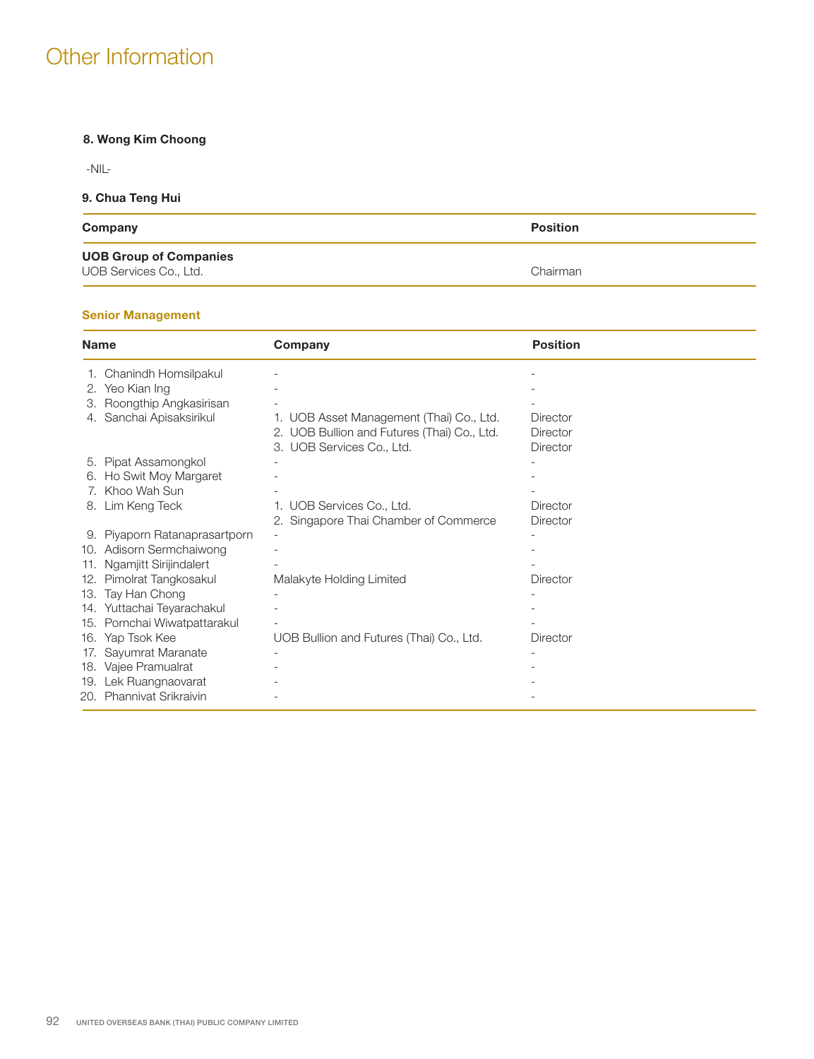# Other Information

**8. Wong Kim Choong**

-NIL-

**9. Chua Teng Hui**

| Company | Position |
|---|---|
| **UOB Group of Companies** | |
| UOB Services Co., Ltd. | Chairman |

**Senior Management**

| Name | Company | Position |
|---|---|---|
| 1. Chanindh Homsilpakul | - | - |
| 2. Yeo Kian Ing | - | - |
| 3. Roongthip Angkasirisan | - | - |
| 4. Sanchai Apisaksirikul | 1. UOB Asset Management (Thai) Co., Ltd. | Director |
| | 2. UOB Bullion and Futures (Thai) Co., Ltd. | Director |
| | 3. UOB Services Co., Ltd. | Director |
| 5. Pipat Assamongkol | - | - |
| 6. Ho Swit Moy Margaret | - | - |
| 7. Khoo Wah Sun | - | - |
| 8. Lim Keng Teck | 1. UOB Services Co., Ltd. | Director |
| | 2. Singapore Thai Chamber of Commerce | Director |
| 9. Piyaporn Ratanaprasartporn | - | - |
| 10. Adisorn Sermchaiwong | - | - |
| 11. Ngamjitt Sirijindalert | - | - |
| 12. Pimolrat Tangkosakul | Malakyte Holding Limited | Director |
| 13. Tay Han Chong | - | - |
| 14. Yuttachai Teyarachakul | - | - |
| 15. Pornchai Wiwatpattarakul | - | - |
| 16. Yap Tsok Kee | UOB Bullion and Futures (Thai) Co., Ltd. | Director |
| 17. Sayumrat Maranate | - | - |
| 18. Vajee Pramualrat | - | - |
| 19. Lek Ruangnaovarat | - | - |
| 20. Phannivat Srikraivin | - | - |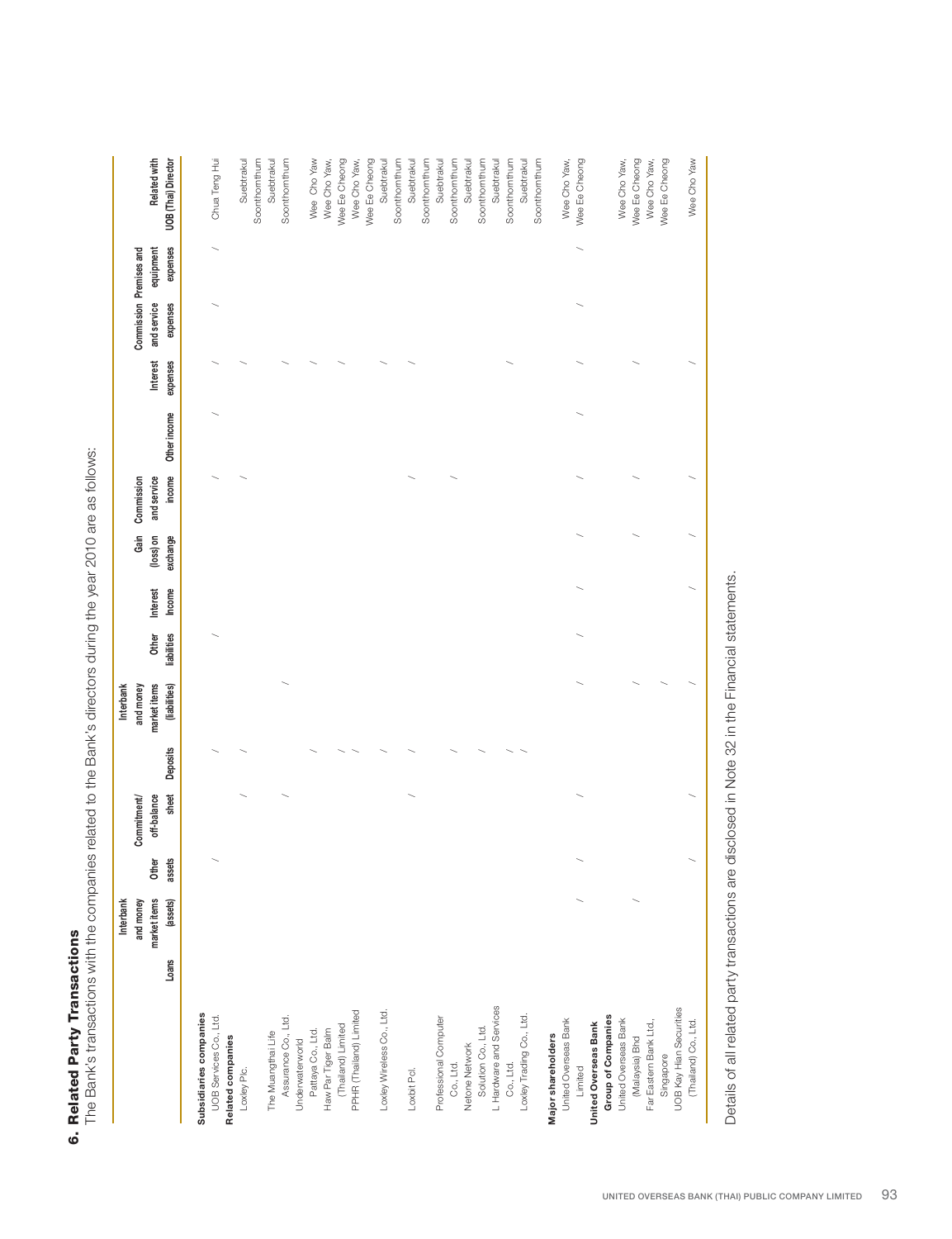# 6. Related Party Transactions

The Bank's transactions with the companies related to the Bank's directors during the year 2010 are as follows:

| | Loans | Interbank and money market items (assets) | Other assets | Commitment/ off-balance sheet | Deposits | Interbank and money market items (liabilities) | Other liabilities | Interest Income | Gain (loss) on exchange | Commission and service income | Other income | Interest expenses | Commission and service expenses | Premises and equipment expenses | Related with UOB (Thai) Director |
|---|---|---|---|---|---|---|---|---|---|---|---|---|---|---|---|
| **Subsidiaries companies** | | | | | | | | | | | | | | | |
| UOB Services Co., Ltd. | | | ✓ | | ✓ | | ✓ | | | ✓ | ✓ | ✓ | ✓ | ✓ | Chua Teng Hui |
| **Related companies** | | | | | | | | | | | | | | | |
| Loxley Plc. | | | | ✓ | ✓ | | | | | ✓ | | ✓ | | | Suebtrakul Soonthornthum |
| The Muangthai Life Assurance Co., Ltd. | | | | ✓ | | ✓ | | | | | | ✓ | | | Suebtrakul Soonthornthum |
| Underwaterworld Pattaya Co., Ltd. | | | | | ✓ | | | | | | | ✓ | | | Wee Cho Yaw |
| Haw Par Tiger Balm (Thailand) Limited | | | | | ✓ | | | | | | | ✓ | | | Wee Cho Yaw, Wee Ee Cheong |
| PPHR (Thailand) Limited | | | | | ✓ | | | | | | | | | | Wee Cho Yaw, Wee Ee Cheong |
| Loxley Wireless Co., Ltd. | | | | | ✓ | | | | | | | ✓ | | | Suebtrakul Soonthornthum |
| Loxbit Pcl. | | | | ✓ | ✓ | | | | | ✓ | | ✓ | | | Suebtrakul Soonthornthum |
| Professional Computer Co., Ltd. | | | | | ✓ | | | | | ✓ | | | | | Suebtrakul Soonthornthum |
| Netone Network Solution Co., Ltd. | | | | | ✓ | | | | | | | | | | Suebtrakul Soonthornthum |
| L Hardware and Services Co., Ltd. | | | | | ✓ | | | | | | | ✓ | | | Suebtrakul Soonthornthum |
| Loxley Trading Co., Ltd. | | | | | ✓ | | | | | | | | | | Suebtrakul Soonthornthum |
| **Major shareholders** | | | | | | | | | | | | | | | |
| United Overseas Bank Limited | | ✓ | ✓ | ✓ | | ✓ | ✓ | ✓ | ✓ | ✓ | ✓ | ✓ | ✓ | ✓ | Wee Cho Yaw, Wee Ee Cheong |
| **United Overseas Bank Group of Companies** | | | | | | | | | | | | | | | |
| United Overseas Bank (Malaysia) Bhd | | ✓ | | | | ✓ | | | ✓ | ✓ | | ✓ | | | Wee Cho Yaw, Wee Ee Cheong |
| Far Eastern Bank Ltd., Singapore | | | | | | ✓ | | | | | | | | | Wee Cho Yaw, Wee Ee Cheong |
| UOB Kay Hian Securities (Thailand) Co., Ltd. | | | ✓ | ✓ | | ✓ | | ✓ | ✓ | ✓ | | ✓ | | | Wee Cho Yaw |

Details of all related party transactions are disclosed in Note 32 in the Financial statements.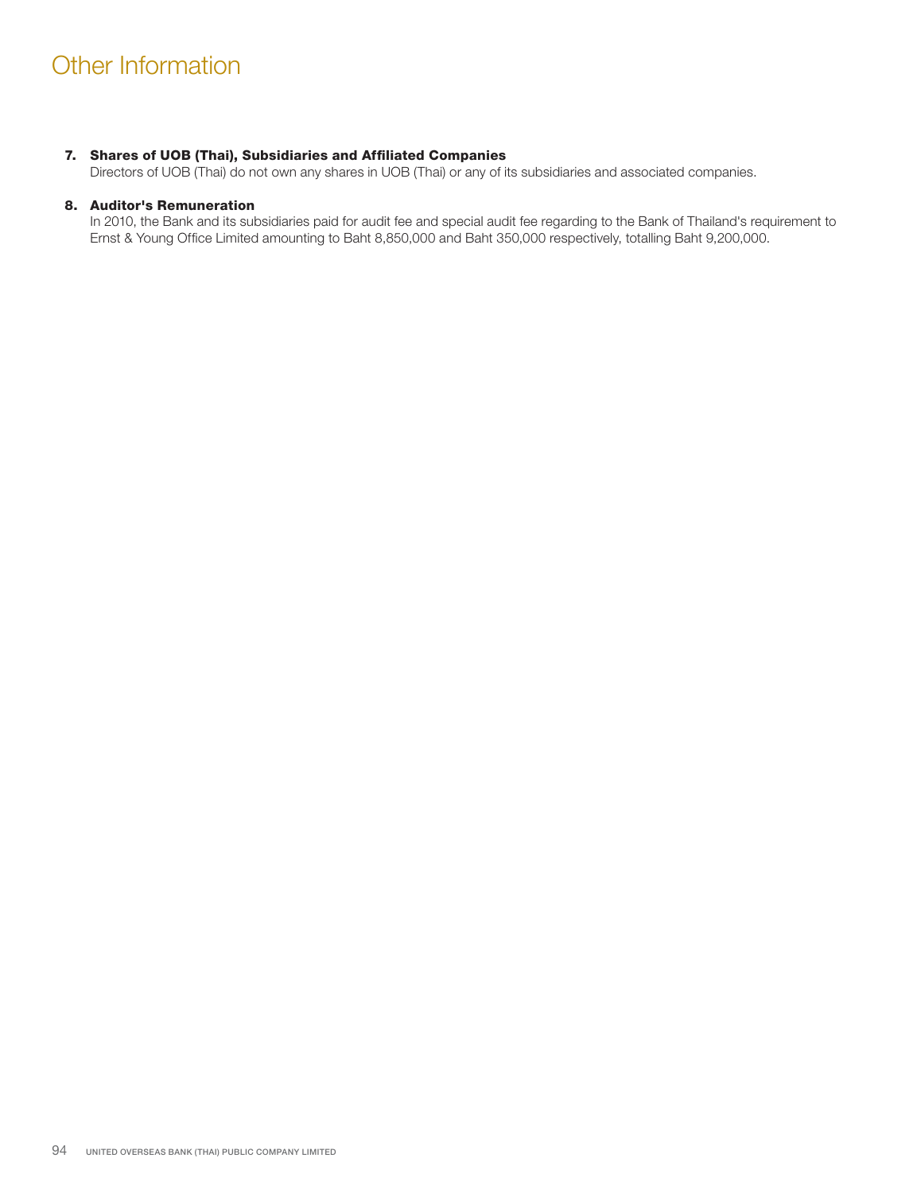# Other Information

**7. Shares of UOB (Thai), Subsidiaries and Affiliated Companies**

Directors of UOB (Thai) do not own any shares in UOB (Thai) or any of its subsidiaries and associated companies.

**8. Auditor's Remuneration**

In 2010, the Bank and its subsidiaries paid for audit fee and special audit fee regarding to the Bank of Thailand's requirement to Ernst & Young Office Limited amounting to Baht 8,850,000 and Baht 350,000 respectively, totalling Baht 9,200,000.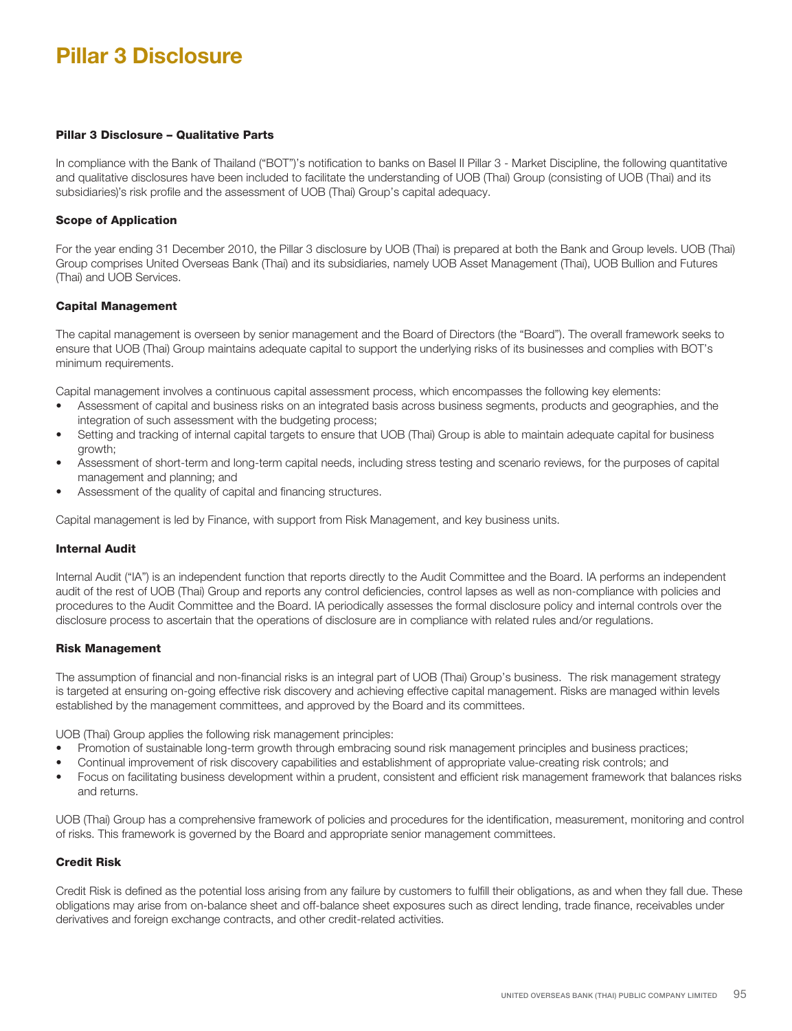# Pillar 3 Disclosure

**Pillar 3 Disclosure – Qualitative Parts**

In compliance with the Bank of Thailand ("BOT")'s notification to banks on Basel II Pillar 3 - Market Discipline, the following quantitative and qualitative disclosures have been included to facilitate the understanding of UOB (Thai) Group (consisting of UOB (Thai) and its subsidiaries)'s risk profile and the assessment of UOB (Thai) Group's capital adequacy.

**Scope of Application**

For the year ending 31 December 2010, the Pillar 3 disclosure by UOB (Thai) is prepared at both the Bank and Group levels. UOB (Thai) Group comprises United Overseas Bank (Thai) and its subsidiaries, namely UOB Asset Management (Thai), UOB Bullion and Futures (Thai) and UOB Services.

**Capital Management**

The capital management is overseen by senior management and the Board of Directors (the "Board"). The overall framework seeks to ensure that UOB (Thai) Group maintains adequate capital to support the underlying risks of its businesses and complies with BOT's minimum requirements.

Capital management involves a continuous capital assessment process, which encompasses the following key elements:

- Assessment of capital and business risks on an integrated basis across business segments, products and geographies, and the integration of such assessment with the budgeting process;
- Setting and tracking of internal capital targets to ensure that UOB (Thai) Group is able to maintain adequate capital for business growth;
- Assessment of short-term and long-term capital needs, including stress testing and scenario reviews, for the purposes of capital management and planning; and
- Assessment of the quality of capital and financing structures.

Capital management is led by Finance, with support from Risk Management, and key business units.

**Internal Audit**

Internal Audit ("IA") is an independent function that reports directly to the Audit Committee and the Board. IA performs an independent audit of the rest of UOB (Thai) Group and reports any control deficiencies, control lapses as well as non-compliance with policies and procedures to the Audit Committee and the Board. IA periodically assesses the formal disclosure policy and internal controls over the disclosure process to ascertain that the operations of disclosure are in compliance with related rules and/or regulations.

**Risk Management**

The assumption of financial and non-financial risks is an integral part of UOB (Thai) Group's business. The risk management strategy is targeted at ensuring on-going effective risk discovery and achieving effective capital management. Risks are managed within levels established by the management committees, and approved by the Board and its committees.

UOB (Thai) Group applies the following risk management principles:

- Promotion of sustainable long-term growth through embracing sound risk management principles and business practices;
- Continual improvement of risk discovery capabilities and establishment of appropriate value-creating risk controls; and
- Focus on facilitating business development within a prudent, consistent and efficient risk management framework that balances risks and returns.

UOB (Thai) Group has a comprehensive framework of policies and procedures for the identification, measurement, monitoring and control of risks. This framework is governed by the Board and appropriate senior management committees.

**Credit Risk**

Credit Risk is defined as the potential loss arising from any failure by customers to fulfill their obligations, as and when they fall due. These obligations may arise from on-balance sheet and off-balance sheet exposures such as direct lending, trade finance, receivables under derivatives and foreign exchange contracts, and other credit-related activities.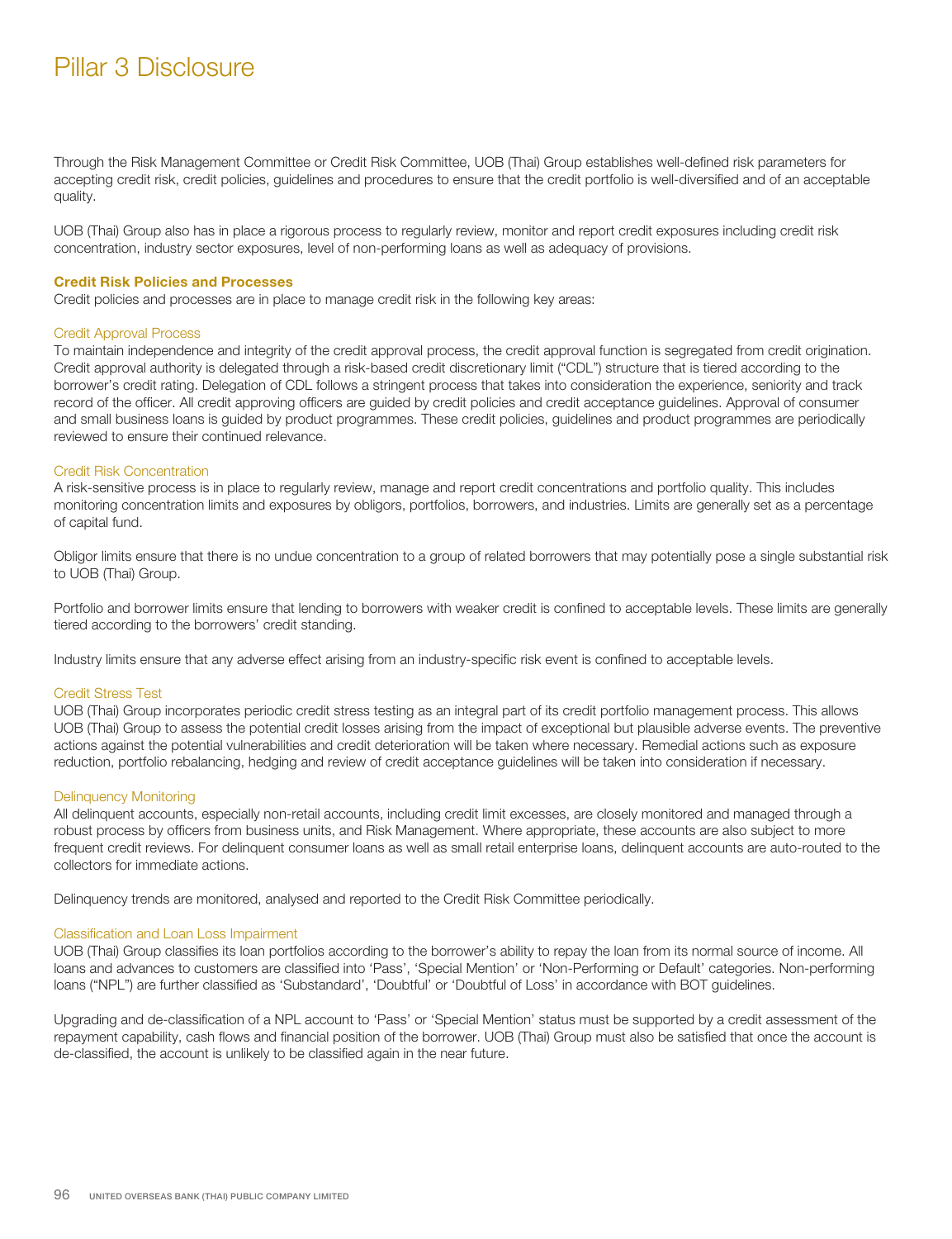Through the Risk Management Committee or Credit Risk Committee, UOB (Thai) Group establishes well-defined risk parameters for accepting credit risk, credit policies, guidelines and procedures to ensure that the credit portfolio is well-diversified and of an acceptable quality.

UOB (Thai) Group also has in place a rigorous process to regularly review, monitor and report credit exposures including credit risk concentration, industry sector exposures, level of non-performing loans as well as adequacy of provisions.

### Credit Risk Policies and Processes

Credit policies and processes are in place to manage credit risk in the following key areas:

#### Credit Approval Process

To maintain independence and integrity of the credit approval process, the credit approval function is segregated from credit origination. Credit approval authority is delegated through a risk-based credit discretionary limit ("CDL") structure that is tiered according to the borrower's credit rating. Delegation of CDL follows a stringent process that takes into consideration the experience, seniority and track record of the officer. All credit approving officers are guided by credit policies and credit acceptance guidelines. Approval of consumer and small business loans is guided by product programmes. These credit policies, guidelines and product programmes are periodically reviewed to ensure their continued relevance.

#### Credit Risk Concentration

A risk-sensitive process is in place to regularly review, manage and report credit concentrations and portfolio quality. This includes monitoring concentration limits and exposures by obligors, portfolios, borrowers, and industries. Limits are generally set as a percentage of capital fund.

Obligor limits ensure that there is no undue concentration to a group of related borrowers that may potentially pose a single substantial risk to UOB (Thai) Group.

Portfolio and borrower limits ensure that lending to borrowers with weaker credit is confined to acceptable levels. These limits are generally tiered according to the borrowers' credit standing.

Industry limits ensure that any adverse effect arising from an industry-specific risk event is confined to acceptable levels.

#### Credit Stress Test

UOB (Thai) Group incorporates periodic credit stress testing as an integral part of its credit portfolio management process. This allows UOB (Thai) Group to assess the potential credit losses arising from the impact of exceptional but plausible adverse events. The preventive actions against the potential vulnerabilities and credit deterioration will be taken where necessary. Remedial actions such as exposure reduction, portfolio rebalancing, hedging and review of credit acceptance guidelines will be taken into consideration if necessary.

#### Delinquency Monitoring

All delinquent accounts, especially non-retail accounts, including credit limit excesses, are closely monitored and managed through a robust process by officers from business units, and Risk Management. Where appropriate, these accounts are also subject to more frequent credit reviews. For delinquent consumer loans as well as small retail enterprise loans, delinquent accounts are auto-routed to the collectors for immediate actions.

Delinquency trends are monitored, analysed and reported to the Credit Risk Committee periodically.

#### Classification and Loan Loss Impairment

UOB (Thai) Group classifies its loan portfolios according to the borrower's ability to repay the loan from its normal source of income. All loans and advances to customers are classified into 'Pass', 'Special Mention' or 'Non-Performing or Default' categories. Non-performing loans ("NPL") are further classified as 'Substandard', 'Doubtful' or 'Doubtful of Loss' in accordance with BOT guidelines.

Upgrading and de-classification of a NPL account to 'Pass' or 'Special Mention' status must be supported by a credit assessment of the repayment capability, cash flows and financial position of the borrower. UOB (Thai) Group must also be satisfied that once the account is de-classified, the account is unlikely to be classified again in the near future.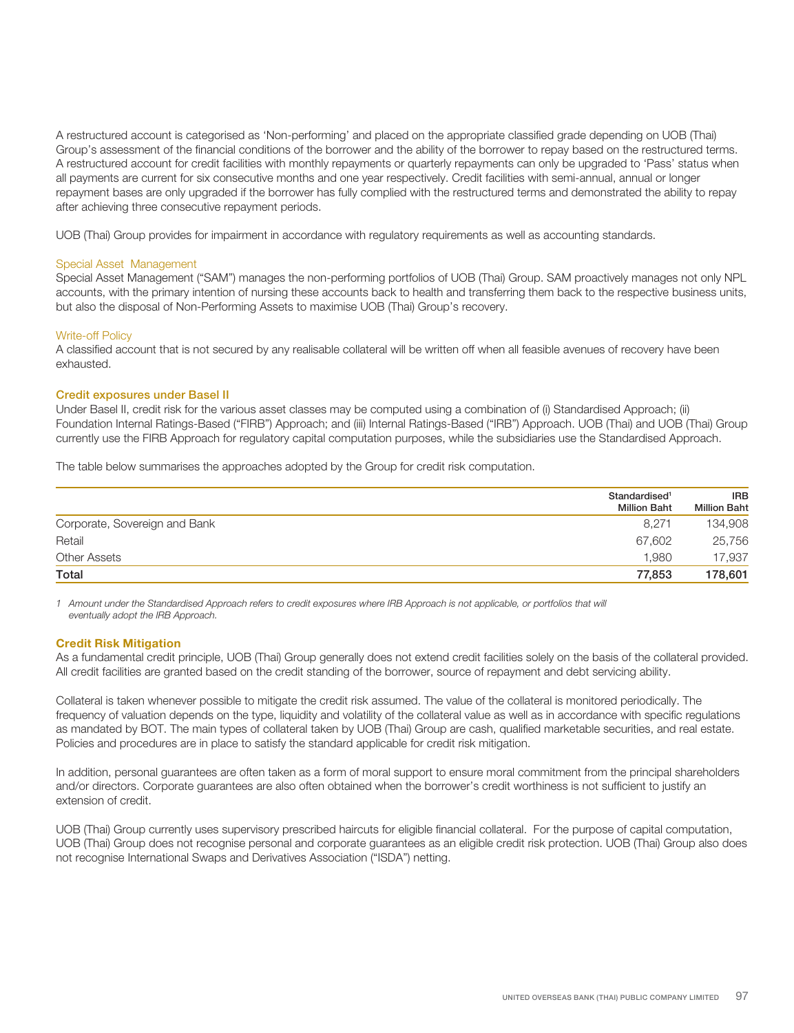A restructured account is categorised as 'Non-performing' and placed on the appropriate classified grade depending on UOB (Thai) Group's assessment of the financial conditions of the borrower and the ability of the borrower to repay based on the restructured terms. A restructured account for credit facilities with monthly repayments or quarterly repayments can only be upgraded to 'Pass' status when all payments are current for six consecutive months and one year respectively. Credit facilities with semi-annual, annual or longer repayment bases are only upgraded if the borrower has fully complied with the restructured terms and demonstrated the ability to repay after achieving three consecutive repayment periods.

UOB (Thai) Group provides for impairment in accordance with regulatory requirements as well as accounting standards.

### Special Asset Management

Special Asset Management ("SAM") manages the non-performing portfolios of UOB (Thai) Group. SAM proactively manages not only NPL accounts, with the primary intention of nursing these accounts back to health and transferring them back to the respective business units, but also the disposal of Non-Performing Assets to maximise UOB (Thai) Group's recovery.

### Write-off Policy

A classified account that is not secured by any realisable collateral will be written off when all feasible avenues of recovery have been exhausted.

## Credit exposures under Basel II

Under Basel II, credit risk for the various asset classes may be computed using a combination of (i) Standardised Approach; (ii) Foundation Internal Ratings-Based ("FIRB") Approach; and (iii) Internal Ratings-Based ("IRB") Approach. UOB (Thai) and UOB (Thai) Group currently use the FIRB Approach for regulatory capital computation purposes, while the subsidiaries use the Standardised Approach.

The table below summarises the approaches adopted by the Group for credit risk computation.

| | Standardised[1] Million Baht | IRB Million Baht |
|---|---|---|
| Corporate, Sovereign and Bank | 8,271 | 134,908 |
| Retail | 67,602 | 25,756 |
| Other Assets | 1,980 | 17,937 |
| **Total** | **77,853** | **178,601** |

*1 Amount under the Standardised Approach refers to credit exposures where IRB Approach is not applicable, or portfolios that will eventually adopt the IRB Approach.*

## Credit Risk Mitigation

As a fundamental credit principle, UOB (Thai) Group generally does not extend credit facilities solely on the basis of the collateral provided. All credit facilities are granted based on the credit standing of the borrower, source of repayment and debt servicing ability.

Collateral is taken whenever possible to mitigate the credit risk assumed. The value of the collateral is monitored periodically. The frequency of valuation depends on the type, liquidity and volatility of the collateral value as well as in accordance with specific regulations as mandated by BOT. The main types of collateral taken by UOB (Thai) Group are cash, qualified marketable securities, and real estate. Policies and procedures are in place to satisfy the standard applicable for credit risk mitigation.

In addition, personal guarantees are often taken as a form of moral support to ensure moral commitment from the principal shareholders and/or directors. Corporate guarantees are also often obtained when the borrower's credit worthiness is not sufficient to justify an extension of credit.

UOB (Thai) Group currently uses supervisory prescribed haircuts for eligible financial collateral. For the purpose of capital computation, UOB (Thai) Group does not recognise personal and corporate guarantees as an eligible credit risk protection. UOB (Thai) Group also does not recognise International Swaps and Derivatives Association ("ISDA") netting.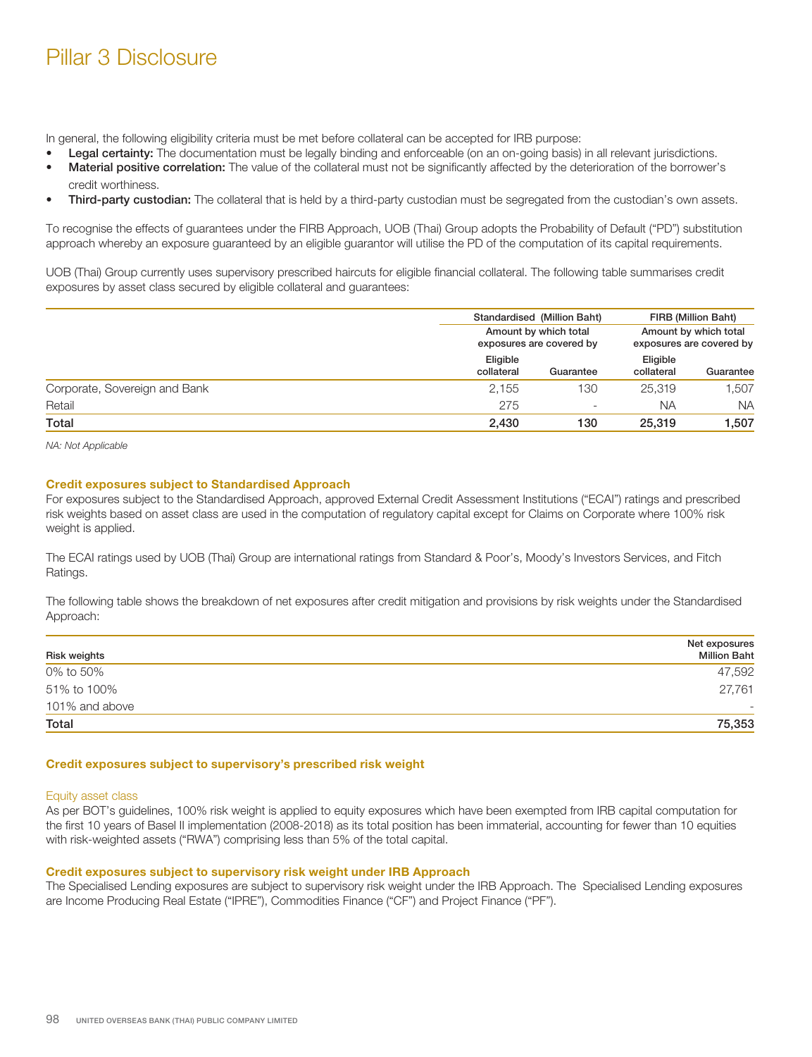# Pillar 3 Disclosure

In general, the following eligibility criteria must be met before collateral can be accepted for IRB purpose:

- **Legal certainty:** The documentation must be legally binding and enforceable (on an on-going basis) in all relevant jurisdictions.
- **Material positive correlation:** The value of the collateral must not be significantly affected by the deterioration of the borrower's credit worthiness.
- **Third-party custodian:** The collateral that is held by a third-party custodian must be segregated from the custodian's own assets.

To recognise the effects of guarantees under the FIRB Approach, UOB (Thai) Group adopts the Probability of Default ("PD") substitution approach whereby an exposure guaranteed by an eligible guarantor will utilise the PD of the computation of its capital requirements.

UOB (Thai) Group currently uses supervisory prescribed haircuts for eligible financial collateral. The following table summarises credit exposures by asset class secured by eligible collateral and guarantees:

| | Standardised (Million Baht) | | FIRB (Million Baht) | |
|---|---|---|---|---|
| | Amount by which total exposures are covered by | | Amount by which total exposures are covered by | |
| | Eligible collateral | Guarantee | Eligible collateral | Guarantee |
| Corporate, Sovereign and Bank | 2,155 | 130 | 25,319 | 1,507 |
| Retail | 275 | - | NA | NA |
| **Total** | **2,430** | **130** | **25,319** | **1,507** |

*NA: Not Applicable*

### Credit exposures subject to Standardised Approach

For exposures subject to the Standardised Approach, approved External Credit Assessment Institutions ("ECAI") ratings and prescribed risk weights based on asset class are used in the computation of regulatory capital except for Claims on Corporate where 100% risk weight is applied.

The ECAI ratings used by UOB (Thai) Group are international ratings from Standard & Poor's, Moody's Investors Services, and Fitch Ratings.

The following table shows the breakdown of net exposures after credit mitigation and provisions by risk weights under the Standardised Approach:

| Risk weights | Net exposures Million Baht |
|---|---|
| 0% to 50% | 47,592 |
| 51% to 100% | 27,761 |
| 101% and above | - |
| **Total** | **75,353** |

### Credit exposures subject to supervisory's prescribed risk weight

#### Equity asset class

As per BOT's guidelines, 100% risk weight is applied to equity exposures which have been exempted from IRB capital computation for the first 10 years of Basel II implementation (2008-2018) as its total position has been immaterial, accounting for fewer than 10 equities with risk-weighted assets ("RWA") comprising less than 5% of the total capital.

### Credit exposures subject to supervisory risk weight under IRB Approach

The Specialised Lending exposures are subject to supervisory risk weight under the IRB Approach. The Specialised Lending exposures are Income Producing Real Estate ("IPRE"), Commodities Finance ("CF") and Project Finance ("PF").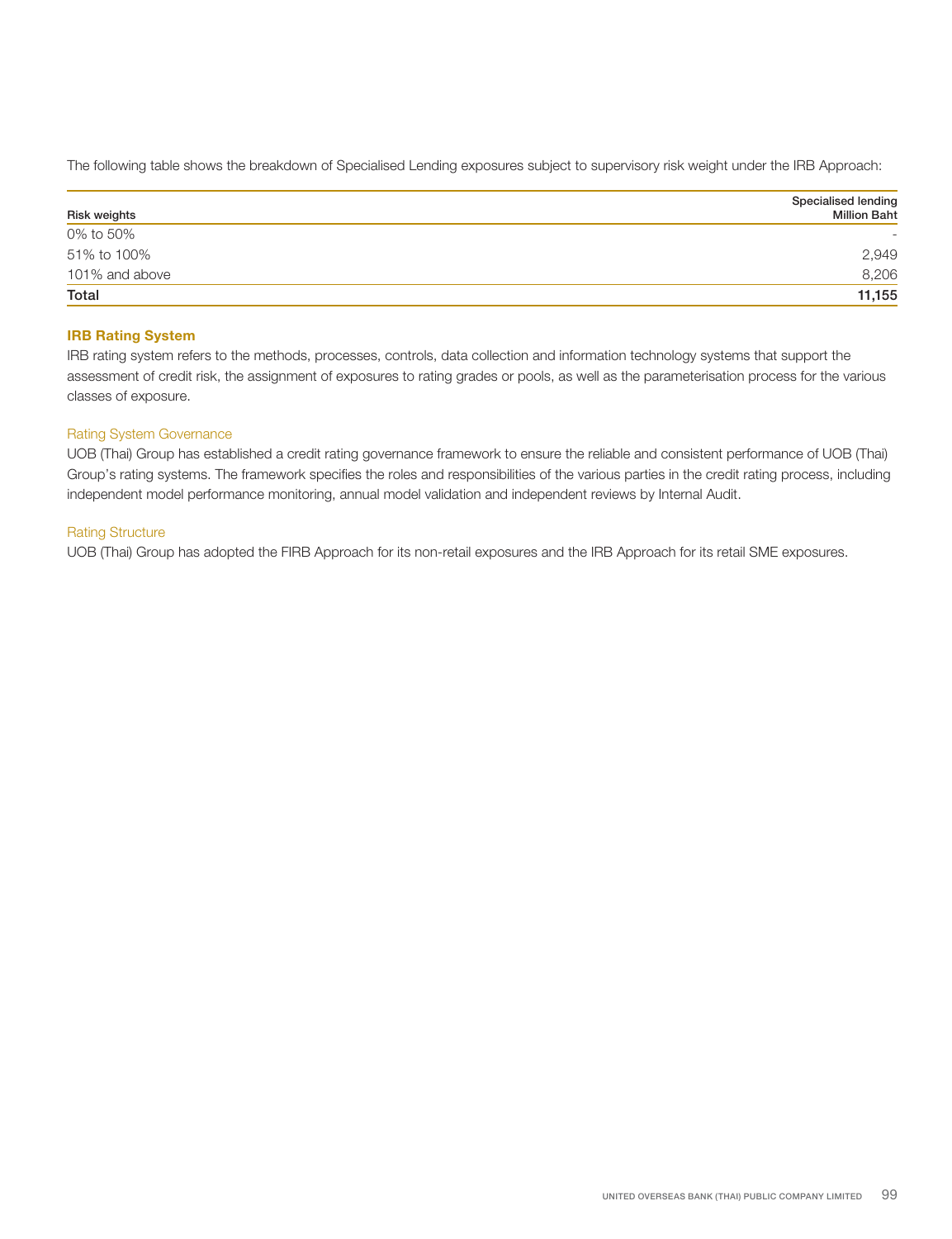The following table shows the breakdown of Specialised Lending exposures subject to supervisory risk weight under the IRB Approach:

| Risk weights | Specialised lending Million Baht |
|---|---:|
| 0% to 50% | - |
| 51% to 100% | 2,949 |
| 101% and above | 8,206 |
| **Total** | **11,155** |

## IRB Rating System

IRB rating system refers to the methods, processes, controls, data collection and information technology systems that support the assessment of credit risk, the assignment of exposures to rating grades or pools, as well as the parameterisation process for the various classes of exposure.

### Rating System Governance

UOB (Thai) Group has established a credit rating governance framework to ensure the reliable and consistent performance of UOB (Thai) Group's rating systems. The framework specifies the roles and responsibilities of the various parties in the credit rating process, including independent model performance monitoring, annual model validation and independent reviews by Internal Audit.

### Rating Structure

UOB (Thai) Group has adopted the FIRB Approach for its non-retail exposures and the IRB Approach for its retail SME exposures.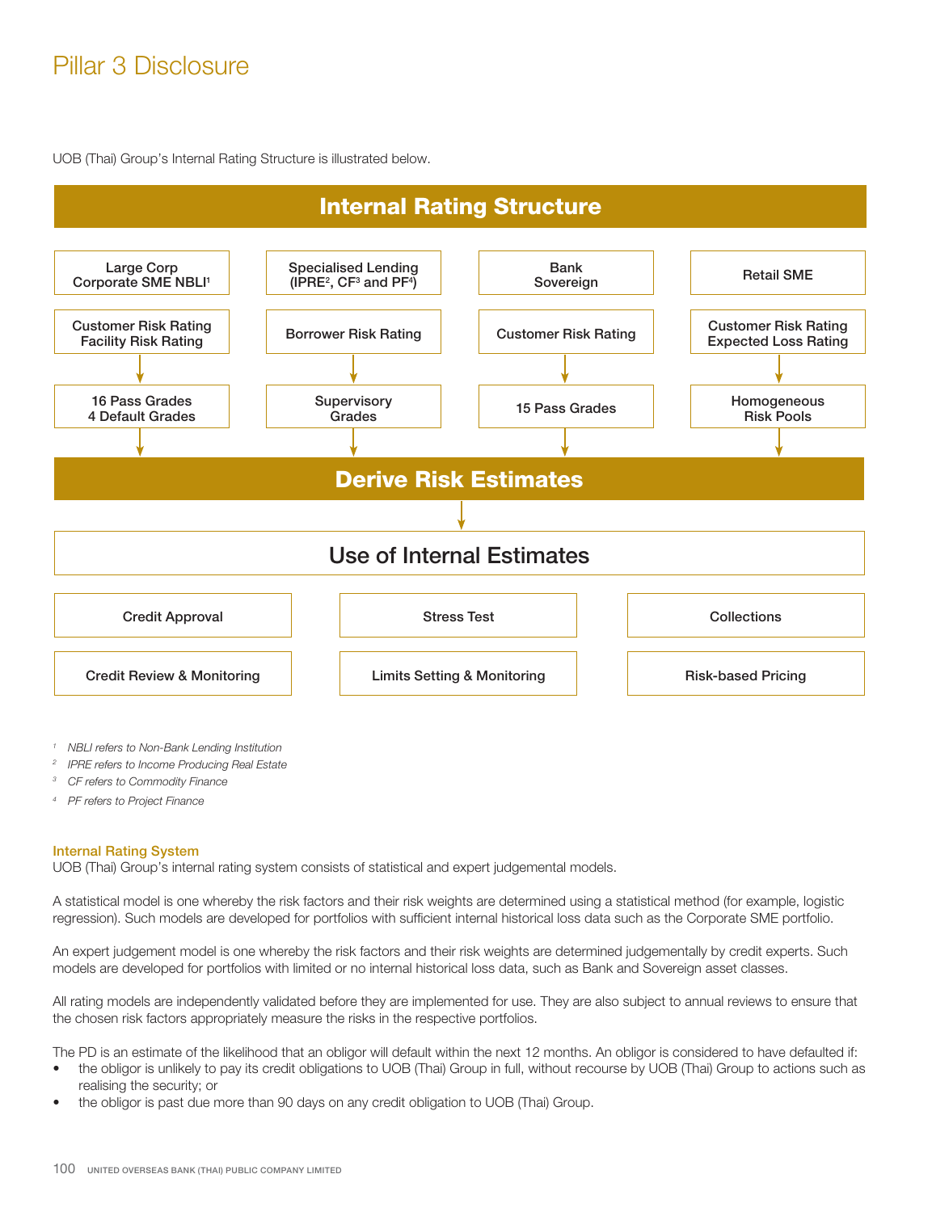UOB (Thai) Group's Internal Rating Structure is illustrated below.

## Internal Rating Structure

| Large Corp Corporate SME NBLI[1] | Specialised Lending (IPRE[2], CF[3] and PF[4]) | Bank Sovereign | Retail SME |
|---|---|---|---|
| Customer Risk Rating Facility Risk Rating | Borrower Risk Rating | Customer Risk Rating | Customer Risk Rating Expected Loss Rating |
| 16 Pass Grades 4 Default Grades | Supervisory Grades | 15 Pass Grades | Homogeneous Risk Pools |

**Derive Risk Estimates**

**Use of Internal Estimates**

| | | |
|---|---|---|
| Credit Approval | Stress Test | Collections |
| Credit Review & Monitoring | Limits Setting & Monitoring | Risk-based Pricing |

*[1] NBLI refers to Non-Bank Lending Institution*

*[2] IPRE refers to Income Producing Real Estate*

*[3] CF refers to Commodity Finance*

*[4] PF refers to Project Finance*

### Internal Rating System

UOB (Thai) Group's internal rating system consists of statistical and expert judgemental models.

A statistical model is one whereby the risk factors and their risk weights are determined using a statistical method (for example, logistic regression). Such models are developed for portfolios with sufficient internal historical loss data such as the Corporate SME portfolio.

An expert judgement model is one whereby the risk factors and their risk weights are determined judgementally by credit experts. Such models are developed for portfolios with limited or no internal historical loss data, such as Bank and Sovereign asset classes.

All rating models are independently validated before they are implemented for use. They are also subject to annual reviews to ensure that the chosen risk factors appropriately measure the risks in the respective portfolios.

The PD is an estimate of the likelihood that an obligor will default within the next 12 months. An obligor is considered to have defaulted if:

- the obligor is unlikely to pay its credit obligations to UOB (Thai) Group in full, without recourse by UOB (Thai) Group to actions such as realising the security; or
- the obligor is past due more than 90 days on any credit obligation to UOB (Thai) Group.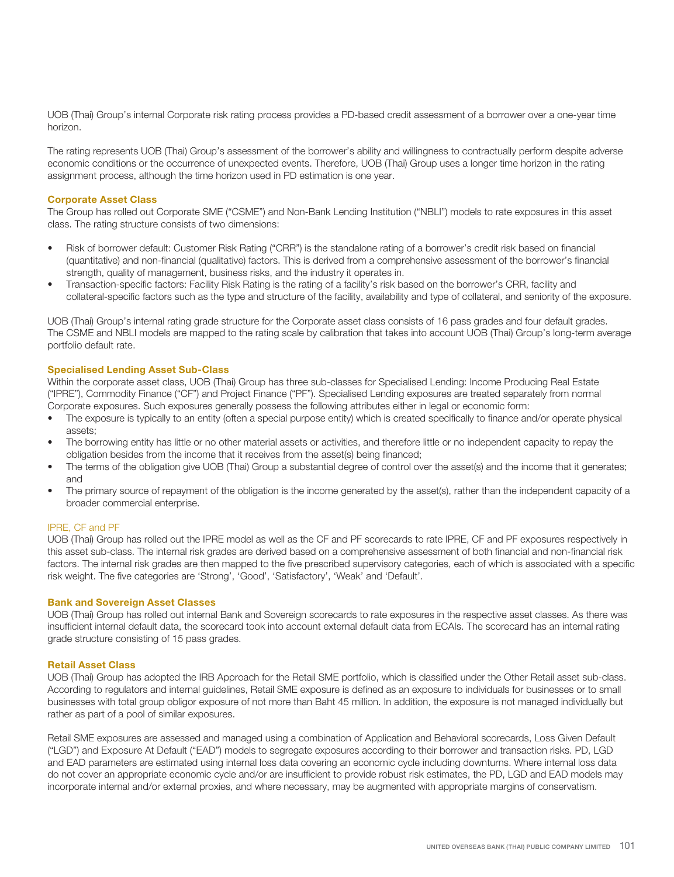UOB (Thai) Group's internal Corporate risk rating process provides a PD-based credit assessment of a borrower over a one-year time horizon.

The rating represents UOB (Thai) Group's assessment of the borrower's ability and willingness to contractually perform despite adverse economic conditions or the occurrence of unexpected events. Therefore, UOB (Thai) Group uses a longer time horizon in the rating assignment process, although the time horizon used in PD estimation is one year.

### Corporate Asset Class

The Group has rolled out Corporate SME ("CSME") and Non-Bank Lending Institution ("NBLI") models to rate exposures in this asset class. The rating structure consists of two dimensions:

- Risk of borrower default: Customer Risk Rating ("CRR") is the standalone rating of a borrower's credit risk based on financial (quantitative) and non-financial (qualitative) factors. This is derived from a comprehensive assessment of the borrower's financial strength, quality of management, business risks, and the industry it operates in.
- Transaction-specific factors: Facility Risk Rating is the rating of a facility's risk based on the borrower's CRR, facility and collateral-specific factors such as the type and structure of the facility, availability and type of collateral, and seniority of the exposure.

UOB (Thai) Group's internal rating grade structure for the Corporate asset class consists of 16 pass grades and four default grades. The CSME and NBLI models are mapped to the rating scale by calibration that takes into account UOB (Thai) Group's long-term average portfolio default rate.

### Specialised Lending Asset Sub-Class

Within the corporate asset class, UOB (Thai) Group has three sub-classes for Specialised Lending: Income Producing Real Estate ("IPRE"), Commodity Finance ("CF") and Project Finance ("PF"). Specialised Lending exposures are treated separately from normal Corporate exposures. Such exposures generally possess the following attributes either in legal or economic form:

- The exposure is typically to an entity (often a special purpose entity) which is created specifically to finance and/or operate physical assets;
- The borrowing entity has little or no other material assets or activities, and therefore little or no independent capacity to repay the obligation besides from the income that it receives from the asset(s) being financed;
- The terms of the obligation give UOB (Thai) Group a substantial degree of control over the asset(s) and the income that it generates; and
- The primary source of repayment of the obligation is the income generated by the asset(s), rather than the independent capacity of a broader commercial enterprise.

#### IPRE, CF and PF

UOB (Thai) Group has rolled out the IPRE model as well as the CF and PF scorecards to rate IPRE, CF and PF exposures respectively in this asset sub-class. The internal risk grades are derived based on a comprehensive assessment of both financial and non-financial risk factors. The internal risk grades are then mapped to the five prescribed supervisory categories, each of which is associated with a specific risk weight. The five categories are 'Strong', 'Good', 'Satisfactory', 'Weak' and 'Default'.

### Bank and Sovereign Asset Classes

UOB (Thai) Group has rolled out internal Bank and Sovereign scorecards to rate exposures in the respective asset classes. As there was insufficient internal default data, the scorecard took into account external default data from ECAIs. The scorecard has an internal rating grade structure consisting of 15 pass grades.

### Retail Asset Class

UOB (Thai) Group has adopted the IRB Approach for the Retail SME portfolio, which is classified under the Other Retail asset sub-class. According to regulators and internal guidelines, Retail SME exposure is defined as an exposure to individuals for businesses or to small businesses with total group obligor exposure of not more than Baht 45 million. In addition, the exposure is not managed individually but rather as part of a pool of similar exposures.

Retail SME exposures are assessed and managed using a combination of Application and Behavioral scorecards, Loss Given Default ("LGD") and Exposure At Default ("EAD") models to segregate exposures according to their borrower and transaction risks. PD, LGD and EAD parameters are estimated using internal loss data covering an economic cycle including downturns. Where internal loss data do not cover an appropriate economic cycle and/or are insufficient to provide robust risk estimates, the PD, LGD and EAD models may incorporate internal and/or external proxies, and where necessary, may be augmented with appropriate margins of conservatism.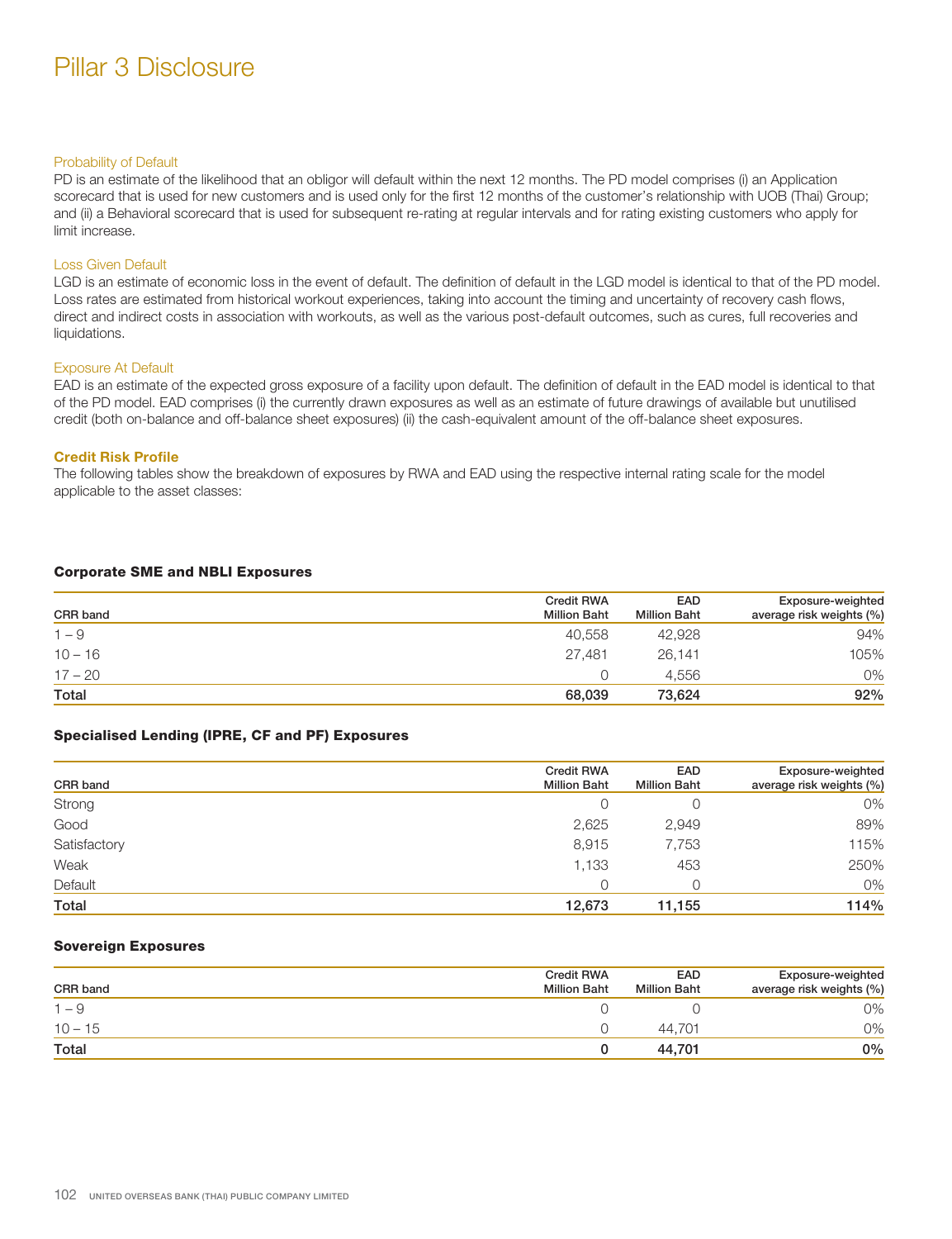# Pillar 3 Disclosure

### Probability of Default

PD is an estimate of the likelihood that an obligor will default within the next 12 months. The PD model comprises (i) an Application scorecard that is used for new customers and is used only for the first 12 months of the customer's relationship with UOB (Thai) Group; and (ii) a Behavioral scorecard that is used for subsequent re-rating at regular intervals and for rating existing customers who apply for limit increase.

### Loss Given Default

LGD is an estimate of economic loss in the event of default. The definition of default in the LGD model is identical to that of the PD model. Loss rates are estimated from historical workout experiences, taking into account the timing and uncertainty of recovery cash flows, direct and indirect costs in association with workouts, as well as the various post-default outcomes, such as cures, full recoveries and liquidations.

### Exposure At Default

EAD is an estimate of the expected gross exposure of a facility upon default. The definition of default in the EAD model is identical to that of the PD model. EAD comprises (i) the currently drawn exposures as well as an estimate of future drawings of available but unutilised credit (both on-balance and off-balance sheet exposures) (ii) the cash-equivalent amount of the off-balance sheet exposures.

## Credit Risk Profile

The following tables show the breakdown of exposures by RWA and EAD using the respective internal rating scale for the model applicable to the asset classes:

### Corporate SME and NBLI Exposures

| CRR band | Credit RWA Million Baht | EAD Million Baht | Exposure-weighted average risk weights (%) |
|---|---|---|---|
| 1 – 9 | 40,558 | 42,928 | 94% |
| 10 – 16 | 27,481 | 26,141 | 105% |
| 17 – 20 | 0 | 4,556 | 0% |
| **Total** | **68,039** | **73,624** | **92%** |

### Specialised Lending (IPRE, CF and PF) Exposures

| CRR band | Credit RWA Million Baht | EAD Million Baht | Exposure-weighted average risk weights (%) |
|---|---|---|---|
| Strong | 0 | 0 | 0% |
| Good | 2,625 | 2,949 | 89% |
| Satisfactory | 8,915 | 7,753 | 115% |
| Weak | 1,133 | 453 | 250% |
| Default | 0 | 0 | 0% |
| **Total** | **12,673** | **11,155** | **114%** |

### Sovereign Exposures

| CRR band | Credit RWA Million Baht | EAD Million Baht | Exposure-weighted average risk weights (%) |
|---|---|---|---|
| 1 – 9 | 0 | 0 | 0% |
| 10 – 15 | 0 | 44,701 | 0% |
| **Total** | **0** | **44,701** | **0%** |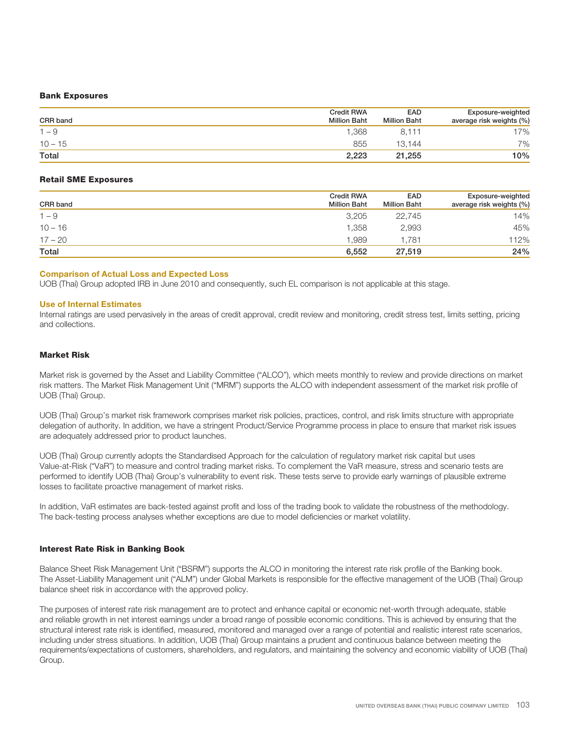### Bank Exposures

| CRR band | Credit RWA Million Baht | EAD Million Baht | Exposure-weighted average risk weights (%) |
|---|---|---|---|
| 1 – 9 | 1,368 | 8,111 | 17% |
| 10 – 15 | 855 | 13,144 | 7% |
| **Total** | **2,223** | **21,255** | **10%** |

### Retail SME Exposures

| CRR band | Credit RWA Million Baht | EAD Million Baht | Exposure-weighted average risk weights (%) |
|---|---|---|---|
| 1 – 9 | 3,205 | 22,745 | 14% |
| 10 – 16 | 1,358 | 2,993 | 45% |
| 17 – 20 | 1,989 | 1,781 | 112% |
| **Total** | **6,552** | **27,519** | **24%** |

#### Comparison of Actual Loss and Expected Loss

UOB (Thai) Group adopted IRB in June 2010 and consequently, such EL comparison is not applicable at this stage.

#### Use of Internal Estimates

Internal ratings are used pervasively in the areas of credit approval, credit review and monitoring, credit stress test, limits setting, pricing and collections.

### Market Risk

Market risk is governed by the Asset and Liability Committee ("ALCO"), which meets monthly to review and provide directions on market risk matters. The Market Risk Management Unit ("MRM") supports the ALCO with independent assessment of the market risk profile of UOB (Thai) Group.

UOB (Thai) Group's market risk framework comprises market risk policies, practices, control, and risk limits structure with appropriate delegation of authority. In addition, we have a stringent Product/Service Programme process in place to ensure that market risk issues are adequately addressed prior to product launches.

UOB (Thai) Group currently adopts the Standardised Approach for the calculation of regulatory market risk capital but uses Value-at-Risk ("VaR") to measure and control trading market risks. To complement the VaR measure, stress and scenario tests are performed to identify UOB (Thai) Group's vulnerability to event risk. These tests serve to provide early warnings of plausible extreme losses to facilitate proactive management of market risks.

In addition, VaR estimates are back-tested against profit and loss of the trading book to validate the robustness of the methodology. The back-testing process analyses whether exceptions are due to model deficiencies or market volatility.

### Interest Rate Risk in Banking Book

Balance Sheet Risk Management Unit ("BSRM") supports the ALCO in monitoring the interest rate risk profile of the Banking book. The Asset-Liability Management unit ("ALM") under Global Markets is responsible for the effective management of the UOB (Thai) Group balance sheet risk in accordance with the approved policy.

The purposes of interest rate risk management are to protect and enhance capital or economic net-worth through adequate, stable and reliable growth in net interest earnings under a broad range of possible economic conditions. This is achieved by ensuring that the structural interest rate risk is identified, measured, monitored and managed over a range of potential and realistic interest rate scenarios, including under stress situations. In addition, UOB (Thai) Group maintains a prudent and continuous balance between meeting the requirements/expectations of customers, shareholders, and regulators, and maintaining the solvency and economic viability of UOB (Thai) Group.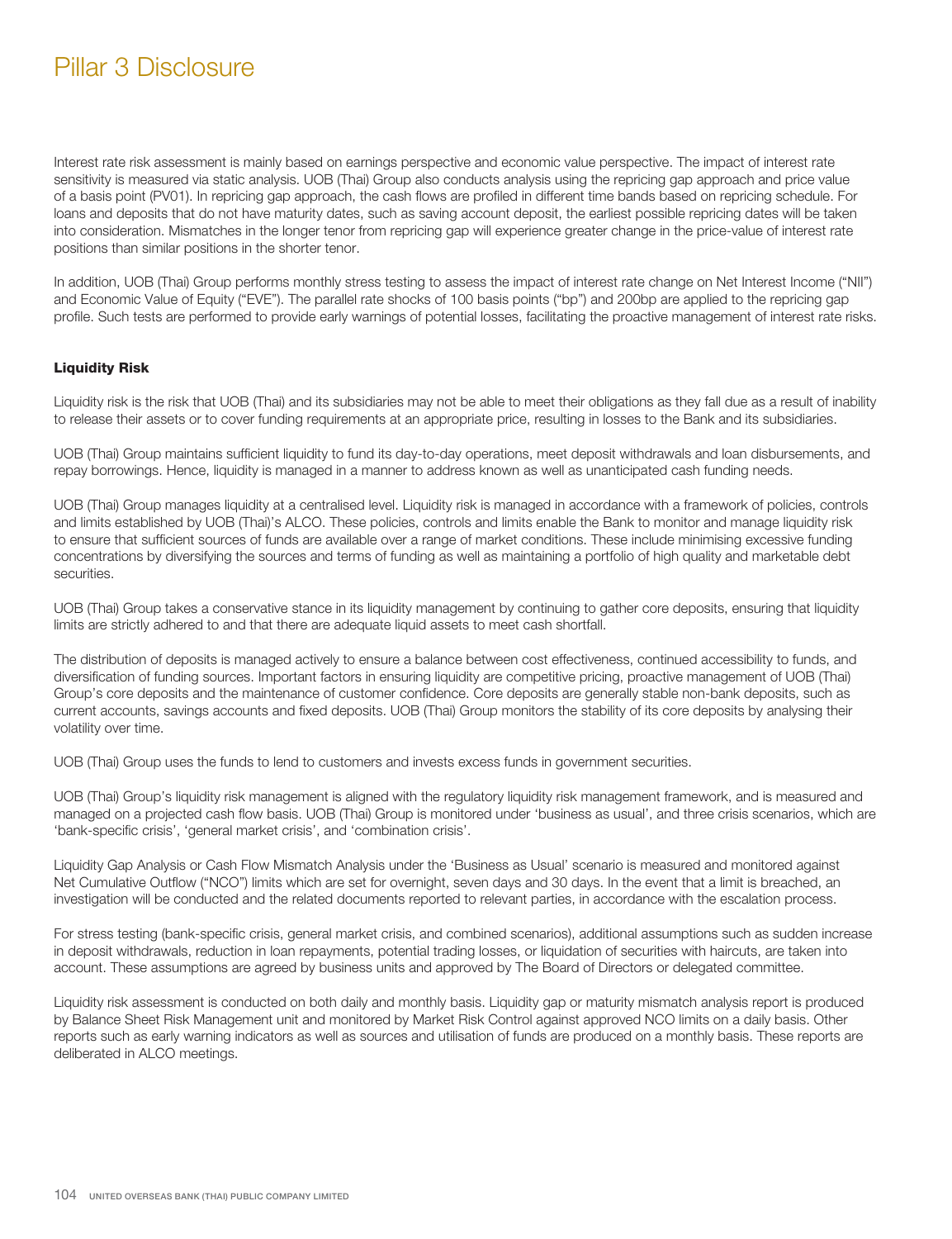Interest rate risk assessment is mainly based on earnings perspective and economic value perspective. The impact of interest rate sensitivity is measured via static analysis. UOB (Thai) Group also conducts analysis using the repricing gap approach and price value of a basis point (PV01). In repricing gap approach, the cash flows are profiled in different time bands based on repricing schedule. For loans and deposits that do not have maturity dates, such as saving account deposit, the earliest possible repricing dates will be taken into consideration. Mismatches in the longer tenor from repricing gap will experience greater change in the price-value of interest rate positions than similar positions in the shorter tenor.

In addition, UOB (Thai) Group performs monthly stress testing to assess the impact of interest rate change on Net Interest Income ("NII") and Economic Value of Equity ("EVE"). The parallel rate shocks of 100 basis points ("bp") and 200bp are applied to the repricing gap profile. Such tests are performed to provide early warnings of potential losses, facilitating the proactive management of interest rate risks.

**Liquidity Risk**

Liquidity risk is the risk that UOB (Thai) and its subsidiaries may not be able to meet their obligations as they fall due as a result of inability to release their assets or to cover funding requirements at an appropriate price, resulting in losses to the Bank and its subsidiaries.

UOB (Thai) Group maintains sufficient liquidity to fund its day-to-day operations, meet deposit withdrawals and loan disbursements, and repay borrowings. Hence, liquidity is managed in a manner to address known as well as unanticipated cash funding needs.

UOB (Thai) Group manages liquidity at a centralised level. Liquidity risk is managed in accordance with a framework of policies, controls and limits established by UOB (Thai)'s ALCO. These policies, controls and limits enable the Bank to monitor and manage liquidity risk to ensure that sufficient sources of funds are available over a range of market conditions. These include minimising excessive funding concentrations by diversifying the sources and terms of funding as well as maintaining a portfolio of high quality and marketable debt securities.

UOB (Thai) Group takes a conservative stance in its liquidity management by continuing to gather core deposits, ensuring that liquidity limits are strictly adhered to and that there are adequate liquid assets to meet cash shortfall.

The distribution of deposits is managed actively to ensure a balance between cost effectiveness, continued accessibility to funds, and diversification of funding sources. Important factors in ensuring liquidity are competitive pricing, proactive management of UOB (Thai) Group's core deposits and the maintenance of customer confidence. Core deposits are generally stable non-bank deposits, such as current accounts, savings accounts and fixed deposits. UOB (Thai) Group monitors the stability of its core deposits by analysing their volatility over time.

UOB (Thai) Group uses the funds to lend to customers and invests excess funds in government securities.

UOB (Thai) Group's liquidity risk management is aligned with the regulatory liquidity risk management framework, and is measured and managed on a projected cash flow basis. UOB (Thai) Group is monitored under 'business as usual', and three crisis scenarios, which are 'bank-specific crisis', 'general market crisis', and 'combination crisis'.

Liquidity Gap Analysis or Cash Flow Mismatch Analysis under the 'Business as Usual' scenario is measured and monitored against Net Cumulative Outflow ("NCO") limits which are set for overnight, seven days and 30 days. In the event that a limit is breached, an investigation will be conducted and the related documents reported to relevant parties, in accordance with the escalation process.

For stress testing (bank-specific crisis, general market crisis, and combined scenarios), additional assumptions such as sudden increase in deposit withdrawals, reduction in loan repayments, potential trading losses, or liquidation of securities with haircuts, are taken into account. These assumptions are agreed by business units and approved by The Board of Directors or delegated committee.

Liquidity risk assessment is conducted on both daily and monthly basis. Liquidity gap or maturity mismatch analysis report is produced by Balance Sheet Risk Management unit and monitored by Market Risk Control against approved NCO limits on a daily basis. Other reports such as early warning indicators as well as sources and utilisation of funds are produced on a monthly basis. These reports are deliberated in ALCO meetings.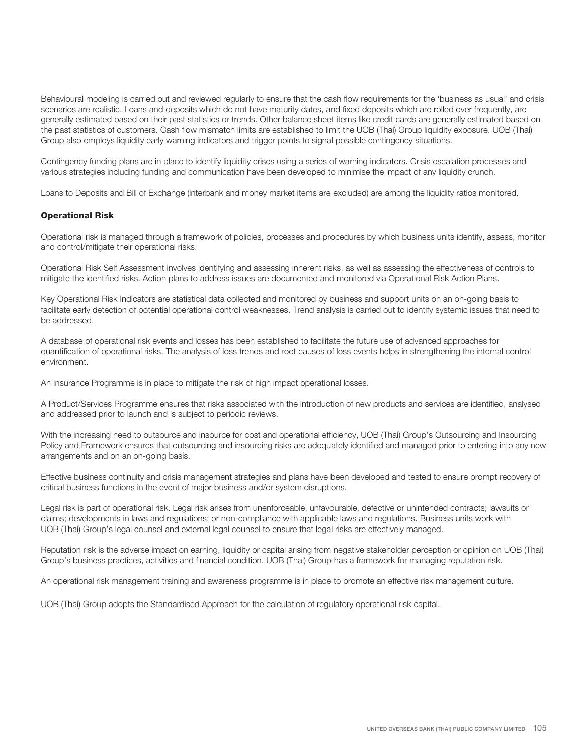Behavioural modeling is carried out and reviewed regularly to ensure that the cash flow requirements for the 'business as usual' and crisis scenarios are realistic. Loans and deposits which do not have maturity dates, and fixed deposits which are rolled over frequently, are generally estimated based on their past statistics or trends. Other balance sheet items like credit cards are generally estimated based on the past statistics of customers. Cash flow mismatch limits are established to limit the UOB (Thai) Group liquidity exposure. UOB (Thai) Group also employs liquidity early warning indicators and trigger points to signal possible contingency situations.

Contingency funding plans are in place to identify liquidity crises using a series of warning indicators. Crisis escalation processes and various strategies including funding and communication have been developed to minimise the impact of any liquidity crunch.

Loans to Deposits and Bill of Exchange (interbank and money market items are excluded) are among the liquidity ratios monitored.

**Operational Risk**

Operational risk is managed through a framework of policies, processes and procedures by which business units identify, assess, monitor and control/mitigate their operational risks.

Operational Risk Self Assessment involves identifying and assessing inherent risks, as well as assessing the effectiveness of controls to mitigate the identified risks. Action plans to address issues are documented and monitored via Operational Risk Action Plans.

Key Operational Risk Indicators are statistical data collected and monitored by business and support units on an on-going basis to facilitate early detection of potential operational control weaknesses. Trend analysis is carried out to identify systemic issues that need to be addressed.

A database of operational risk events and losses has been established to facilitate the future use of advanced approaches for quantification of operational risks. The analysis of loss trends and root causes of loss events helps in strengthening the internal control environment.

An Insurance Programme is in place to mitigate the risk of high impact operational losses.

A Product/Services Programme ensures that risks associated with the introduction of new products and services are identified, analysed and addressed prior to launch and is subject to periodic reviews.

With the increasing need to outsource and insource for cost and operational efficiency, UOB (Thai) Group's Outsourcing and Insourcing Policy and Framework ensures that outsourcing and insourcing risks are adequately identified and managed prior to entering into any new arrangements and on an on-going basis.

Effective business continuity and crisis management strategies and plans have been developed and tested to ensure prompt recovery of critical business functions in the event of major business and/or system disruptions.

Legal risk is part of operational risk. Legal risk arises from unenforceable, unfavourable, defective or unintended contracts; lawsuits or claims; developments in laws and regulations; or non-compliance with applicable laws and regulations. Business units work with UOB (Thai) Group's legal counsel and external legal counsel to ensure that legal risks are effectively managed.

Reputation risk is the adverse impact on earning, liquidity or capital arising from negative stakeholder perception or opinion on UOB (Thai) Group's business practices, activities and financial condition. UOB (Thai) Group has a framework for managing reputation risk.

An operational risk management training and awareness programme is in place to promote an effective risk management culture.

UOB (Thai) Group adopts the Standardised Approach for the calculation of regulatory operational risk capital.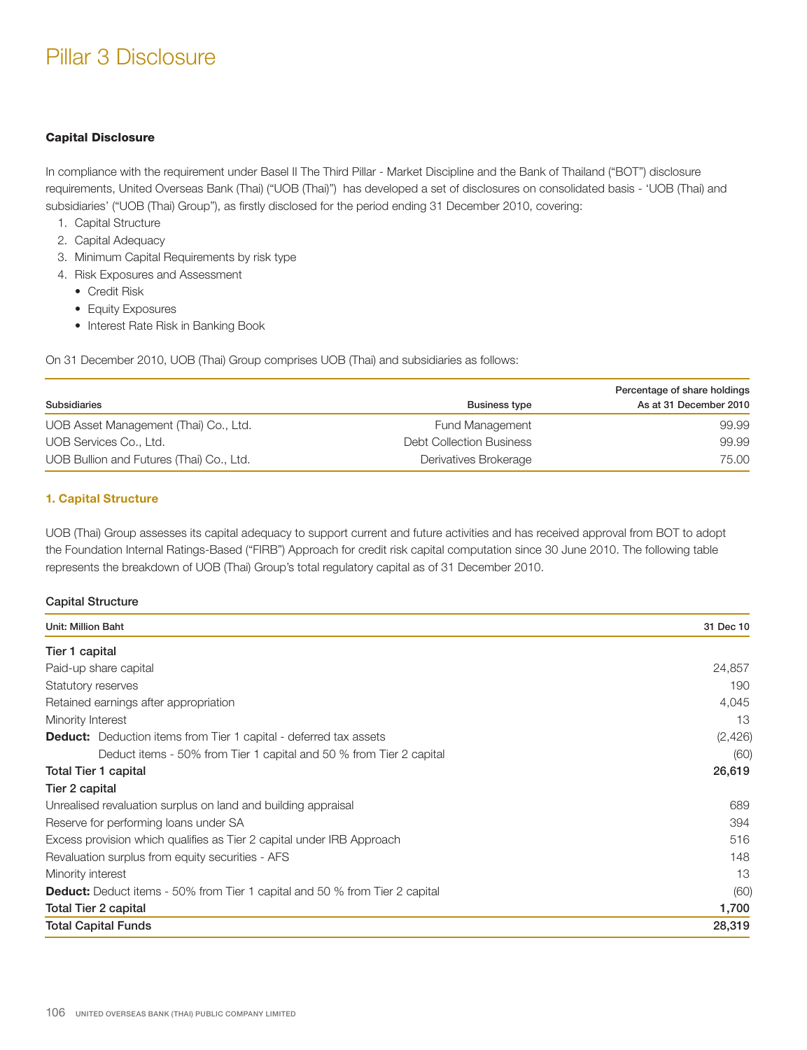# Pillar 3 Disclosure

**Capital Disclosure**

In compliance with the requirement under Basel II The Third Pillar - Market Discipline and the Bank of Thailand ("BOT") disclosure requirements, United Overseas Bank (Thai) ("UOB (Thai)") has developed a set of disclosures on consolidated basis - 'UOB (Thai) and subsidiaries' ("UOB (Thai) Group"), as firstly disclosed for the period ending 31 December 2010, covering:

1. Capital Structure
2. Capital Adequacy
3. Minimum Capital Requirements by risk type
4. Risk Exposures and Assessment
   - Credit Risk
   - Equity Exposures
   - Interest Rate Risk in Banking Book

On 31 December 2010, UOB (Thai) Group comprises UOB (Thai) and subsidiaries as follows:

| Subsidiaries | Business type | Percentage of share holdings As at 31 December 2010 |
|---|---|---|
| UOB Asset Management (Thai) Co., Ltd. | Fund Management | 99.99 |
| UOB Services Co., Ltd. | Debt Collection Business | 99.99 |
| UOB Bullion and Futures (Thai) Co., Ltd. | Derivatives Brokerage | 75.00 |

## 1. Capital Structure

UOB (Thai) Group assesses its capital adequacy to support current and future activities and has received approval from BOT to adopt the Foundation Internal Ratings-Based ("FIRB") Approach for credit risk capital computation since 30 June 2010. The following table represents the breakdown of UOB (Thai) Group's total regulatory capital as of 31 December 2010.

**Capital Structure**

| Unit: Million Baht | 31 Dec 10 |
|---|---|
| **Tier 1 capital** | |
| Paid-up share capital | 24,857 |
| Statutory reserves | 190 |
| Retained earnings after appropriation | 4,045 |
| Minority Interest | 13 |
| **Deduct:** Deduction items from Tier 1 capital - deferred tax assets | (2,426) |
| Deduct items - 50% from Tier 1 capital and 50 % from Tier 2 capital | (60) |
| **Total Tier 1 capital** | **26,619** |
| **Tier 2 capital** | |
| Unrealised revaluation surplus on land and building appraisal | 689 |
| Reserve for performing loans under SA | 394 |
| Excess provision which qualifies as Tier 2 capital under IRB Approach | 516 |
| Revaluation surplus from equity securities - AFS | 148 |
| Minority interest | 13 |
| **Deduct:** Deduct items - 50% from Tier 1 capital and 50 % from Tier 2 capital | (60) |
| **Total Tier 2 capital** | **1,700** |
| **Total Capital Funds** | **28,319** |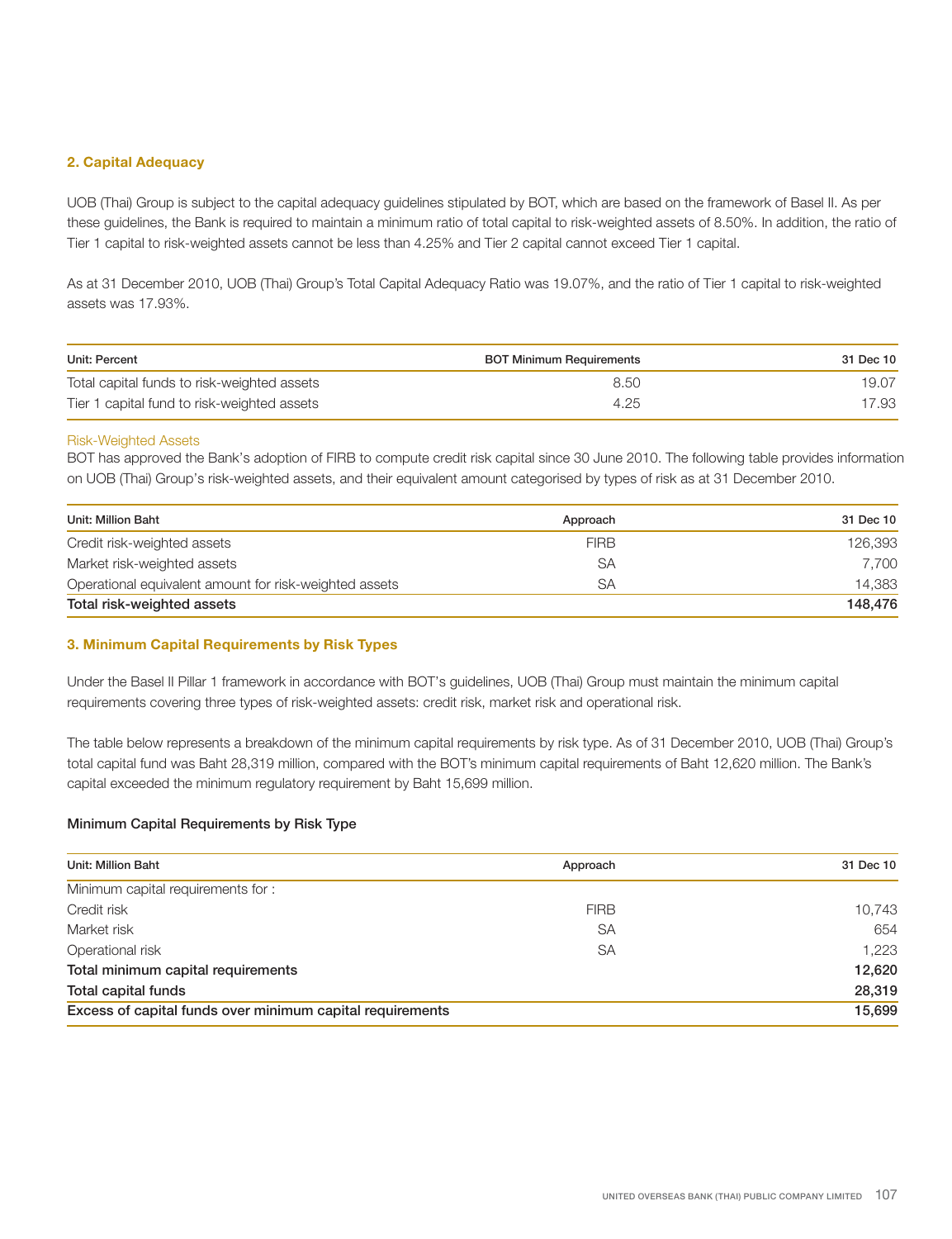## 2. Capital Adequacy

UOB (Thai) Group is subject to the capital adequacy guidelines stipulated by BOT, which are based on the framework of Basel II. As per these guidelines, the Bank is required to maintain a minimum ratio of total capital to risk-weighted assets of 8.50%. In addition, the ratio of Tier 1 capital to risk-weighted assets cannot be less than 4.25% and Tier 2 capital cannot exceed Tier 1 capital.

As at 31 December 2010, UOB (Thai) Group's Total Capital Adequacy Ratio was 19.07%, and the ratio of Tier 1 capital to risk-weighted assets was 17.93%.

| Unit: Percent | BOT Minimum Requirements | 31 Dec 10 |
|---|---|---|
| Total capital funds to risk-weighted assets | 8.50 | 19.07 |
| Tier 1 capital fund to risk-weighted assets | 4.25 | 17.93 |

### Risk-Weighted Assets

BOT has approved the Bank's adoption of FIRB to compute credit risk capital since 30 June 2010. The following table provides information on UOB (Thai) Group's risk-weighted assets, and their equivalent amount categorised by types of risk as at 31 December 2010.

| Unit: Million Baht | Approach | 31 Dec 10 |
|---|---|---|
| Credit risk-weighted assets | FIRB | 126,393 |
| Market risk-weighted assets | SA | 7,700 |
| Operational equivalent amount for risk-weighted assets | SA | 14,383 |
| **Total risk-weighted assets** | | **148,476** |

## 3. Minimum Capital Requirements by Risk Types

Under the Basel II Pillar 1 framework in accordance with BOT's guidelines, UOB (Thai) Group must maintain the minimum capital requirements covering three types of risk-weighted assets: credit risk, market risk and operational risk.

The table below represents a breakdown of the minimum capital requirements by risk type. As of 31 December 2010, UOB (Thai) Group's total capital fund was Baht 28,319 million, compared with the BOT's minimum capital requirements of Baht 12,620 million. The Bank's capital exceeded the minimum regulatory requirement by Baht 15,699 million.

### Minimum Capital Requirements by Risk Type

| Unit: Million Baht | Approach | 31 Dec 10 |
|---|---|---|
| Minimum capital requirements for : | | |
| Credit risk | FIRB | 10,743 |
| Market risk | SA | 654 |
| Operational risk | SA | 1,223 |
| **Total minimum capital requirements** | | **12,620** |
| **Total capital funds** | | **28,319** |
| **Excess of capital funds over minimum capital requirements** | | **15,699** |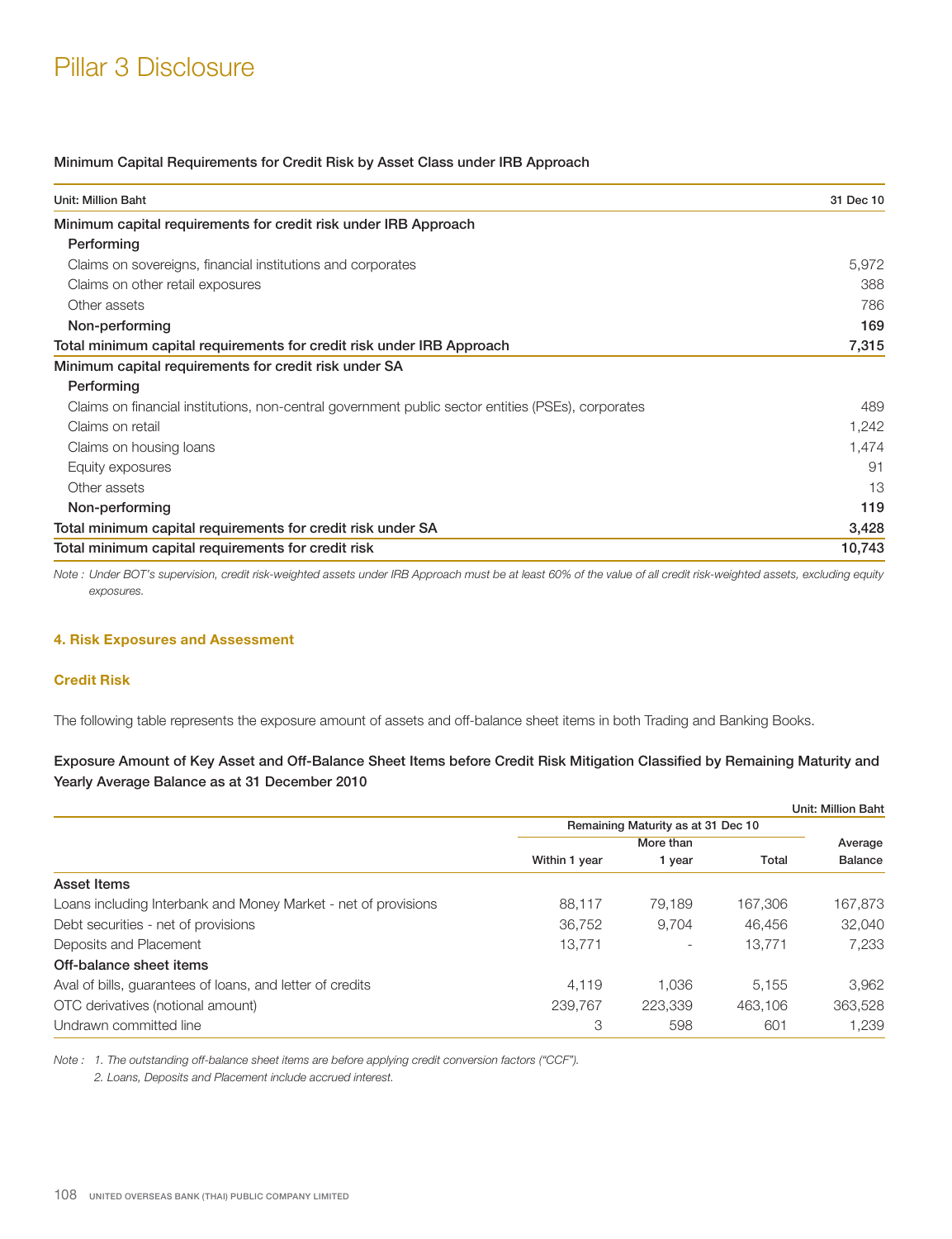# Pillar 3 Disclosure

**Minimum Capital Requirements for Credit Risk by Asset Class under IRB Approach**

| Unit: Million Baht | 31 Dec 10 |
|---|---|
| Minimum capital requirements for credit risk under IRB Approach | |
| **Performing** | |
| Claims on sovereigns, financial institutions and corporates | 5,972 |
| Claims on other retail exposures | 388 |
| Other assets | 786 |
| **Non-performing** | **169** |
| **Total minimum capital requirements for credit risk under IRB Approach** | **7,315** |
| Minimum capital requirements for credit risk under SA | |
| **Performing** | |
| Claims on financial institutions, non-central government public sector entities (PSEs), corporates | 489 |
| Claims on retail | 1,242 |
| Claims on housing loans | 1,474 |
| Equity exposures | 91 |
| Other assets | 13 |
| **Non-performing** | **119** |
| **Total minimum capital requirements for credit risk under SA** | **3,428** |
| **Total minimum capital requirements for credit risk** | **10,743** |

*Note : Under BOT's supervision, credit risk-weighted assets under IRB Approach must be at least 60% of the value of all credit risk-weighted assets, excluding equity exposures.*

## 4. Risk Exposures and Assessment

### Credit Risk

The following table represents the exposure amount of assets and off-balance sheet items in both Trading and Banking Books.

**Exposure Amount of Key Asset and Off-Balance Sheet Items before Credit Risk Mitigation Classified by Remaining Maturity and Yearly Average Balance as at 31 December 2010**

Unit: Million Baht

| | Remaining Maturity as at 31 Dec 10 | | | Average Balance |
|---|---|---|---|---|
| | Within 1 year | More than 1 year | Total | |
| **Asset Items** | | | | |
| Loans including Interbank and Money Market - net of provisions | 88,117 | 79,189 | 167,306 | 167,873 |
| Debt securities - net of provisions | 36,752 | 9,704 | 46,456 | 32,040 |
| Deposits and Placement | 13,771 | - | 13,771 | 7,233 |
| **Off-balance sheet items** | | | | |
| Aval of bills, guarantees of loans, and letter of credits | 4,119 | 1,036 | 5,155 | 3,962 |
| OTC derivatives (notional amount) | 239,767 | 223,339 | 463,106 | 363,528 |
| Undrawn committed line | 3 | 598 | 601 | 1,239 |

*Note : 1. The outstanding off-balance sheet items are before applying credit conversion factors ("CCF").*
*2. Loans, Deposits and Placement include accrued interest.*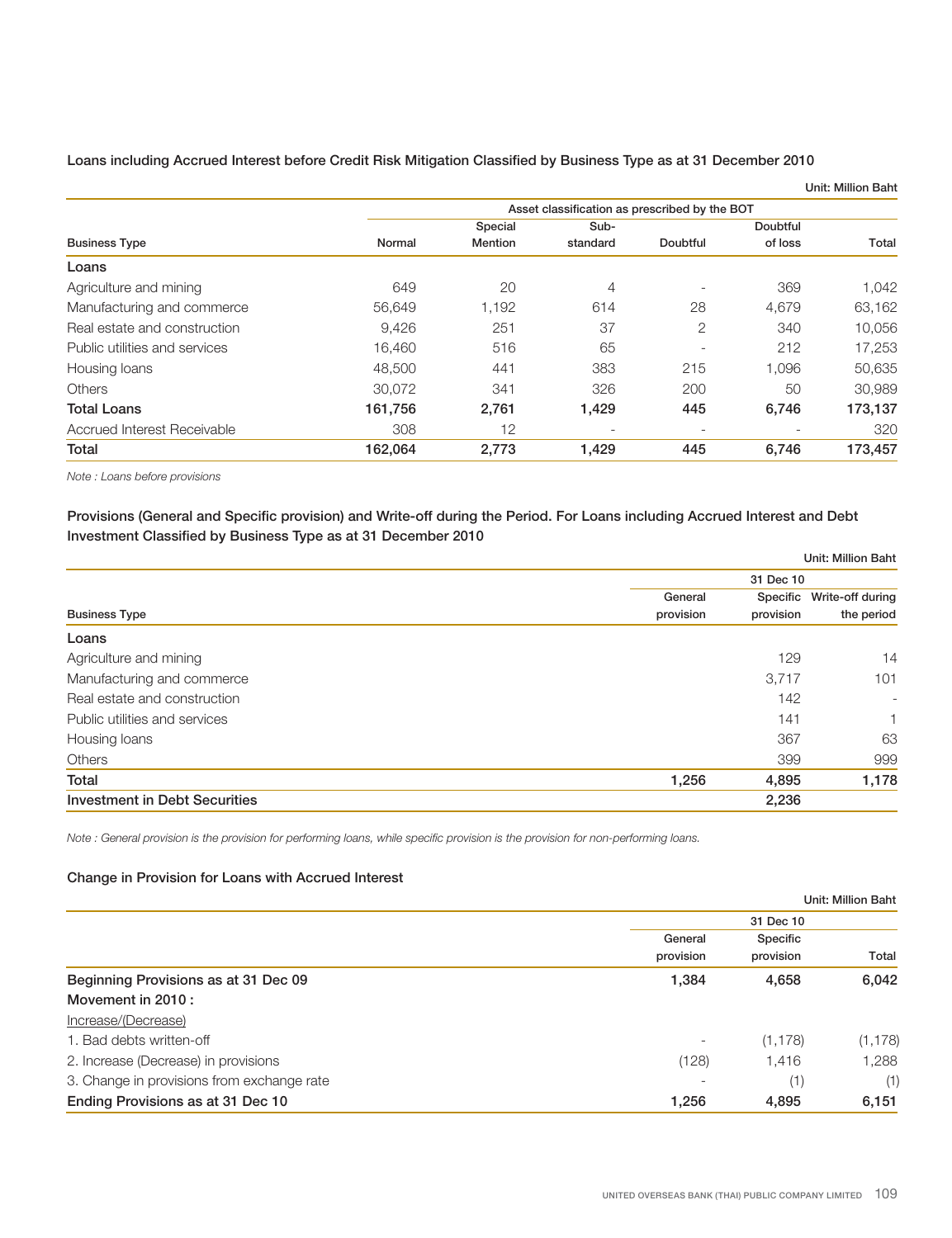**Loans including Accrued Interest before Credit Risk Mitigation Classified by Business Type as at 31 December 2010**

Unit: Million Baht

| Business Type | Asset classification as prescribed by the BOT | | | | | |
|---|---|---|---|---|---|---|
| | Normal | Special Mention | Sub-standard | Doubtful | Doubtful of loss | Total |
| **Loans** | | | | | | |
| Agriculture and mining | 649 | 20 | 4 | - | 369 | 1,042 |
| Manufacturing and commerce | 56,649 | 1,192 | 614 | 28 | 4,679 | 63,162 |
| Real estate and construction | 9,426 | 251 | 37 | 2 | 340 | 10,056 |
| Public utilities and services | 16,460 | 516 | 65 | - | 212 | 17,253 |
| Housing loans | 48,500 | 441 | 383 | 215 | 1,096 | 50,635 |
| Others | 30,072 | 341 | 326 | 200 | 50 | 30,989 |
| **Total Loans** | **161,756** | **2,761** | **1,429** | **445** | **6,746** | **173,137** |
| Accrued Interest Receivable | 308 | 12 | - | - | - | 320 |
| **Total** | **162,064** | **2,773** | **1,429** | **445** | **6,746** | **173,457** |

*Note : Loans before provisions*

**Provisions (General and Specific provision) and Write-off during the Period. For Loans including Accrued Interest and Debt Investment Classified by Business Type as at 31 December 2010**

Unit: Million Baht

| Business Type | 31 Dec 10 | | |
|---|---|---|---|
| | General provision | Specific provision | Write-off during the period |
| **Loans** | | | |
| Agriculture and mining | | 129 | 14 |
| Manufacturing and commerce | | 3,717 | 101 |
| Real estate and construction | | 142 | - |
| Public utilities and services | | 141 | 1 |
| Housing loans | | 367 | 63 |
| Others | | 399 | 999 |
| **Total** | **1,256** | **4,895** | **1,178** |
| **Investment in Debt Securities** | | **2,236** | |

*Note : General provision is the provision for performing loans, while specific provision is the provision for non-performing loans.*

**Change in Provision for Loans with Accrued Interest**

Unit: Million Baht

| | 31 Dec 10 | | |
|---|---|---|---|
| | General provision | Specific provision | Total |
| **Beginning Provisions as at 31 Dec 09** | **1,384** | **4,658** | **6,042** |
| **Movement in 2010 :** | | | |
| Increase/(Decrease) | | | |
| 1. Bad debts written-off | - | (1,178) | (1,178) |
| 2. Increase (Decrease) in provisions | (128) | 1,416 | 1,288 |
| 3. Change in provisions from exchange rate | - | (1) | (1) |
| **Ending Provisions as at 31 Dec 10** | **1,256** | **4,895** | **6,151** |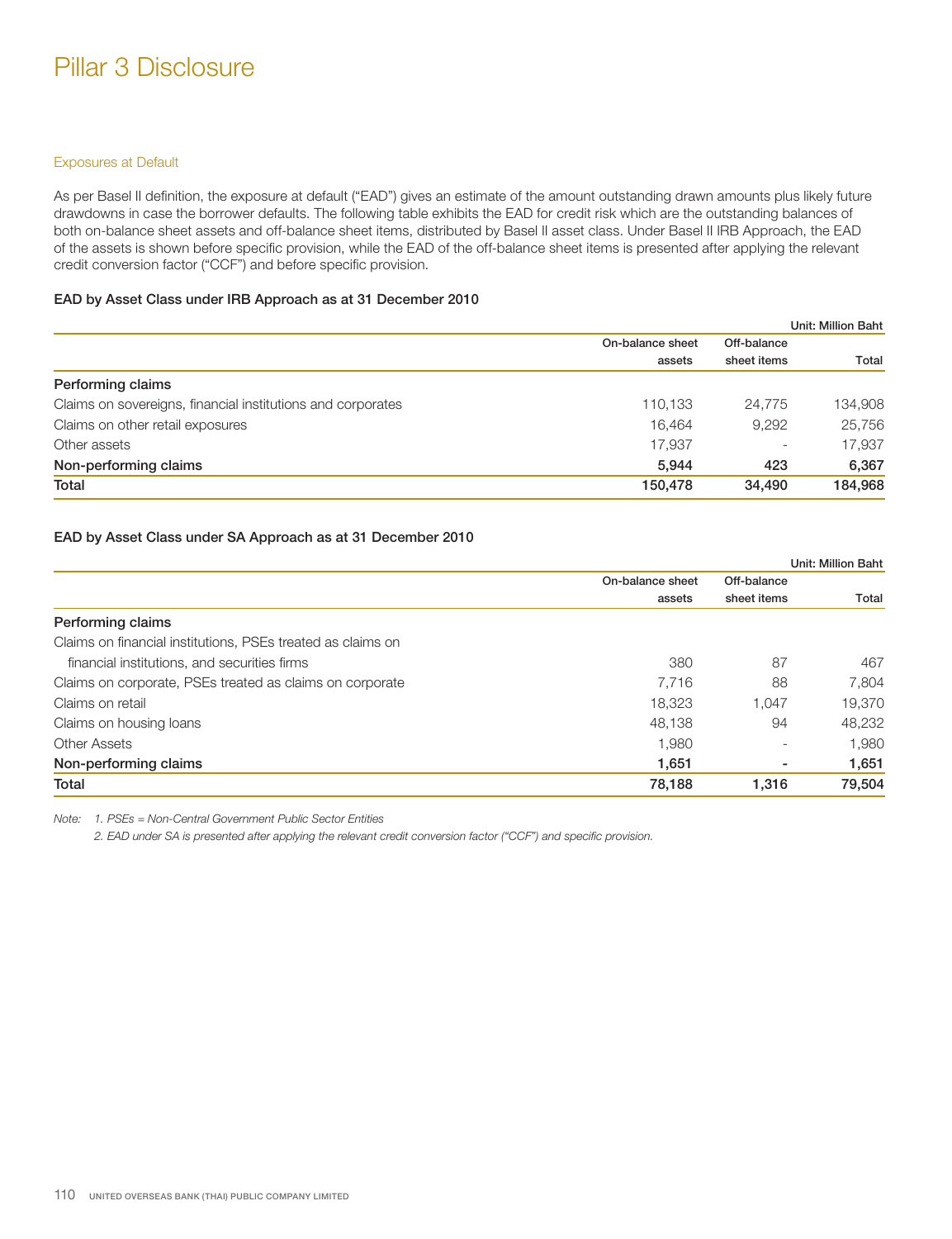# Pillar 3 Disclosure

## Exposures at Default

As per Basel II definition, the exposure at default ("EAD") gives an estimate of the amount outstanding drawn amounts plus likely future drawdowns in case the borrower defaults. The following table exhibits the EAD for credit risk which are the outstanding balances of both on-balance sheet assets and off-balance sheet items, distributed by Basel II asset class. Under Basel II IRB Approach, the EAD of the assets is shown before specific provision, while the EAD of the off-balance sheet items is presented after applying the relevant credit conversion factor ("CCF") and before specific provision.

### EAD by Asset Class under IRB Approach as at 31 December 2010

Unit: Million Baht

| | On-balance sheet assets | Off-balance sheet items | Total |
|---|---|---|---|
| **Performing claims** | | | |
| Claims on sovereigns, financial institutions and corporates | 110,133 | 24,775 | 134,908 |
| Claims on other retail exposures | 16,464 | 9,292 | 25,756 |
| Other assets | 17,937 | - | 17,937 |
| **Non-performing claims** | **5,944** | **423** | **6,367** |
| **Total** | **150,478** | **34,490** | **184,968** |

### EAD by Asset Class under SA Approach as at 31 December 2010

Unit: Million Baht

| | On-balance sheet assets | Off-balance sheet items | Total |
|---|---|---|---|
| **Performing claims** | | | |
| Claims on financial institutions, PSEs treated as claims on financial institutions, and securities firms | 380 | 87 | 467 |
| Claims on corporate, PSEs treated as claims on corporate | 7,716 | 88 | 7,804 |
| Claims on retail | 18,323 | 1,047 | 19,370 |
| Claims on housing loans | 48,138 | 94 | 48,232 |
| Other Assets | 1,980 | - | 1,980 |
| **Non-performing claims** | **1,651** | **-** | **1,651** |
| **Total** | **78,188** | **1,316** | **79,504** |

*Note: 1. PSEs = Non-Central Government Public Sector Entities*

*2. EAD under SA is presented after applying the relevant credit conversion factor ("CCF") and specific provision.*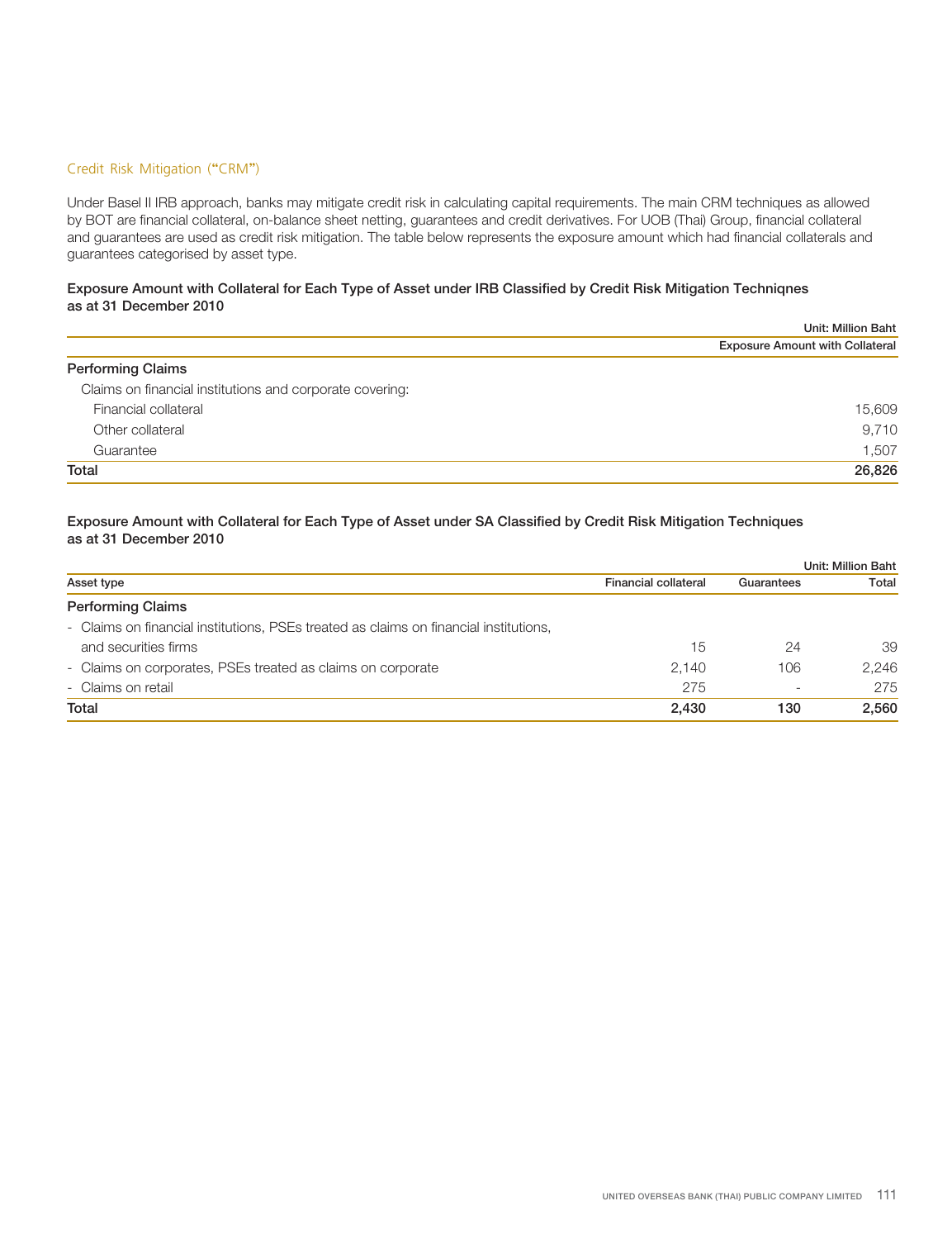## Credit Risk Mitigation ("CRM")

Under Basel II IRB approach, banks may mitigate credit risk in calculating capital requirements. The main CRM techniques as allowed by BOT are financial collateral, on-balance sheet netting, guarantees and credit derivatives. For UOB (Thai) Group, financial collateral and guarantees are used as credit risk mitigation. The table below represents the exposure amount which had financial collaterals and guarantees categorised by asset type.

**Exposure Amount with Collateral for Each Type of Asset under IRB Classified by Credit Risk Mitigation Techniqnes as at 31 December 2010**

Unit: Million Baht

| | Exposure Amount with Collateral |
|---|---|
| **Performing Claims** | |
| Claims on financial institutions and corporate covering: | |
| Financial collateral | 15,609 |
| Other collateral | 9,710 |
| Guarantee | 1,507 |
| **Total** | **26,826** |

**Exposure Amount with Collateral for Each Type of Asset under SA Classified by Credit Risk Mitigation Techniques as at 31 December 2010**

Unit: Million Baht

| Asset type | Financial collateral | Guarantees | Total |
|---|---|---|---|
| **Performing Claims** | | | |
| - Claims on financial institutions, PSEs treated as claims on financial institutions, and securities firms | 15 | 24 | 39 |
| - Claims on corporates, PSEs treated as claims on corporate | 2,140 | 106 | 2,246 |
| - Claims on retail | 275 | - | 275 |
| **Total** | **2,430** | **130** | **2,560** |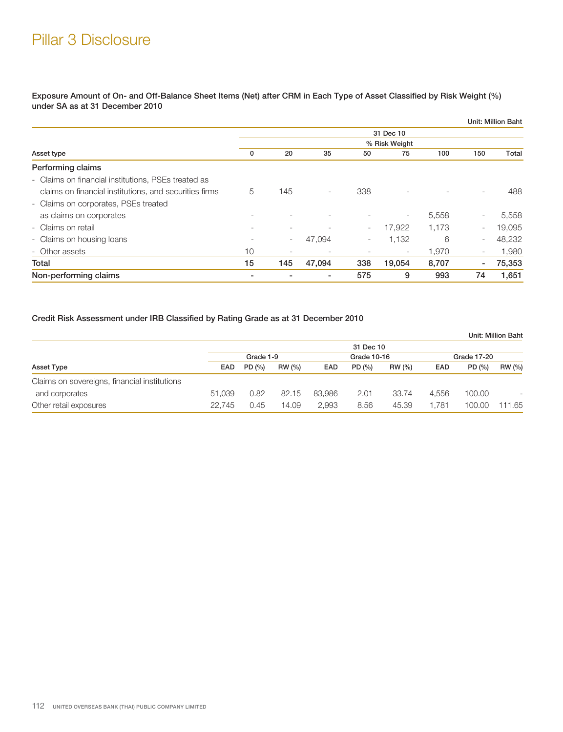# Pillar 3 Disclosure

**Exposure Amount of On- and Off-Balance Sheet Items (Net) after CRM in Each Type of Asset Classified by Risk Weight (%) under SA as at 31 December 2010**

Unit: Million Baht

| Asset type | 31 Dec 10 | | | | | | | |
|---|---|---|---|---|---|---|---|---|
| | % Risk Weight | | | | | | | |
| | 0 | 20 | 35 | 50 | 75 | 100 | 150 | Total |
| **Performing claims** | | | | | | | | |
| - Claims on financial institutions, PSEs treated as claims on financial institutions, and securities firms | 5 | 145 | - | 338 | - | - | - | 488 |
| - Claims on corporates, PSEs treated as claims on corporates | - | - | - | - | - | 5,558 | - | 5,558 |
| - Claims on retail | - | - | - | - | 17,922 | 1,173 | - | 19,095 |
| - Claims on housing loans | - | - | 47,094 | - | 1,132 | 6 | - | 48,232 |
| - Other assets | 10 | - | - | - | - | 1,970 | - | 1,980 |
| **Total** | **15** | **145** | **47,094** | **338** | **19,054** | **8,707** | **-** | **75,353** |
| **Non-performing claims** | **-** | **-** | **-** | **575** | **9** | **993** | **74** | **1,651** |

**Credit Risk Assessment under IRB Classified by Rating Grade as at 31 December 2010**

Unit: Million Baht

| Asset Type | 31 Dec 10 | | | | | | | | |
|---|---|---|---|---|---|---|---|---|---|
| | Grade 1-9 | | | Grade 10-16 | | | Grade 17-20 | | |
| | EAD | PD (%) | RW (%) | EAD | PD (%) | RW (%) | EAD | PD (%) | RW (%) |
| Claims on sovereigns, financial institutions and corporates | 51,039 | 0.82 | 82.15 | 83,986 | 2.01 | 33.74 | 4,556 | 100.00 | - |
| Other retail exposures | 22,745 | 0.45 | 14.09 | 2,993 | 8.56 | 45.39 | 1,781 | 100.00 | 111.65 |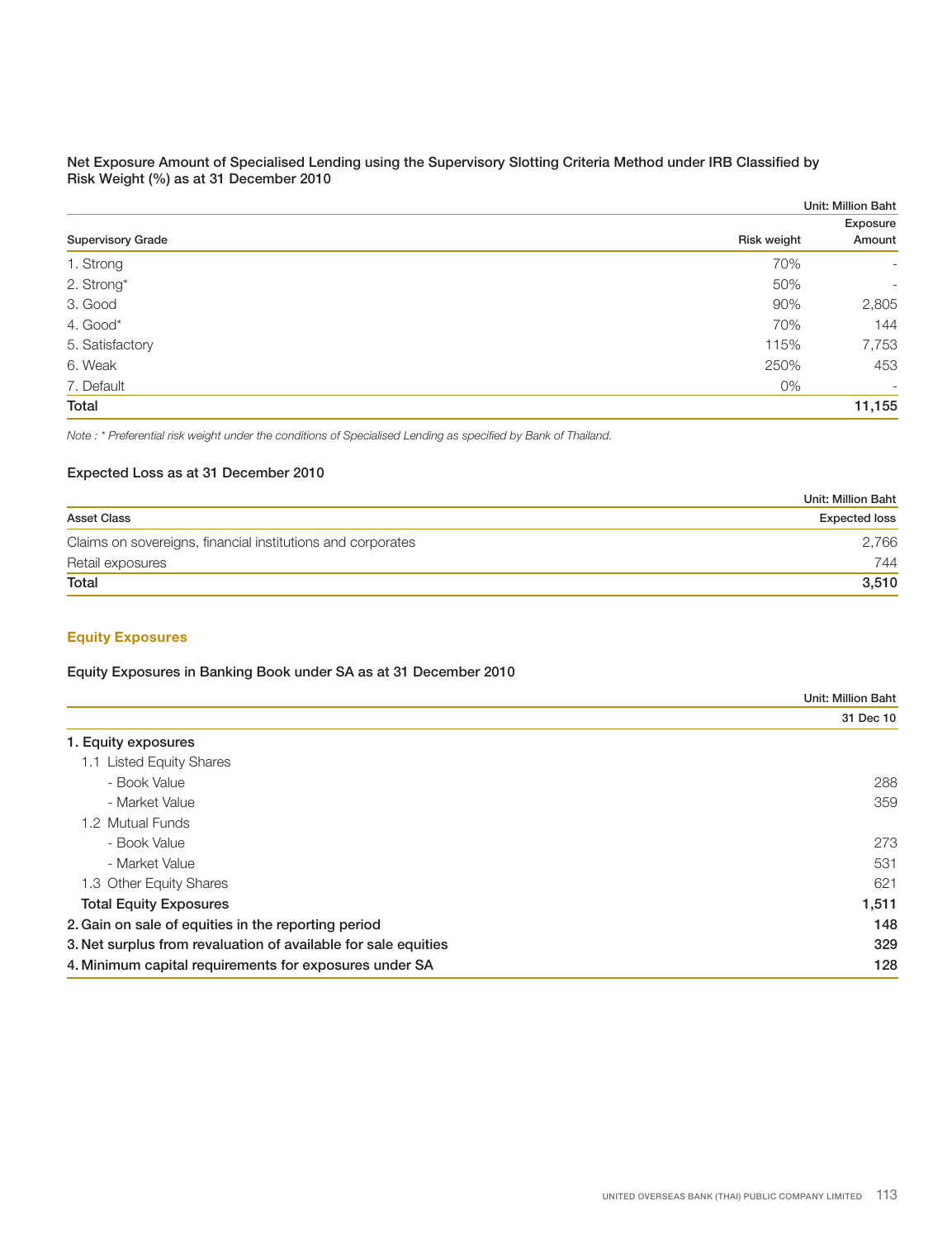**Net Exposure Amount of Specialised Lending using the Supervisory Slotting Criteria Method under IRB Classified by Risk Weight (%) as at 31 December 2010**

Unit: Million Baht

| Supervisory Grade | Risk weight | Exposure Amount |
|---|---|---|
| 1. Strong | 70% | - |
| 2. Strong* | 50% | - |
| 3. Good | 90% | 2,805 |
| 4. Good* | 70% | 144 |
| 5. Satisfactory | 115% | 7,753 |
| 6. Weak | 250% | 453 |
| 7. Default | 0% | - |
| **Total** | | **11,155** |

*Note : * Preferential risk weight under the conditions of Specialised Lending as specified by Bank of Thailand.*

**Expected Loss as at 31 December 2010**

Unit: Million Baht

| Asset Class | Expected loss |
|---|---|
| Claims on sovereigns, financial institutions and corporates | 2,766 |
| Retail exposures | 744 |
| **Total** | **3,510** |

## Equity Exposures

**Equity Exposures in Banking Book under SA as at 31 December 2010**

Unit: Million Baht

| | 31 Dec 10 |
|---|---|
| **1. Equity exposures** | |
| 1.1 Listed Equity Shares | |
| - Book Value | 288 |
| - Market Value | 359 |
| 1.2 Mutual Funds | |
| - Book Value | 273 |
| - Market Value | 531 |
| 1.3 Other Equity Shares | 621 |
| **Total Equity Exposures** | **1,511** |
| **2. Gain on sale of equities in the reporting period** | **148** |
| **3. Net surplus from revaluation of available for sale equities** | **329** |
| **4. Minimum capital requirements for exposures under SA** | **128** |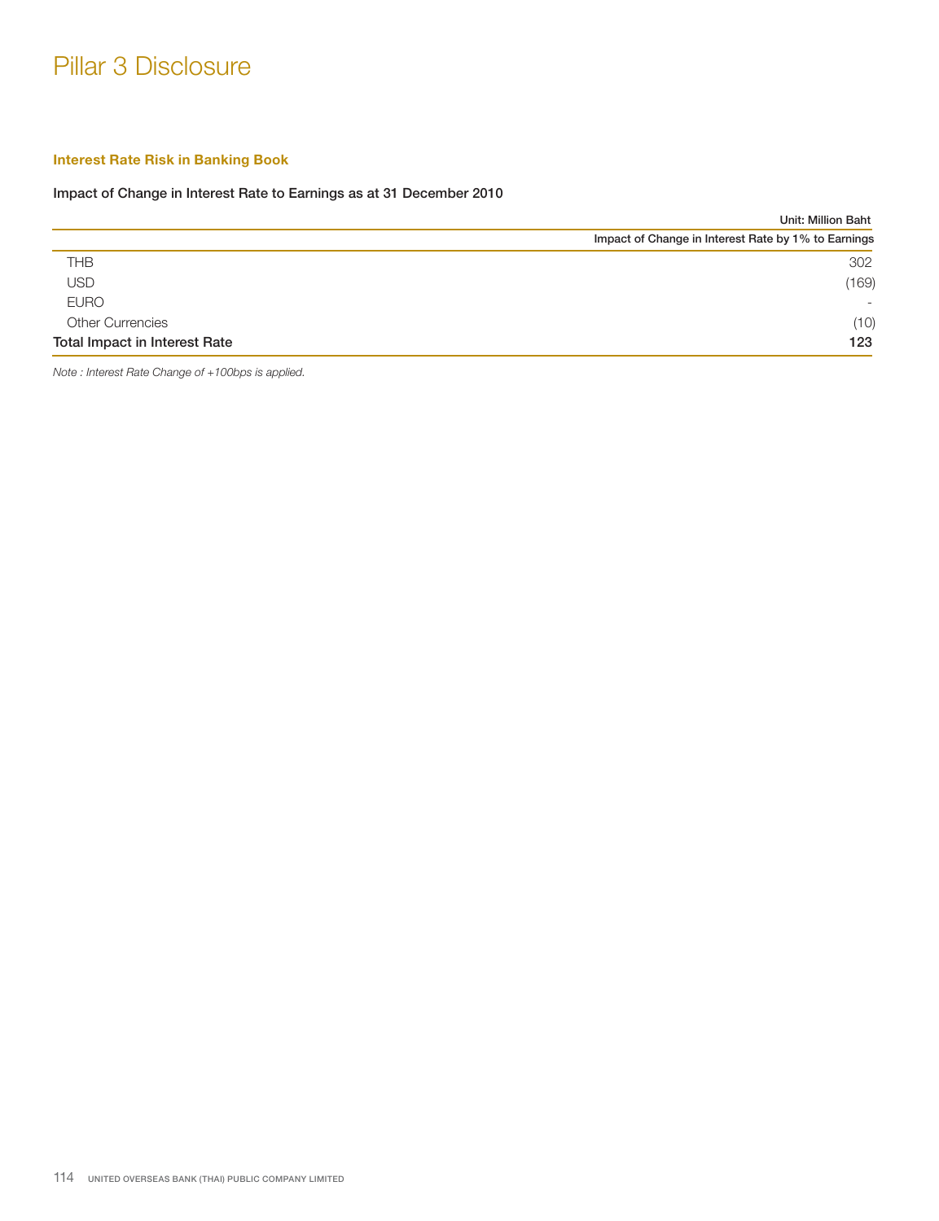# Pillar 3 Disclosure

## Interest Rate Risk in Banking Book

### Impact of Change in Interest Rate to Earnings as at 31 December 2010

Unit: Million Baht

| | Impact of Change in Interest Rate by 1% to Earnings |
|---|---|
| THB | 302 |
| USD | (169) |
| EURO | - |
| Other Currencies | (10) |
| **Total Impact in Interest Rate** | **123** |

*Note : Interest Rate Change of +100bps is applied.*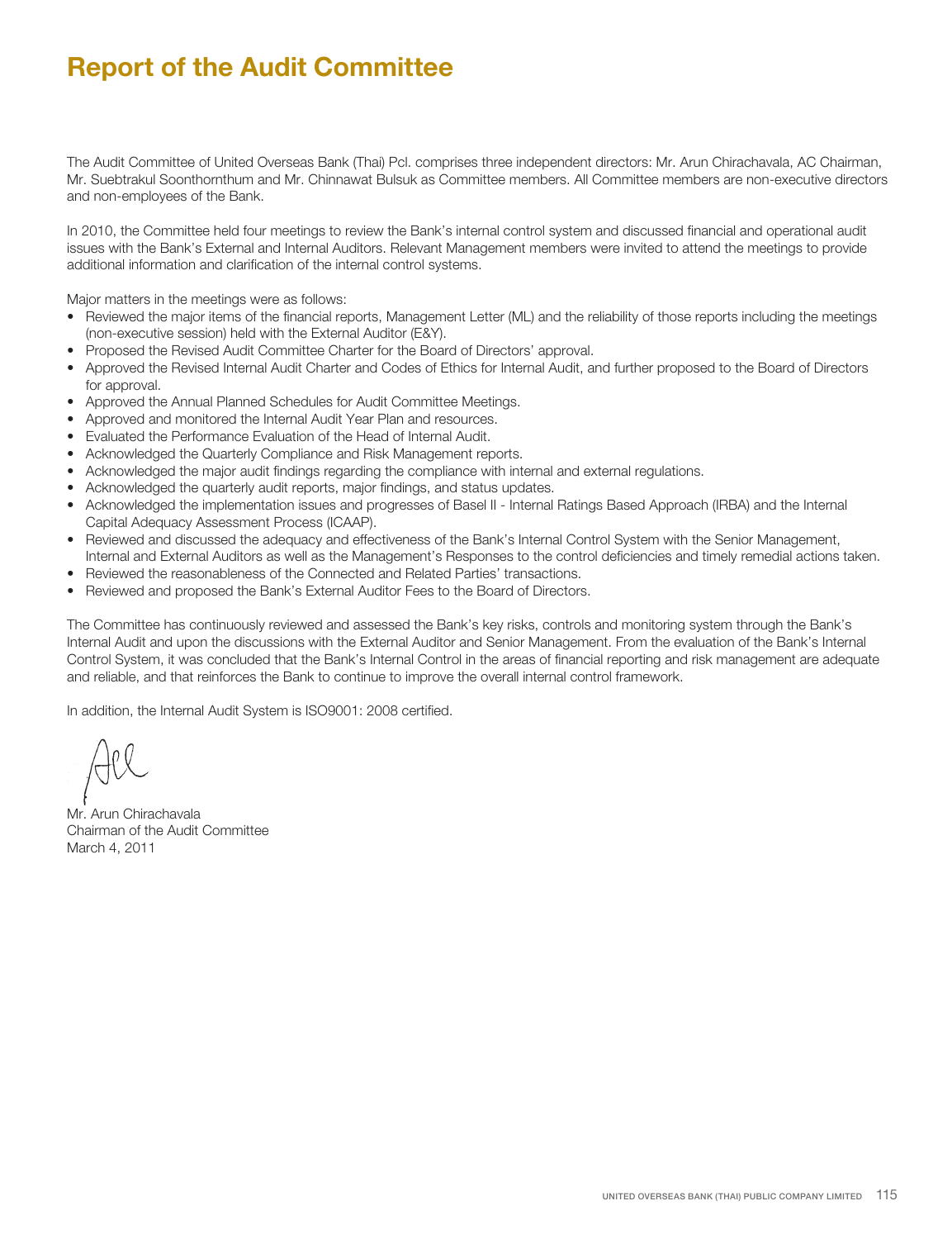# Report of the Audit Committee

The Audit Committee of United Overseas Bank (Thai) Pcl. comprises three independent directors: Mr. Arun Chirachavala, AC Chairman, Mr. Suebtrakul Soonthornthum and Mr. Chinnawat Bulsuk as Committee members. All Committee members are non-executive directors and non-employees of the Bank.

In 2010, the Committee held four meetings to review the Bank's internal control system and discussed financial and operational audit issues with the Bank's External and Internal Auditors. Relevant Management members were invited to attend the meetings to provide additional information and clarification of the internal control systems.

Major matters in the meetings were as follows:

- Reviewed the major items of the financial reports, Management Letter (ML) and the reliability of those reports including the meetings (non-executive session) held with the External Auditor (E&Y).
- Proposed the Revised Audit Committee Charter for the Board of Directors' approval.
- Approved the Revised Internal Audit Charter and Codes of Ethics for Internal Audit, and further proposed to the Board of Directors for approval.
- Approved the Annual Planned Schedules for Audit Committee Meetings.
- Approved and monitored the Internal Audit Year Plan and resources.
- Evaluated the Performance Evaluation of the Head of Internal Audit.
- Acknowledged the Quarterly Compliance and Risk Management reports.
- Acknowledged the major audit findings regarding the compliance with internal and external regulations.
- Acknowledged the quarterly audit reports, major findings, and status updates.
- Acknowledged the implementation issues and progresses of Basel II - Internal Ratings Based Approach (IRBA) and the Internal Capital Adequacy Assessment Process (ICAAP).
- Reviewed and discussed the adequacy and effectiveness of the Bank's Internal Control System with the Senior Management, Internal and External Auditors as well as the Management's Responses to the control deficiencies and timely remedial actions taken.
- Reviewed the reasonableness of the Connected and Related Parties' transactions.
- Reviewed and proposed the Bank's External Auditor Fees to the Board of Directors.

The Committee has continuously reviewed and assessed the Bank's key risks, controls and monitoring system through the Bank's Internal Audit and upon the discussions with the External Auditor and Senior Management. From the evaluation of the Bank's Internal Control System, it was concluded that the Bank's Internal Control in the areas of financial reporting and risk management are adequate and reliable, and that reinforces the Bank to continue to improve the overall internal control framework.

In addition, the Internal Audit System is ISO9001: 2008 certified.

Mr. Arun Chirachavala
Chairman of the Audit Committee
March 4, 2011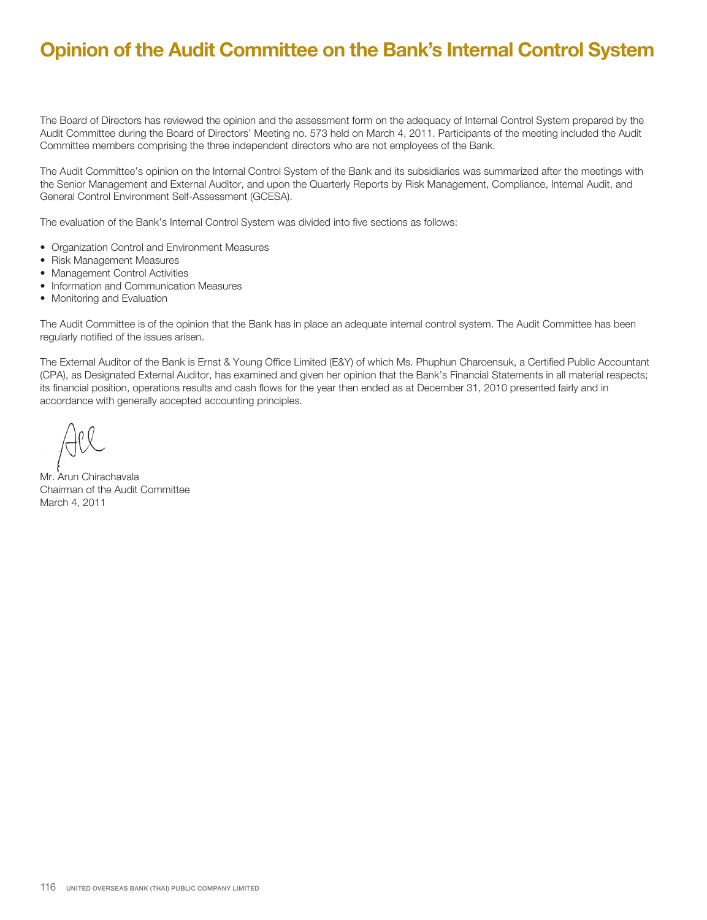# Opinion of the Audit Committee on the Bank's Internal Control System

The Board of Directors has reviewed the opinion and the assessment form on the adequacy of Internal Control System prepared by the Audit Committee during the Board of Directors' Meeting no. 573 held on March 4, 2011. Participants of the meeting included the Audit Committee members comprising the three independent directors who are not employees of the Bank.

The Audit Committee's opinion on the Internal Control System of the Bank and its subsidiaries was summarized after the meetings with the Senior Management and External Auditor, and upon the Quarterly Reports by Risk Management, Compliance, Internal Audit, and General Control Environment Self-Assessment (GCESA).

The evaluation of the Bank's Internal Control System was divided into five sections as follows:

- Organization Control and Environment Measures
- Risk Management Measures
- Management Control Activities
- Information and Communication Measures
- Monitoring and Evaluation

The Audit Committee is of the opinion that the Bank has in place an adequate internal control system. The Audit Committee has been regularly notified of the issues arisen.

The External Auditor of the Bank is Ernst & Young Office Limited (E&Y) of which Ms. Phuphun Charoensuk, a Certified Public Accountant (CPA), as Designated External Auditor, has examined and given her opinion that the Bank's Financial Statements in all material respects; its financial position, operations results and cash flows for the year then ended as at December 31, 2010 presented fairly and in accordance with generally accepted accounting principles.

Mr. Arun Chirachavala
Chairman of the Audit Committee
March 4, 2011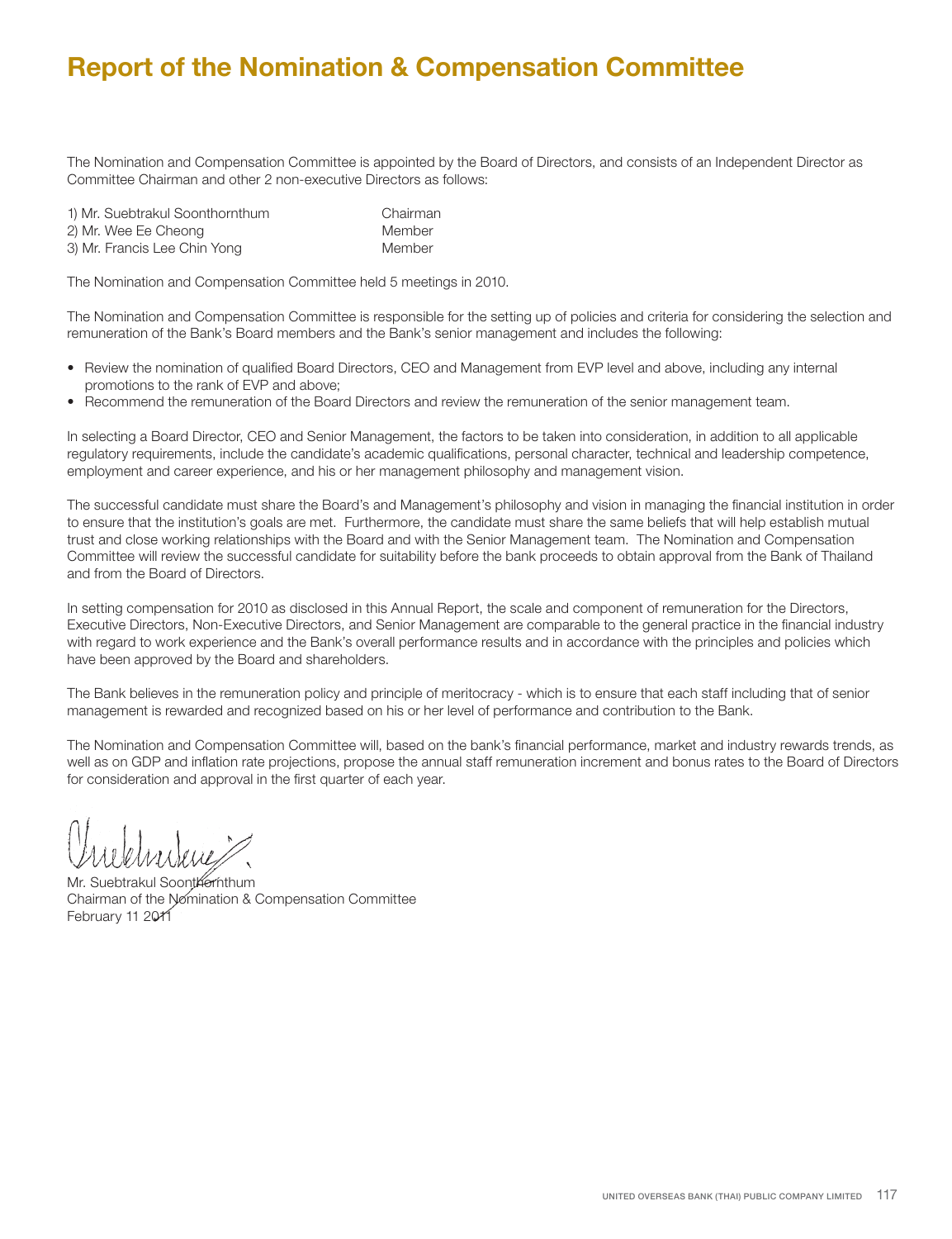# Report of the Nomination & Compensation Committee

The Nomination and Compensation Committee is appointed by the Board of Directors, and consists of an Independent Director as Committee Chairman and other 2 non-executive Directors as follows:

| | |
|---|---|
| 1) Mr. Suebtrakul Soonthornthum | Chairman |
| 2) Mr. Wee Ee Cheong | Member |
| 3) Mr. Francis Lee Chin Yong | Member |

The Nomination and Compensation Committee held 5 meetings in 2010.

The Nomination and Compensation Committee is responsible for the setting up of policies and criteria for considering the selection and remuneration of the Bank's Board members and the Bank's senior management and includes the following:

- Review the nomination of qualified Board Directors, CEO and Management from EVP level and above, including any internal promotions to the rank of EVP and above;
- Recommend the remuneration of the Board Directors and review the remuneration of the senior management team.

In selecting a Board Director, CEO and Senior Management, the factors to be taken into consideration, in addition to all applicable regulatory requirements, include the candidate's academic qualifications, personal character, technical and leadership competence, employment and career experience, and his or her management philosophy and management vision.

The successful candidate must share the Board's and Management's philosophy and vision in managing the financial institution in order to ensure that the institution's goals are met. Furthermore, the candidate must share the same beliefs that will help establish mutual trust and close working relationships with the Board and with the Senior Management team. The Nomination and Compensation Committee will review the successful candidate for suitability before the bank proceeds to obtain approval from the Bank of Thailand and from the Board of Directors.

In setting compensation for 2010 as disclosed in this Annual Report, the scale and component of remuneration for the Directors, Executive Directors, Non-Executive Directors, and Senior Management are comparable to the general practice in the financial industry with regard to work experience and the Bank's overall performance results and in accordance with the principles and policies which have been approved by the Board and shareholders.

The Bank believes in the remuneration policy and principle of meritocracy - which is to ensure that each staff including that of senior management is rewarded and recognized based on his or her level of performance and contribution to the Bank.

The Nomination and Compensation Committee will, based on the bank's financial performance, market and industry rewards trends, as well as on GDP and inflation rate projections, propose the annual staff remuneration increment and bonus rates to the Board of Directors for consideration and approval in the first quarter of each year.

Mr. Suebtrakul Soonthornthum
Chairman of the Nomination & Compensation Committee
February 11 2011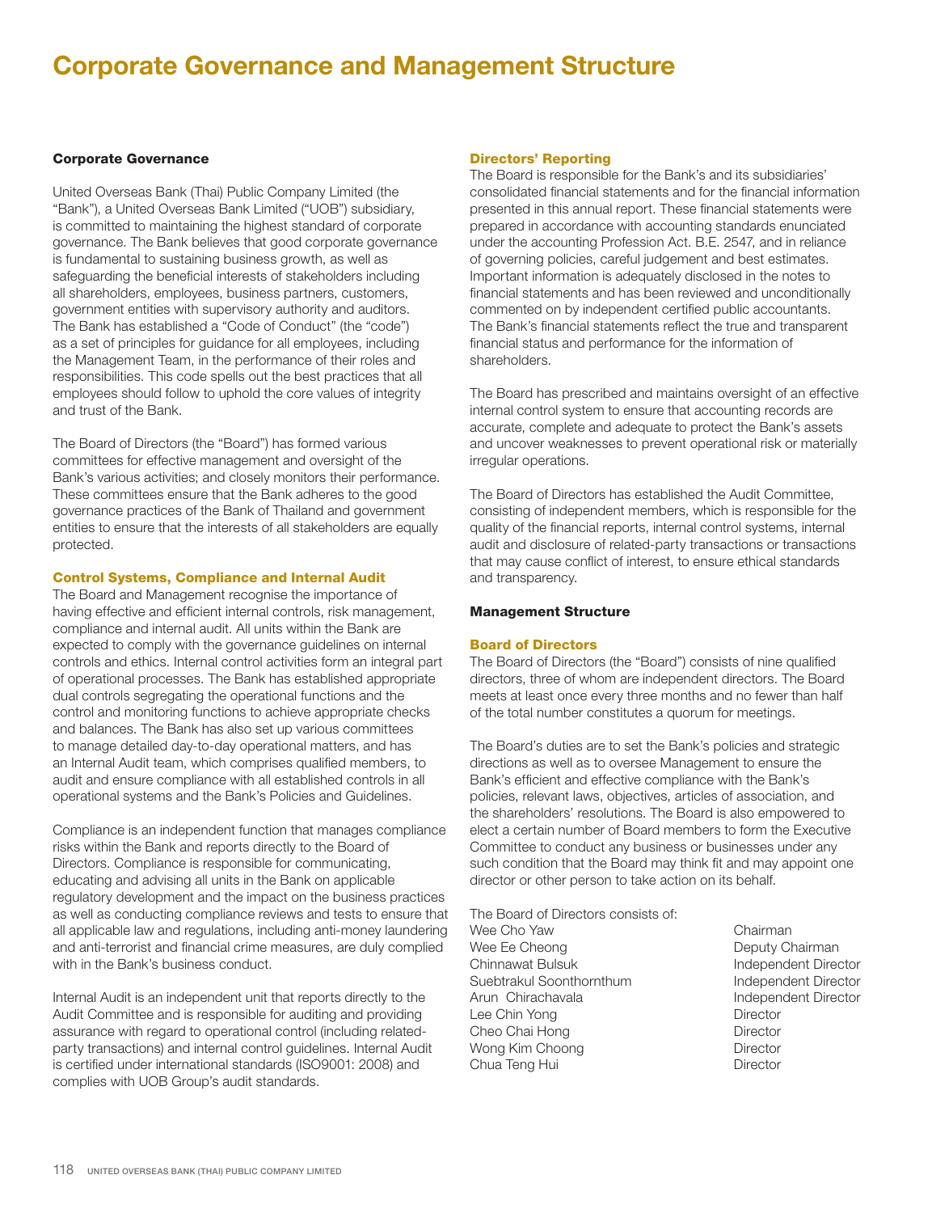# Corporate Governance and Management Structure

## Corporate Governance

United Overseas Bank (Thai) Public Company Limited (the "Bank"), a United Overseas Bank Limited ("UOB") subsidiary, is committed to maintaining the highest standard of corporate governance. The Bank believes that good corporate governance is fundamental to sustaining business growth, as well as safeguarding the beneficial interests of stakeholders including all shareholders, employees, business partners, customers, government entities with supervisory authority and auditors. The Bank has established a "Code of Conduct" (the "code") as a set of principles for guidance for all employees, including the Management Team, in the performance of their roles and responsibilities. This code spells out the best practices that all employees should follow to uphold the core values of integrity and trust of the Bank.

The Board of Directors (the "Board") has formed various committees for effective management and oversight of the Bank's various activities; and closely monitors their performance. These committees ensure that the Bank adheres to the good governance practices of the Bank of Thailand and government entities to ensure that the interests of all stakeholders are equally protected.

### Control Systems, Compliance and Internal Audit

The Board and Management recognise the importance of having effective and efficient internal controls, risk management, compliance and internal audit. All units within the Bank are expected to comply with the governance guidelines on internal controls and ethics. Internal control activities form an integral part of operational processes. The Bank has established appropriate dual controls segregating the operational functions and the control and monitoring functions to achieve appropriate checks and balances. The Bank has also set up various committees to manage detailed day-to-day operational matters, and has an Internal Audit team, which comprises qualified members, to audit and ensure compliance with all established controls in all operational systems and the Bank's Policies and Guidelines.

Compliance is an independent function that manages compliance risks within the Bank and reports directly to the Board of Directors. Compliance is responsible for communicating, educating and advising all units in the Bank on applicable regulatory development and the impact on the business practices as well as conducting compliance reviews and tests to ensure that all applicable law and regulations, including anti-money laundering and anti-terrorist and financial crime measures, are duly complied with in the Bank's business conduct.

Internal Audit is an independent unit that reports directly to the Audit Committee and is responsible for auditing and providing assurance with regard to operational control (including related-party transactions) and internal control guidelines. Internal Audit is certified under international standards (ISO9001: 2008) and complies with UOB Group's audit standards.

### Directors' Reporting

The Board is responsible for the Bank's and its subsidiaries' consolidated financial statements and for the financial information presented in this annual report. These financial statements were prepared in accordance with accounting standards enunciated under the accounting Profession Act. B.E. 2547, and in reliance of governing policies, careful judgement and best estimates. Important information is adequately disclosed in the notes to financial statements and has been reviewed and unconditionally commented on by independent certified public accountants. The Bank's financial statements reflect the true and transparent financial status and performance for the information of shareholders.

The Board has prescribed and maintains oversight of an effective internal control system to ensure that accounting records are accurate, complete and adequate to protect the Bank's assets and uncover weaknesses to prevent operational risk or materially irregular operations.

The Board of Directors has established the Audit Committee, consisting of independent members, which is responsible for the quality of the financial reports, internal control systems, internal audit and disclosure of related-party transactions or transactions that may cause conflict of interest, to ensure ethical standards and transparency.

## Management Structure

### Board of Directors

The Board of Directors (the "Board") consists of nine qualified directors, three of whom are independent directors. The Board meets at least once every three months and no fewer than half of the total number constitutes a quorum for meetings.

The Board's duties are to set the Bank's policies and strategic directions as well as to oversee Management to ensure the Bank's efficient and effective compliance with the Bank's policies, relevant laws, objectives, articles of association, and the shareholders' resolutions. The Board is also empowered to elect a certain number of Board members to form the Executive Committee to conduct any business or businesses under any such condition that the Board may think fit and may appoint one director or other person to take action on its behalf.

The Board of Directors consists of:

| | |
|---|---|
| Wee Cho Yaw | Chairman |
| Wee Ee Cheong | Deputy Chairman |
| Chinnawat Bulsuk | Independent Director |
| Suebtrakul Soonthornthum | Independent Director |
| Arun Chirachavala | Independent Director |
| Lee Chin Yong | Director |
| Cheo Chai Hong | Director |
| Wong Kim Choong | Director |
| Chua Teng Hui | Director |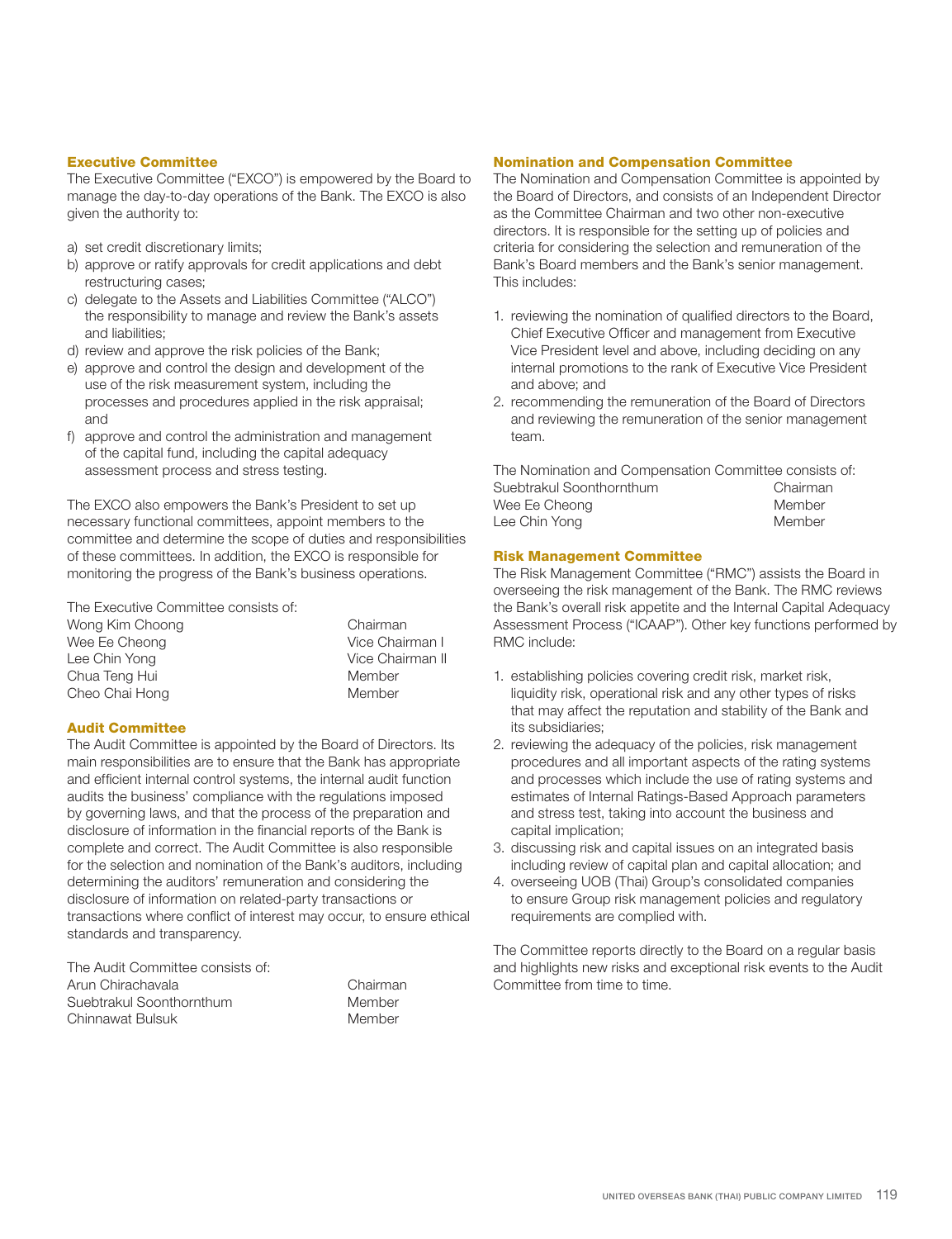### Executive Committee

The Executive Committee ("EXCO") is empowered by the Board to manage the day-to-day operations of the Bank. The EXCO is also given the authority to:

a) set credit discretionary limits;
b) approve or ratify approvals for credit applications and debt restructuring cases;
c) delegate to the Assets and Liabilities Committee ("ALCO") the responsibility to manage and review the Bank's assets and liabilities;
d) review and approve the risk policies of the Bank;
e) approve and control the design and development of the use of the risk measurement system, including the processes and procedures applied in the risk appraisal; and
f) approve and control the administration and management of the capital fund, including the capital adequacy assessment process and stress testing.

The EXCO also empowers the Bank's President to set up necessary functional committees, appoint members to the committee and determine the scope of duties and responsibilities of these committees. In addition, the EXCO is responsible for monitoring the progress of the Bank's business operations.

The Executive Committee consists of:

| | |
|---|---|
| Wong Kim Choong | Chairman |
| Wee Ee Cheong | Vice Chairman I |
| Lee Chin Yong | Vice Chairman II |
| Chua Teng Hui | Member |
| Cheo Chai Hong | Member |

### Audit Committee

The Audit Committee is appointed by the Board of Directors. Its main responsibilities are to ensure that the Bank has appropriate and efficient internal control systems, the internal audit function audits the business' compliance with the regulations imposed by governing laws, and that the process of the preparation and disclosure of information in the financial reports of the Bank is complete and correct. The Audit Committee is also responsible for the selection and nomination of the Bank's auditors, including determining the auditors' remuneration and considering the disclosure of information on related-party transactions or transactions where conflict of interest may occur, to ensure ethical standards and transparency.

The Audit Committee consists of:

| | |
|---|---|
| Arun Chirachavala | Chairman |
| Suebtrakul Soonthornthum | Member |
| Chinnawat Bulsuk | Member |

### Nomination and Compensation Committee

The Nomination and Compensation Committee is appointed by the Board of Directors, and consists of an Independent Director as the Committee Chairman and two other non-executive directors. It is responsible for the setting up of policies and criteria for considering the selection and remuneration of the Bank's Board members and the Bank's senior management. This includes:

1. reviewing the nomination of qualified directors to the Board, Chief Executive Officer and management from Executive Vice President level and above, including deciding on any internal promotions to the rank of Executive Vice President and above; and
2. recommending the remuneration of the Board of Directors and reviewing the remuneration of the senior management team.

The Nomination and Compensation Committee consists of:

| | |
|---|---|
| Suebtrakul Soonthornthum | Chairman |
| Wee Ee Cheong | Member |
| Lee Chin Yong | Member |

### Risk Management Committee

The Risk Management Committee ("RMC") assists the Board in overseeing the risk management of the Bank. The RMC reviews the Bank's overall risk appetite and the Internal Capital Adequacy Assessment Process ("ICAAP"). Other key functions performed by RMC include:

1. establishing policies covering credit risk, market risk, liquidity risk, operational risk and any other types of risks that may affect the reputation and stability of the Bank and its subsidiaries;
2. reviewing the adequacy of the policies, risk management procedures and all important aspects of the rating systems and processes which include the use of rating systems and estimates of Internal Ratings-Based Approach parameters and stress test, taking into account the business and capital implication;
3. discussing risk and capital issues on an integrated basis including review of capital plan and capital allocation; and
4. overseeing UOB (Thai) Group's consolidated companies to ensure Group risk management policies and regulatory requirements are complied with.

The Committee reports directly to the Board on a regular basis and highlights new risks and exceptional risk events to the Audit Committee from time to time.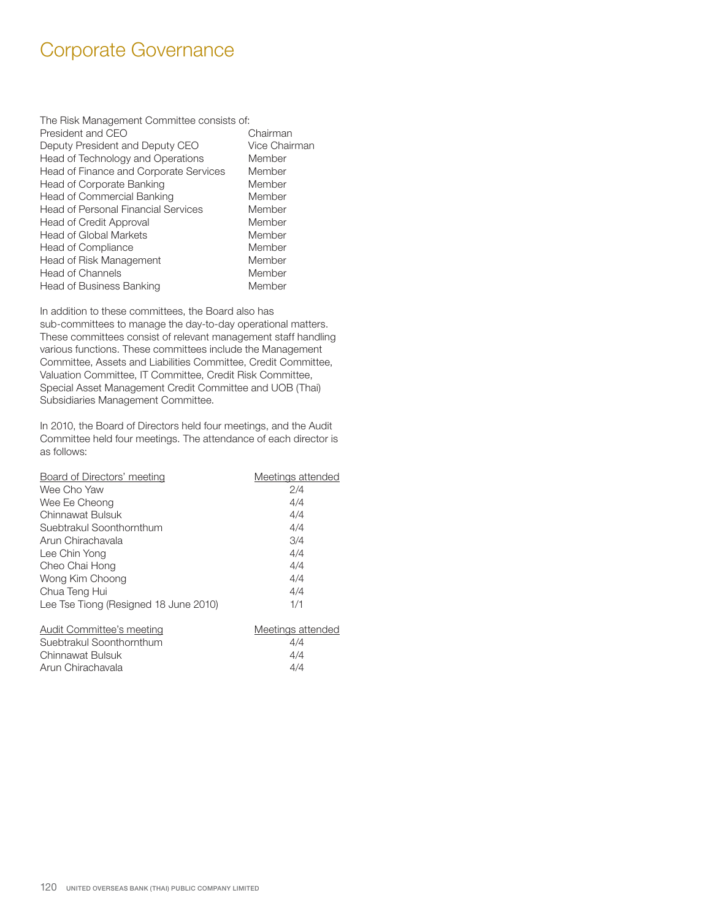# Corporate Governance

The Risk Management Committee consists of:

| | |
|---|---|
| President and CEO | Chairman |
| Deputy President and Deputy CEO | Vice Chairman |
| Head of Technology and Operations | Member |
| Head of Finance and Corporate Services | Member |
| Head of Corporate Banking | Member |
| Head of Commercial Banking | Member |
| Head of Personal Financial Services | Member |
| Head of Credit Approval | Member |
| Head of Global Markets | Member |
| Head of Compliance | Member |
| Head of Risk Management | Member |
| Head of Channels | Member |
| Head of Business Banking | Member |

In addition to these committees, the Board also has sub-committees to manage the day-to-day operational matters. These committees consist of relevant management staff handling various functions. These committees include the Management Committee, Assets and Liabilities Committee, Credit Committee, Valuation Committee, IT Committee, Credit Risk Committee, Special Asset Management Credit Committee and UOB (Thai) Subsidiaries Management Committee.

In 2010, the Board of Directors held four meetings, and the Audit Committee held four meetings. The attendance of each director is as follows:

| Board of Directors' meeting | Meetings attended |
|---|---|
| Wee Cho Yaw | 2/4 |
| Wee Ee Cheong | 4/4 |
| Chinnawat Bulsuk | 4/4 |
| Suebtrakul Soonthornthum | 4/4 |
| Arun Chirachavala | 3/4 |
| Lee Chin Yong | 4/4 |
| Cheo Chai Hong | 4/4 |
| Wong Kim Choong | 4/4 |
| Chua Teng Hui | 4/4 |
| Lee Tse Tiong (Resigned 18 June 2010) | 1/1 |

| Audit Committee's meeting | Meetings attended |
|---|---|
| Suebtrakul Soonthornthum | 4/4 |
| Chinnawat Bulsuk | 4/4 |
| Arun Chirachavala | 4/4 |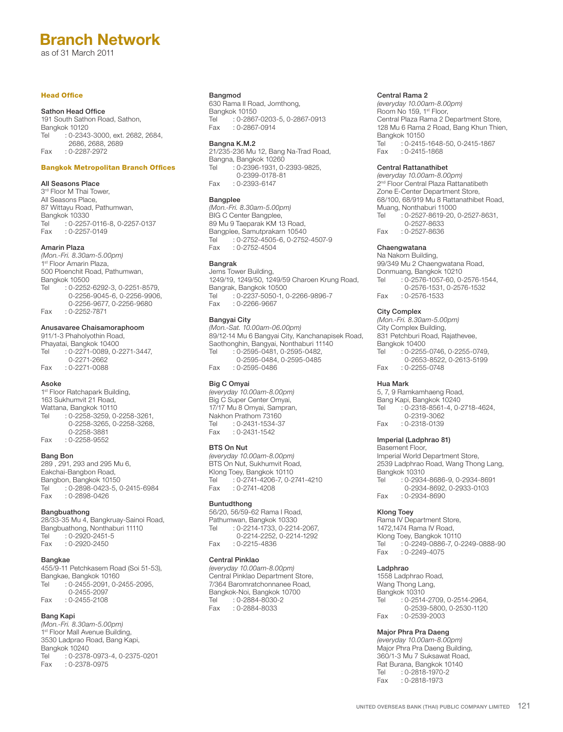# Branch Network

as of 31 March 2011

## Head Office

**Sathon Head Office**
191 South Sathon Road, Sathon,
Bangkok 10120
Tel : 0-2343-3000, ext. 2682, 2684, 2686, 2688, 2689
Fax : 0-2287-2972

## Bangkok Metropolitan Branch Offices

**All Seasons Place**
3rd Floor M Thai Tower,
All Seasons Place,
87 Wittayu Road, Pathumwan,
Bangkok 10330
Tel : 0-2257-0116-8, 0-2257-0137
Fax : 0-2257-0149

**Amarin Plaza**
*(Mon.-Fri. 8.30am-5.00pm)*
1st Floor Amarin Plaza,
500 Ploenchit Road, Pathumwan,
Bangkok 10500
Tel : 0-2252-6292-3, 0-2251-8579, 0-2256-9045-6, 0-2256-9906, 0-2256-9677, 0-2256-9680
Fax : 0-2252-7871

**Anusavaree Chaisamoraphoom**
911/1-3 Phaholyothin Road,
Phayatai, Bangkok 10400
Tel : 0-2271-0089, 0-2271-3447, 0-2271-2662
Fax : 0-2271-0088

**Asoke**
1st Floor Ratchapark Building,
163 Sukhumvit 21 Road,
Wattana, Bangkok 10110
Tel : 0-2258-3259, 0-2258-3261, 0-2258-3265, 0-2258-3268, 0-2258-3881
Fax : 0-2258-9552

**Bang Bon**
289 , 291, 293 and 295 Mu 6,
Eakchai-Bangbon Road,
Bangbon, Bangkok 10150
Tel : 0-2898-0423-5, 0-2415-6984
Fax : 0-2898-0426

**Bangbuathong**
28/33-35 Mu 4, Bangkruay-Sainoi Road,
Bangbuathong, Nonthaburi 11110
Tel : 0-2920-2451-5
Fax : 0-2920-2450

**Bangkae**
455/9-11 Petchkasem Road (Soi 51-53),
Bangkae, Bangkok 10160
Tel : 0-2455-2091, 0-2455-2095, 0-2455-2097
Fax : 0-2455-2108

**Bang Kapi**
*(Mon.-Fri. 8.30am-5.00pm)*
1st Floor Mall Avenue Building,
3530 Ladprao Road, Bang Kapi,
Bangkok 10240
Tel : 0-2378-0973-4, 0-2375-0201
Fax : 0-2378-0975

**Bangmod**
630 Rama II Road, Jomthong,
Bangkok 10150
Tel : 0-2867-0203-5, 0-2867-0913
Fax : 0-2867-0914

**Bangna K.M.2**
21/235-236 Mu 12, Bang Na-Trad Road,
Bangna, Bangkok 10260
Tel : 0-2396-1931, 0-2393-9825, 0-2399-0178-81
Fax : 0-2393-6147

**Bangplee**
*(Mon.-Fri. 8.30am-5.00pm)*
BIG C Center Bangplee,
89 Mu 9 Taeparak KM 13 Road,
Bangplee, Samutprakarn 10540
Tel : 0-2752-4505-6, 0-2752-4507-9
Fax : 0-2752-4504

**Bangrak**
Jems Tower Building,
1249/19, 1249/50, 1249/59 Charoen Krung Road,
Bangrak, Bangkok 10500
Tel : 0-2237-5050-1, 0-2266-9896-7
Fax : 0-2266-9667

**Bangyai City**
*(Mon.-Sat. 10.00am-06.00pm)*
89/12-14 Mu 6 Bangyai City, Kanchanapisek Road,
Saothonghin, Bangyai, Nonthaburi 11140
Tel : 0-2595-0481, 0-2595-0482, 0-2595-0484, 0-2595-0485
Fax : 0-2595-0486

**Big C Omyai**
*(everyday 10.00am-8.00pm)*
Big C Super Center Omyai,
17/17 Mu 8 Omyai, Sampran,
Nakhon Prathom 73160
Tel : 0-2431-1534-37
Fax : 0-2431-1542

**BTS On Nut**
*(everyday 10.00am-8.00pm)*
BTS On Nut, Sukhumvit Road,
Klong Toey, Bangkok 10110
Tel : 0-2741-4206-7, 0-2741-4210
Fax : 0-2741-4208

**Buntudthong**
56/20, 56/59-62 Rama I Road,
Pathumwan, Bangkok 10330
Tel : 0-2214-1733, 0-2214-2067, 0-2214-2252, 0-2214-1292
Fax : 0-2215-4836

**Central Pinklao**
*(everyday 10.00am-8.00pm)*
Central Pinklao Department Store,
7/364 Baromratchonnanee Road,
Bangkok-Noi, Bangkok 10700
Tel : 0-2884-8030-2
Fax : 0-2884-8033

**Central Rama 2**
*(everyday 10.00am-8.00pm)*
Room No 159, 1st Floor,
Central Plaza Rama 2 Department Store,
128 Mu 6 Rama 2 Road, Bang Khun Thien,
Bangkok 10150
Tel : 0-2415-1648-50, 0-2415-1867
Fax : 0-2415-1868

**Central Rattanathibet**
*(everyday 10.00am-8.00pm)*
2nd Floor Central Plaza Rattanatibeth
Zone E-Center Department Store,
68/100, 68/919 Mu 8 Rattanathibet Road,
Muang, Nonthaburi 11000
Tel : 0-2527-8619-20, 0-2527-8631, 0-2527-8633
Fax : 0-2527-8636

**Chaengwatana**
Na Nakorn Building,
99/349 Mu 2 Chaengwatana Road,
Donmuang, Bangkok 10210
Tel : 0-2576-1057-60, 0-2576-1544, 0-2576-1531, 0-2576-1532
Fax : 0-2576-1533

**City Complex**
*(Mon.-Fri. 8.30am-5.00pm)*
City Complex Building,
831 Petchburi Road, Rajathevee,
Bangkok 10400
Tel : 0-2255-0746, 0-2255-0749, 0-2653-8522, 0-2613-5199
Fax : 0-2255-0748

**Hua Mark**
5, 7, 9 Ramkamhaeng Road,
Bang Kapi, Bangkok 10240
Tel : 0-2318-8561-4, 0-2718-4624, 0-2319-3062
Fax : 0-2318-0139

**Imperial (Ladphrao 81)**
Basement Floor,
Imperial World Department Store,
2539 Ladphrao Road, Wang Thong Lang,
Bangkok 10310
Tel : 0-2934-8686-9, 0-2934-8691 0-2934-8692, 0-2933-0103
Fax : 0-2934-8690

**Klong Toey**
Rama IV Department Store,
1472,1474 Rama IV Road,
Klong Toey, Bangkok 10110
Tel : 0-2249-0886-7, 0-2249-0888-90
Fax : 0-2249-4075

**Ladphrao**
1558 Ladphrao Road,
Wang Thong Lang,
Bangkok 10310
Tel : 0-2514-2709, 0-2514-2964, 0-2539-5800, 0-2530-1120
Fax : 0-2539-2003

**Major Phra Pra Daeng**
*(everyday 10.00am-8.00pm)*
Major Phra Pra Daeng Building,
360/1-3 Mu 7 Suksawat Road,
Rat Burana, Bangkok 10140
Tel : 0-2818-1970-2
Fax : 0-2818-1973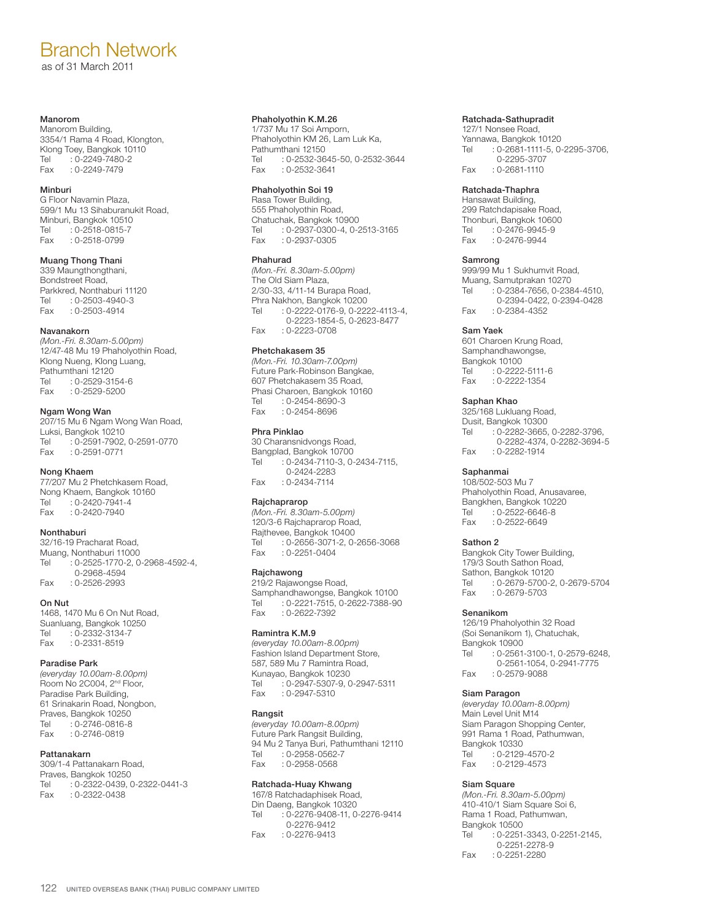# Branch Network

as of 31 March 2011

**Manorom**
Manorom Building,
3354/1 Rama 4 Road, Klongton,
Klong Toey, Bangkok 10110
Tel : 0-2249-7480-2
Fax : 0-2249-7479

**Minburi**
G Floor Navamin Plaza,
599/1 Mu 13 Sihaburanukit Road,
Minburi, Bangkok 10510
Tel : 0-2518-0815-7
Fax : 0-2518-0799

**Muang Thong Thani**
339 Maungthongthani,
Bondstreet Road,
Parkkred, Nonthaburi 11120
Tel : 0-2503-4940-3
Fax : 0-2503-4914

**Navanakorn**
*(Mon.-Fri. 8.30am-5.00pm)*
12/47-48 Mu 19 Phaholyothin Road,
Klong Nueng, Klong Luang,
Pathumthani 12120
Tel : 0-2529-3154-6
Fax : 0-2529-5200

**Ngam Wong Wan**
207/15 Mu 6 Ngam Wong Wan Road,
Luksi, Bangkok 10210
Tel : 0-2591-7902, 0-2591-0770
Fax : 0-2591-0771

**Nong Khaem**
77/207 Mu 2 Phetchkasem Road,
Nong Khaem, Bangkok 10160
Tel : 0-2420-7941-4
Fax : 0-2420-7940

**Nonthaburi**
32/16-19 Pracharat Road,
Muang, Nonthaburi 11000
Tel : 0-2525-1770-2, 0-2968-4592-4,
0-2968-4594
Fax : 0-2526-2993

**On Nut**
1468, 1470 Mu 6 On Nut Road,
Suanluang, Bangkok 10250
Tel : 0-2332-3134-7
Fax : 0-2331-8519

**Paradise Park**
*(everyday 10.00am-8.00pm)*
Room No 2C004, 2nd Floor,
Paradise Park Building,
61 Srinakarin Road, Nongbon,
Praves, Bangkok 10250
Tel : 0-2746-0816-8
Fax : 0-2746-0819

**Pattanakarn**
309/1-4 Pattanakarn Road,
Praves, Bangkok 10250
Tel : 0-2322-0439, 0-2322-0441-3
Fax : 0-2322-0438

**Phaholyothin K.M.26**
1/737 Mu 17 Soi Amporn,
Phaholyothin KM 26, Lam Luk Ka,
Pathumthani 12150
Tel : 0-2532-3645-50, 0-2532-3644
Fax : 0-2532-3641

**Phaholyothin Soi 19**
Rasa Tower Building,
555 Phaholyothin Road,
Chatuchak, Bangkok 10900
Tel : 0-2937-0300-4, 0-2513-3165
Fax : 0-2937-0305

**Phahurad**
*(Mon.-Fri. 8.30am-5.00pm)*
The Old Siam Plaza,
2/30-33, 4/11-14 Burapa Road,
Phra Nakhon, Bangkok 10200
Tel : 0-2222-0176-9, 0-2222-4113-4,
0-2223-1854-5, 0-2623-8477
Fax : 0-2223-0708

**Phetchakasem 35**
*(Mon.-Fri. 10.30am-7.00pm)*
Future Park-Robinson Bangkae,
607 Phetchakasem 35 Road,
Phasi Charoen, Bangkok 10160
Tel : 0-2454-8690-3
Fax : 0-2454-8696

**Phra Pinklao**
30 Charansnidvongs Road,
Bangplad, Bangkok 10700
Tel : 0-2434-7110-3, 0-2434-7115,
0-2424-2283
Fax : 0-2434-7114

**Rajchaprarop**
*(Mon.-Fri. 8.30am-5.00pm)*
120/3-6 Rajchaprarop Road,
Rajthevee, Bangkok 10400
Tel : 0-2656-3071-2, 0-2656-3068
Fax : 0-2251-0404

**Rajchawong**
219/2 Rajawongse Road,
Samphandhawongse, Bangkok 10100
Tel : 0-2221-7515, 0-2622-7388-90
Fax : 0-2622-7392

**Ramintra K.M.9**
*(everyday 10.00am-8.00pm)*
Fashion Island Department Store,
587, 589 Mu 7 Ramintra Road,
Kunayao, Bangkok 10230
Tel : 0-2947-5307-9, 0-2947-5311
Fax : 0-2947-5310

**Rangsit**
*(everyday 10.00am-8.00pm)*
Future Park Rangsit Building,
94 Mu 2 Tanya Buri, Pathumthani 12110
Tel : 0-2958-0562-7
Fax : 0-2958-0568

**Ratchada-Huay Khwang**
167/8 Ratchadaphisek Road,
Din Daeng, Bangkok 10320
Tel : 0-2276-9408-11, 0-2276-9414
0-2276-9412
Fax : 0-2276-9413

**Ratchada-Sathupradit**
127/1 Nonsee Road,
Yannawa, Bangkok 10120
Tel : 0-2681-1111-5, 0-2295-3706,
0-2295-3707
Fax : 0-2681-1110

**Ratchada-Thaphra**
Hansawat Building,
299 Ratchdapisake Road,
Thonburi, Bangkok 10600
Tel : 0-2476-9945-9
Fax : 0-2476-9944

**Samrong**
999/99 Mu 1 Sukhumvit Road,
Muang, Samutprakan 10270
Tel : 0-2384-7656, 0-2384-4510,
0-2394-0422, 0-2394-0428
Fax : 0-2384-4352

**Sam Yaek**
601 Charoen Krung Road,
Samphandhawongse,
Bangkok 10100
Tel : 0-2222-5111-6
Fax : 0-2222-1354

**Saphan Khao**
325/168 Lukluang Road,
Dusit, Bangkok 10300
Tel : 0-2282-3665, 0-2282-3796,
0-2282-4374, 0-2282-3694-5
Fax : 0-2282-1914

**Saphanmai**
108/502-503 Mu 7
Phaholyothin Road, Anusavaree,
Bangkhen, Bangkok 10220
Tel : 0-2522-6646-8
Fax : 0-2522-6649

**Sathon 2**
Bangkok City Tower Building,
179/3 South Sathon Road,
Sathon, Bangkok 10120
Tel : 0-2679-5700-2, 0-2679-5704
Fax : 0-2679-5703

**Senanikom**
126/19 Phaholyothin 32 Road
(Soi Senanikom 1), Chatuchak,
Bangkok 10900
Tel : 0-2561-3100-1, 0-2579-6248,
0-2561-1054, 0-2941-7775
Fax : 0-2579-9088

**Siam Paragon**
*(everyday 10.00am-8.00pm)*
Main Level Unit M14
Siam Paragon Shopping Center,
991 Rama 1 Road, Pathumwan,
Bangkok 10330
Tel : 0-2129-4570-2
Fax : 0-2129-4573

**Siam Square**
*(Mon.-Fri. 8.30am-5.00pm)*
410-410/1 Siam Square Soi 6,
Rama 1 Road, Pathumwan,
Bangkok 10500
Tel : 0-2251-3343, 0-2251-2145,
0-2251-2278-9
Fax : 0-2251-2280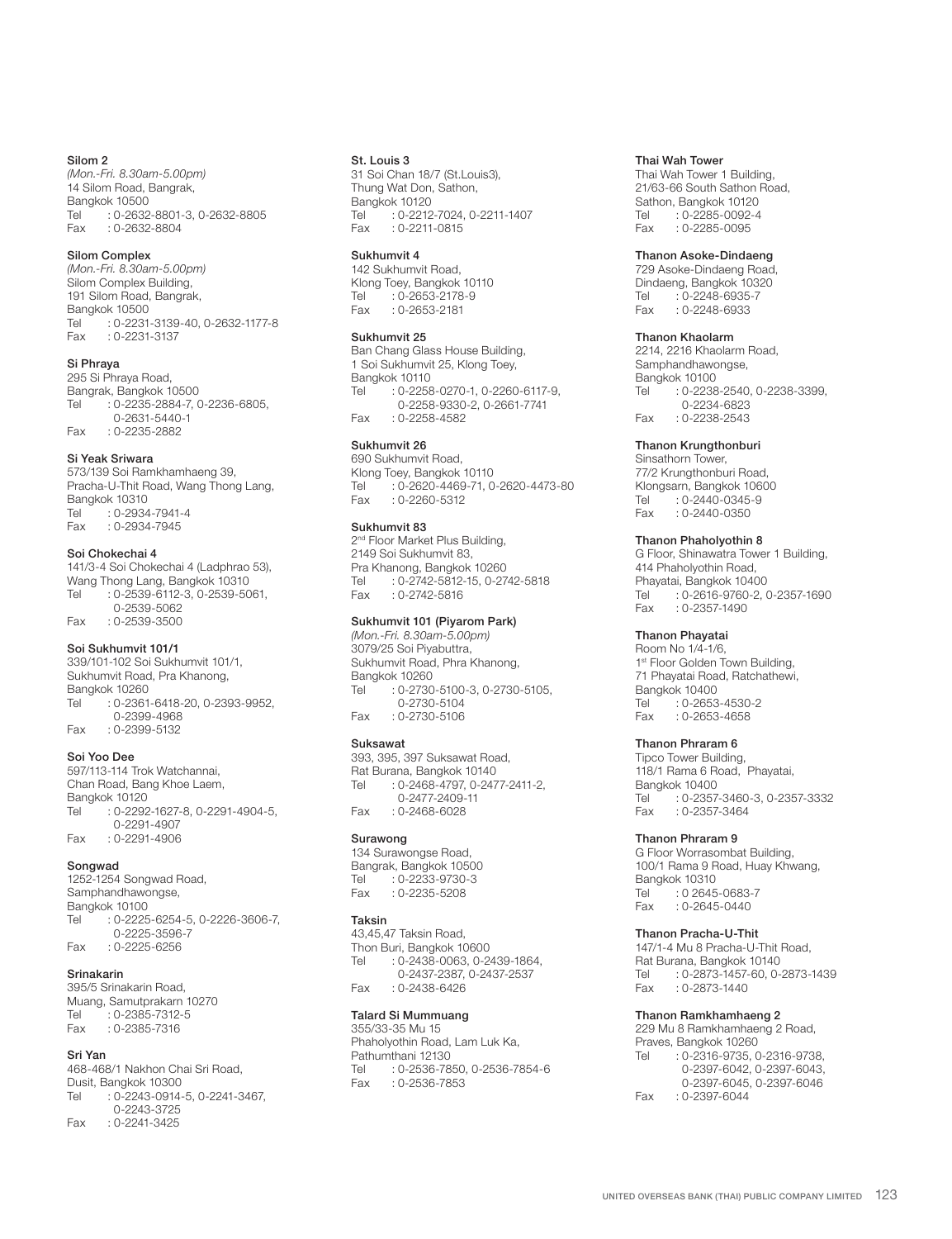**Silom 2**
*(Mon.-Fri. 8.30am-5.00pm)*
14 Silom Road, Bangrak,
Bangkok 10500
Tel : 0-2632-8801-3, 0-2632-8805
Fax : 0-2632-8804

**Silom Complex**
*(Mon.-Fri. 8.30am-5.00pm)*
Silom Complex Building,
191 Silom Road, Bangrak,
Bangkok 10500
Tel : 0-2231-3139-40, 0-2632-1177-8
Fax : 0-2231-3137

**Si Phraya**
295 Si Phraya Road,
Bangrak, Bangkok 10500
Tel : 0-2235-2884-7, 0-2236-6805,
0-2631-5440-1
Fax : 0-2235-2882

**Si Yeak Sriwara**
573/139 Soi Ramkhamhaeng 39,
Pracha-U-Thit Road, Wang Thong Lang,
Bangkok 10310
Tel : 0-2934-7941-4
Fax : 0-2934-7945

**Soi Chokechai 4**
141/3-4 Soi Chokechai 4 (Ladphrao 53),
Wang Thong Lang, Bangkok 10310
Tel : 0-2539-6112-3, 0-2539-5061,
0-2539-5062
Fax : 0-2539-3500

**Soi Sukhumvit 101/1**
339/101-102 Soi Sukhumvit 101/1,
Sukhumvit Road, Pra Khanong,
Bangkok 10260
Tel : 0-2361-6418-20, 0-2393-9952,
0-2399-4968
Fax : 0-2399-5132

**Soi Yoo Dee**
597/113-114 Trok Watchannai,
Chan Road, Bang Khoe Laem,
Bangkok 10120
Tel : 0-2292-1627-8, 0-2291-4904-5,
0-2291-4907
Fax : 0-2291-4906

**Songwad**
1252-1254 Songwad Road,
Samphandhawongse,
Bangkok 10100
Tel : 0-2225-6254-5, 0-2226-3606-7,
0-2225-3596-7
Fax : 0-2225-6256

**Srinakarin**
395/5 Srinakarin Road,
Muang, Samutprakarn 10270
Tel : 0-2385-7312-5
Fax : 0-2385-7316

**Sri Yan**
468-468/1 Nakhon Chai Sri Road,
Dusit, Bangkok 10300
Tel : 0-2243-0914-5, 0-2241-3467,
0-2243-3725
Fax : 0-2241-3425

**St. Louis 3**
31 Soi Chan 18/7 (St.Louis3),
Thung Wat Don, Sathon,
Bangkok 10120
Tel : 0-2212-7024, 0-2211-1407
Fax : 0-2211-0815

**Sukhumvit 4**
142 Sukhumvit Road,
Klong Toey, Bangkok 10110
Tel : 0-2653-2178-9
Fax : 0-2653-2181

**Sukhumvit 25**
Ban Chang Glass House Building,
1 Soi Sukhumvit 25, Klong Toey,
Bangkok 10110
Tel : 0-2258-0270-1, 0-2260-6117-9,
0-2258-9330-2, 0-2661-7741
Fax : 0-2258-4582

**Sukhumvit 26**
690 Sukhumvit Road,
Klong Toey, Bangkok 10110
Tel : 0-2620-4469-71, 0-2620-4473-80
Fax : 0-2260-5312

**Sukhumvit 83**
2nd Floor Market Plus Building,
2149 Soi Sukhumvit 83,
Pra Khanong, Bangkok 10260
Tel : 0-2742-5812-15, 0-2742-5818
Fax : 0-2742-5816

**Sukhumvit 101 (Piyarom Park)**
*(Mon.-Fri. 8.30am-5.00pm)*
3079/25 Soi Piyabuttra,
Sukhumvit Road, Phra Khanong,
Bangkok 10260
Tel : 0-2730-5100-3, 0-2730-5105,
0-2730-5104
Fax : 0-2730-5106

**Suksawat**
393, 395, 397 Suksawat Road,
Rat Burana, Bangkok 10140
Tel : 0-2468-4797, 0-2477-2411-2,
0-2477-2409-11
Fax : 0-2468-6028

**Surawong**
134 Surawongse Road,
Bangrak, Bangkok 10500
Tel : 0-2233-9730-3
Fax : 0-2235-5208

**Taksin**
43,45,47 Taksin Road,
Thon Buri, Bangkok 10600
Tel : 0-2438-0063, 0-2439-1864,
0-2437-2387, 0-2437-2537
Fax : 0-2438-6426

**Talard Si Mummuang**
355/33-35 Mu 15
Phaholyothin Road, Lam Luk Ka,
Pathumthani 12130
Tel : 0-2536-7850, 0-2536-7854-6
Fax : 0-2536-7853

**Thai Wah Tower**
Thai Wah Tower 1 Building,
21/63-66 South Sathon Road,
Sathon, Bangkok 10120
Tel : 0-2285-0092-4
Fax : 0-2285-0095

**Thanon Asoke-Dindaeng**
729 Asoke-Dindaeng Road,
Dindaeng, Bangkok 10320
Tel : 0-2248-6935-7
Fax : 0-2248-6933

**Thanon Khaolarm**
2214, 2216 Khaolarm Road,
Samphandhawongse,
Bangkok 10100
Tel : 0-2238-2540, 0-2238-3399,
0-2234-6823
Fax : 0-2238-2543

**Thanon Krungthonburi**
Sinsathorn Tower,
77/2 Krungthonburi Road,
Klongsarn, Bangkok 10600
Tel : 0-2440-0345-9
Fax : 0-2440-0350

**Thanon Phaholyothin 8**
G Floor, Shinawatra Tower 1 Building,
414 Phaholyothin Road,
Phayatai, Bangkok 10400
Tel : 0-2616-9760-2, 0-2357-1690
Fax : 0-2357-1490

**Thanon Phayatai**
Room No 1/4-1/6,
1st Floor Golden Town Building,
71 Phayatai Road, Ratchathewi,
Bangkok 10400
Tel : 0-2653-4530-2
Fax : 0-2653-4658

**Thanon Phraram 6**
Tipco Tower Building,
118/1 Rama 6 Road, Phayatai,
Bangkok 10400
Tel : 0-2357-3460-3, 0-2357-3332
Fax : 0-2357-3464

**Thanon Phraram 9**
G Floor Worrasombat Building,
100/1 Rama 9 Road, Huay Khwang,
Bangkok 10310
Tel : 0 2645-0683-7
Fax : 0-2645-0440

**Thanon Pracha-U-Thit**
147/1-4 Mu 8 Pracha-U-Thit Road,
Rat Burana, Bangkok 10140
Tel : 0-2873-1457-60, 0-2873-1439
Fax : 0-2873-1440

**Thanon Ramkhamhaeng 2**
229 Mu 8 Ramkhamhaeng 2 Road,
Praves, Bangkok 10260
Tel : 0-2316-9735, 0-2316-9738,
0-2397-6042, 0-2397-6043,
0-2397-6045, 0-2397-6046
Fax : 0-2397-6044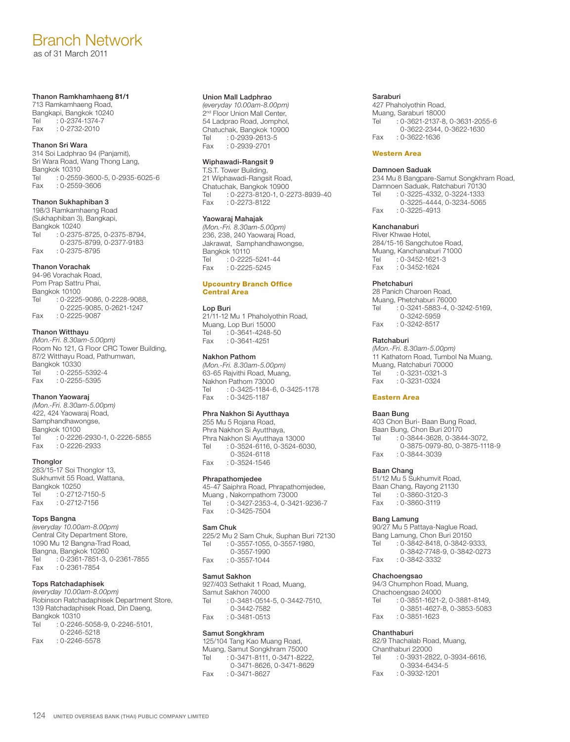# Branch Network

as of 31 March 2011

**Thanon Ramkhamhaeng 81/1**
713 Ramkamhaeng Road,
Bangkapi, Bangkok 10240
Tel : 0-2374-1374-7
Fax : 0-2732-2010

**Thanon Sri Wara**
314 Soi Ladphrao 94 (Panjamit),
Sri Wara Road, Wang Thong Lang,
Bangkok 10310
Tel : 0-2559-3600-5, 0-2935-6025-6
Fax : 0-2559-3606

**Thanon Sukhaphiban 3**
198/3 Ramkamhaeng Road
(Sukhaphiban 3), Bangkapi,
Bangkok 10240
Tel : 0-2375-8725, 0-2375-8794,
0-2375-8799, 0-2377-9183
Fax : 0-2375-8795

**Thanon Vorachak**
94-96 Vorachak Road,
Pom Prap Sattru Phai,
Bangkok 10100
Tel : 0-2225-9086, 0-2228-9088,
0-2225-9085, 0-2621-1247
Fax : 0-2225-9087

**Thanon Witthayu**
*(Mon.-Fri. 8.30am-5.00pm)*
Room No 121, G Floor CRC Tower Building,
87/2 Witthayu Road, Pathumwan,
Bangkok 10330
Tel : 0-2255-5392-4
Fax : 0-2255-5395

**Thanon Yaowaraj**
*(Mon.-Fri. 8.30am-5.00pm)*
422, 424 Yaowaraj Road,
Samphandhawongse,
Bangkok 10100
Tel : 0-2226-2930-1, 0-2226-5855
Fax : 0-2226-2933

**Thonglor**
283/15-17 Soi Thonglor 13,
Sukhumvit 55 Road, Wattana,
Bangkok 10250
Tel : 0-2712-7150-5
Fax : 0-2712-7156

**Tops Bangna**
*(everyday 10.00am-8.00pm)*
Central City Department Store,
1090 Mu 12 Bangna-Trad Road,
Bangna, Bangkok 10260
Tel : 0-2361-7851-3, 0-2361-7855
Fax : 0-2361-7854

**Tops Ratchadaphisek**
*(everyday 10.00am-8.00pm)*
Robinson Ratchadaphisek Department Store,
139 Ratchadaphisek Road, Din Daeng,
Bangkok 10310
Tel : 0-2246-5058-9, 0-2246-5101,
0-2246-5218
Fax : 0-2246-5578

**Union Mall Ladphrao**
*(everyday 10.00am-8.00pm)*
2nd Floor Union Mall Center,
54 Ladprao Road, Jomphol,
Chatuchak, Bangkok 10900
Tel : 0-2939-2613-5
Fax : 0-2939-2701

**Wiphawadi-Rangsit 9**
T.S.T. Tower Building,
21 Wiphawadi-Rangsit Road,
Chatuchak, Bangkok 10900
Tel : 0-2273-8120-1, 0-2273-8939-40
Fax : 0-2273-8122

**Yaowaraj Mahajak**
*(Mon.-Fri. 8.30am-5.00pm)*
236, 238, 240 Yaowaraj Road,
Jakrawat, Samphandhawongse,
Bangkok 10110
Tel : 0-2225-5241-44
Fax : 0-2225-5245

## Upcountry Branch Office
### Central Area

**Lop Buri**
21/11-12 Mu 1 Phaholyothin Road,
Muang, Lop Buri 15000
Tel : 0-3641-4248-50
Fax : 0-3641-4251

**Nakhon Pathom**
*(Mon.-Fri. 8.30am-5.00pm)*
63-65 Rajvithi Road, Muang,
Nakhon Pathom 73000
Tel : 0-3425-1184-6, 0-3425-1178
Fax : 0-3425-1187

**Phra Nakhon Si Ayutthaya**
255 Mu 5 Rojana Road,
Phra Nakhon Si Ayutthaya,
Phra Nakhon Si Ayutthaya 13000
Tel : 0-3524-6116, 0-3524-6030,
0-3524-6118
Fax : 0-3524-1546

**Phrapathomjedee**
45-47 Saiphra Road, Phrapathomjedee,
Muang , Nakornpathom 73000
Tel : 0-3427-2353-4, 0-3421-9236-7
Fax : 0-3425-7504

**Sam Chuk**
225/2 Mu 2 Sam Chuk, Suphan Buri 72130
Tel : 0-3557-1055, 0-3557-1980,
0-3557-1990
Fax : 0-3557-1044

**Samut Sakhon**
927/403 Sethakit 1 Road, Muang,
Samut Sakhon 74000
Tel : 0-3481-0514-5, 0-3442-7510,
0-3442-7582
Fax : 0-3481-0513

**Samut Songkhram**
125/104 Tang Kao Muang Road,
Muang, Samut Songkhram 75000
Tel : 0-3471-8111, 0-3471-8222,
0-3471-8626, 0-3471-8629
Fax : 0-3471-8627

**Saraburi**
427 Phaholyothin Road,
Muang, Saraburi 18000
Tel : 0-3621-2137-8, 0-3631-2055-6
0-3622-2344, 0-3622-1630
Fax : 0-3622-1636

### Western Area

**Damnoen Saduak**
234 Mu 8 Bangpare-Samut Songkhram Road,
Damnoen Saduak, Ratchaburi 70130
Tel : 0-3225-4332, 0-3224-1333
0-3225-4444, 0-3234-5065
Fax : 0-3225-4913

**Kanchanaburi**
River Khwae Hotel,
284/15-16 Sangchutoe Road,
Muang, Kanchanaburi 71000
Tel : 0-3452-1621-3
Fax : 0-3452-1624

**Phetchaburi**
28 Panich Charoen Road,
Muang, Phetchaburi 76000
Tel : 0-3241-5883-4, 0-3242-5169,
0-3242-5959
Fax : 0-3242-8517

**Ratchaburi**
*(Mon.-Fri. 8.30am-5.00pm)*
11 Kathatorn Road, Tumbol Na Muang,
Muang, Ratchaburi 70000
Tel : 0-3231-0321-3
Fax : 0-3231-0324

### Eastern Area

**Baan Bung**
403 Chon Buri- Baan Bung Road,
Baan Bung, Chon Buri 20170
Tel : 0-3844-3628, 0-3844-3072,
0-3875-0979-80, 0-3875-1118-9
Fax : 0-3844-3039

**Baan Chang**
51/12 Mu 5 Sukhumvit Road,
Baan Chang, Rayong 21130
Tel : 0-3860-3120-3
Fax : 0-3860-3119

**Bang Lamung**
90/27 Mu 5 Pattaya-Naglue Road,
Bang Lamung, Chon Buri 20150
Tel : 0-3842-8418, 0-3842-9333,
0-3842-7748-9, 0-3842-0273
Fax : 0-3842-3332

**Chachoengsao**
94/3 Chumphon Road, Muang,
Chachoengsao 24000
Tel : 0-3851-1621-2, 0-3881-8149,
0-3851-4627-8, 0-3853-5083
Fax : 0-3851-1623

**Chanthaburi**
82/9 Thachalab Road, Muang,
Chanthaburi 22000
Tel : 0-3931-2822, 0-3934-6616,
0-3934-6434-5
Fax : 0-3932-1201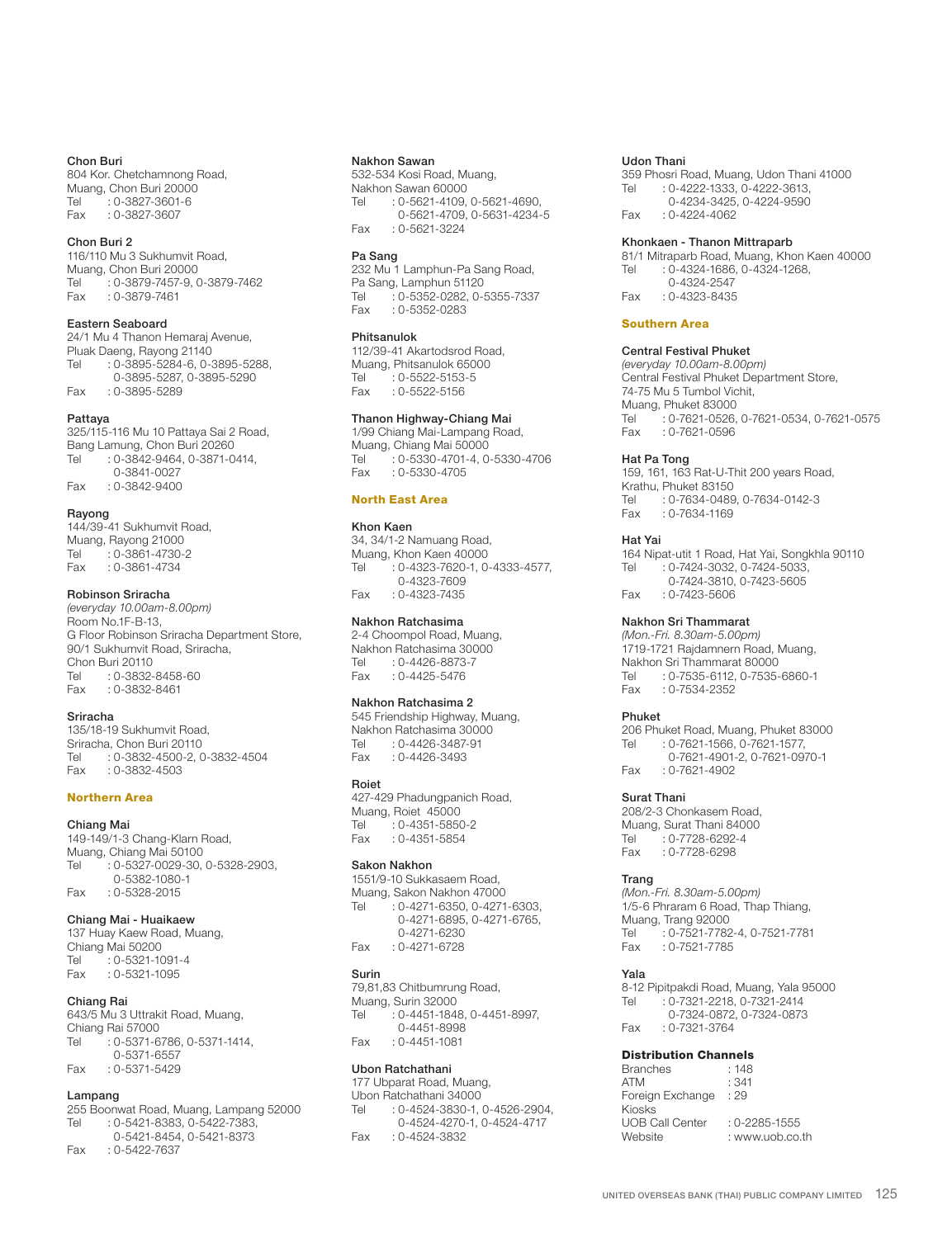**Chon Buri**
804 Kor. Chetchamnong Road,
Muang, Chon Buri 20000
Tel : 0-3827-3601-6
Fax : 0-3827-3607

**Chon Buri 2**
116/110 Mu 3 Sukhumvit Road,
Muang, Chon Buri 20000
Tel : 0-3879-7457-9, 0-3879-7462
Fax : 0-3879-7461

**Eastern Seaboard**
24/1 Mu 4 Thanon Hemaraj Avenue,
Pluak Daeng, Rayong 21140
Tel : 0-3895-5284-6, 0-3895-5288,
0-3895-5287, 0-3895-5290
Fax : 0-3895-5289

**Pattaya**
325/115-116 Mu 10 Pattaya Sai 2 Road,
Bang Lamung, Chon Buri 20260
Tel : 0-3842-9464, 0-3871-0414,
0-3841-0027
Fax : 0-3842-9400

**Rayong**
144/39-41 Sukhumvit Road,
Muang, Rayong 21000
Tel : 0-3861-4730-2
Fax : 0-3861-4734

**Robinson Sriracha**
*(everyday 10.00am-8.00pm)*
Room No.1F-B-13,
G Floor Robinson Sriracha Department Store,
90/1 Sukhumvit Road, Sriracha,
Chon Buri 20110
Tel : 0-3832-8458-60
Fax : 0-3832-8461

**Sriracha**
135/18-19 Sukhumvit Road,
Sriracha, Chon Buri 20110
Tel : 0-3832-4500-2, 0-3832-4504
Fax : 0-3832-4503

## Northern Area

**Chiang Mai**
149-149/1-3 Chang-Klarn Road,
Muang, Chiang Mai 50100
Tel : 0-5327-0029-30, 0-5328-2903,
0-5382-1080-1
Fax : 0-5328-2015

**Chiang Mai - Huaikaew**
137 Huay Kaew Road, Muang,
Chiang Mai 50200
Tel : 0-5321-1091-4
Fax : 0-5321-1095

**Chiang Rai**
643/5 Mu 3 Uttrakit Road, Muang,
Chiang Rai 57000
Tel : 0-5371-6786, 0-5371-1414,
0-5371-6557
Fax : 0-5371-5429

**Lampang**
255 Boonwat Road, Muang, Lampang 52000
Tel : 0-5421-8383, 0-5422-7383,
0-5421-8454, 0-5421-8373
Fax : 0-5422-7637

**Nakhon Sawan**
532-534 Kosi Road, Muang,
Nakhon Sawan 60000
Tel : 0-5621-4109, 0-5621-4690,
0-5621-4709, 0-5631-4234-5
Fax : 0-5621-3224

**Pa Sang**
232 Mu 1 Lamphun-Pa Sang Road,
Pa Sang, Lamphun 51120
Tel : 0-5352-0282, 0-5355-7337
Fax : 0-5352-0283

**Phitsanulok**
112/39-41 Akartodsrod Road,
Muang, Phitsanulok 65000
Tel : 0-5522-5153-5
Fax : 0-5522-5156

**Thanon Highway-Chiang Mai**
1/99 Chiang Mai-Lampang Road,
Muang, Chiang Mai 50000
Tel : 0-5330-4701-4, 0-5330-4706
Fax : 0-5330-4705

## North East Area

**Khon Kaen**
34, 34/1-2 Namuang Road,
Muang, Khon Kaen 40000
Tel : 0-4323-7620-1, 0-4333-4577,
0-4323-7609
Fax : 0-4323-7435

**Nakhon Ratchasima**
2-4 Choompol Road, Muang,
Nakhon Ratchasima 30000
Tel : 0-4426-8873-7
Fax : 0-4425-5476

**Nakhon Ratchasima 2**
545 Friendship Highway, Muang,
Nakhon Ratchasima 30000
Tel : 0-4426-3487-91
Fax : 0-4426-3493

**Roiet**
427-429 Phadungpanich Road,
Muang, Roiet 45000
Tel : 0-4351-5850-2
Fax : 0-4351-5854

**Sakon Nakhon**
1551/9-10 Sukkasaem Road,
Muang, Sakon Nakhon 47000
Tel : 0-4271-6350, 0-4271-6303,
0-4271-6895, 0-4271-6765,
0-4271-6230
Fax : 0-4271-6728

**Surin**
79,81,83 Chitbumrung Road,
Muang, Surin 32000
Tel : 0-4451-1848, 0-4451-8997,
0-4451-8998
Fax : 0-4451-1081

**Ubon Ratchathani**
177 Ubparat Road, Muang,
Ubon Ratchathani 34000
Tel : 0-4524-3830-1, 0-4526-2904,
0-4524-4270-1, 0-4524-4717
Fax : 0-4524-3832

**Udon Thani**
359 Phosri Road, Muang, Udon Thani 41000
Tel : 0-4222-1333, 0-4222-3613,
0-4234-3425, 0-4224-9590
Fax : 0-4224-4062

**Khonkaen - Thanon Mittraparb**
81/1 Mitraparb Road, Muang, Khon Kaen 40000
Tel : 0-4324-1686, 0-4324-1268,
0-4324-2547
Fax : 0-4323-8435

## Southern Area

**Central Festival Phuket**
*(everyday 10.00am-8.00pm)*
Central Festival Phuket Department Store,
74-75 Mu 5 Tumbol Vichit,
Muang, Phuket 83000
Tel : 0-7621-0526, 0-7621-0534, 0-7621-0575
Fax : 0-7621-0596

**Hat Pa Tong**
159, 161, 163 Rat-U-Thit 200 years Road,
Krathu, Phuket 83150
Tel : 0-7634-0489, 0-7634-0142-3
Fax : 0-7634-1169

**Hat Yai**
164 Nipat-utit 1 Road, Hat Yai, Songkhla 90110
Tel : 0-7424-3032, 0-7424-5033,
0-7424-3810, 0-7423-5605
Fax : 0-7423-5606

**Nakhon Sri Thammarat**
*(Mon.-Fri. 8.30am-5.00pm)*
1719-1721 Rajdamnern Road, Muang,
Nakhon Sri Thammarat 80000
Tel : 0-7535-6112, 0-7535-6860-1
Fax : 0-7534-2352

**Phuket**
206 Phuket Road, Muang, Phuket 83000
Tel : 0-7621-1566, 0-7621-1577,
0-7621-4901-2, 0-7621-0970-1
Fax : 0-7621-4902

**Surat Thani**
208/2-3 Chonkasem Road,
Muang, Surat Thani 84000
Tel : 0-7728-6292-4
Fax : 0-7728-6298

**Trang**
*(Mon.-Fri. 8.30am-5.00pm)*
1/5-6 Phraram 6 Road, Thap Thiang,
Muang, Trang 92000
Tel : 0-7521-7782-4, 0-7521-7781
Fax : 0-7521-7785

**Yala**
8-12 Pipitpakdi Road, Muang, Yala 95000
Tel : 0-7321-2218, 0-7321-2414
0-7324-0872, 0-7324-0873
Fax : 0-7321-3764

## Distribution Channels

| | |
|---|---|
| Branches | : 148 |
| ATM | : 341 |
| Foreign Exchange Kiosks | : 29 |
| UOB Call Center | : 0-2285-1555 |
| Website | : www.uob.co.th |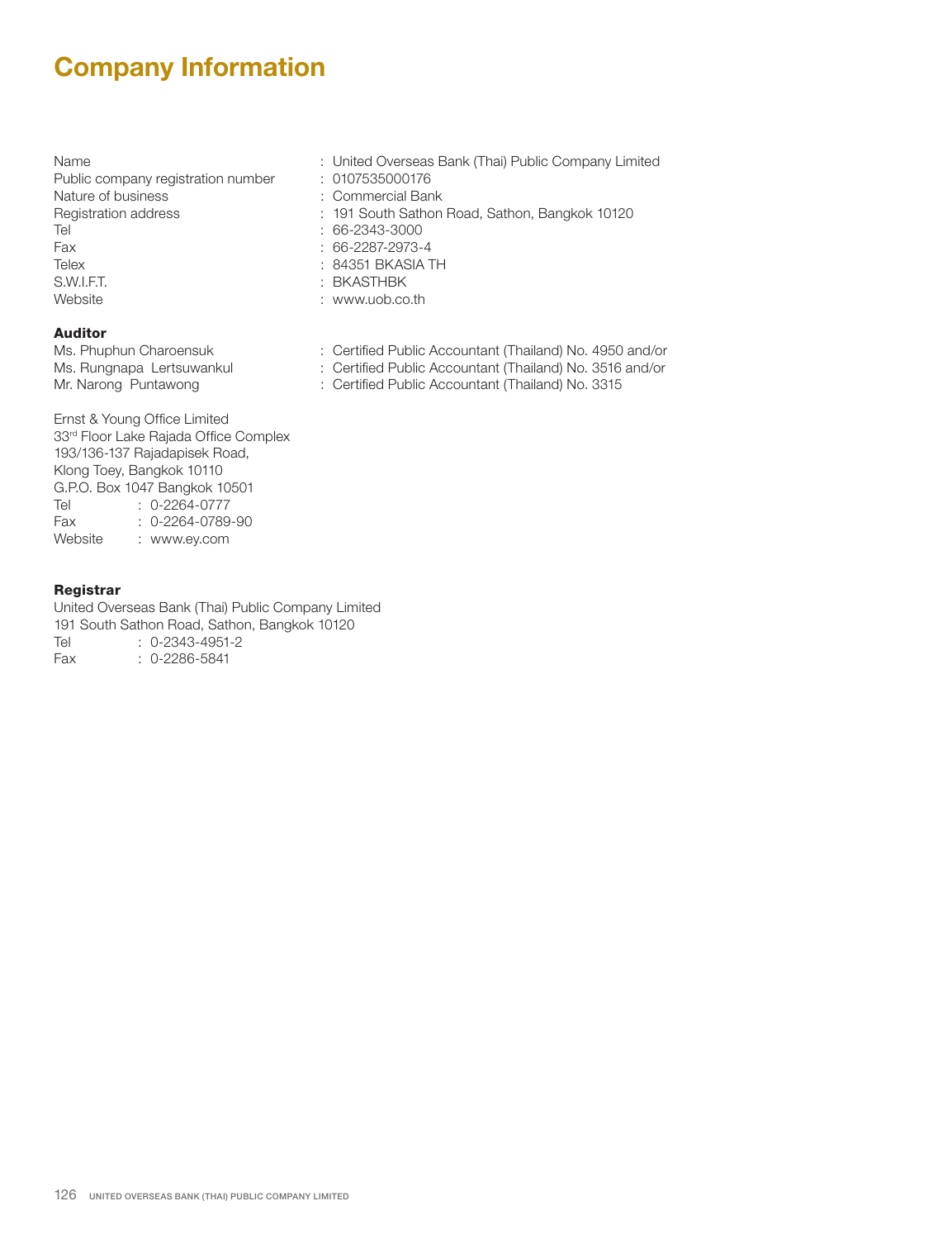# Company Information

| | |
|---|---|
| Name | : United Overseas Bank (Thai) Public Company Limited |
| Public company registration number | : 0107535000176 |
| Nature of business | : Commercial Bank |
| Registration address | : 191 South Sathon Road, Sathon, Bangkok 10120 |
| Tel | : 66-2343-3000 |
| Fax | : 66-2287-2973-4 |
| Telex | : 84351 BKASIA TH |
| S.W.I.F.T. | : BKASTHBK |
| Website | : www.uob.co.th |

**Auditor**

| | |
|---|---|
| Ms. Phuphun Charoensuk | : Certified Public Accountant (Thailand) No. 4950 and/or |
| Ms. Rungnapa Lertsuwankul | : Certified Public Accountant (Thailand) No. 3516 and/or |
| Mr. Narong Puntawong | : Certified Public Accountant (Thailand) No. 3315 |

Ernst & Young Office Limited
33rd Floor Lake Rajada Office Complex
193/136-137 Rajadapisek Road,
Klong Toey, Bangkok 10110
G.P.O. Box 1047 Bangkok 10501
Tel : 0-2264-0777
Fax : 0-2264-0789-90
Website : www.ey.com

**Registrar**

United Overseas Bank (Thai) Public Company Limited
191 South Sathon Road, Sathon, Bangkok 10120
Tel : 0-2343-4951-2
Fax : 0-2286-5841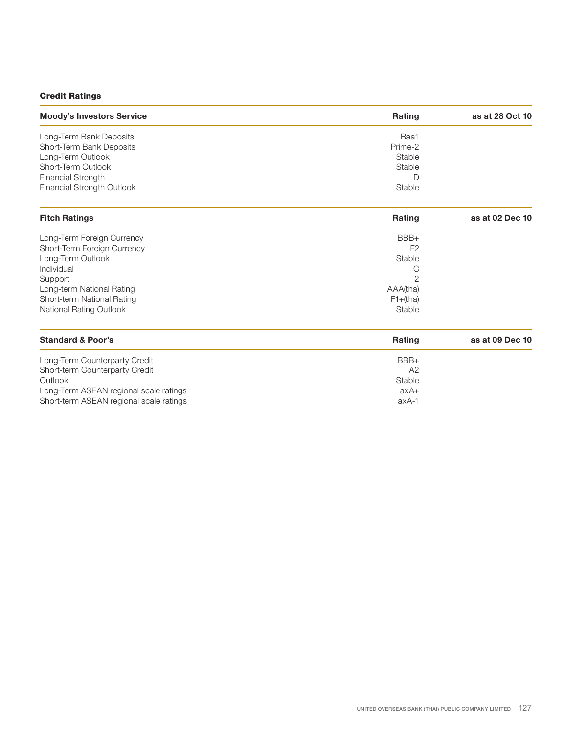### Credit Ratings

| Moody's Investors Service | Rating | as at 28 Oct 10 |
|---|---|---|
| Long-Term Bank Deposits | Baa1 | |
| Short-Term Bank Deposits | Prime-2 | |
| Long-Term Outlook | Stable | |
| Short-Term Outlook | Stable | |
| Financial Strength | D | |
| Financial Strength Outlook | Stable | |

| Fitch Ratings | Rating | as at 02 Dec 10 |
|---|---|---|
| Long-Term Foreign Currency | BBB+ | |
| Short-Term Foreign Currency | F2 | |
| Long-Term Outlook | Stable | |
| Individual | C | |
| Support | 2 | |
| Long-term National Rating | AAA(tha) | |
| Short-term National Rating | F1+(tha) | |
| National Rating Outlook | Stable | |

| Standard & Poor's | Rating | as at 09 Dec 10 |
|---|---|---|
| Long-Term Counterparty Credit | BBB+ | |
| Short-term Counterparty Credit | A2 | |
| Outlook | Stable | |
| Long-Term ASEAN regional scale ratings | axA+ | |
| Short-term ASEAN regional scale ratings | axA-1 | |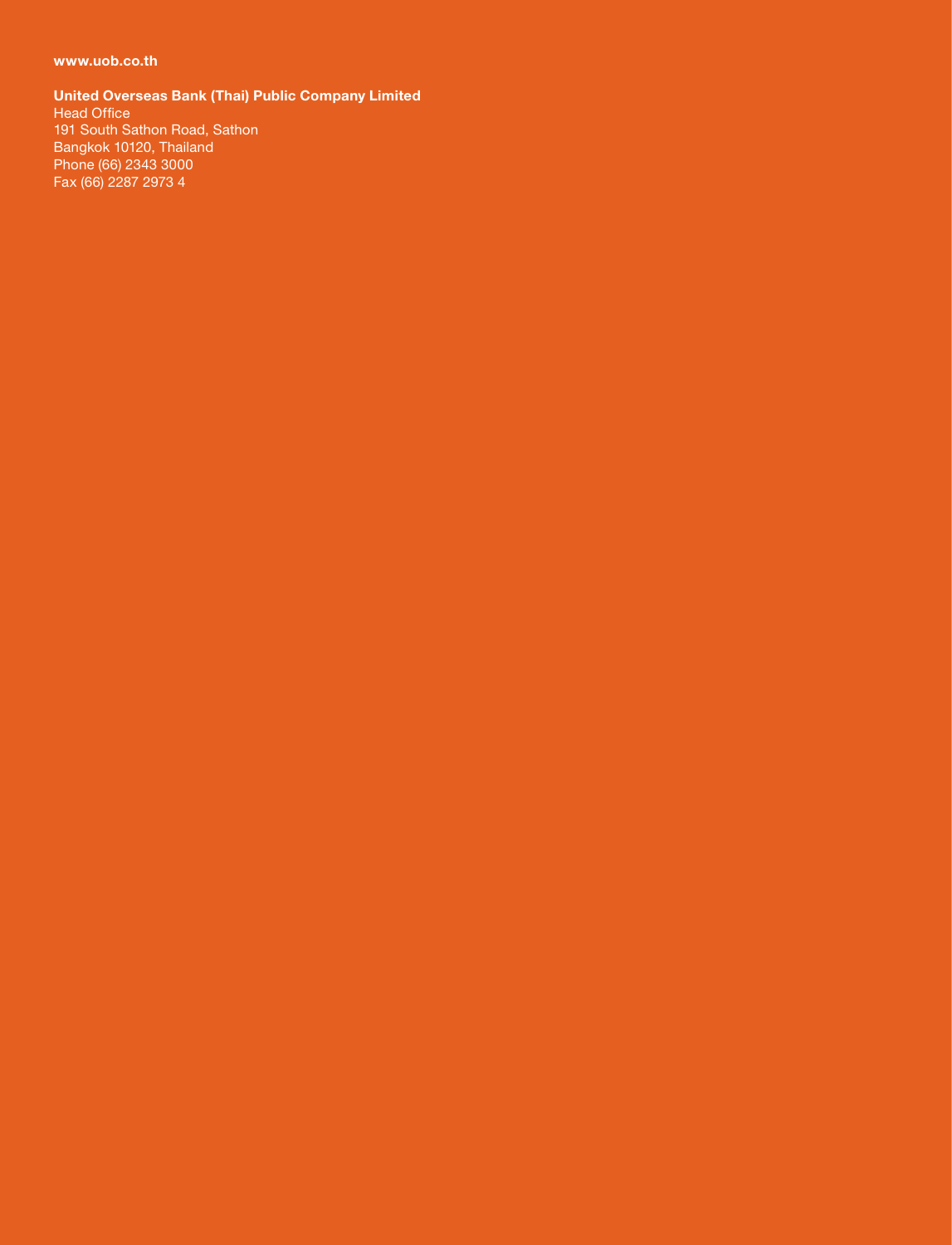**www.uob.co.th**

**United Overseas Bank (Thai) Public Company Limited**
Head Office
191 South Sathon Road, Sathon
Bangkok 10120, Thailand
Phone (66) 2343 3000
Fax (66) 2287 2973 4